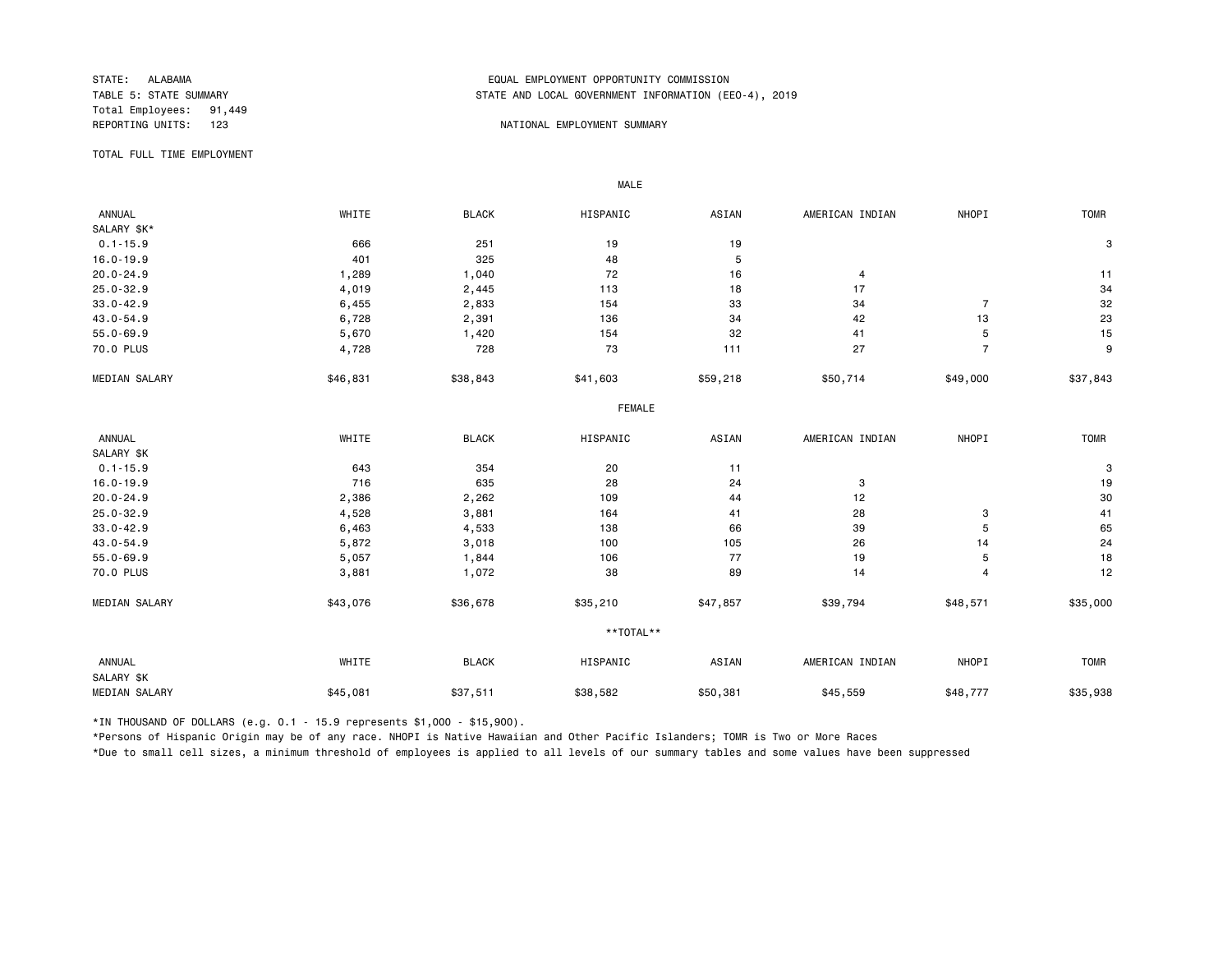STATE: ALABAMA
TABLE 5: STATE SUMMARY
Total Employees: 91,449
REPORTING UNITS: 123

EQUAL EMPLOYMENT OPPORTUNITY COMMISSION
STATE AND LOCAL GOVERNMENT INFORMATION (EEO-4), 2019

NATIONAL EMPLOYMENT SUMMARY

TOTAL FULL TIME EMPLOYMENT

MALE

| ANNUAL SALARY $K* | WHITE | BLACK | HISPANIC | ASIAN | AMERICAN INDIAN | NHOPI | TOMR |
|---|---|---|---|---|---|---|---|
| 0.1-15.9 | 666 | 251 | 19 | 19 | | | 3 |
| 16.0-19.9 | 401 | 325 | 48 | 5 | | | |
| 20.0-24.9 | 1,289 | 1,040 | 72 | 16 | 4 | | 11 |
| 25.0-32.9 | 4,019 | 2,445 | 113 | 18 | 17 | | 34 |
| 33.0-42.9 | 6,455 | 2,833 | 154 | 33 | 34 | 7 | 32 |
| 43.0-54.9 | 6,728 | 2,391 | 136 | 34 | 42 | 13 | 23 |
| 55.0-69.9 | 5,670 | 1,420 | 154 | 32 | 41 | 5 | 15 |
| 70.0 PLUS | 4,728 | 728 | 73 | 111 | 27 | 7 | 9 |
| MEDIAN SALARY | $46,831 | $38,843 | $41,603 | $59,218 | $50,714 | $49,000 | $37,843 |

FEMALE

| ANNUAL SALARY $K | WHITE | BLACK | HISPANIC | ASIAN | AMERICAN INDIAN | NHOPI | TOMR |
|---|---|---|---|---|---|---|---|
| 0.1-15.9 | 643 | 354 | 20 | 11 | | | 3 |
| 16.0-19.9 | 716 | 635 | 28 | 24 | 3 | | 19 |
| 20.0-24.9 | 2,386 | 2,262 | 109 | 44 | 12 | | 30 |
| 25.0-32.9 | 4,528 | 3,881 | 164 | 41 | 28 | 3 | 41 |
| 33.0-42.9 | 6,463 | 4,533 | 138 | 66 | 39 | 5 | 65 |
| 43.0-54.9 | 5,872 | 3,018 | 100 | 105 | 26 | 14 | 24 |
| 55.0-69.9 | 5,057 | 1,844 | 106 | 77 | 19 | 5 | 18 |
| 70.0 PLUS | 3,881 | 1,072 | 38 | 89 | 14 | 4 | 12 |
| MEDIAN SALARY | $43,076 | $36,678 | $35,210 | $47,857 | $39,794 | $48,571 | $35,000 |

**TOTAL**

| ANNUAL SALARY $K | WHITE | BLACK | HISPANIC | ASIAN | AMERICAN INDIAN | NHOPI | TOMR |
|---|---|---|---|---|---|---|---|
| MEDIAN SALARY | $45,081 | $37,511 | $38,582 | $50,381 | $45,559 | $48,777 | $35,938 |

*IN THOUSAND OF DOLLARS (e.g. 0.1 - 15.9 represents $1,000 - $15,900).

*Persons of Hispanic Origin may be of any race. NHOPI is Native Hawaiian and Other Pacific Islanders; TOMR is Two or More Races

*Due to small cell sizes, a minimum threshold of employees is applied to all levels of our summary tables and some values have been suppressed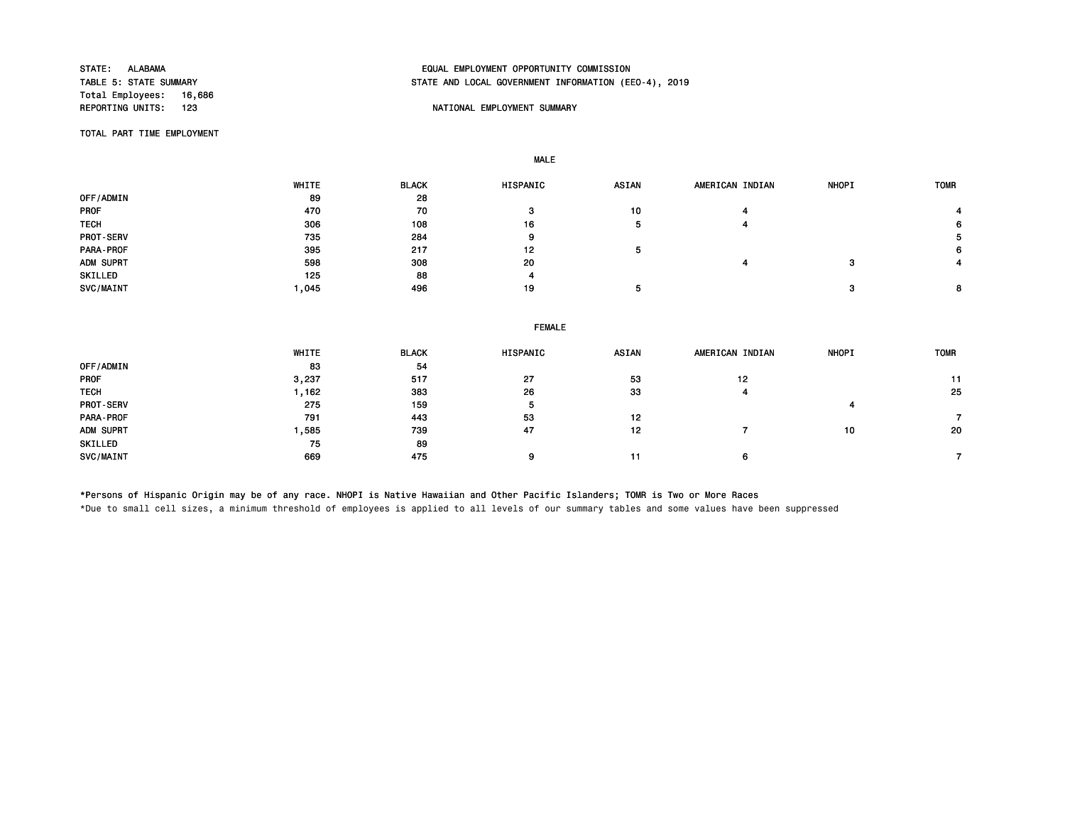STATE: ALABAMA
TABLE 5: STATE SUMMARY
Total Employees: 16,686
REPORTING UNITS: 123

EQUAL EMPLOYMENT OPPORTUNITY COMMISSION
STATE AND LOCAL GOVERNMENT INFORMATION (EEO-4), 2019

NATIONAL EMPLOYMENT SUMMARY

TOTAL PART TIME EMPLOYMENT

**MALE**

| | WHITE | BLACK | HISPANIC | ASIAN | AMERICAN INDIAN | NHOPI | TOMR |
|---|---|---|---|---|---|---|---|
| OFF/ADMIN | 89 | 28 | | | | | |
| PROF | 470 | 70 | 3 | 10 | 4 | | 4 |
| TECH | 306 | 108 | 16 | 5 | 4 | | 6 |
| PROT-SERV | 735 | 284 | 9 | | | | 5 |
| PARA-PROF | 395 | 217 | 12 | 5 | | | 6 |
| ADM SUPRT | 598 | 308 | 20 | | 4 | 3 | 4 |
| SKILLED | 125 | 88 | 4 | | | | |
| SVC/MAINT | 1,045 | 496 | 19 | 5 | | 3 | 8 |

**FEMALE**

| | WHITE | BLACK | HISPANIC | ASIAN | AMERICAN INDIAN | NHOPI | TOMR |
|---|---|---|---|---|---|---|---|
| OFF/ADMIN | 83 | 54 | | | | | |
| PROF | 3,237 | 517 | 27 | 53 | 12 | | 11 |
| TECH | 1,162 | 383 | 26 | 33 | 4 | | 25 |
| PROT-SERV | 275 | 159 | 5 | | | 4 | |
| PARA-PROF | 791 | 443 | 53 | 12 | | | 7 |
| ADM SUPRT | 1,585 | 739 | 47 | 12 | 7 | 10 | 20 |
| SKILLED | 75 | 89 | | | | | |
| SVC/MAINT | 669 | 475 | 9 | 11 | 6 | | 7 |

*Persons of Hispanic Origin may be of any race. NHOPI is Native Hawaiian and Other Pacific Islanders; TOMR is Two or More Races

*Due to small cell sizes, a minimum threshold of employees is applied to all levels of our summary tables and some values have been suppressed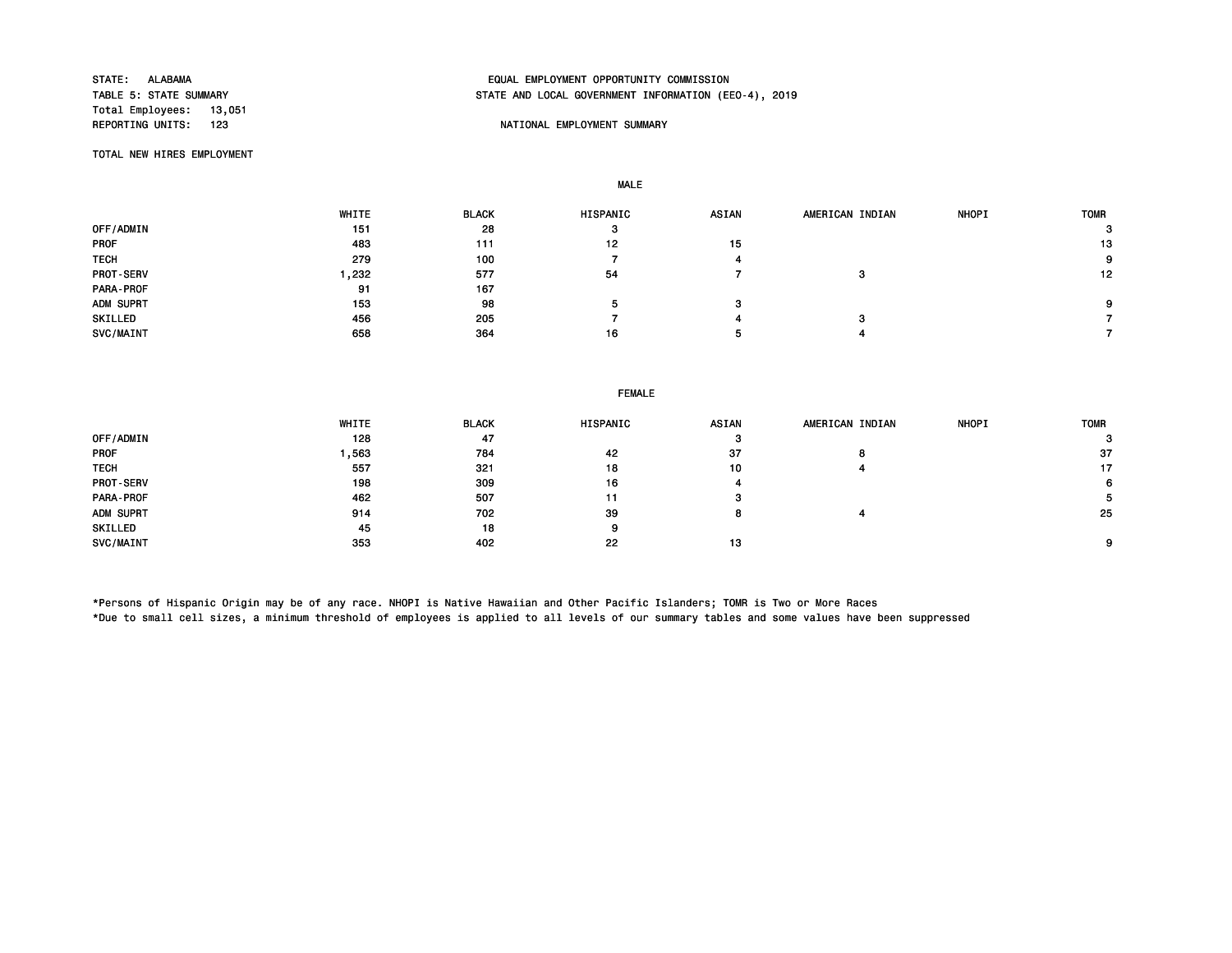STATE: ALABAMA
TABLE 5: STATE SUMMARY
Total Employees: 13,051
REPORTING UNITS: 123

EQUAL EMPLOYMENT OPPORTUNITY COMMISSION
STATE AND LOCAL GOVERNMENT INFORMATION (EEO-4), 2019

NATIONAL EMPLOYMENT SUMMARY

TOTAL NEW HIRES EMPLOYMENT

**MALE**

| | WHITE | BLACK | HISPANIC | ASIAN | AMERICAN INDIAN | NHOPI | TOMR |
|---|---|---|---|---|---|---|---|
| OFF/ADMIN | 151 | 28 | 3 | | | | 3 |
| PROF | 483 | 111 | 12 | 15 | | | 13 |
| TECH | 279 | 100 | 7 | 4 | | | 9 |
| PROT-SERV | 1,232 | 577 | 54 | 7 | 3 | | 12 |
| PARA-PROF | 91 | 167 | | | | | |
| ADM SUPRT | 153 | 98 | 5 | 3 | | | 9 |
| SKILLED | 456 | 205 | 7 | 4 | 3 | | 7 |
| SVC/MAINT | 658 | 364 | 16 | 5 | 4 | | 7 |

**FEMALE**

| | WHITE | BLACK | HISPANIC | ASIAN | AMERICAN INDIAN | NHOPI | TOMR |
|---|---|---|---|---|---|---|---|
| OFF/ADMIN | 128 | 47 | | 3 | | | 3 |
| PROF | 1,563 | 784 | 42 | 37 | 8 | | 37 |
| TECH | 557 | 321 | 18 | 10 | 4 | | 17 |
| PROT-SERV | 198 | 309 | 16 | 4 | | | 6 |
| PARA-PROF | 462 | 507 | 11 | 3 | | | 5 |
| ADM SUPRT | 914 | 702 | 39 | 8 | 4 | | 25 |
| SKILLED | 45 | 18 | 9 | | | | |
| SVC/MAINT | 353 | 402 | 22 | 13 | | | 9 |

*Persons of Hispanic Origin may be of any race. NHOPI is Native Hawaiian and Other Pacific Islanders; TOMR is Two or More Races
*Due to small cell sizes, a minimum threshold of employees is applied to all levels of our summary tables and some values have been suppressed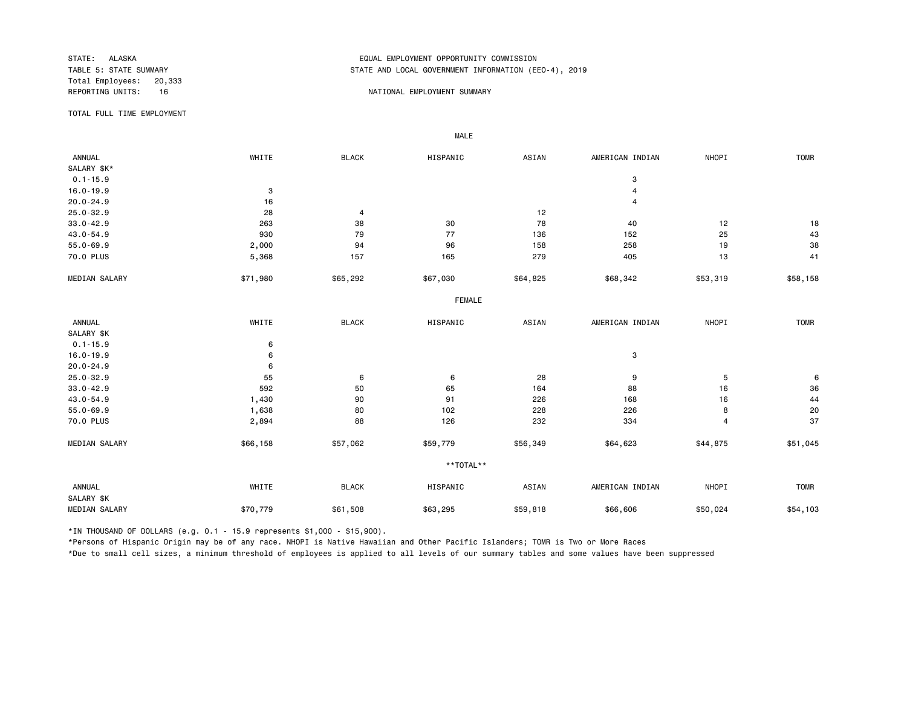STATE: ALASKA
TABLE 5: STATE SUMMARY
Total Employees: 20,333
REPORTING UNITS: 16

EQUAL EMPLOYMENT OPPORTUNITY COMMISSION
STATE AND LOCAL GOVERNMENT INFORMATION (EEO-4), 2019

NATIONAL EMPLOYMENT SUMMARY

TOTAL FULL TIME EMPLOYMENT

MALE

| ANNUAL SALARY $K* | WHITE | BLACK | HISPANIC | ASIAN | AMERICAN INDIAN | NHOPI | TOMR |
|---|---|---|---|---|---|---|---|
| 0.1-15.9 | | | | | 3 | | |
| 16.0-19.9 | 3 | | | | 4 | | |
| 20.0-24.9 | 16 | | | | 4 | | |
| 25.0-32.9 | 28 | 4 | | 12 | | | |
| 33.0-42.9 | 263 | 38 | 30 | 78 | 40 | 12 | 18 |
| 43.0-54.9 | 930 | 79 | 77 | 136 | 152 | 25 | 43 |
| 55.0-69.9 | 2,000 | 94 | 96 | 158 | 258 | 19 | 38 |
| 70.0 PLUS | 5,368 | 157 | 165 | 279 | 405 | 13 | 41 |
| MEDIAN SALARY | $71,980 | $65,292 | $67,030 | $64,825 | $68,342 | $53,319 | $58,158 |

FEMALE

| ANNUAL SALARY $K | WHITE | BLACK | HISPANIC | ASIAN | AMERICAN INDIAN | NHOPI | TOMR |
|---|---|---|---|---|---|---|---|
| 0.1-15.9 | 6 | | | | | | |
| 16.0-19.9 | 6 | | | | 3 | | |
| 20.0-24.9 | 6 | | | | | | |
| 25.0-32.9 | 55 | 6 | 6 | 28 | 9 | 5 | 6 |
| 33.0-42.9 | 592 | 50 | 65 | 164 | 88 | 16 | 36 |
| 43.0-54.9 | 1,430 | 90 | 91 | 226 | 168 | 16 | 44 |
| 55.0-69.9 | 1,638 | 80 | 102 | 228 | 226 | 8 | 20 |
| 70.0 PLUS | 2,894 | 88 | 126 | 232 | 334 | 4 | 37 |
| MEDIAN SALARY | $66,158 | $57,062 | $59,779 | $56,349 | $64,623 | $44,875 | $51,045 |

**TOTAL**

| ANNUAL SALARY $K | WHITE | BLACK | HISPANIC | ASIAN | AMERICAN INDIAN | NHOPI | TOMR |
|---|---|---|---|---|---|---|---|
| MEDIAN SALARY | $70,779 | $61,508 | $63,295 | $59,818 | $66,606 | $50,024 | $54,103 |

*IN THOUSAND OF DOLLARS (e.g. 0.1 - 15.9 represents $1,000 - $15,900).

*Persons of Hispanic Origin may be of any race. NHOPI is Native Hawaiian and Other Pacific Islanders; TOMR is Two or More Races

*Due to small cell sizes, a minimum threshold of employees is applied to all levels of our summary tables and some values have been suppressed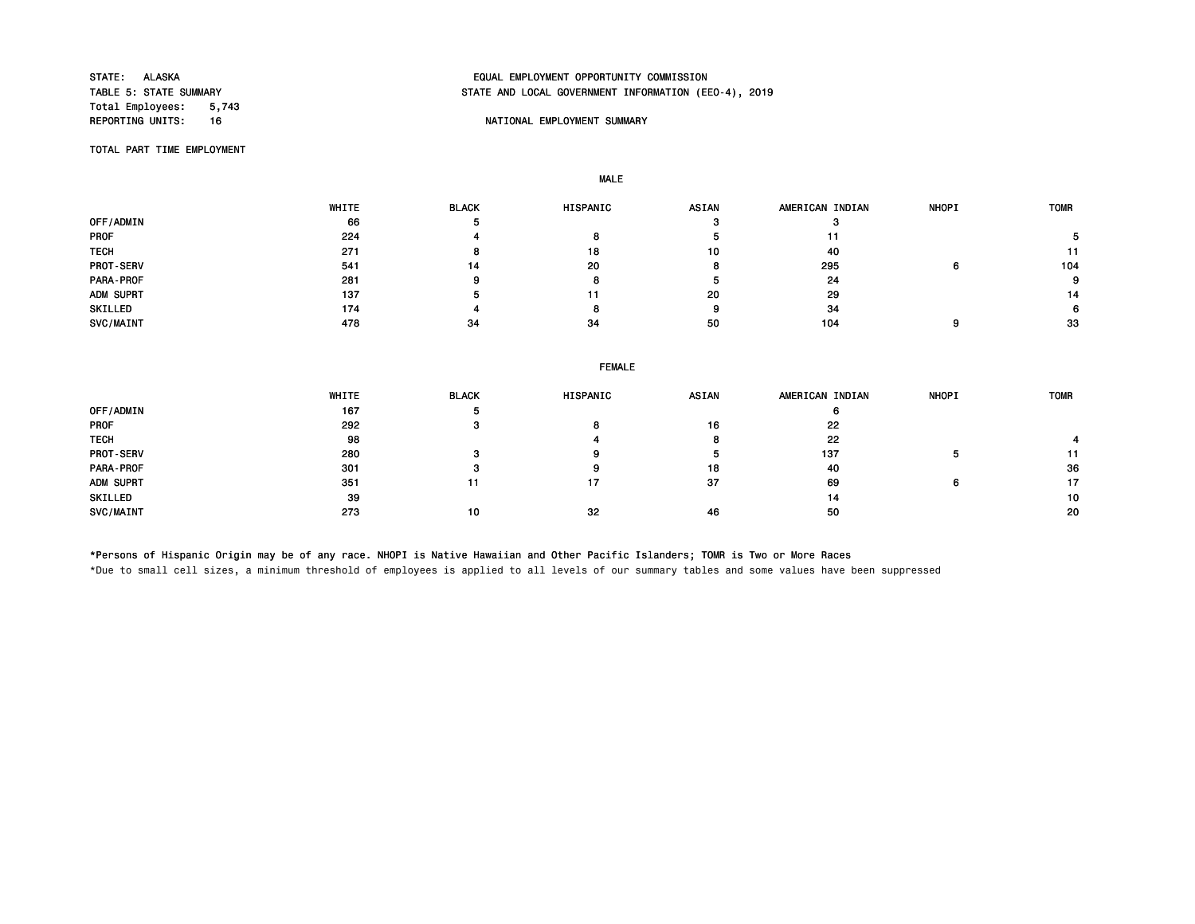STATE: ALASKA
TABLE 5: STATE SUMMARY
Total Employees: 5,743
REPORTING UNITS: 16

EQUAL EMPLOYMENT OPPORTUNITY COMMISSION
STATE AND LOCAL GOVERNMENT INFORMATION (EEO-4), 2019

NATIONAL EMPLOYMENT SUMMARY

TOTAL PART TIME EMPLOYMENT

MALE

| | WHITE | BLACK | HISPANIC | ASIAN | AMERICAN INDIAN | NHOPI | TOMR |
|---|---|---|---|---|---|---|---|
| OFF/ADMIN | 66 | 5 | | 3 | 3 | | |
| PROF | 224 | 4 | 8 | 5 | 11 | | 5 |
| TECH | 271 | 8 | 18 | 10 | 40 | | 11 |
| PROT-SERV | 541 | 14 | 20 | 8 | 295 | 6 | 104 |
| PARA-PROF | 281 | 9 | 8 | 5 | 24 | | 9 |
| ADM SUPRT | 137 | 5 | 11 | 20 | 29 | | 14 |
| SKILLED | 174 | 4 | 8 | 9 | 34 | | 6 |
| SVC/MAINT | 478 | 34 | 34 | 50 | 104 | 9 | 33 |

FEMALE

| | WHITE | BLACK | HISPANIC | ASIAN | AMERICAN INDIAN | NHOPI | TOMR |
|---|---|---|---|---|---|---|---|
| OFF/ADMIN | 167 | 5 | | | 6 | | |
| PROF | 292 | 3 | 8 | 16 | 22 | | |
| TECH | 98 | | 4 | 8 | 22 | | 4 |
| PROT-SERV | 280 | 3 | 9 | 5 | 137 | 5 | 11 |
| PARA-PROF | 301 | 3 | 9 | 18 | 40 | | 36 |
| ADM SUPRT | 351 | 11 | 17 | 37 | 69 | 6 | 17 |
| SKILLED | 39 | | | | 14 | | 10 |
| SVC/MAINT | 273 | 10 | 32 | 46 | 50 | | 20 |

*Persons of Hispanic Origin may be of any race. NHOPI is Native Hawaiian and Other Pacific Islanders; TOMR is Two or More Races

*Due to small cell sizes, a minimum threshold of employees is applied to all levels of our summary tables and some values have been suppressed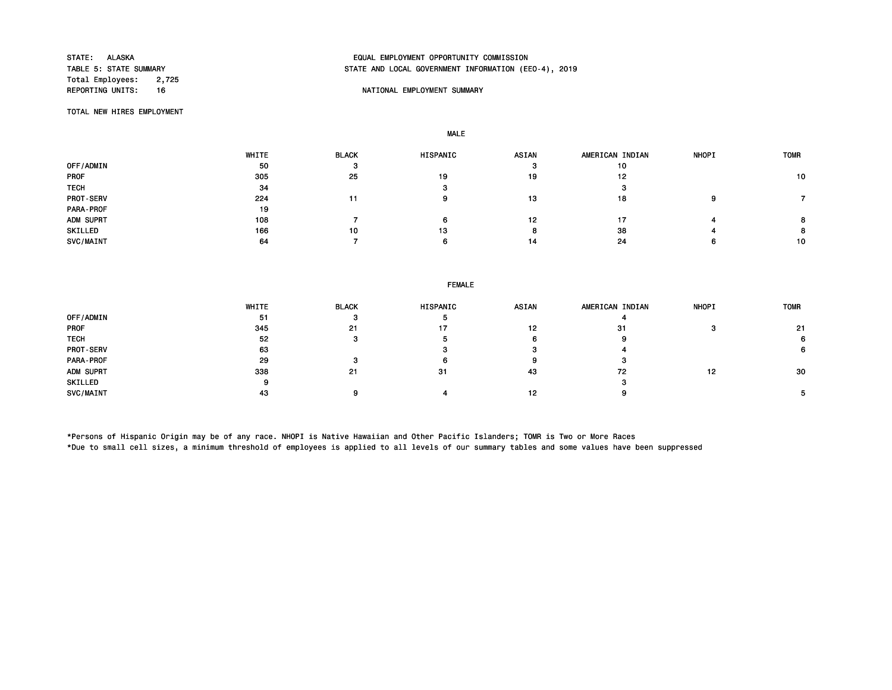STATE: ALASKA
TABLE 5: STATE SUMMARY
Total Employees: 2,725
REPORTING UNITS: 16

EQUAL EMPLOYMENT OPPORTUNITY COMMISSION
STATE AND LOCAL GOVERNMENT INFORMATION (EEO-4), 2019

NATIONAL EMPLOYMENT SUMMARY

TOTAL NEW HIRES EMPLOYMENT

MALE

| | WHITE | BLACK | HISPANIC | ASIAN | AMERICAN INDIAN | NHOPI | TOMR |
|---|---|---|---|---|---|---|---|
| OFF/ADMIN | 50 | 3 | | 3 | 10 | | |
| PROF | 305 | 25 | 19 | 19 | 12 | | 10 |
| TECH | 34 | | 3 | | 3 | | |
| PROT-SERV | 224 | 11 | 9 | 13 | 18 | 9 | 7 |
| PARA-PROF | 19 | | | | | | |
| ADM SUPRT | 108 | 7 | 6 | 12 | 17 | 4 | 8 |
| SKILLED | 166 | 10 | 13 | 8 | 38 | 4 | 8 |
| SVC/MAINT | 64 | 7 | 6 | 14 | 24 | 6 | 10 |

FEMALE

| | WHITE | BLACK | HISPANIC | ASIAN | AMERICAN INDIAN | NHOPI | TOMR |
|---|---|---|---|---|---|---|---|
| OFF/ADMIN | 51 | 3 | 5 | | 4 | | |
| PROF | 345 | 21 | 17 | 12 | 31 | 3 | 21 |
| TECH | 52 | 3 | 5 | 6 | 9 | | 6 |
| PROT-SERV | 63 | | 3 | 3 | 4 | | 6 |
| PARA-PROF | 29 | 3 | 6 | 9 | 3 | | |
| ADM SUPRT | 338 | 21 | 31 | 43 | 72 | 12 | 30 |
| SKILLED | 9 | | | | 3 | | |
| SVC/MAINT | 43 | 9 | 4 | 12 | 9 | | 5 |

*Persons of Hispanic Origin may be of any race. NHOPI is Native Hawaiian and Other Pacific Islanders; TOMR is Two or More Races
*Due to small cell sizes, a minimum threshold of employees is applied to all levels of our summary tables and some values have been suppressed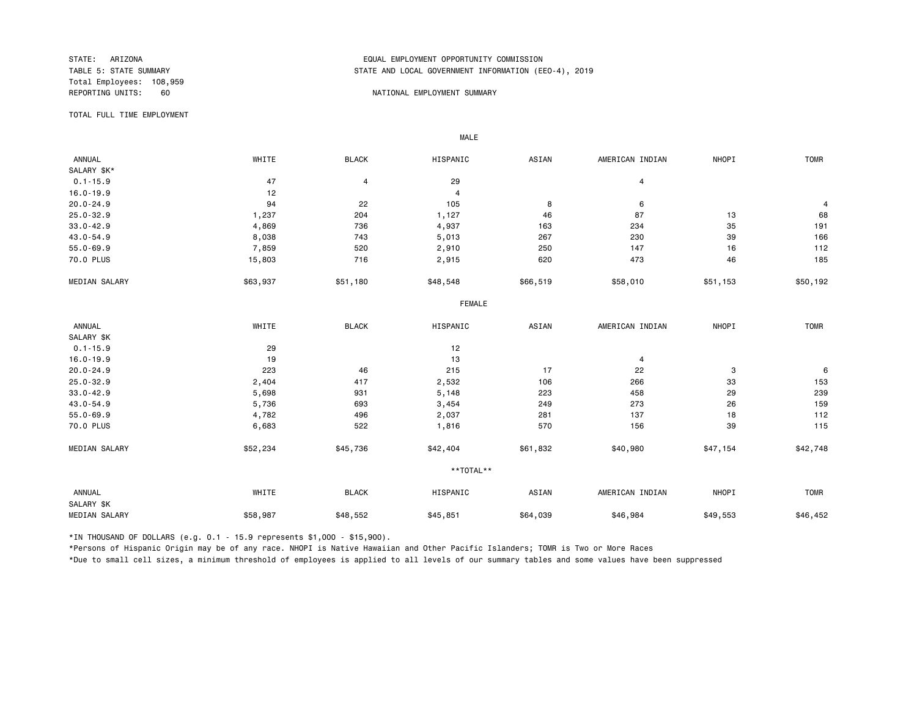STATE: ARIZONA
TABLE 5: STATE SUMMARY
Total Employees: 108,959
REPORTING UNITS: 60

EQUAL EMPLOYMENT OPPORTUNITY COMMISSION
STATE AND LOCAL GOVERNMENT INFORMATION (EEO-4), 2019

NATIONAL EMPLOYMENT SUMMARY

TOTAL FULL TIME EMPLOYMENT

MALE

| ANNUAL SALARY $K* | WHITE | BLACK | HISPANIC | ASIAN | AMERICAN INDIAN | NHOPI | TOMR |
|---|---|---|---|---|---|---|---|
| 0.1-15.9 | 47 | 4 | 29 | | 4 | | |
| 16.0-19.9 | 12 | | 4 | | | | |
| 20.0-24.9 | 94 | 22 | 105 | 8 | 6 | | 4 |
| 25.0-32.9 | 1,237 | 204 | 1,127 | 46 | 87 | 13 | 68 |
| 33.0-42.9 | 4,869 | 736 | 4,937 | 163 | 234 | 35 | 191 |
| 43.0-54.9 | 8,038 | 743 | 5,013 | 267 | 230 | 39 | 166 |
| 55.0-69.9 | 7,859 | 520 | 2,910 | 250 | 147 | 16 | 112 |
| 70.0 PLUS | 15,803 | 716 | 2,915 | 620 | 473 | 46 | 185 |
| MEDIAN SALARY | $63,937 | $51,180 | $48,548 | $66,519 | $58,010 | $51,153 | $50,192 |

FEMALE

| ANNUAL SALARY $K | WHITE | BLACK | HISPANIC | ASIAN | AMERICAN INDIAN | NHOPI | TOMR |
|---|---|---|---|---|---|---|---|
| 0.1-15.9 | 29 | | 12 | | | | |
| 16.0-19.9 | 19 | | 13 | | 4 | | |
| 20.0-24.9 | 223 | 46 | 215 | 17 | 22 | 3 | 6 |
| 25.0-32.9 | 2,404 | 417 | 2,532 | 106 | 266 | 33 | 153 |
| 33.0-42.9 | 5,698 | 931 | 5,148 | 223 | 458 | 29 | 239 |
| 43.0-54.9 | 5,736 | 693 | 3,454 | 249 | 273 | 26 | 159 |
| 55.0-69.9 | 4,782 | 496 | 2,037 | 281 | 137 | 18 | 112 |
| 70.0 PLUS | 6,683 | 522 | 1,816 | 570 | 156 | 39 | 115 |
| MEDIAN SALARY | $52,234 | $45,736 | $42,404 | $61,832 | $40,980 | $47,154 | $42,748 |

**TOTAL**

| ANNUAL SALARY $K | WHITE | BLACK | HISPANIC | ASIAN | AMERICAN INDIAN | NHOPI | TOMR |
|---|---|---|---|---|---|---|---|
| MEDIAN SALARY | $58,987 | $48,552 | $45,851 | $64,039 | $46,984 | $49,553 | $46,452 |

*IN THOUSAND OF DOLLARS (e.g. 0.1 - 15.9 represents $1,000 - $15,900).

*Persons of Hispanic Origin may be of any race. NHOPI is Native Hawaiian and Other Pacific Islanders; TOMR is Two or More Races

*Due to small cell sizes, a minimum threshold of employees is applied to all levels of our summary tables and some values have been suppressed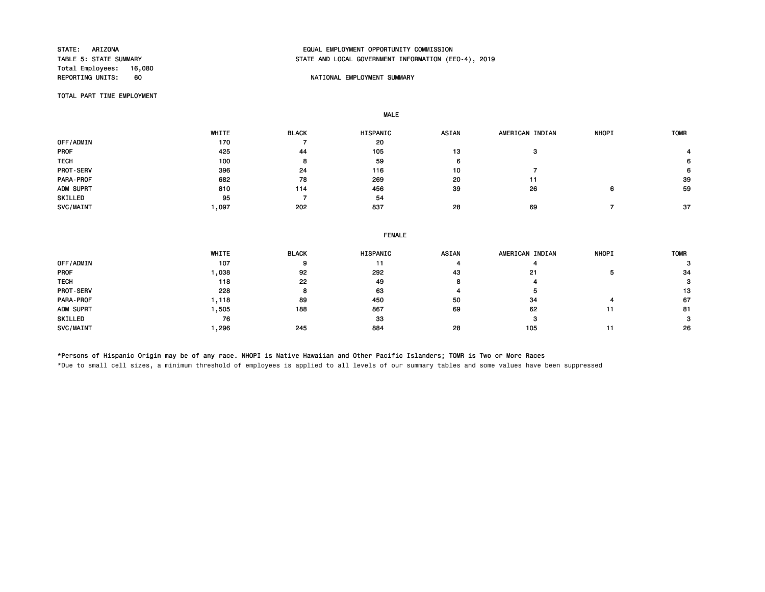STATE: ARIZONA
TABLE 5: STATE SUMMARY
Total Employees: 16,080
REPORTING UNITS: 60

EQUAL EMPLOYMENT OPPORTUNITY COMMISSION
STATE AND LOCAL GOVERNMENT INFORMATION (EEO-4), 2019

NATIONAL EMPLOYMENT SUMMARY

TOTAL PART TIME EMPLOYMENT

**MALE**

| | WHITE | BLACK | HISPANIC | ASIAN | AMERICAN INDIAN | NHOPI | TOMR |
|---|---|---|---|---|---|---|---|
| OFF/ADMIN | 170 | 7 | 20 | | | | |
| PROF | 425 | 44 | 105 | 13 | 3 | | 4 |
| TECH | 100 | 8 | 59 | 6 | | | 6 |
| PROT-SERV | 396 | 24 | 116 | 10 | 7 | | 6 |
| PARA-PROF | 682 | 78 | 269 | 20 | 11 | | 39 |
| ADM SUPRT | 810 | 114 | 456 | 39 | 26 | 6 | 59 |
| SKILLED | 95 | 7 | 54 | | | | |
| SVC/MAINT | 1,097 | 202 | 837 | 28 | 69 | 7 | 37 |

**FEMALE**

| | WHITE | BLACK | HISPANIC | ASIAN | AMERICAN INDIAN | NHOPI | TOMR |
|---|---|---|---|---|---|---|---|
| OFF/ADMIN | 107 | 9 | 11 | 4 | 4 | | 3 |
| PROF | 1,038 | 92 | 292 | 43 | 21 | 5 | 34 |
| TECH | 118 | 22 | 49 | 8 | 4 | | 3 |
| PROT-SERV | 228 | 8 | 63 | 4 | 5 | | 13 |
| PARA-PROF | 1,118 | 89 | 450 | 50 | 34 | 4 | 67 |
| ADM SUPRT | 1,505 | 188 | 867 | 69 | 62 | 11 | 81 |
| SKILLED | 76 | | 33 | | 3 | | 3 |
| SVC/MAINT | 1,296 | 245 | 884 | 28 | 105 | 11 | 26 |

*Persons of Hispanic Origin may be of any race. NHOPI is Native Hawaiian and Other Pacific Islanders; TOMR is Two or More Races

*Due to small cell sizes, a minimum threshold of employees is applied to all levels of our summary tables and some values have been suppressed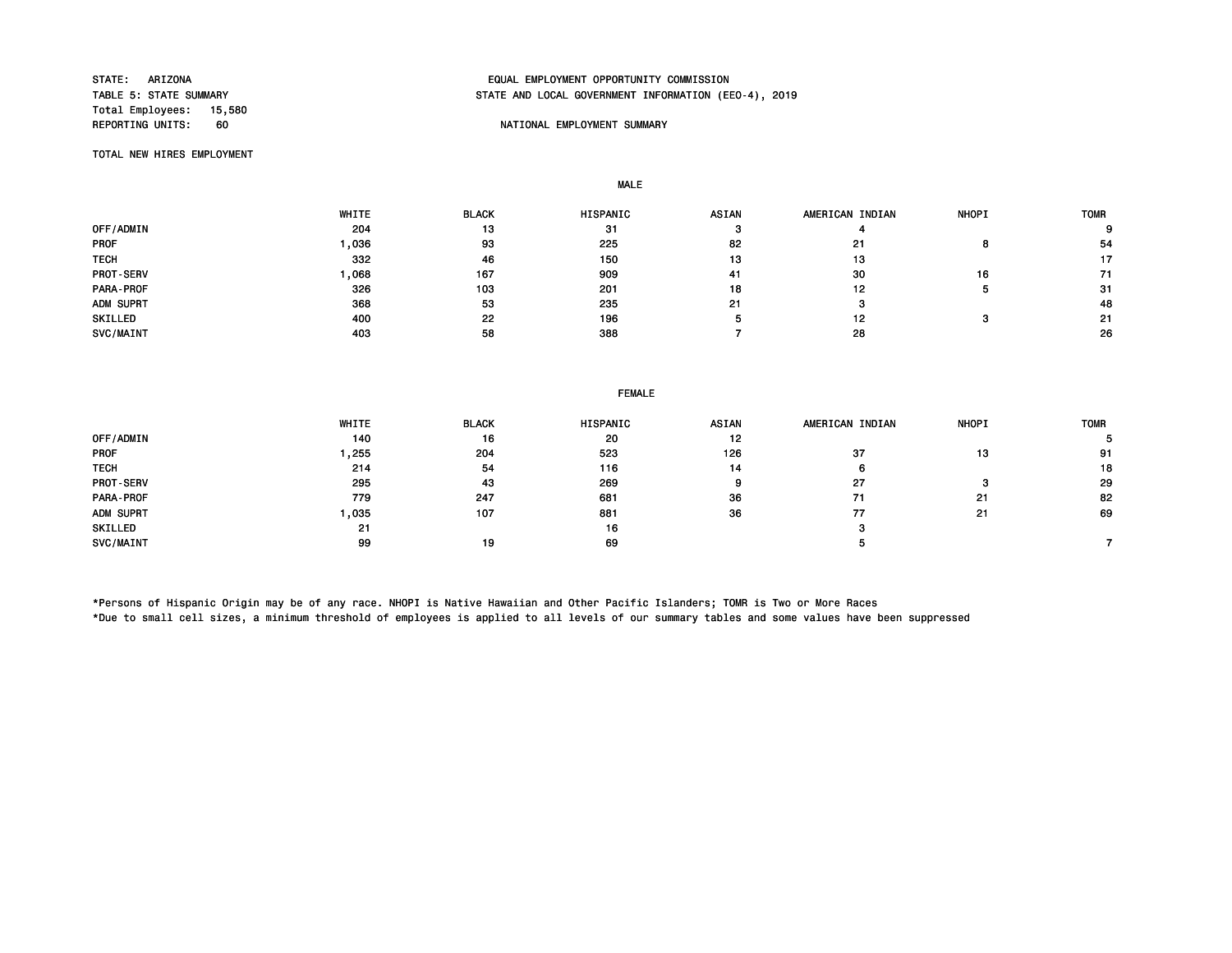STATE: ARIZONA
TABLE 5: STATE SUMMARY
Total Employees: 15,580
REPORTING UNITS: 60

EQUAL EMPLOYMENT OPPORTUNITY COMMISSION
STATE AND LOCAL GOVERNMENT INFORMATION (EEO-4), 2019

NATIONAL EMPLOYMENT SUMMARY

TOTAL NEW HIRES EMPLOYMENT

**MALE**

| | WHITE | BLACK | HISPANIC | ASIAN | AMERICAN INDIAN | NHOPI | TOMR |
|---|---|---|---|---|---|---|---|
| OFF/ADMIN | 204 | 13 | 31 | 3 | 4 | | 9 |
| PROF | 1,036 | 93 | 225 | 82 | 21 | 8 | 54 |
| TECH | 332 | 46 | 150 | 13 | 13 | | 17 |
| PROT-SERV | 1,068 | 167 | 909 | 41 | 30 | 16 | 71 |
| PARA-PROF | 326 | 103 | 201 | 18 | 12 | 5 | 31 |
| ADM SUPRT | 368 | 53 | 235 | 21 | 3 | | 48 |
| SKILLED | 400 | 22 | 196 | 5 | 12 | 3 | 21 |
| SVC/MAINT | 403 | 58 | 388 | 7 | 28 | | 26 |

**FEMALE**

| | WHITE | BLACK | HISPANIC | ASIAN | AMERICAN INDIAN | NHOPI | TOMR |
|---|---|---|---|---|---|---|---|
| OFF/ADMIN | 140 | 16 | 20 | 12 | | | 5 |
| PROF | 1,255 | 204 | 523 | 126 | 37 | 13 | 91 |
| TECH | 214 | 54 | 116 | 14 | 6 | | 18 |
| PROT-SERV | 295 | 43 | 269 | 9 | 27 | 3 | 29 |
| PARA-PROF | 779 | 247 | 681 | 36 | 71 | 21 | 82 |
| ADM SUPRT | 1,035 | 107 | 881 | 36 | 77 | 21 | 69 |
| SKILLED | 21 | | 16 | | 3 | | |
| SVC/MAINT | 99 | 19 | 69 | | 5 | | 7 |

*Persons of Hispanic Origin may be of any race. NHOPI is Native Hawaiian and Other Pacific Islanders; TOMR is Two or More Races
*Due to small cell sizes, a minimum threshold of employees is applied to all levels of our summary tables and some values have been suppressed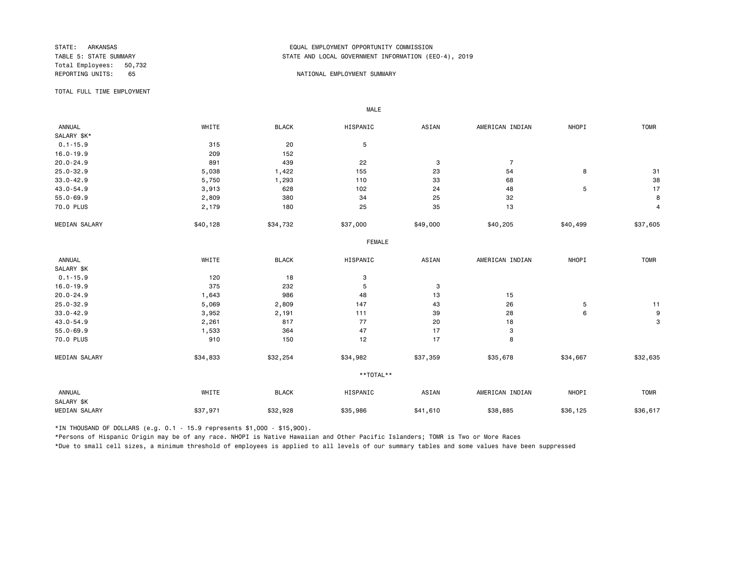STATE: ARKANSAS
TABLE 5: STATE SUMMARY
Total Employees: 50,732
REPORTING UNITS: 65

EQUAL EMPLOYMENT OPPORTUNITY COMMISSION
STATE AND LOCAL GOVERNMENT INFORMATION (EEO-4), 2019

NATIONAL EMPLOYMENT SUMMARY

TOTAL FULL TIME EMPLOYMENT

MALE

| ANNUAL SALARY $K* | WHITE | BLACK | HISPANIC | ASIAN | AMERICAN INDIAN | NHOPI | TOMR |
|---|---|---|---|---|---|---|---|
| 0.1-15.9 | 315 | 20 | 5 | | | | |
| 16.0-19.9 | 209 | 152 | | | | | |
| 20.0-24.9 | 891 | 439 | 22 | 3 | 7 | | |
| 25.0-32.9 | 5,038 | 1,422 | 155 | 23 | 54 | 8 | 31 |
| 33.0-42.9 | 5,750 | 1,293 | 110 | 33 | 68 | | 38 |
| 43.0-54.9 | 3,913 | 628 | 102 | 24 | 48 | 5 | 17 |
| 55.0-69.9 | 2,809 | 380 | 34 | 25 | 32 | | 8 |
| 70.0 PLUS | 2,179 | 180 | 25 | 35 | 13 | | 4 |
| MEDIAN SALARY | $40,128 | $34,732 | $37,000 | $49,000 | $40,205 | $40,499 | $37,605 |

FEMALE

| ANNUAL SALARY $K | WHITE | BLACK | HISPANIC | ASIAN | AMERICAN INDIAN | NHOPI | TOMR |
|---|---|---|---|---|---|---|---|
| 0.1-15.9 | 120 | 18 | 3 | | | | |
| 16.0-19.9 | 375 | 232 | 5 | 3 | | | |
| 20.0-24.9 | 1,643 | 986 | 48 | 13 | 15 | | |
| 25.0-32.9 | 5,069 | 2,809 | 147 | 43 | 26 | 5 | 11 |
| 33.0-42.9 | 3,952 | 2,191 | 111 | 39 | 28 | 6 | 9 |
| 43.0-54.9 | 2,261 | 817 | 77 | 20 | 18 | | 3 |
| 55.0-69.9 | 1,533 | 364 | 47 | 17 | 3 | | |
| 70.0 PLUS | 910 | 150 | 12 | 17 | 8 | | |
| MEDIAN SALARY | $34,833 | $32,254 | $34,982 | $37,359 | $35,678 | $34,667 | $32,635 |

**TOTAL**

| ANNUAL SALARY $K | WHITE | BLACK | HISPANIC | ASIAN | AMERICAN INDIAN | NHOPI | TOMR |
|---|---|---|---|---|---|---|---|
| MEDIAN SALARY | $37,971 | $32,928 | $35,986 | $41,610 | $38,885 | $36,125 | $36,617 |

*IN THOUSAND OF DOLLARS (e.g. 0.1 - 15.9 represents $1,000 - $15,900).

*Persons of Hispanic Origin may be of any race. NHOPI is Native Hawaiian and Other Pacific Islanders; TOMR is Two or More Races

*Due to small cell sizes, a minimum threshold of employees is applied to all levels of our summary tables and some values have been suppressed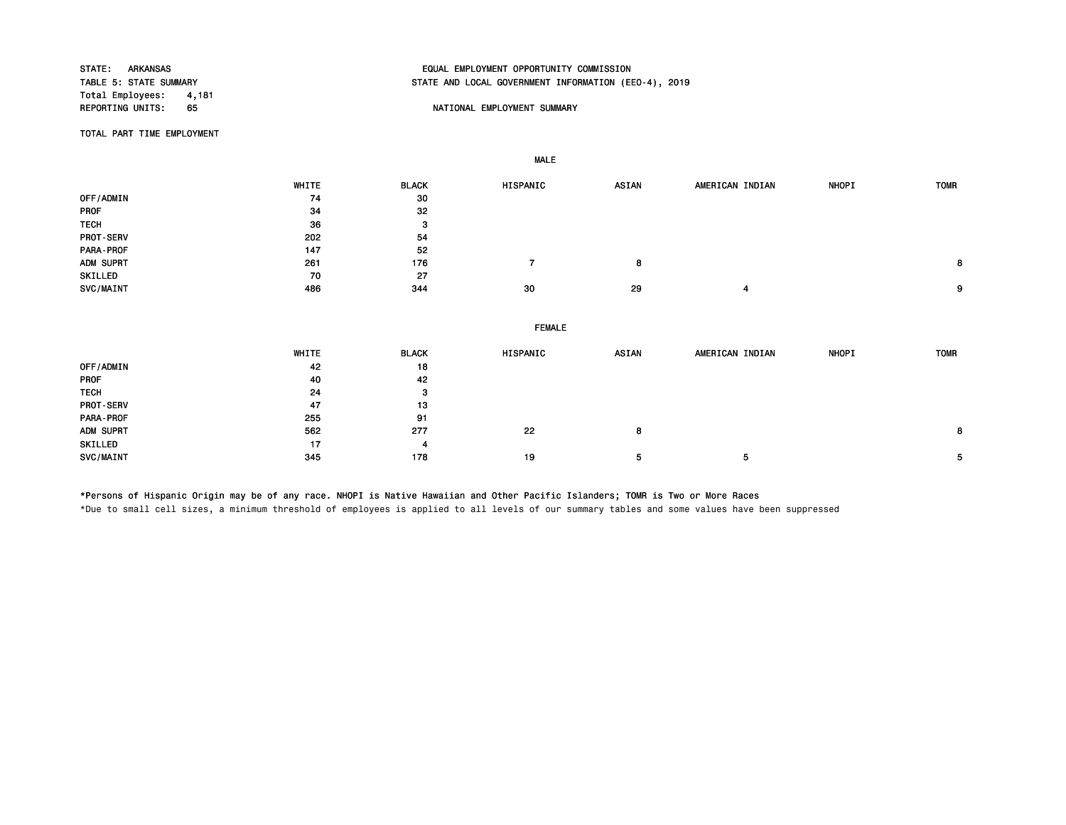STATE: ARKANSAS
TABLE 5: STATE SUMMARY
Total Employees: 4,181
REPORTING UNITS: 65

EQUAL EMPLOYMENT OPPORTUNITY COMMISSION
STATE AND LOCAL GOVERNMENT INFORMATION (EEO-4), 2019

NATIONAL EMPLOYMENT SUMMARY

TOTAL PART TIME EMPLOYMENT

**MALE**

| | WHITE | BLACK | HISPANIC | ASIAN | AMERICAN INDIAN | NHOPI | TOMR |
|---|---|---|---|---|---|---|---|
| OFF/ADMIN | 74 | 30 | | | | | |
| PROF | 34 | 32 | | | | | |
| TECH | 36 | 3 | | | | | |
| PROT-SERV | 202 | 54 | | | | | |
| PARA-PROF | 147 | 52 | | | | | |
| ADM SUPRT | 261 | 176 | 7 | 8 | | | 8 |
| SKILLED | 70 | 27 | | | | | |
| SVC/MAINT | 486 | 344 | 30 | 29 | 4 | | 9 |

**FEMALE**

| | WHITE | BLACK | HISPANIC | ASIAN | AMERICAN INDIAN | NHOPI | TOMR |
|---|---|---|---|---|---|---|---|
| OFF/ADMIN | 42 | 18 | | | | | |
| PROF | 40 | 42 | | | | | |
| TECH | 24 | 3 | | | | | |
| PROT-SERV | 47 | 13 | | | | | |
| PARA-PROF | 255 | 91 | | | | | |
| ADM SUPRT | 562 | 277 | 22 | 8 | | | 8 |
| SKILLED | 17 | 4 | | | | | |
| SVC/MAINT | 345 | 178 | 19 | 5 | 5 | | 5 |

*Persons of Hispanic Origin may be of any race. NHOPI is Native Hawaiian and Other Pacific Islanders; TOMR is Two or More Races

*Due to small cell sizes, a minimum threshold of employees is applied to all levels of our summary tables and some values have been suppressed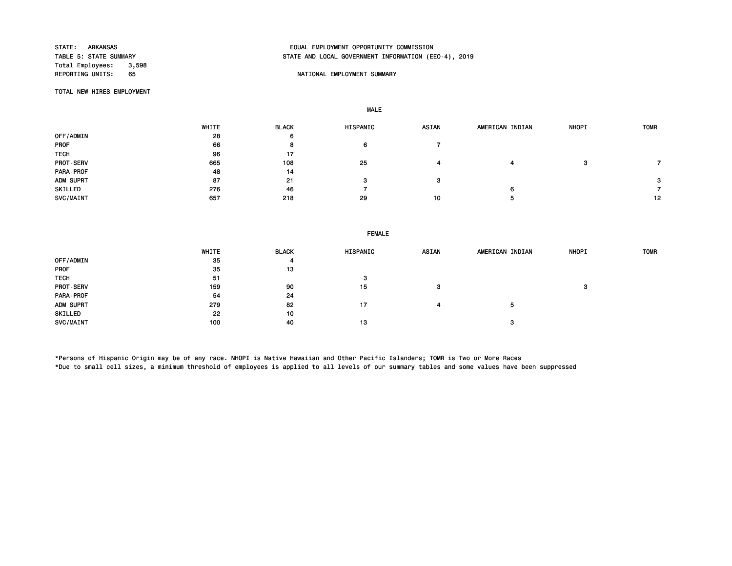STATE: ARKANSAS
TABLE 5: STATE SUMMARY
Total Employees: 3,598
REPORTING UNITS: 65

EQUAL EMPLOYMENT OPPORTUNITY COMMISSION
STATE AND LOCAL GOVERNMENT INFORMATION (EEO-4), 2019

NATIONAL EMPLOYMENT SUMMARY

TOTAL NEW HIRES EMPLOYMENT

**MALE**

| | WHITE | BLACK | HISPANIC | ASIAN | AMERICAN INDIAN | NHOPI | TOMR |
|---|---|---|---|---|---|---|---|
| OFF/ADMIN | 28 | 6 | | | | | |
| PROF | 66 | 8 | 6 | 7 | | | |
| TECH | 96 | 17 | | | | | |
| PROT-SERV | 665 | 108 | 25 | 4 | 4 | 3 | 7 |
| PARA-PROF | 48 | 14 | | | | | |
| ADM SUPRT | 87 | 21 | 3 | 3 | | | 3 |
| SKILLED | 276 | 46 | 7 | | 6 | | 7 |
| SVC/MAINT | 657 | 218 | 29 | 10 | 5 | | 12 |

**FEMALE**

| | WHITE | BLACK | HISPANIC | ASIAN | AMERICAN INDIAN | NHOPI | TOMR |
|---|---|---|---|---|---|---|---|
| OFF/ADMIN | 35 | 4 | | | | | |
| PROF | 35 | 13 | | | | | |
| TECH | 51 | | 3 | | | | |
| PROT-SERV | 159 | 90 | 15 | 3 | | 3 | |
| PARA-PROF | 54 | 24 | | | | | |
| ADM SUPRT | 279 | 82 | 17 | 4 | 5 | | |
| SKILLED | 22 | 10 | | | | | |
| SVC/MAINT | 100 | 40 | 13 | | 3 | | |

*Persons of Hispanic Origin may be of any race. NHOPI is Native Hawaiian and Other Pacific Islanders; TOMR is Two or More Races
*Due to small cell sizes, a minimum threshold of employees is applied to all levels of our summary tables and some values have been suppressed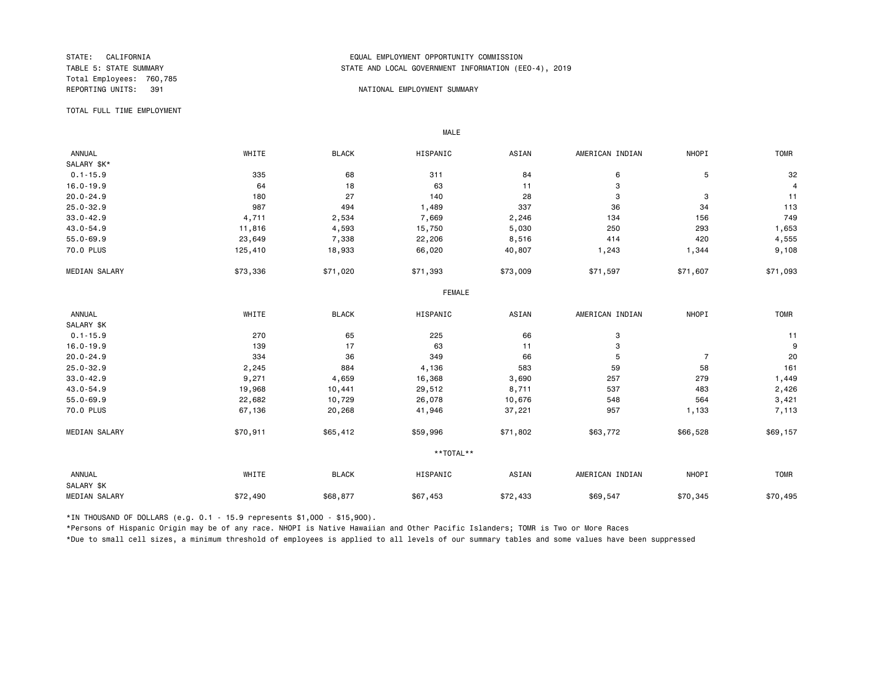STATE: CALIFORNIA
TABLE 5: STATE SUMMARY
Total Employees: 760,785
REPORTING UNITS: 391

EQUAL EMPLOYMENT OPPORTUNITY COMMISSION
STATE AND LOCAL GOVERNMENT INFORMATION (EEO-4), 2019

NATIONAL EMPLOYMENT SUMMARY

TOTAL FULL TIME EMPLOYMENT

**MALE**

| ANNUAL SALARY $K* | WHITE | BLACK | HISPANIC | ASIAN | AMERICAN INDIAN | NHOPI | TOMR |
|---|---|---|---|---|---|---|---|
| 0.1-15.9 | 335 | 68 | 311 | 84 | 6 | 5 | 32 |
| 16.0-19.9 | 64 | 18 | 63 | 11 | 3 | | 4 |
| 20.0-24.9 | 180 | 27 | 140 | 28 | 3 | 3 | 11 |
| 25.0-32.9 | 987 | 494 | 1,489 | 337 | 36 | 34 | 113 |
| 33.0-42.9 | 4,711 | 2,534 | 7,669 | 2,246 | 134 | 156 | 749 |
| 43.0-54.9 | 11,816 | 4,593 | 15,750 | 5,030 | 250 | 293 | 1,653 |
| 55.0-69.9 | 23,649 | 7,338 | 22,206 | 8,516 | 414 | 420 | 4,555 |
| 70.0 PLUS | 125,410 | 18,933 | 66,020 | 40,807 | 1,243 | 1,344 | 9,108 |
| MEDIAN SALARY | $73,336 | $71,020 | $71,393 | $73,009 | $71,597 | $71,607 | $71,093 |

**FEMALE**

| ANNUAL SALARY $K | WHITE | BLACK | HISPANIC | ASIAN | AMERICAN INDIAN | NHOPI | TOMR |
|---|---|---|---|---|---|---|---|
| 0.1-15.9 | 270 | 65 | 225 | 66 | 3 | | 11 |
| 16.0-19.9 | 139 | 17 | 63 | 11 | 3 | | 9 |
| 20.0-24.9 | 334 | 36 | 349 | 66 | 5 | 7 | 20 |
| 25.0-32.9 | 2,245 | 884 | 4,136 | 583 | 59 | 58 | 161 |
| 33.0-42.9 | 9,271 | 4,659 | 16,368 | 3,690 | 257 | 279 | 1,449 |
| 43.0-54.9 | 19,968 | 10,441 | 29,512 | 8,711 | 537 | 483 | 2,426 |
| 55.0-69.9 | 22,682 | 10,729 | 26,078 | 10,676 | 548 | 564 | 3,421 |
| 70.0 PLUS | 67,136 | 20,268 | 41,946 | 37,221 | 957 | 1,133 | 7,113 |
| MEDIAN SALARY | $70,911 | $65,412 | $59,996 | $71,802 | $63,772 | $66,528 | $69,157 |

****TOTAL****

| ANNUAL SALARY $K | WHITE | BLACK | HISPANIC | ASIAN | AMERICAN INDIAN | NHOPI | TOMR |
|---|---|---|---|---|---|---|---|
| MEDIAN SALARY | $72,490 | $68,877 | $67,453 | $72,433 | $69,547 | $70,345 | $70,495 |

*IN THOUSAND OF DOLLARS (e.g. 0.1 - 15.9 represents $1,000 - $15,900).

*Persons of Hispanic Origin may be of any race. NHOPI is Native Hawaiian and Other Pacific Islanders; TOMR is Two or More Races

*Due to small cell sizes, a minimum threshold of employees is applied to all levels of our summary tables and some values have been suppressed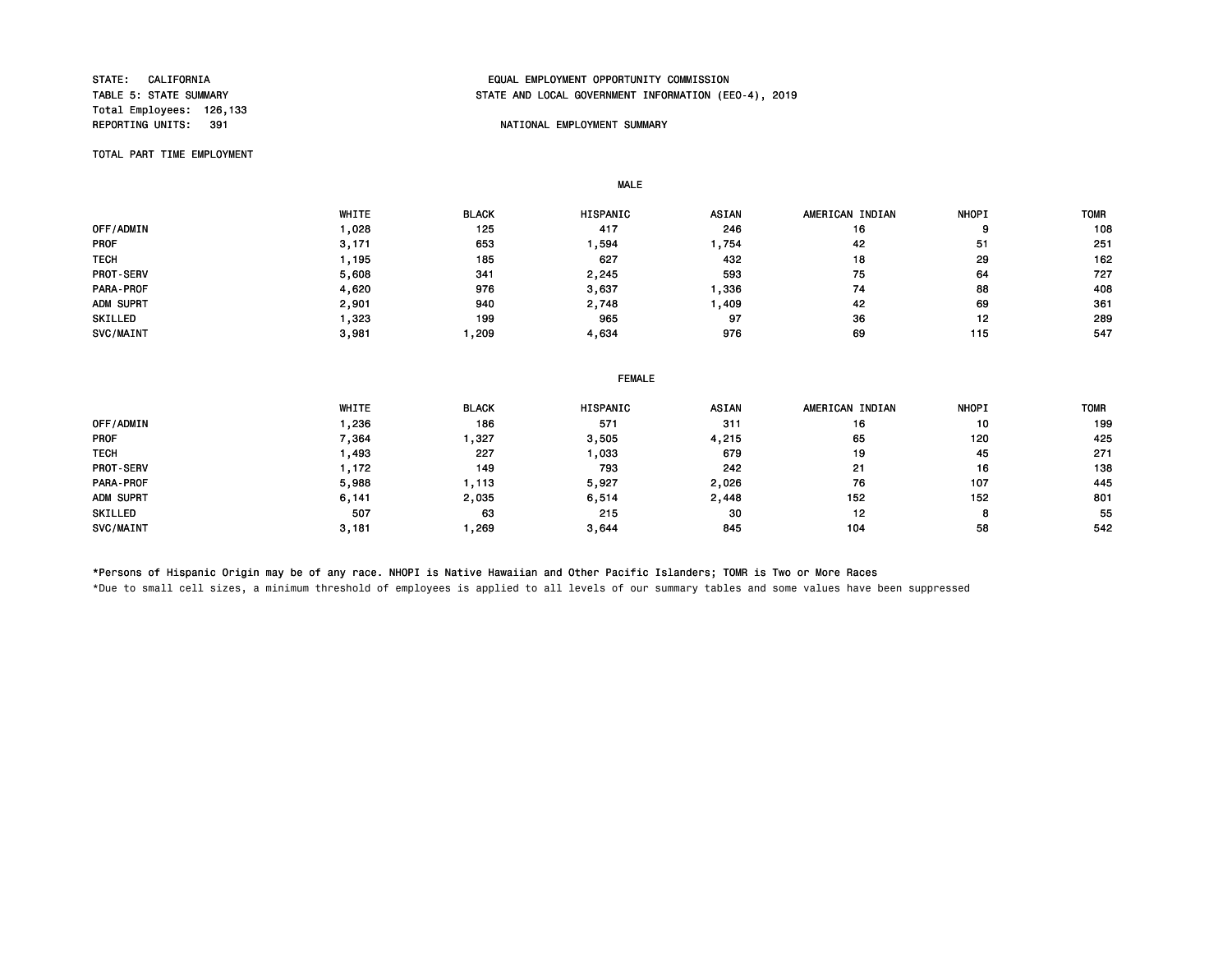STATE: CALIFORNIA
TABLE 5: STATE SUMMARY
Total Employees: 126,133
REPORTING UNITS: 391

EQUAL EMPLOYMENT OPPORTUNITY COMMISSION
STATE AND LOCAL GOVERNMENT INFORMATION (EEO-4), 2019

NATIONAL EMPLOYMENT SUMMARY

TOTAL PART TIME EMPLOYMENT

MALE

| | WHITE | BLACK | HISPANIC | ASIAN | AMERICAN INDIAN | NHOPI | TOMR |
|---|---|---|---|---|---|---|---|
| OFF/ADMIN | 1,028 | 125 | 417 | 246 | 16 | 9 | 108 |
| PROF | 3,171 | 653 | 1,594 | 1,754 | 42 | 51 | 251 |
| TECH | 1,195 | 185 | 627 | 432 | 18 | 29 | 162 |
| PROT-SERV | 5,608 | 341 | 2,245 | 593 | 75 | 64 | 727 |
| PARA-PROF | 4,620 | 976 | 3,637 | 1,336 | 74 | 88 | 408 |
| ADM SUPRT | 2,901 | 940 | 2,748 | 1,409 | 42 | 69 | 361 |
| SKILLED | 1,323 | 199 | 965 | 97 | 36 | 12 | 289 |
| SVC/MAINT | 3,981 | 1,209 | 4,634 | 976 | 69 | 115 | 547 |

FEMALE

| | WHITE | BLACK | HISPANIC | ASIAN | AMERICAN INDIAN | NHOPI | TOMR |
|---|---|---|---|---|---|---|---|
| OFF/ADMIN | 1,236 | 186 | 571 | 311 | 16 | 10 | 199 |
| PROF | 7,364 | 1,327 | 3,505 | 4,215 | 65 | 120 | 425 |
| TECH | 1,493 | 227 | 1,033 | 679 | 19 | 45 | 271 |
| PROT-SERV | 1,172 | 149 | 793 | 242 | 21 | 16 | 138 |
| PARA-PROF | 5,988 | 1,113 | 5,927 | 2,026 | 76 | 107 | 445 |
| ADM SUPRT | 6,141 | 2,035 | 6,514 | 2,448 | 152 | 152 | 801 |
| SKILLED | 507 | 63 | 215 | 30 | 12 | 8 | 55 |
| SVC/MAINT | 3,181 | 1,269 | 3,644 | 845 | 104 | 58 | 542 |

*Persons of Hispanic Origin may be of any race. NHOPI is Native Hawaiian and Other Pacific Islanders; TOMR is Two or More Races

*Due to small cell sizes, a minimum threshold of employees is applied to all levels of our summary tables and some values have been suppressed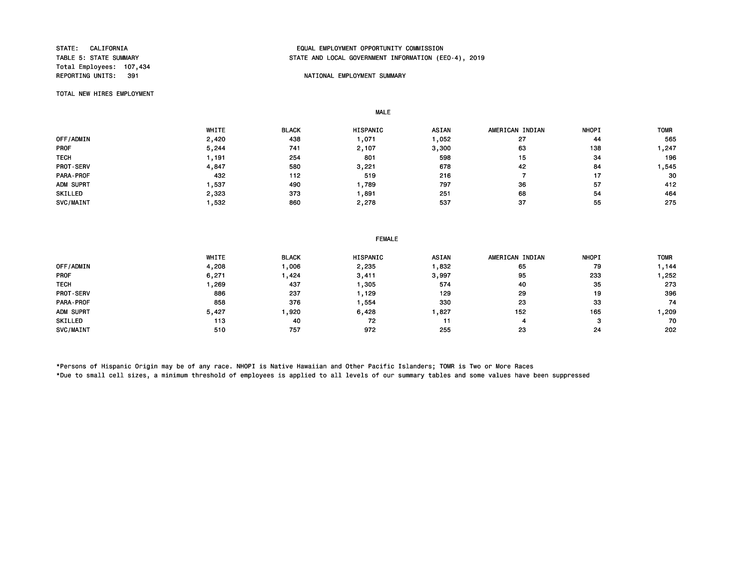STATE: CALIFORNIA
TABLE 5: STATE SUMMARY
Total Employees: 107,434
REPORTING UNITS: 391

EQUAL EMPLOYMENT OPPORTUNITY COMMISSION
STATE AND LOCAL GOVERNMENT INFORMATION (EEO-4), 2019

NATIONAL EMPLOYMENT SUMMARY

TOTAL NEW HIRES EMPLOYMENT

MALE

| | WHITE | BLACK | HISPANIC | ASIAN | AMERICAN INDIAN | NHOPI | TOMR |
|---|---|---|---|---|---|---|---|
| OFF/ADMIN | 2,420 | 438 | 1,071 | 1,052 | 27 | 44 | 565 |
| PROF | 5,244 | 741 | 2,107 | 3,300 | 63 | 138 | 1,247 |
| TECH | 1,191 | 254 | 801 | 598 | 15 | 34 | 196 |
| PROT-SERV | 4,847 | 580 | 3,221 | 678 | 42 | 84 | 1,545 |
| PARA-PROF | 432 | 112 | 519 | 216 | 7 | 17 | 30 |
| ADM SUPRT | 1,537 | 490 | 1,789 | 797 | 36 | 57 | 412 |
| SKILLED | 2,323 | 373 | 1,891 | 251 | 68 | 54 | 464 |
| SVC/MAINT | 1,532 | 860 | 2,278 | 537 | 37 | 55 | 275 |

FEMALE

| | WHITE | BLACK | HISPANIC | ASIAN | AMERICAN INDIAN | NHOPI | TOMR |
|---|---|---|---|---|---|---|---|
| OFF/ADMIN | 4,208 | 1,006 | 2,235 | 1,832 | 65 | 79 | 1,144 |
| PROF | 6,271 | 1,424 | 3,411 | 3,997 | 95 | 233 | 1,252 |
| TECH | 1,269 | 437 | 1,305 | 574 | 40 | 35 | 273 |
| PROT-SERV | 886 | 237 | 1,129 | 129 | 29 | 19 | 396 |
| PARA-PROF | 858 | 376 | 1,554 | 330 | 23 | 33 | 74 |
| ADM SUPRT | 5,427 | 1,920 | 6,428 | 1,827 | 152 | 165 | 1,209 |
| SKILLED | 113 | 40 | 72 | 11 | 4 | 3 | 70 |
| SVC/MAINT | 510 | 757 | 972 | 255 | 23 | 24 | 202 |

*Persons of Hispanic Origin may be of any race. NHOPI is Native Hawaiian and Other Pacific Islanders; TOMR is Two or More Races
*Due to small cell sizes, a minimum threshold of employees is applied to all levels of our summary tables and some values have been suppressed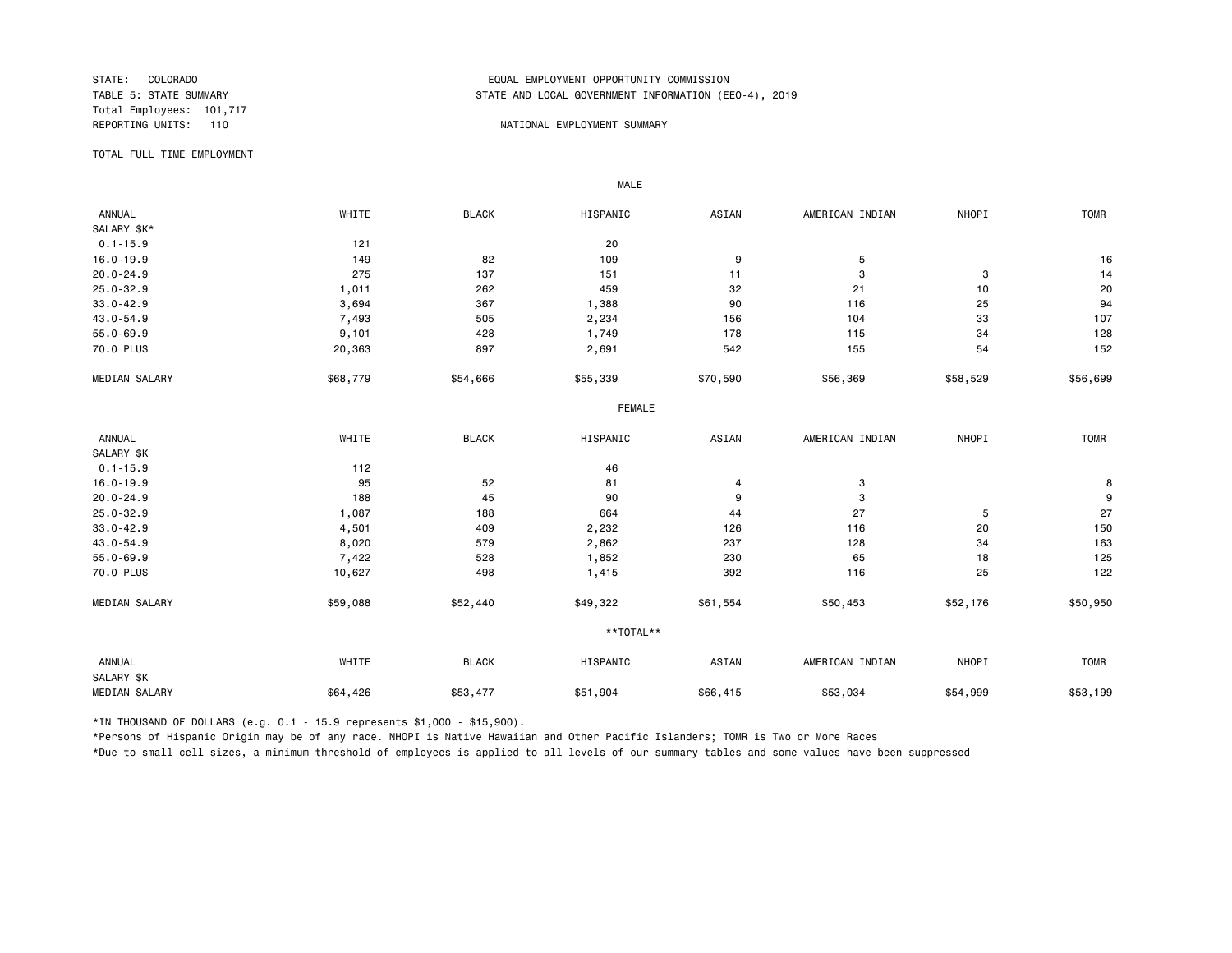STATE: COLORADO
TABLE 5: STATE SUMMARY
Total Employees: 101,717
REPORTING UNITS: 110

EQUAL EMPLOYMENT OPPORTUNITY COMMISSION
STATE AND LOCAL GOVERNMENT INFORMATION (EEO-4), 2019

NATIONAL EMPLOYMENT SUMMARY

TOTAL FULL TIME EMPLOYMENT

**MALE**

| ANNUAL SALARY $K* | WHITE | BLACK | HISPANIC | ASIAN | AMERICAN INDIAN | NHOPI | TOMR |
|---|---|---|---|---|---|---|---|
| 0.1-15.9 | 121 | | 20 | | | | |
| 16.0-19.9 | 149 | 82 | 109 | 9 | 5 | | 16 |
| 20.0-24.9 | 275 | 137 | 151 | 11 | 3 | 3 | 14 |
| 25.0-32.9 | 1,011 | 262 | 459 | 32 | 21 | 10 | 20 |
| 33.0-42.9 | 3,694 | 367 | 1,388 | 90 | 116 | 25 | 94 |
| 43.0-54.9 | 7,493 | 505 | 2,234 | 156 | 104 | 33 | 107 |
| 55.0-69.9 | 9,101 | 428 | 1,749 | 178 | 115 | 34 | 128 |
| 70.0 PLUS | 20,363 | 897 | 2,691 | 542 | 155 | 54 | 152 |
| MEDIAN SALARY | $68,779 | $54,666 | $55,339 | $70,590 | $56,369 | $58,529 | $56,699 |

**FEMALE**

| ANNUAL SALARY $K | WHITE | BLACK | HISPANIC | ASIAN | AMERICAN INDIAN | NHOPI | TOMR |
|---|---|---|---|---|---|---|---|
| 0.1-15.9 | 112 | | 46 | | | | |
| 16.0-19.9 | 95 | 52 | 81 | 4 | 3 | | 8 |
| 20.0-24.9 | 188 | 45 | 90 | 9 | 3 | | 9 |
| 25.0-32.9 | 1,087 | 188 | 664 | 44 | 27 | 5 | 27 |
| 33.0-42.9 | 4,501 | 409 | 2,232 | 126 | 116 | 20 | 150 |
| 43.0-54.9 | 8,020 | 579 | 2,862 | 237 | 128 | 34 | 163 |
| 55.0-69.9 | 7,422 | 528 | 1,852 | 230 | 65 | 18 | 125 |
| 70.0 PLUS | 10,627 | 498 | 1,415 | 392 | 116 | 25 | 122 |
| MEDIAN SALARY | $59,088 | $52,440 | $49,322 | $61,554 | $50,453 | $52,176 | $50,950 |

****TOTAL****

| ANNUAL SALARY $K | WHITE | BLACK | HISPANIC | ASIAN | AMERICAN INDIAN | NHOPI | TOMR |
|---|---|---|---|---|---|---|---|
| MEDIAN SALARY | $64,426 | $53,477 | $51,904 | $66,415 | $53,034 | $54,999 | $53,199 |

*IN THOUSAND OF DOLLARS (e.g. 0.1 - 15.9 represents $1,000 - $15,900).

*Persons of Hispanic Origin may be of any race. NHOPI is Native Hawaiian and Other Pacific Islanders; TOMR is Two or More Races

*Due to small cell sizes, a minimum threshold of employees is applied to all levels of our summary tables and some values have been suppressed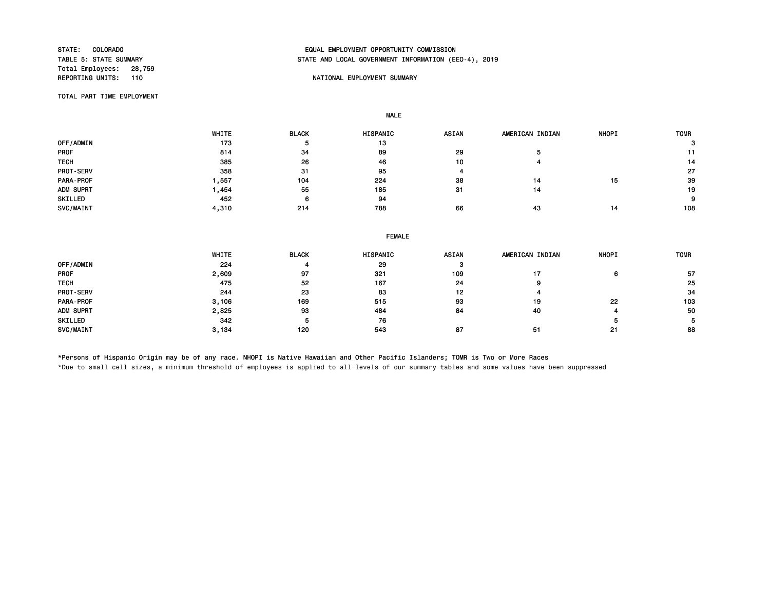STATE: COLORADO
TABLE 5: STATE SUMMARY
Total Employees: 28,759
REPORTING UNITS: 110

EQUAL EMPLOYMENT OPPORTUNITY COMMISSION
STATE AND LOCAL GOVERNMENT INFORMATION (EEO-4), 2019

NATIONAL EMPLOYMENT SUMMARY

TOTAL PART TIME EMPLOYMENT

**MALE**

| | WHITE | BLACK | HISPANIC | ASIAN | AMERICAN INDIAN | NHOPI | TOMR |
|---|---|---|---|---|---|---|---|
| OFF/ADMIN | 173 | 5 | 13 | | | | 3 |
| PROF | 814 | 34 | 89 | 29 | 5 | | 11 |
| TECH | 385 | 26 | 46 | 10 | 4 | | 14 |
| PROT-SERV | 358 | 31 | 95 | 4 | | | 27 |
| PARA-PROF | 1,557 | 104 | 224 | 38 | 14 | 15 | 39 |
| ADM SUPRT | 1,454 | 55 | 185 | 31 | 14 | | 19 |
| SKILLED | 452 | 6 | 94 | | | | 9 |
| SVC/MAINT | 4,310 | 214 | 788 | 66 | 43 | 14 | 108 |

**FEMALE**

| | WHITE | BLACK | HISPANIC | ASIAN | AMERICAN INDIAN | NHOPI | TOMR |
|---|---|---|---|---|---|---|---|
| OFF/ADMIN | 224 | 4 | 29 | 3 | | | |
| PROF | 2,609 | 97 | 321 | 109 | 17 | 6 | 57 |
| TECH | 475 | 52 | 167 | 24 | 9 | | 25 |
| PROT-SERV | 244 | 23 | 83 | 12 | 4 | | 34 |
| PARA-PROF | 3,106 | 169 | 515 | 93 | 19 | 22 | 103 |
| ADM SUPRT | 2,825 | 93 | 484 | 84 | 40 | 4 | 50 |
| SKILLED | 342 | 5 | 76 | | | 5 | 5 |
| SVC/MAINT | 3,134 | 120 | 543 | 87 | 51 | 21 | 88 |

*Persons of Hispanic Origin may be of any race. NHOPI is Native Hawaiian and Other Pacific Islanders; TOMR is Two or More Races

*Due to small cell sizes, a minimum threshold of employees is applied to all levels of our summary tables and some values have been suppressed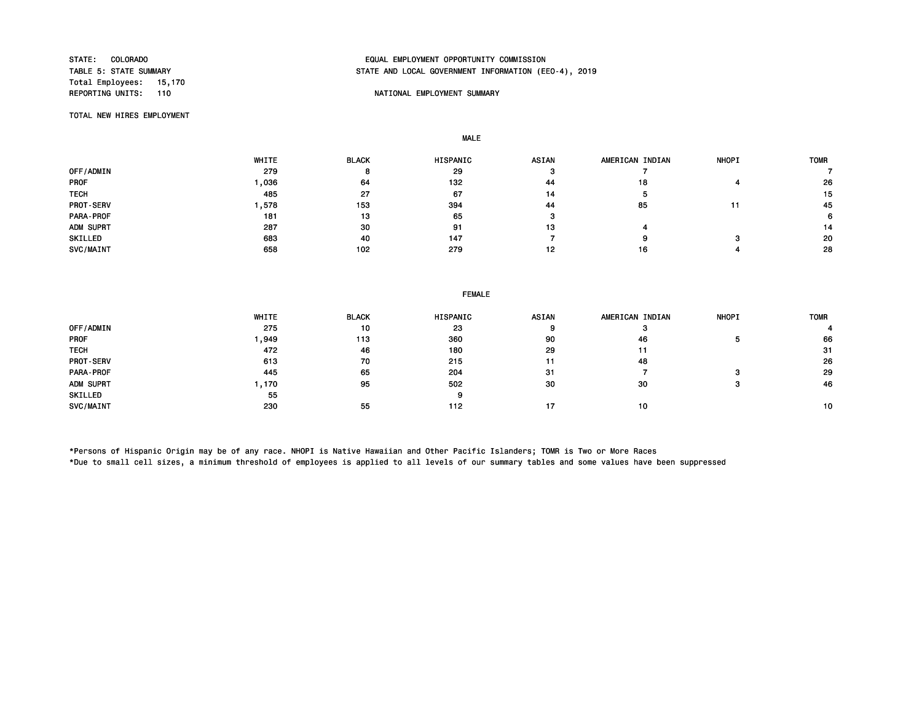STATE: COLORADO
TABLE 5: STATE SUMMARY
Total Employees: 15,170
REPORTING UNITS: 110

EQUAL EMPLOYMENT OPPORTUNITY COMMISSION
STATE AND LOCAL GOVERNMENT INFORMATION (EEO-4), 2019

NATIONAL EMPLOYMENT SUMMARY

TOTAL NEW HIRES EMPLOYMENT

**MALE**

| | WHITE | BLACK | HISPANIC | ASIAN | AMERICAN INDIAN | NHOPI | TOMR |
|---|---|---|---|---|---|---|---|
| OFF/ADMIN | 279 | 8 | 29 | 3 | 7 | | 7 |
| PROF | 1,036 | 64 | 132 | 44 | 18 | 4 | 26 |
| TECH | 485 | 27 | 67 | 14 | 5 | | 15 |
| PROT-SERV | 1,578 | 153 | 394 | 44 | 85 | 11 | 45 |
| PARA-PROF | 181 | 13 | 65 | 3 | | | 6 |
| ADM SUPRT | 287 | 30 | 91 | 13 | 4 | | 14 |
| SKILLED | 683 | 40 | 147 | 7 | 9 | 3 | 20 |
| SVC/MAINT | 658 | 102 | 279 | 12 | 16 | 4 | 28 |

**FEMALE**

| | WHITE | BLACK | HISPANIC | ASIAN | AMERICAN INDIAN | NHOPI | TOMR |
|---|---|---|---|---|---|---|---|
| OFF/ADMIN | 275 | 10 | 23 | 9 | 3 | | 4 |
| PROF | 1,949 | 113 | 360 | 90 | 46 | 5 | 66 |
| TECH | 472 | 46 | 180 | 29 | 11 | | 31 |
| PROT-SERV | 613 | 70 | 215 | 11 | 48 | | 26 |
| PARA-PROF | 445 | 65 | 204 | 31 | 7 | 3 | 29 |
| ADM SUPRT | 1,170 | 95 | 502 | 30 | 30 | 3 | 46 |
| SKILLED | 55 | | 9 | | | | |
| SVC/MAINT | 230 | 55 | 112 | 17 | 10 | | 10 |

*Persons of Hispanic Origin may be of any race. NHOPI is Native Hawaiian and Other Pacific Islanders; TOMR is Two or More Races
*Due to small cell sizes, a minimum threshold of employees is applied to all levels of our summary tables and some values have been suppressed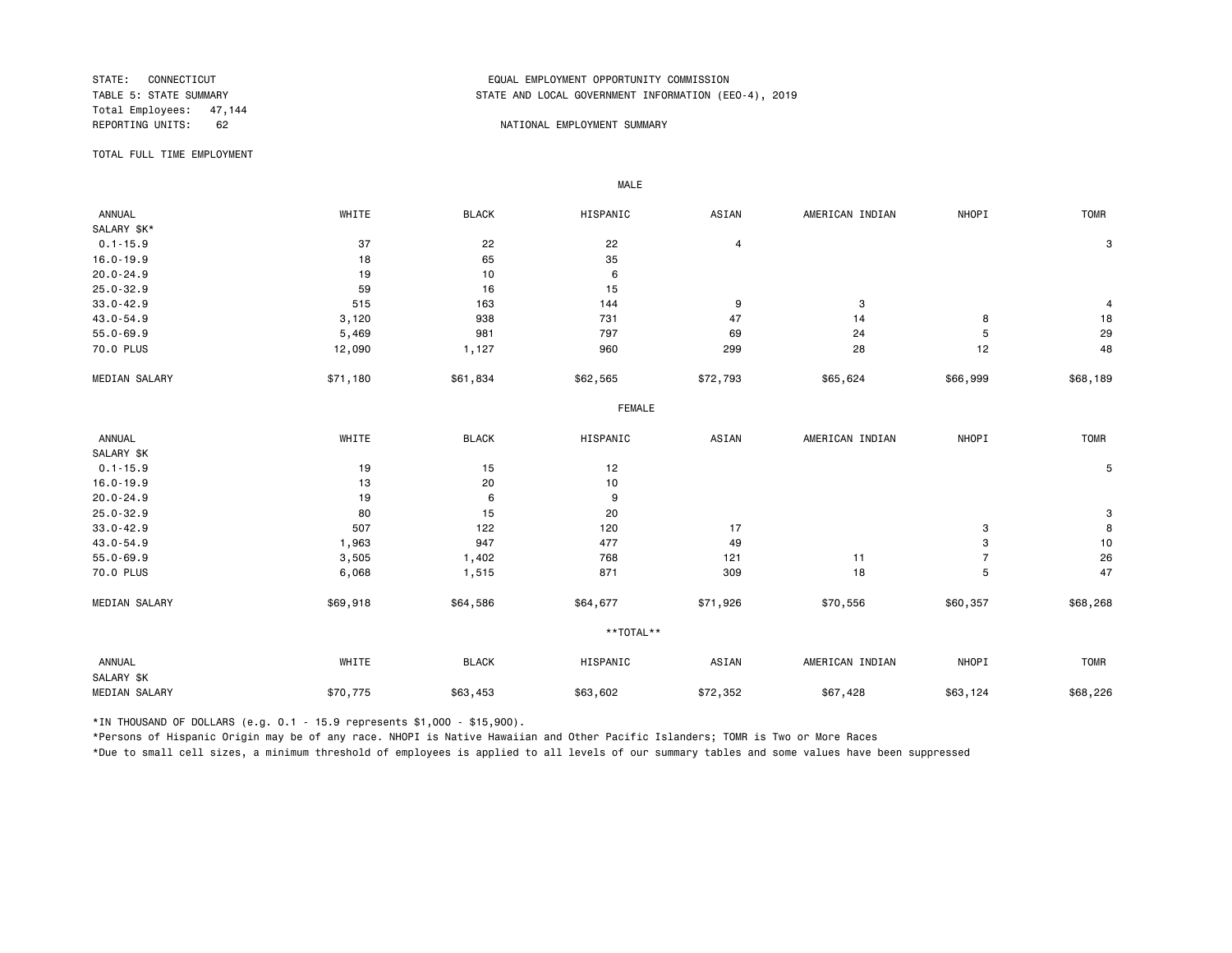STATE: CONNECTICUT
TABLE 5: STATE SUMMARY
Total Employees: 47,144
REPORTING UNITS: 62

EQUAL EMPLOYMENT OPPORTUNITY COMMISSION
STATE AND LOCAL GOVERNMENT INFORMATION (EEO-4), 2019

NATIONAL EMPLOYMENT SUMMARY

TOTAL FULL TIME EMPLOYMENT

MALE

| ANNUAL SALARY $K* | WHITE | BLACK | HISPANIC | ASIAN | AMERICAN INDIAN | NHOPI | TOMR |
|---|---|---|---|---|---|---|---|
| 0.1-15.9 | 37 | 22 | 22 | 4 | | | 3 |
| 16.0-19.9 | 18 | 65 | 35 | | | | |
| 20.0-24.9 | 19 | 10 | 6 | | | | |
| 25.0-32.9 | 59 | 16 | 15 | | | | |
| 33.0-42.9 | 515 | 163 | 144 | 9 | 3 | | 4 |
| 43.0-54.9 | 3,120 | 938 | 731 | 47 | 14 | 8 | 18 |
| 55.0-69.9 | 5,469 | 981 | 797 | 69 | 24 | 5 | 29 |
| 70.0 PLUS | 12,090 | 1,127 | 960 | 299 | 28 | 12 | 48 |
| MEDIAN SALARY | $71,180 | $61,834 | $62,565 | $72,793 | $65,624 | $66,999 | $68,189 |

FEMALE

| ANNUAL SALARY $K | WHITE | BLACK | HISPANIC | ASIAN | AMERICAN INDIAN | NHOPI | TOMR |
|---|---|---|---|---|---|---|---|
| 0.1-15.9 | 19 | 15 | 12 | | | | 5 |
| 16.0-19.9 | 13 | 20 | 10 | | | | |
| 20.0-24.9 | 19 | 6 | 9 | | | | |
| 25.0-32.9 | 80 | 15 | 20 | | | | 3 |
| 33.0-42.9 | 507 | 122 | 120 | 17 | | 3 | 8 |
| 43.0-54.9 | 1,963 | 947 | 477 | 49 | | 3 | 10 |
| 55.0-69.9 | 3,505 | 1,402 | 768 | 121 | 11 | 7 | 26 |
| 70.0 PLUS | 6,068 | 1,515 | 871 | 309 | 18 | 5 | 47 |
| MEDIAN SALARY | $69,918 | $64,586 | $64,677 | $71,926 | $70,556 | $60,357 | $68,268 |

**TOTAL**

| ANNUAL SALARY $K | WHITE | BLACK | HISPANIC | ASIAN | AMERICAN INDIAN | NHOPI | TOMR |
|---|---|---|---|---|---|---|---|
| MEDIAN SALARY | $70,775 | $63,453 | $63,602 | $72,352 | $67,428 | $63,124 | $68,226 |

*IN THOUSAND OF DOLLARS (e.g. 0.1 - 15.9 represents $1,000 - $15,900).

*Persons of Hispanic Origin may be of any race. NHOPI is Native Hawaiian and Other Pacific Islanders; TOMR is Two or More Races

*Due to small cell sizes, a minimum threshold of employees is applied to all levels of our summary tables and some values have been suppressed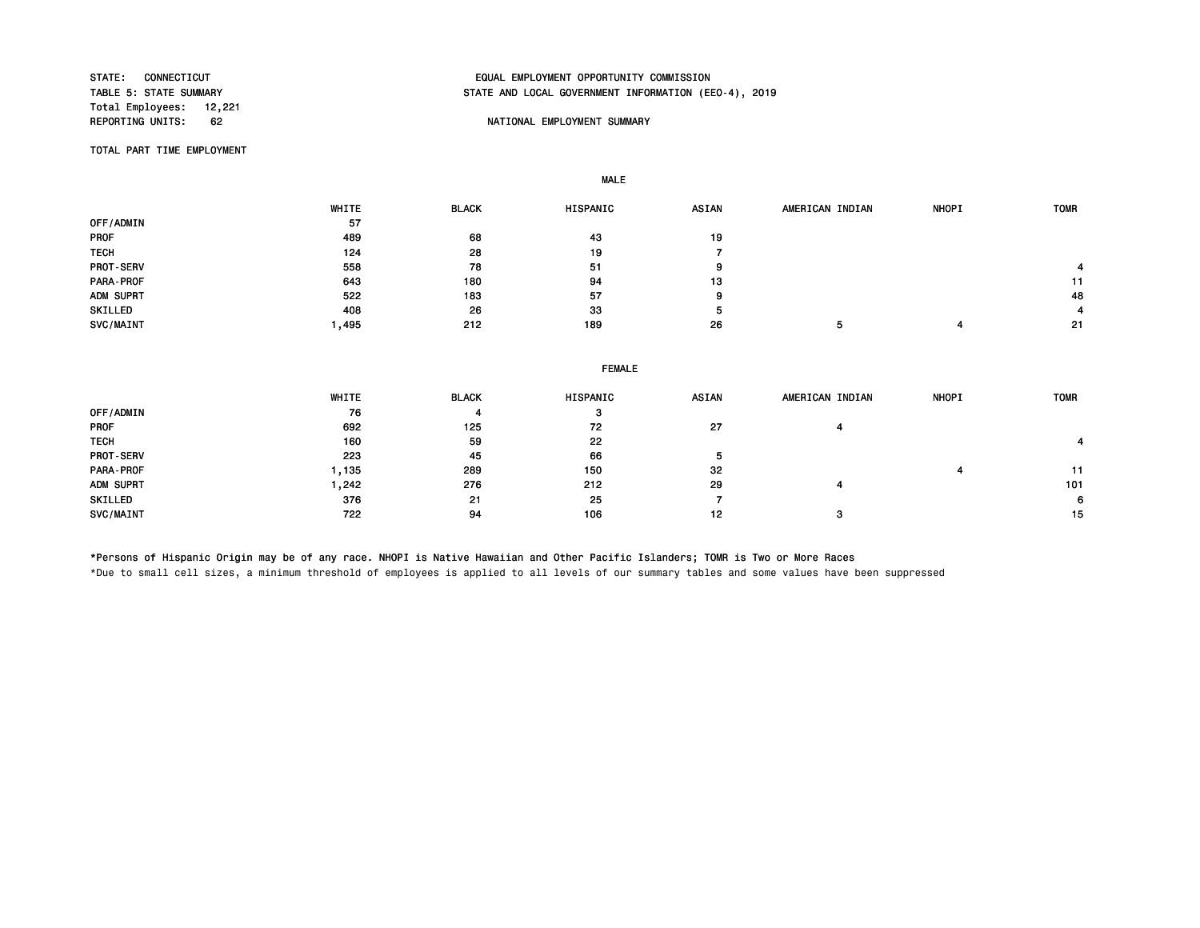STATE: CONNECTICUT
TABLE 5: STATE SUMMARY
Total Employees: 12,221
REPORTING UNITS: 62

EQUAL EMPLOYMENT OPPORTUNITY COMMISSION
STATE AND LOCAL GOVERNMENT INFORMATION (EEO-4), 2019

NATIONAL EMPLOYMENT SUMMARY

TOTAL PART TIME EMPLOYMENT

**MALE**

| | WHITE | BLACK | HISPANIC | ASIAN | AMERICAN INDIAN | NHOPI | TOMR |
|---|---|---|---|---|---|---|---|
| OFF/ADMIN | 57 | | | | | | |
| PROF | 489 | 68 | 43 | 19 | | | |
| TECH | 124 | 28 | 19 | 7 | | | |
| PROT-SERV | 558 | 78 | 51 | 9 | | | 4 |
| PARA-PROF | 643 | 180 | 94 | 13 | | | 11 |
| ADM SUPRT | 522 | 183 | 57 | 9 | | | 48 |
| SKILLED | 408 | 26 | 33 | 5 | | | 4 |
| SVC/MAINT | 1,495 | 212 | 189 | 26 | 5 | 4 | 21 |

**FEMALE**

| | WHITE | BLACK | HISPANIC | ASIAN | AMERICAN INDIAN | NHOPI | TOMR |
|---|---|---|---|---|---|---|---|
| OFF/ADMIN | 76 | 4 | 3 | | | | |
| PROF | 692 | 125 | 72 | 27 | 4 | | |
| TECH | 160 | 59 | 22 | | | | 4 |
| PROT-SERV | 223 | 45 | 66 | 5 | | | |
| PARA-PROF | 1,135 | 289 | 150 | 32 | | 4 | 11 |
| ADM SUPRT | 1,242 | 276 | 212 | 29 | 4 | | 101 |
| SKILLED | 376 | 21 | 25 | 7 | | | 6 |
| SVC/MAINT | 722 | 94 | 106 | 12 | 3 | | 15 |

*Persons of Hispanic Origin may be of any race. NHOPI is Native Hawaiian and Other Pacific Islanders; TOMR is Two or More Races

*Due to small cell sizes, a minimum threshold of employees is applied to all levels of our summary tables and some values have been suppressed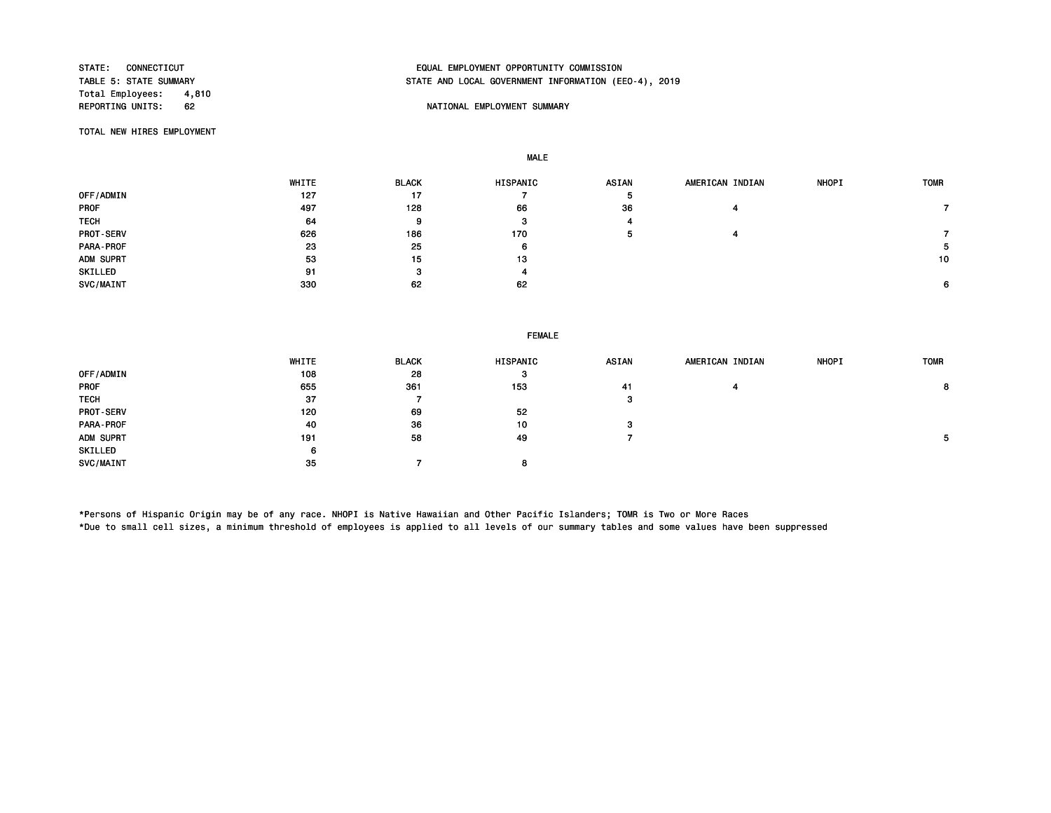STATE: CONNECTICUT
TABLE 5: STATE SUMMARY
Total Employees: 4,810
REPORTING UNITS: 62

EQUAL EMPLOYMENT OPPORTUNITY COMMISSION
STATE AND LOCAL GOVERNMENT INFORMATION (EEO-4), 2019

NATIONAL EMPLOYMENT SUMMARY

TOTAL NEW HIRES EMPLOYMENT

MALE

| | WHITE | BLACK | HISPANIC | ASIAN | AMERICAN INDIAN | NHOPI | TOMR |
|---|---|---|---|---|---|---|---|
| OFF/ADMIN | 127 | 17 | 7 | 5 | | | |
| PROF | 497 | 128 | 66 | 36 | 4 | | 7 |
| TECH | 64 | 9 | 3 | 4 | | | |
| PROT-SERV | 626 | 186 | 170 | 5 | 4 | | 7 |
| PARA-PROF | 23 | 25 | 6 | | | | 5 |
| ADM SUPRT | 53 | 15 | 13 | | | | 10 |
| SKILLED | 91 | 3 | 4 | | | | |
| SVC/MAINT | 330 | 62 | 62 | | | | 6 |

FEMALE

| | WHITE | BLACK | HISPANIC | ASIAN | AMERICAN INDIAN | NHOPI | TOMR |
|---|---|---|---|---|---|---|---|
| OFF/ADMIN | 108 | 28 | 3 | | | | |
| PROF | 655 | 361 | 153 | 41 | 4 | | 8 |
| TECH | 37 | 7 | | 3 | | | |
| PROT-SERV | 120 | 69 | 52 | | | | |
| PARA-PROF | 40 | 36 | 10 | 3 | | | |
| ADM SUPRT | 191 | 58 | 49 | 7 | | | 5 |
| SKILLED | 6 | | | | | | |
| SVC/MAINT | 35 | 7 | 8 | | | | |

*Persons of Hispanic Origin may be of any race. NHOPI is Native Hawaiian and Other Pacific Islanders; TOMR is Two or More Races
*Due to small cell sizes, a minimum threshold of employees is applied to all levels of our summary tables and some values have been suppressed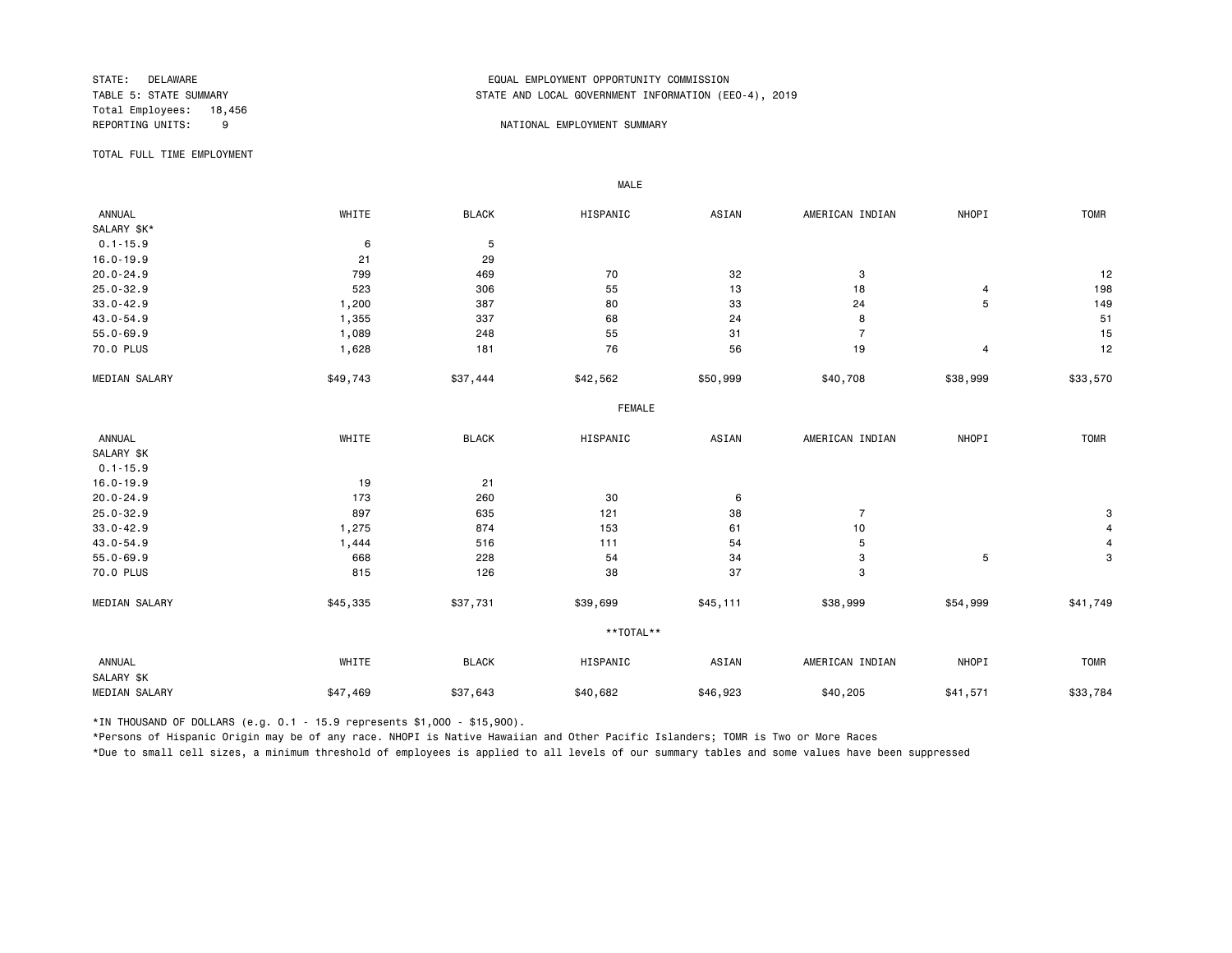STATE: DELAWARE
TABLE 5: STATE SUMMARY
Total Employees: 18,456
REPORTING UNITS: 9

EQUAL EMPLOYMENT OPPORTUNITY COMMISSION
STATE AND LOCAL GOVERNMENT INFORMATION (EEO-4), 2019

NATIONAL EMPLOYMENT SUMMARY

TOTAL FULL TIME EMPLOYMENT

**MALE**

| ANNUAL SALARY $K* | WHITE | BLACK | HISPANIC | ASIAN | AMERICAN INDIAN | NHOPI | TOMR |
|---|---|---|---|---|---|---|---|
| 0.1-15.9 | 6 | 5 | | | | | |
| 16.0-19.9 | 21 | 29 | | | | | |
| 20.0-24.9 | 799 | 469 | 70 | 32 | 3 | | 12 |
| 25.0-32.9 | 523 | 306 | 55 | 13 | 18 | 4 | 198 |
| 33.0-42.9 | 1,200 | 387 | 80 | 33 | 24 | 5 | 149 |
| 43.0-54.9 | 1,355 | 337 | 68 | 24 | 8 | | 51 |
| 55.0-69.9 | 1,089 | 248 | 55 | 31 | 7 | | 15 |
| 70.0 PLUS | 1,628 | 181 | 76 | 56 | 19 | 4 | 12 |
| MEDIAN SALARY | $49,743 | $37,444 | $42,562 | $50,999 | $40,708 | $38,999 | $33,570 |

**FEMALE**

| ANNUAL SALARY $K | WHITE | BLACK | HISPANIC | ASIAN | AMERICAN INDIAN | NHOPI | TOMR |
|---|---|---|---|---|---|---|---|
| 0.1-15.9 | | | | | | | |
| 16.0-19.9 | 19 | 21 | | | | | |
| 20.0-24.9 | 173 | 260 | 30 | 6 | | | |
| 25.0-32.9 | 897 | 635 | 121 | 38 | 7 | | 3 |
| 33.0-42.9 | 1,275 | 874 | 153 | 61 | 10 | | 4 |
| 43.0-54.9 | 1,444 | 516 | 111 | 54 | 5 | | 4 |
| 55.0-69.9 | 668 | 228 | 54 | 34 | 3 | 5 | 3 |
| 70.0 PLUS | 815 | 126 | 38 | 37 | 3 | | |
| MEDIAN SALARY | $45,335 | $37,731 | $39,699 | $45,111 | $38,999 | $54,999 | $41,749 |

****TOTAL****

| ANNUAL SALARY $K | WHITE | BLACK | HISPANIC | ASIAN | AMERICAN INDIAN | NHOPI | TOMR |
|---|---|---|---|---|---|---|---|
| MEDIAN SALARY | $47,469 | $37,643 | $40,682 | $46,923 | $40,205 | $41,571 | $33,784 |

*IN THOUSAND OF DOLLARS (e.g. 0.1 - 15.9 represents $1,000 - $15,900).

*Persons of Hispanic Origin may be of any race. NHOPI is Native Hawaiian and Other Pacific Islanders; TOMR is Two or More Races

*Due to small cell sizes, a minimum threshold of employees is applied to all levels of our summary tables and some values have been suppressed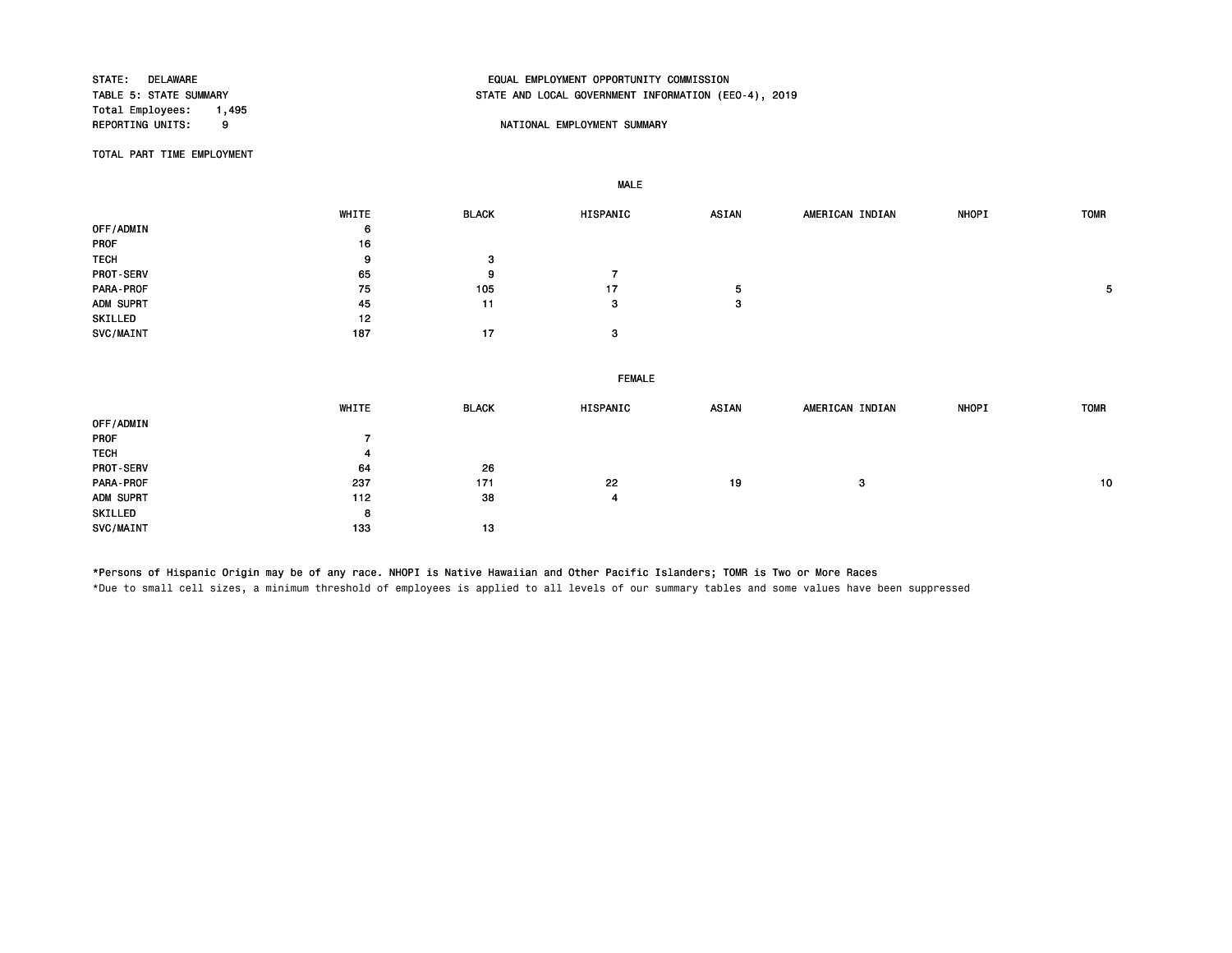STATE: DELAWARE
TABLE 5: STATE SUMMARY
Total Employees: 1,495
REPORTING UNITS: 9

EQUAL EMPLOYMENT OPPORTUNITY COMMISSION
STATE AND LOCAL GOVERNMENT INFORMATION (EEO-4), 2019

NATIONAL EMPLOYMENT SUMMARY

TOTAL PART TIME EMPLOYMENT

**MALE**

| | WHITE | BLACK | HISPANIC | ASIAN | AMERICAN INDIAN | NHOPI | TOMR |
|---|---|---|---|---|---|---|---|
| OFF/ADMIN | 6 | | | | | | |
| PROF | 16 | | | | | | |
| TECH | 9 | 3 | | | | | |
| PROT-SERV | 65 | 9 | 7 | | | | |
| PARA-PROF | 75 | 105 | 17 | 5 | | | 5 |
| ADM SUPRT | 45 | 11 | 3 | 3 | | | |
| SKILLED | 12 | | | | | | |
| SVC/MAINT | 187 | 17 | 3 | | | | |

**FEMALE**

| | WHITE | BLACK | HISPANIC | ASIAN | AMERICAN INDIAN | NHOPI | TOMR |
|---|---|---|---|---|---|---|---|
| OFF/ADMIN | | | | | | | |
| PROF | 7 | | | | | | |
| TECH | 4 | | | | | | |
| PROT-SERV | 64 | 26 | | | | | |
| PARA-PROF | 237 | 171 | 22 | 19 | 3 | | 10 |
| ADM SUPRT | 112 | 38 | 4 | | | | |
| SKILLED | 8 | | | | | | |
| SVC/MAINT | 133 | 13 | | | | | |

*Persons of Hispanic Origin may be of any race. NHOPI is Native Hawaiian and Other Pacific Islanders; TOMR is Two or More Races

*Due to small cell sizes, a minimum threshold of employees is applied to all levels of our summary tables and some values have been suppressed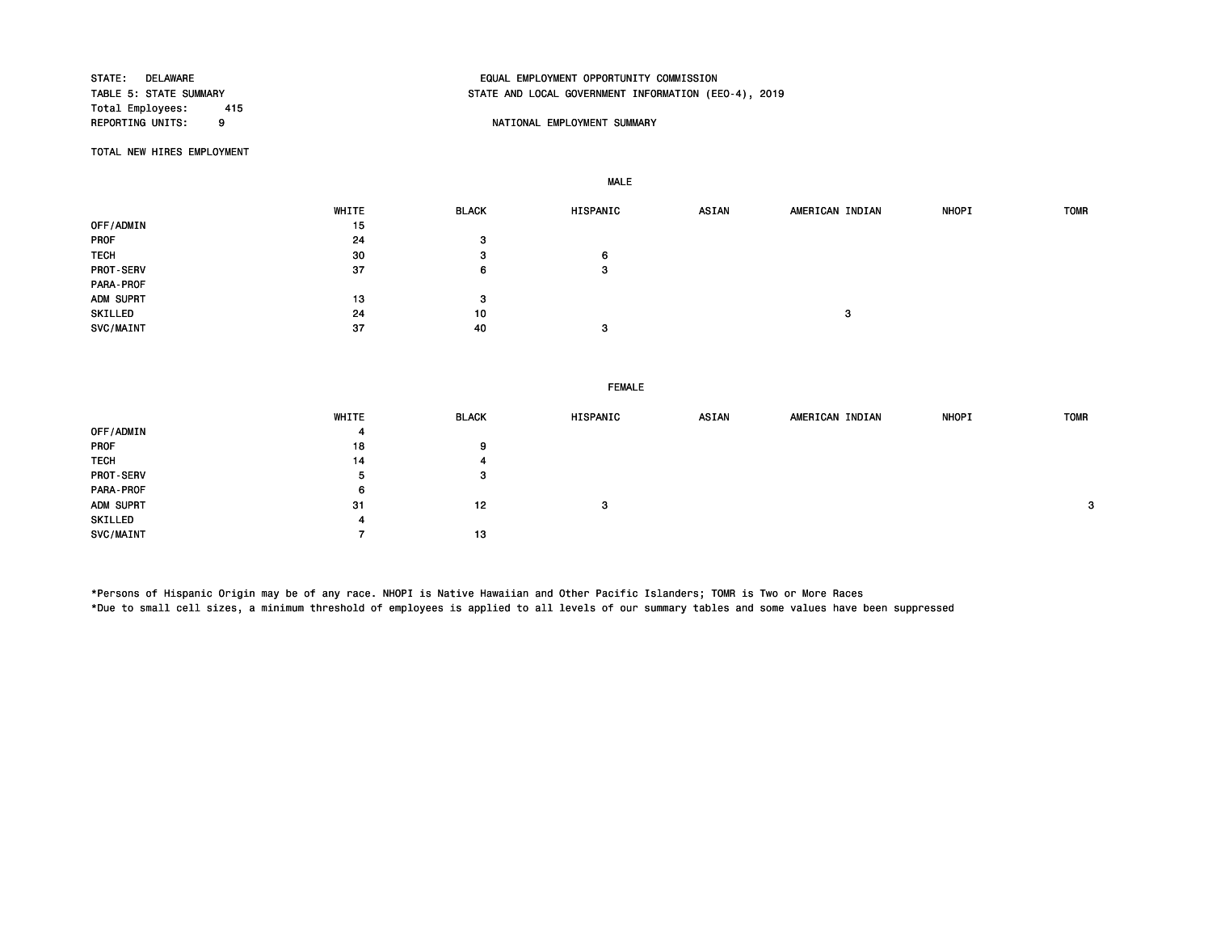STATE: DELAWARE
TABLE 5: STATE SUMMARY
Total Employees: 415
REPORTING UNITS: 9

EQUAL EMPLOYMENT OPPORTUNITY COMMISSION
STATE AND LOCAL GOVERNMENT INFORMATION (EEO-4), 2019

NATIONAL EMPLOYMENT SUMMARY

TOTAL NEW HIRES EMPLOYMENT

**MALE**

| | WHITE | BLACK | HISPANIC | ASIAN | AMERICAN INDIAN | NHOPI | TOMR |
|---|---|---|---|---|---|---|---|
| OFF/ADMIN | 15 | | | | | | |
| PROF | 24 | 3 | | | | | |
| TECH | 30 | 3 | 6 | | | | |
| PROT-SERV | 37 | 6 | 3 | | | | |
| PARA-PROF | | | | | | | |
| ADM SUPRT | 13 | 3 | | | | | |
| SKILLED | 24 | 10 | | | 3 | | |
| SVC/MAINT | 37 | 40 | 3 | | | | |

**FEMALE**

| | WHITE | BLACK | HISPANIC | ASIAN | AMERICAN INDIAN | NHOPI | TOMR |
|---|---|---|---|---|---|---|---|
| OFF/ADMIN | 4 | | | | | | |
| PROF | 18 | 9 | | | | | |
| TECH | 14 | 4 | | | | | |
| PROT-SERV | 5 | 3 | | | | | |
| PARA-PROF | 6 | | | | | | |
| ADM SUPRT | 31 | 12 | 3 | | | | 3 |
| SKILLED | 4 | | | | | | |
| SVC/MAINT | 7 | 13 | | | | | |

*Persons of Hispanic Origin may be of any race. NHOPI is Native Hawaiian and Other Pacific Islanders; TOMR is Two or More Races
*Due to small cell sizes, a minimum threshold of employees is applied to all levels of our summary tables and some values have been suppressed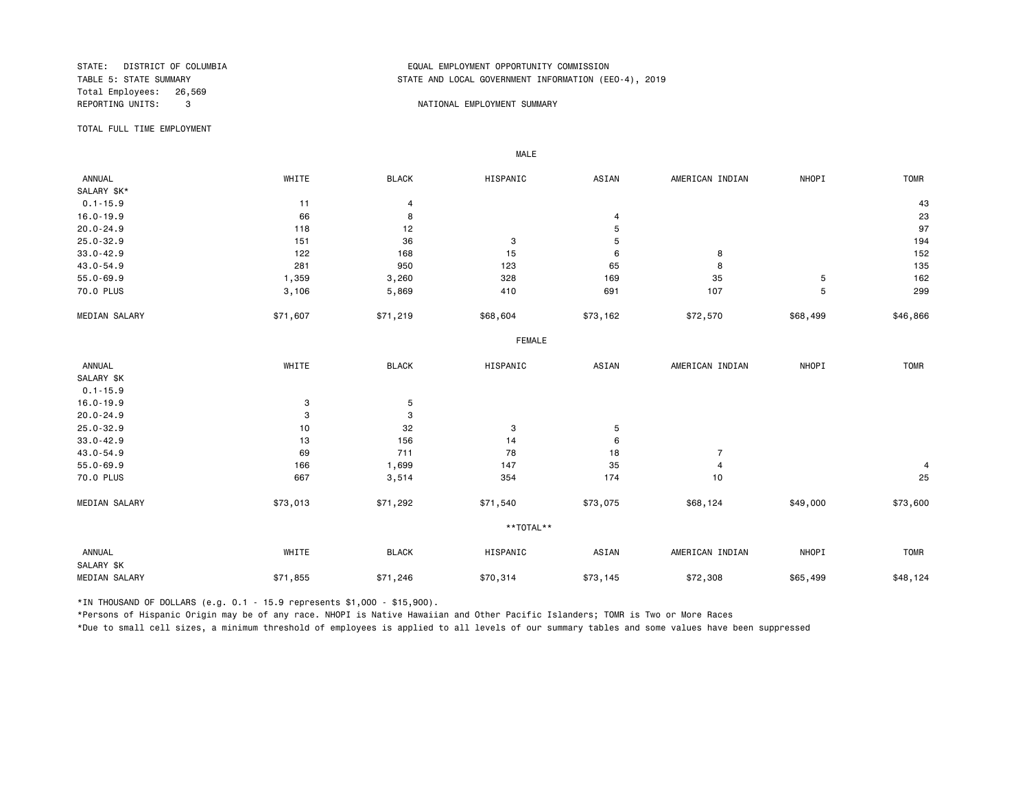STATE: DISTRICT OF COLUMBIA
TABLE 5: STATE SUMMARY
Total Employees: 26,569
REPORTING UNITS: 3

EQUAL EMPLOYMENT OPPORTUNITY COMMISSION
STATE AND LOCAL GOVERNMENT INFORMATION (EEO-4), 2019

NATIONAL EMPLOYMENT SUMMARY

TOTAL FULL TIME EMPLOYMENT

**MALE**

| ANNUAL SALARY $K* | WHITE | BLACK | HISPANIC | ASIAN | AMERICAN INDIAN | NHOPI | TOMR |
|---|---|---|---|---|---|---|---|
| 0.1-15.9 | 11 | 4 | | | | | 43 |
| 16.0-19.9 | 66 | 8 | | 4 | | | 23 |
| 20.0-24.9 | 118 | 12 | | 5 | | | 97 |
| 25.0-32.9 | 151 | 36 | 3 | 5 | | | 194 |
| 33.0-42.9 | 122 | 168 | 15 | 6 | 8 | | 152 |
| 43.0-54.9 | 281 | 950 | 123 | 65 | 8 | | 135 |
| 55.0-69.9 | 1,359 | 3,260 | 328 | 169 | 35 | 5 | 162 |
| 70.0 PLUS | 3,106 | 5,869 | 410 | 691 | 107 | 5 | 299 |
| MEDIAN SALARY | $71,607 | $71,219 | $68,604 | $73,162 | $72,570 | $68,499 | $46,866 |

**FEMALE**

| ANNUAL SALARY $K | WHITE | BLACK | HISPANIC | ASIAN | AMERICAN INDIAN | NHOPI | TOMR |
|---|---|---|---|---|---|---|---|
| 0.1-15.9 | | | | | | | |
| 16.0-19.9 | 3 | 5 | | | | | |
| 20.0-24.9 | 3 | 3 | | | | | |
| 25.0-32.9 | 10 | 32 | 3 | 5 | | | |
| 33.0-42.9 | 13 | 156 | 14 | 6 | | | |
| 43.0-54.9 | 69 | 711 | 78 | 18 | 7 | | |
| 55.0-69.9 | 166 | 1,699 | 147 | 35 | 4 | | 4 |
| 70.0 PLUS | 667 | 3,514 | 354 | 174 | 10 | | 25 |
| MEDIAN SALARY | $73,013 | $71,292 | $71,540 | $73,075 | $68,124 | $49,000 | $73,600 |

****TOTAL****

| ANNUAL SALARY $K | WHITE | BLACK | HISPANIC | ASIAN | AMERICAN INDIAN | NHOPI | TOMR |
|---|---|---|---|---|---|---|---|
| MEDIAN SALARY | $71,855 | $71,246 | $70,314 | $73,145 | $72,308 | $65,499 | $48,124 |

*IN THOUSAND OF DOLLARS (e.g. 0.1 - 15.9 represents $1,000 - $15,900).

*Persons of Hispanic Origin may be of any race. NHOPI is Native Hawaiian and Other Pacific Islanders; TOMR is Two or More Races

*Due to small cell sizes, a minimum threshold of employees is applied to all levels of our summary tables and some values have been suppressed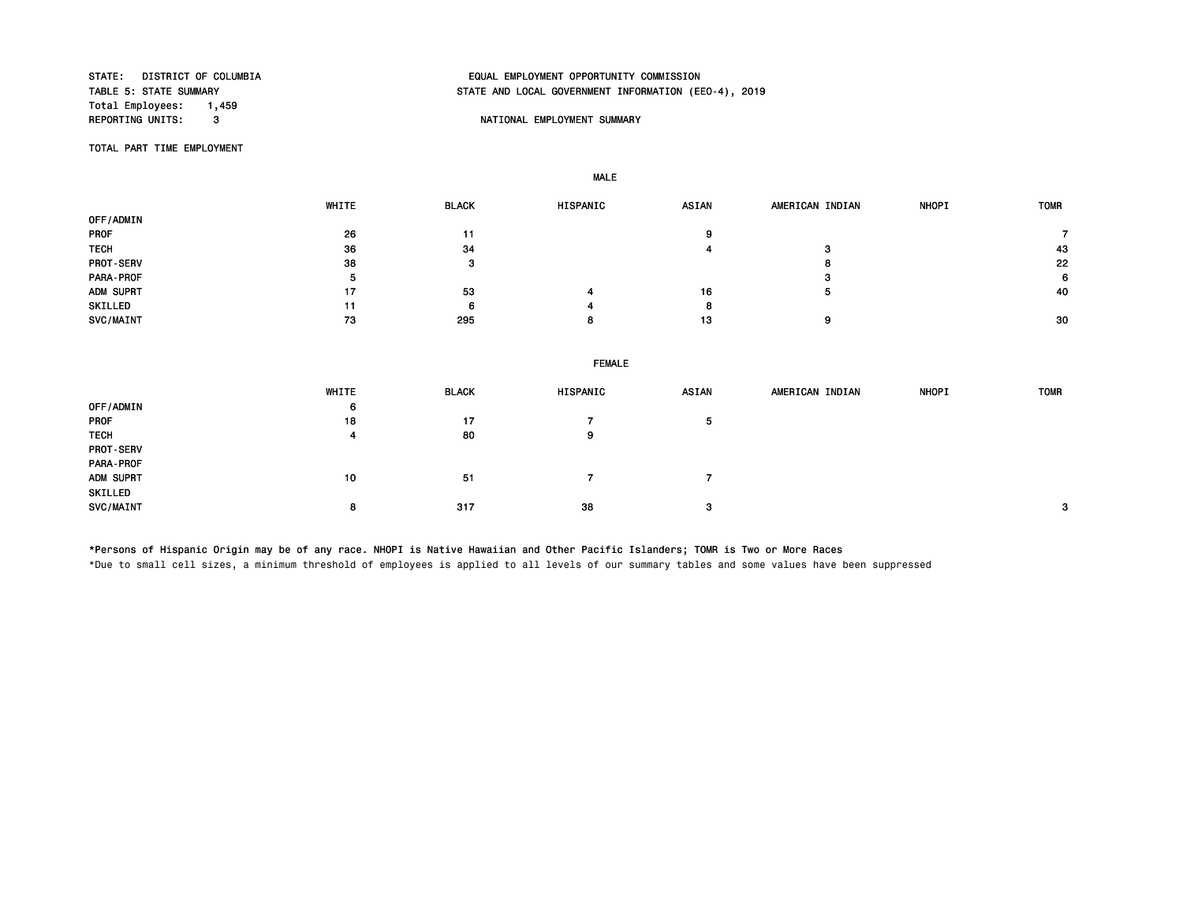STATE: DISTRICT OF COLUMBIA
TABLE 5: STATE SUMMARY
Total Employees: 1,459
REPORTING UNITS: 3

EQUAL EMPLOYMENT OPPORTUNITY COMMISSION
STATE AND LOCAL GOVERNMENT INFORMATION (EEO-4), 2019

NATIONAL EMPLOYMENT SUMMARY

TOTAL PART TIME EMPLOYMENT

**MALE**

| | WHITE | BLACK | HISPANIC | ASIAN | AMERICAN INDIAN | NHOPI | TOMR |
|---|---|---|---|---|---|---|---|
| OFF/ADMIN | | | | | | | |
| PROF | 26 | 11 | | 9 | | | 7 |
| TECH | 36 | 34 | | 4 | 3 | | 43 |
| PROT-SERV | 38 | 3 | | | 8 | | 22 |
| PARA-PROF | 5 | | | | 3 | | 6 |
| ADM SUPRT | 17 | 53 | 4 | 16 | 5 | | 40 |
| SKILLED | 11 | 6 | 4 | 8 | | | |
| SVC/MAINT | 73 | 295 | 8 | 13 | 9 | | 30 |

**FEMALE**

| | WHITE | BLACK | HISPANIC | ASIAN | AMERICAN INDIAN | NHOPI | TOMR |
|---|---|---|---|---|---|---|---|
| OFF/ADMIN | 6 | | | | | | |
| PROF | 18 | 17 | 7 | 5 | | | |
| TECH | 4 | 80 | 9 | | | | |
| PROT-SERV | | | | | | | |
| PARA-PROF | | | | | | | |
| ADM SUPRT | 10 | 51 | 7 | 7 | | | |
| SKILLED | | | | | | | |
| SVC/MAINT | 8 | 317 | 38 | 3 | | | 3 |

*Persons of Hispanic Origin may be of any race. NHOPI is Native Hawaiian and Other Pacific Islanders; TOMR is Two or More Races

*Due to small cell sizes, a minimum threshold of employees is applied to all levels of our summary tables and some values have been suppressed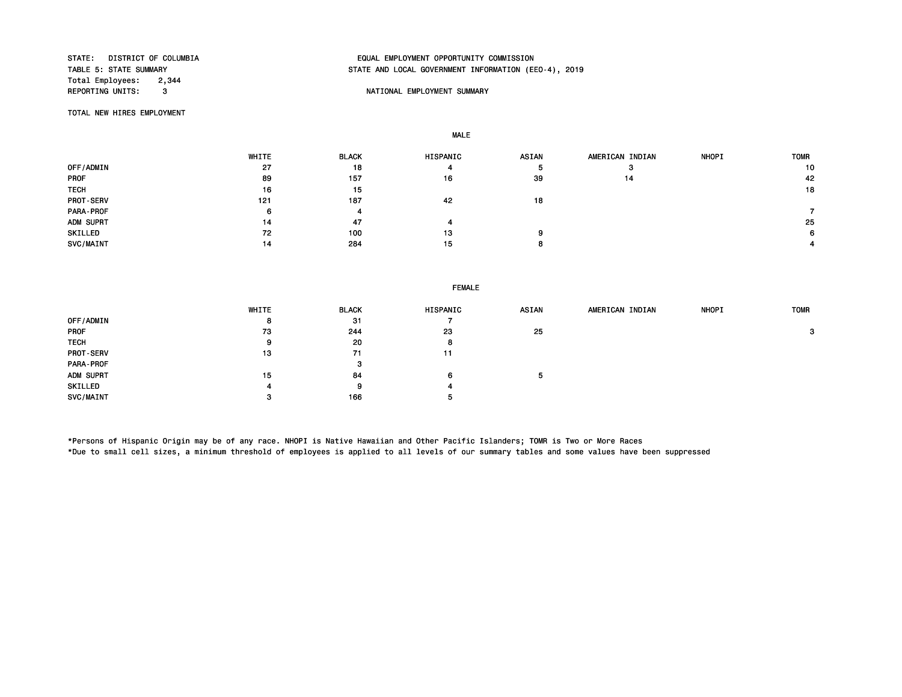STATE: DISTRICT OF COLUMBIA
TABLE 5: STATE SUMMARY
Total Employees: 2,344
REPORTING UNITS: 3

EQUAL EMPLOYMENT OPPORTUNITY COMMISSION
STATE AND LOCAL GOVERNMENT INFORMATION (EEO-4), 2019

NATIONAL EMPLOYMENT SUMMARY

TOTAL NEW HIRES EMPLOYMENT

**MALE**

| | WHITE | BLACK | HISPANIC | ASIAN | AMERICAN INDIAN | NHOPI | TOMR |
|---|---|---|---|---|---|---|---|
| OFF/ADMIN | 27 | 18 | 4 | 5 | 3 | | 10 |
| PROF | 89 | 157 | 16 | 39 | 14 | | 42 |
| TECH | 16 | 15 | | | | | 18 |
| PROT-SERV | 121 | 187 | 42 | 18 | | | |
| PARA-PROF | 6 | 4 | | | | | 7 |
| ADM SUPRT | 14 | 47 | 4 | | | | 25 |
| SKILLED | 72 | 100 | 13 | 9 | | | 6 |
| SVC/MAINT | 14 | 284 | 15 | 8 | | | 4 |

**FEMALE**

| | WHITE | BLACK | HISPANIC | ASIAN | AMERICAN INDIAN | NHOPI | TOMR |
|---|---|---|---|---|---|---|---|
| OFF/ADMIN | 8 | 31 | 7 | | | | |
| PROF | 73 | 244 | 23 | 25 | | | 3 |
| TECH | 9 | 20 | 8 | | | | |
| PROT-SERV | 13 | 71 | 11 | | | | |
| PARA-PROF | | 3 | | | | | |
| ADM SUPRT | 15 | 84 | 6 | 5 | | | |
| SKILLED | 4 | 9 | 4 | | | | |
| SVC/MAINT | 3 | 166 | 5 | | | | |

*Persons of Hispanic Origin may be of any race. NHOPI is Native Hawaiian and Other Pacific Islanders; TOMR is Two or More Races
*Due to small cell sizes, a minimum threshold of employees is applied to all levels of our summary tables and some values have been suppressed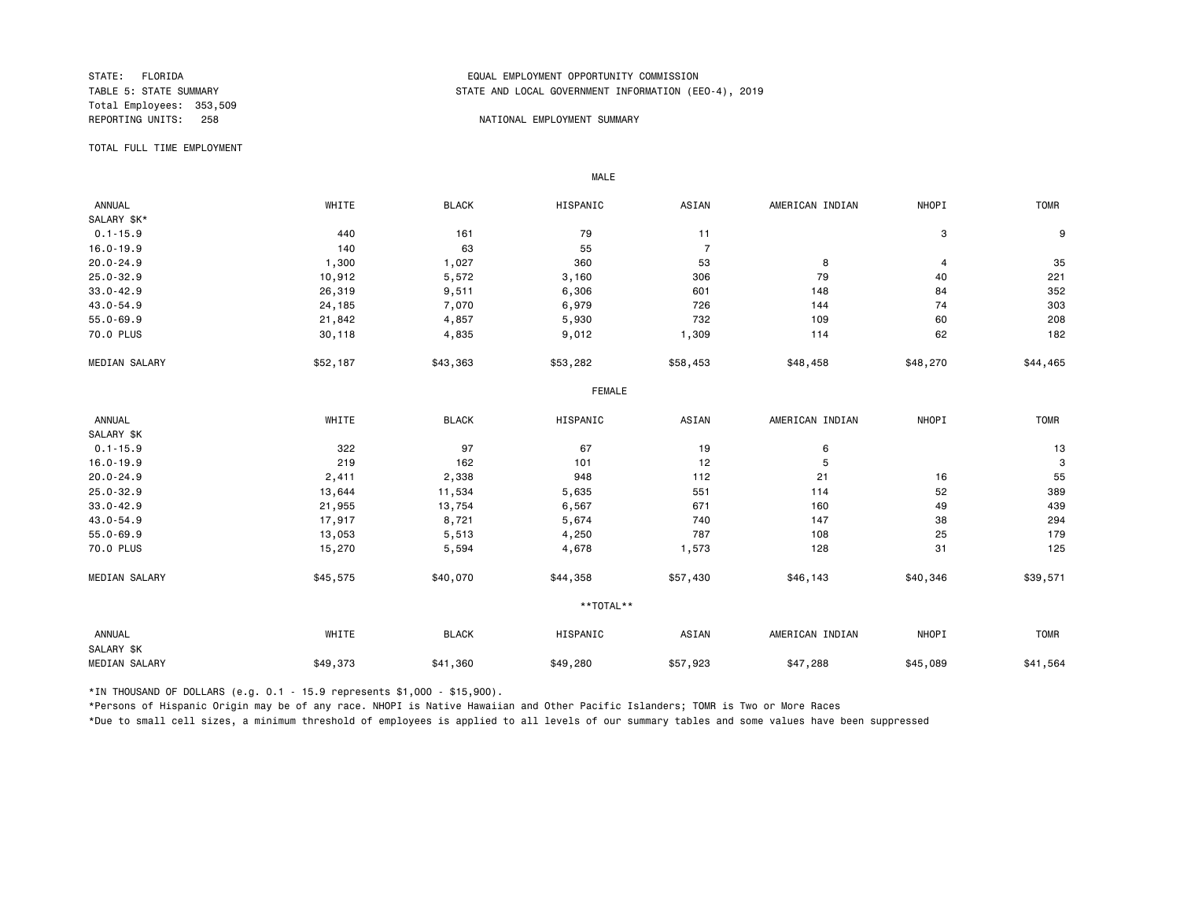STATE: FLORIDA
TABLE 5: STATE SUMMARY
Total Employees: 353,509
REPORTING UNITS: 258

EQUAL EMPLOYMENT OPPORTUNITY COMMISSION
STATE AND LOCAL GOVERNMENT INFORMATION (EEO-4), 2019

NATIONAL EMPLOYMENT SUMMARY

TOTAL FULL TIME EMPLOYMENT

**MALE**

| ANNUAL SALARY $K* | WHITE | BLACK | HISPANIC | ASIAN | AMERICAN INDIAN | NHOPI | TOMR |
|---|---|---|---|---|---|---|---|
| 0.1-15.9 | 440 | 161 | 79 | 11 | | 3 | 9 |
| 16.0-19.9 | 140 | 63 | 55 | 7 | | | |
| 20.0-24.9 | 1,300 | 1,027 | 360 | 53 | 8 | 4 | 35 |
| 25.0-32.9 | 10,912 | 5,572 | 3,160 | 306 | 79 | 40 | 221 |
| 33.0-42.9 | 26,319 | 9,511 | 6,306 | 601 | 148 | 84 | 352 |
| 43.0-54.9 | 24,185 | 7,070 | 6,979 | 726 | 144 | 74 | 303 |
| 55.0-69.9 | 21,842 | 4,857 | 5,930 | 732 | 109 | 60 | 208 |
| 70.0 PLUS | 30,118 | 4,835 | 9,012 | 1,309 | 114 | 62 | 182 |
| MEDIAN SALARY | $52,187 | $43,363 | $53,282 | $58,453 | $48,458 | $48,270 | $44,465 |

**FEMALE**

| ANNUAL SALARY $K | WHITE | BLACK | HISPANIC | ASIAN | AMERICAN INDIAN | NHOPI | TOMR |
|---|---|---|---|---|---|---|---|
| 0.1-15.9 | 322 | 97 | 67 | 19 | 6 | | 13 |
| 16.0-19.9 | 219 | 162 | 101 | 12 | 5 | | 3 |
| 20.0-24.9 | 2,411 | 2,338 | 948 | 112 | 21 | 16 | 55 |
| 25.0-32.9 | 13,644 | 11,534 | 5,635 | 551 | 114 | 52 | 389 |
| 33.0-42.9 | 21,955 | 13,754 | 6,567 | 671 | 160 | 49 | 439 |
| 43.0-54.9 | 17,917 | 8,721 | 5,674 | 740 | 147 | 38 | 294 |
| 55.0-69.9 | 13,053 | 5,513 | 4,250 | 787 | 108 | 25 | 179 |
| 70.0 PLUS | 15,270 | 5,594 | 4,678 | 1,573 | 128 | 31 | 125 |
| MEDIAN SALARY | $45,575 | $40,070 | $44,358 | $57,430 | $46,143 | $40,346 | $39,571 |

**TOTAL**

| ANNUAL SALARY $K | WHITE | BLACK | HISPANIC | ASIAN | AMERICAN INDIAN | NHOPI | TOMR |
|---|---|---|---|---|---|---|---|
| MEDIAN SALARY | $49,373 | $41,360 | $49,280 | $57,923 | $47,288 | $45,089 | $41,564 |

*IN THOUSAND OF DOLLARS (e.g. 0.1 - 15.9 represents $1,000 - $15,900).

*Persons of Hispanic Origin may be of any race. NHOPI is Native Hawaiian and Other Pacific Islanders; TOMR is Two or More Races

*Due to small cell sizes, a minimum threshold of employees is applied to all levels of our summary tables and some values have been suppressed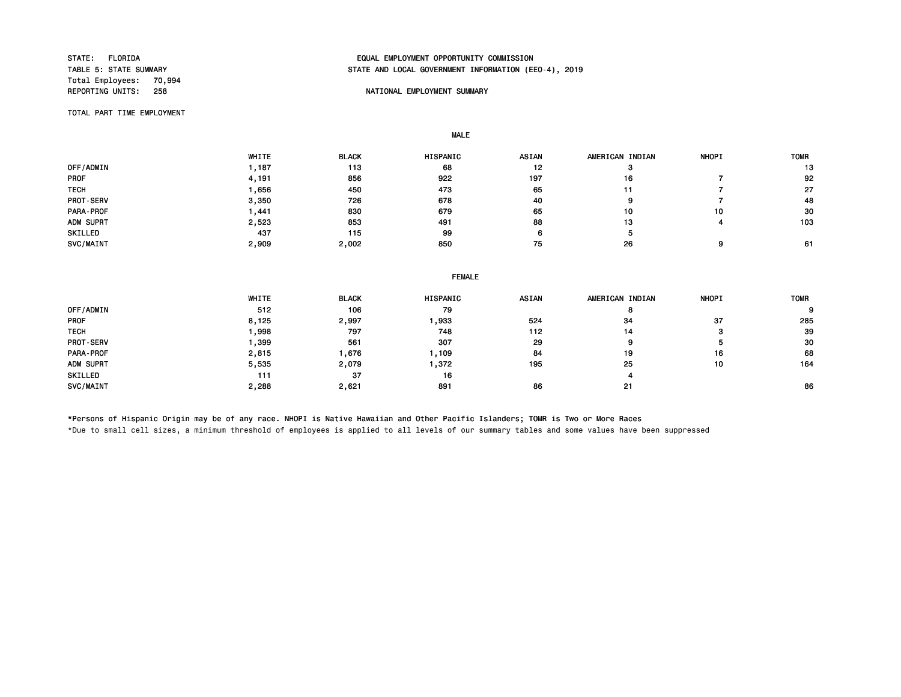STATE: FLORIDA
TABLE 5: STATE SUMMARY
Total Employees: 70,994
REPORTING UNITS: 258

EQUAL EMPLOYMENT OPPORTUNITY COMMISSION
STATE AND LOCAL GOVERNMENT INFORMATION (EEO-4), 2019

NATIONAL EMPLOYMENT SUMMARY

TOTAL PART TIME EMPLOYMENT

MALE

| | WHITE | BLACK | HISPANIC | ASIAN | AMERICAN INDIAN | NHOPI | TOMR |
|---|---|---|---|---|---|---|---|
| OFF/ADMIN | 1,187 | 113 | 68 | 12 | 3 | | 13 |
| PROF | 4,191 | 856 | 922 | 197 | 16 | 7 | 92 |
| TECH | 1,656 | 450 | 473 | 65 | 11 | 7 | 27 |
| PROT-SERV | 3,350 | 726 | 678 | 40 | 9 | 7 | 48 |
| PARA-PROF | 1,441 | 830 | 679 | 65 | 10 | 10 | 30 |
| ADM SUPRT | 2,523 | 853 | 491 | 88 | 13 | 4 | 103 |
| SKILLED | 437 | 115 | 99 | 6 | 5 | | |
| SVC/MAINT | 2,909 | 2,002 | 850 | 75 | 26 | 9 | 61 |

FEMALE

| | WHITE | BLACK | HISPANIC | ASIAN | AMERICAN INDIAN | NHOPI | TOMR |
|---|---|---|---|---|---|---|---|
| OFF/ADMIN | 512 | 106 | 79 | | 8 | | 9 |
| PROF | 8,125 | 2,997 | 1,933 | 524 | 34 | 37 | 285 |
| TECH | 1,998 | 797 | 748 | 112 | 14 | 3 | 39 |
| PROT-SERV | 1,399 | 561 | 307 | 29 | 9 | 5 | 30 |
| PARA-PROF | 2,815 | 1,676 | 1,109 | 84 | 19 | 16 | 68 |
| ADM SUPRT | 5,535 | 2,079 | 1,372 | 195 | 25 | 10 | 164 |
| SKILLED | 111 | 37 | 16 | | 4 | | |
| SVC/MAINT | 2,288 | 2,621 | 891 | 86 | 21 | | 86 |

*Persons of Hispanic Origin may be of any race. NHOPI is Native Hawaiian and Other Pacific Islanders; TOMR is Two or More Races

*Due to small cell sizes, a minimum threshold of employees is applied to all levels of our summary tables and some values have been suppressed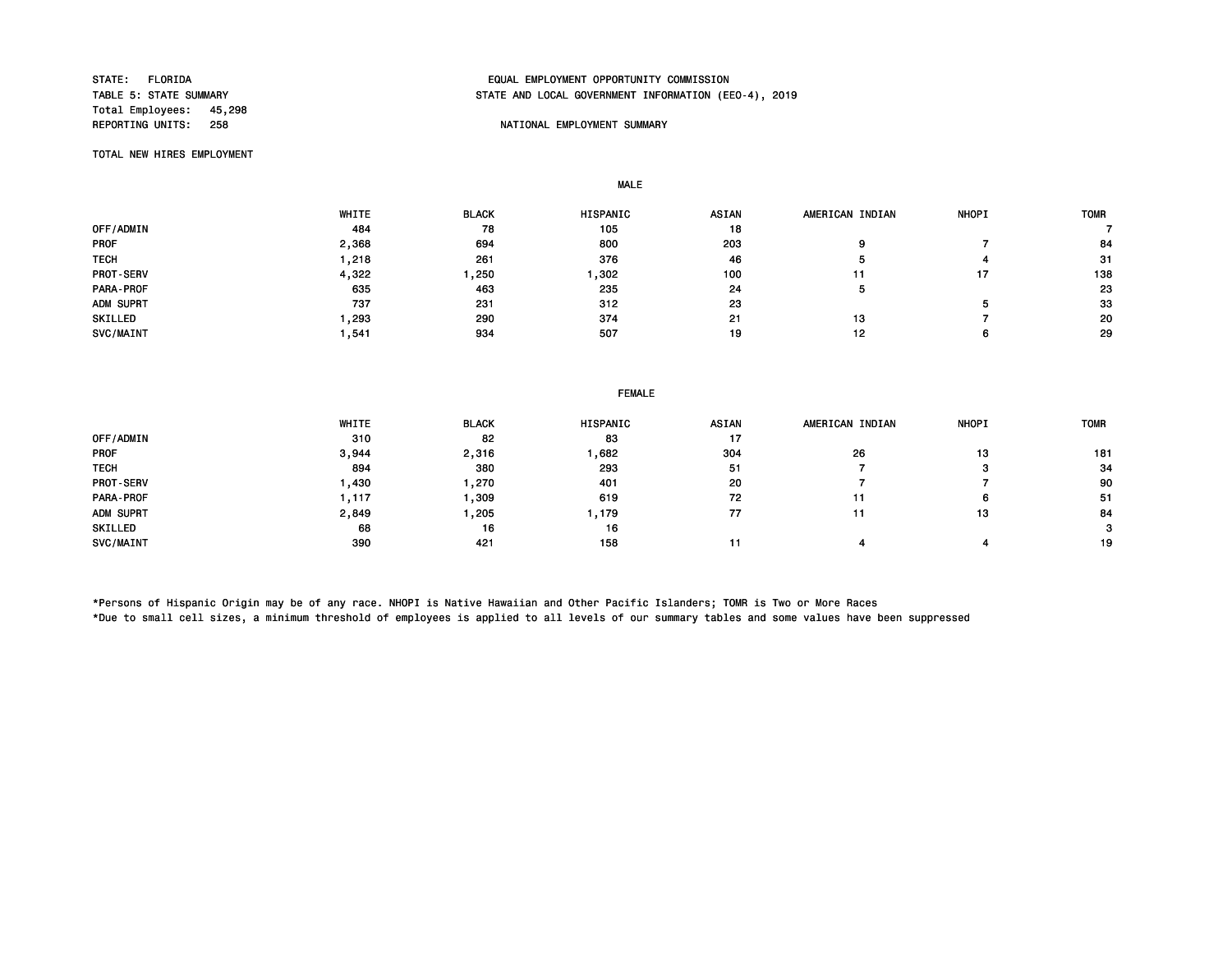STATE: FLORIDA
TABLE 5: STATE SUMMARY
Total Employees: 45,298
REPORTING UNITS: 258

EQUAL EMPLOYMENT OPPORTUNITY COMMISSION
STATE AND LOCAL GOVERNMENT INFORMATION (EEO-4), 2019

NATIONAL EMPLOYMENT SUMMARY

TOTAL NEW HIRES EMPLOYMENT

MALE

| | WHITE | BLACK | HISPANIC | ASIAN | AMERICAN INDIAN | NHOPI | TOMR |
|---|---|---|---|---|---|---|---|
| OFF/ADMIN | 484 | 78 | 105 | 18 | | | 7 |
| PROF | 2,368 | 694 | 800 | 203 | 9 | 7 | 84 |
| TECH | 1,218 | 261 | 376 | 46 | 5 | 4 | 31 |
| PROT-SERV | 4,322 | 1,250 | 1,302 | 100 | 11 | 17 | 138 |
| PARA-PROF | 635 | 463 | 235 | 24 | 5 | | 23 |
| ADM SUPRT | 737 | 231 | 312 | 23 | | 5 | 33 |
| SKILLED | 1,293 | 290 | 374 | 21 | 13 | 7 | 20 |
| SVC/MAINT | 1,541 | 934 | 507 | 19 | 12 | 6 | 29 |

FEMALE

| | WHITE | BLACK | HISPANIC | ASIAN | AMERICAN INDIAN | NHOPI | TOMR |
|---|---|---|---|---|---|---|---|
| OFF/ADMIN | 310 | 82 | 83 | 17 | | | |
| PROF | 3,944 | 2,316 | 1,682 | 304 | 26 | 13 | 181 |
| TECH | 894 | 380 | 293 | 51 | 7 | 3 | 34 |
| PROT-SERV | 1,430 | 1,270 | 401 | 20 | 7 | 7 | 90 |
| PARA-PROF | 1,117 | 1,309 | 619 | 72 | 11 | 6 | 51 |
| ADM SUPRT | 2,849 | 1,205 | 1,179 | 77 | 11 | 13 | 84 |
| SKILLED | 68 | 16 | 16 | | | | 3 |
| SVC/MAINT | 390 | 421 | 158 | 11 | 4 | 4 | 19 |

*Persons of Hispanic Origin may be of any race. NHOPI is Native Hawaiian and Other Pacific Islanders; TOMR is Two or More Races
*Due to small cell sizes, a minimum threshold of employees is applied to all levels of our summary tables and some values have been suppressed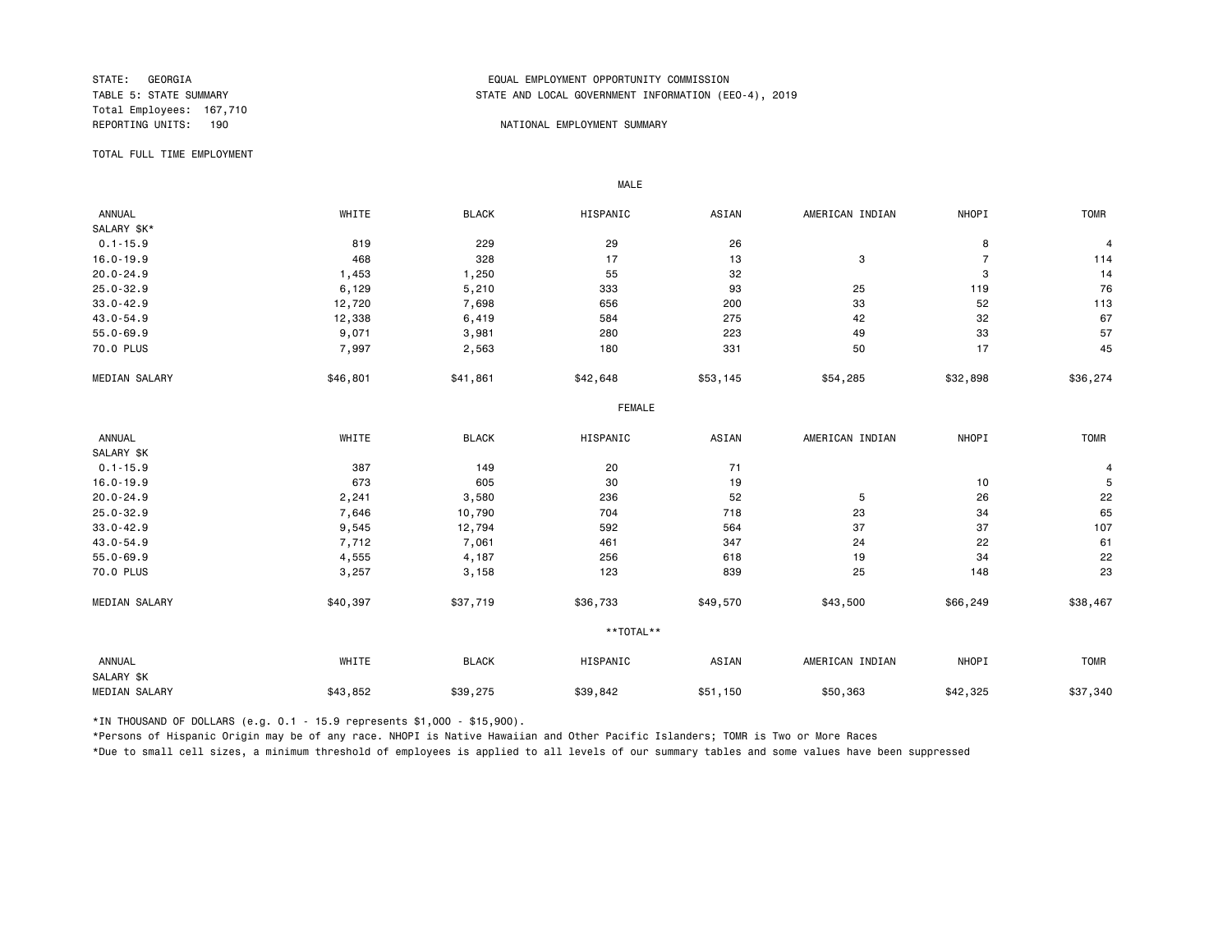STATE: GEORGIA
TABLE 5: STATE SUMMARY
Total Employees: 167,710
REPORTING UNITS: 190

EQUAL EMPLOYMENT OPPORTUNITY COMMISSION
STATE AND LOCAL GOVERNMENT INFORMATION (EEO-4), 2019

NATIONAL EMPLOYMENT SUMMARY

TOTAL FULL TIME EMPLOYMENT

**MALE**

| ANNUAL SALARY $K* | WHITE | BLACK | HISPANIC | ASIAN | AMERICAN INDIAN | NHOPI | TOMR |
|---|---|---|---|---|---|---|---|
| 0.1-15.9 | 819 | 229 | 29 | 26 | | 8 | 4 |
| 16.0-19.9 | 468 | 328 | 17 | 13 | 3 | 7 | 114 |
| 20.0-24.9 | 1,453 | 1,250 | 55 | 32 | | 3 | 14 |
| 25.0-32.9 | 6,129 | 5,210 | 333 | 93 | 25 | 119 | 76 |
| 33.0-42.9 | 12,720 | 7,698 | 656 | 200 | 33 | 52 | 113 |
| 43.0-54.9 | 12,338 | 6,419 | 584 | 275 | 42 | 32 | 67 |
| 55.0-69.9 | 9,071 | 3,981 | 280 | 223 | 49 | 33 | 57 |
| 70.0 PLUS | 7,997 | 2,563 | 180 | 331 | 50 | 17 | 45 |
| MEDIAN SALARY | $46,801 | $41,861 | $42,648 | $53,145 | $54,285 | $32,898 | $36,274 |

**FEMALE**

| ANNUAL SALARY $K | WHITE | BLACK | HISPANIC | ASIAN | AMERICAN INDIAN | NHOPI | TOMR |
|---|---|---|---|---|---|---|---|
| 0.1-15.9 | 387 | 149 | 20 | 71 | | | 4 |
| 16.0-19.9 | 673 | 605 | 30 | 19 | | 10 | 5 |
| 20.0-24.9 | 2,241 | 3,580 | 236 | 52 | 5 | 26 | 22 |
| 25.0-32.9 | 7,646 | 10,790 | 704 | 718 | 23 | 34 | 65 |
| 33.0-42.9 | 9,545 | 12,794 | 592 | 564 | 37 | 37 | 107 |
| 43.0-54.9 | 7,712 | 7,061 | 461 | 347 | 24 | 22 | 61 |
| 55.0-69.9 | 4,555 | 4,187 | 256 | 618 | 19 | 34 | 22 |
| 70.0 PLUS | 3,257 | 3,158 | 123 | 839 | 25 | 148 | 23 |
| MEDIAN SALARY | $40,397 | $37,719 | $36,733 | $49,570 | $43,500 | $66,249 | $38,467 |

**TOTAL**

| ANNUAL SALARY $K | WHITE | BLACK | HISPANIC | ASIAN | AMERICAN INDIAN | NHOPI | TOMR |
|---|---|---|---|---|---|---|---|
| MEDIAN SALARY | $43,852 | $39,275 | $39,842 | $51,150 | $50,363 | $42,325 | $37,340 |

*IN THOUSAND OF DOLLARS (e.g. 0.1 - 15.9 represents $1,000 - $15,900).

*Persons of Hispanic Origin may be of any race. NHOPI is Native Hawaiian and Other Pacific Islanders; TOMR is Two or More Races

*Due to small cell sizes, a minimum threshold of employees is applied to all levels of our summary tables and some values have been suppressed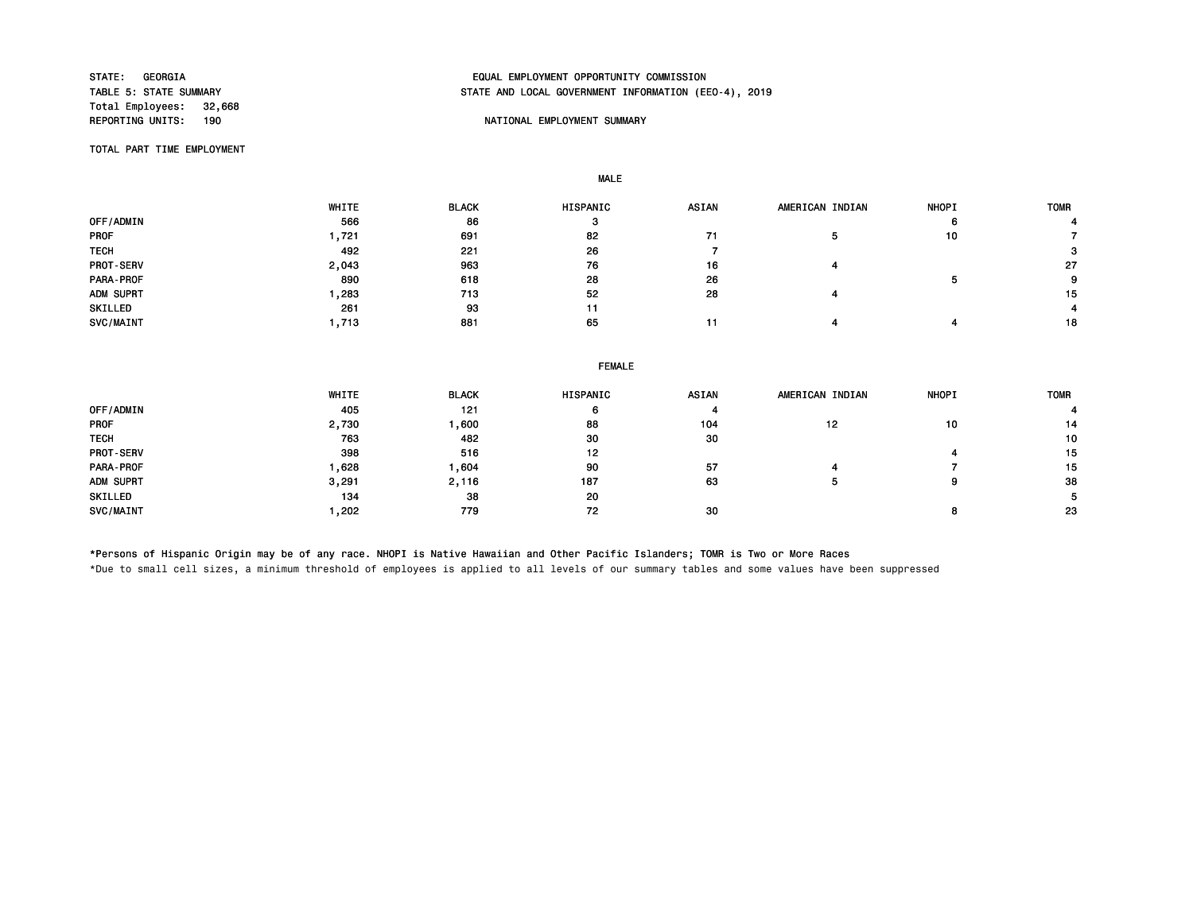STATE: GEORGIA
TABLE 5: STATE SUMMARY
Total Employees: 32,668
REPORTING UNITS: 190

EQUAL EMPLOYMENT OPPORTUNITY COMMISSION
STATE AND LOCAL GOVERNMENT INFORMATION (EEO-4), 2019

NATIONAL EMPLOYMENT SUMMARY

TOTAL PART TIME EMPLOYMENT

MALE

| | WHITE | BLACK | HISPANIC | ASIAN | AMERICAN INDIAN | NHOPI | TOMR |
|---|---|---|---|---|---|---|---|
| OFF/ADMIN | 566 | 86 | 3 | | | 6 | 4 |
| PROF | 1,721 | 691 | 82 | 71 | 5 | 10 | 7 |
| TECH | 492 | 221 | 26 | 7 | | | 3 |
| PROT-SERV | 2,043 | 963 | 76 | 16 | 4 | | 27 |
| PARA-PROF | 890 | 618 | 28 | 26 | | 5 | 9 |
| ADM SUPRT | 1,283 | 713 | 52 | 28 | 4 | | 15 |
| SKILLED | 261 | 93 | 11 | | | | 4 |
| SVC/MAINT | 1,713 | 881 | 65 | 11 | 4 | 4 | 18 |

FEMALE

| | WHITE | BLACK | HISPANIC | ASIAN | AMERICAN INDIAN | NHOPI | TOMR |
|---|---|---|---|---|---|---|---|
| OFF/ADMIN | 405 | 121 | 6 | 4 | | | 4 |
| PROF | 2,730 | 1,600 | 88 | 104 | 12 | 10 | 14 |
| TECH | 763 | 482 | 30 | 30 | | | 10 |
| PROT-SERV | 398 | 516 | 12 | | | 4 | 15 |
| PARA-PROF | 1,628 | 1,604 | 90 | 57 | 4 | 7 | 15 |
| ADM SUPRT | 3,291 | 2,116 | 187 | 63 | 5 | 9 | 38 |
| SKILLED | 134 | 38 | 20 | | | | 5 |
| SVC/MAINT | 1,202 | 779 | 72 | 30 | | 8 | 23 |

*Persons of Hispanic Origin may be of any race. NHOPI is Native Hawaiian and Other Pacific Islanders; TOMR is Two or More Races

*Due to small cell sizes, a minimum threshold of employees is applied to all levels of our summary tables and some values have been suppressed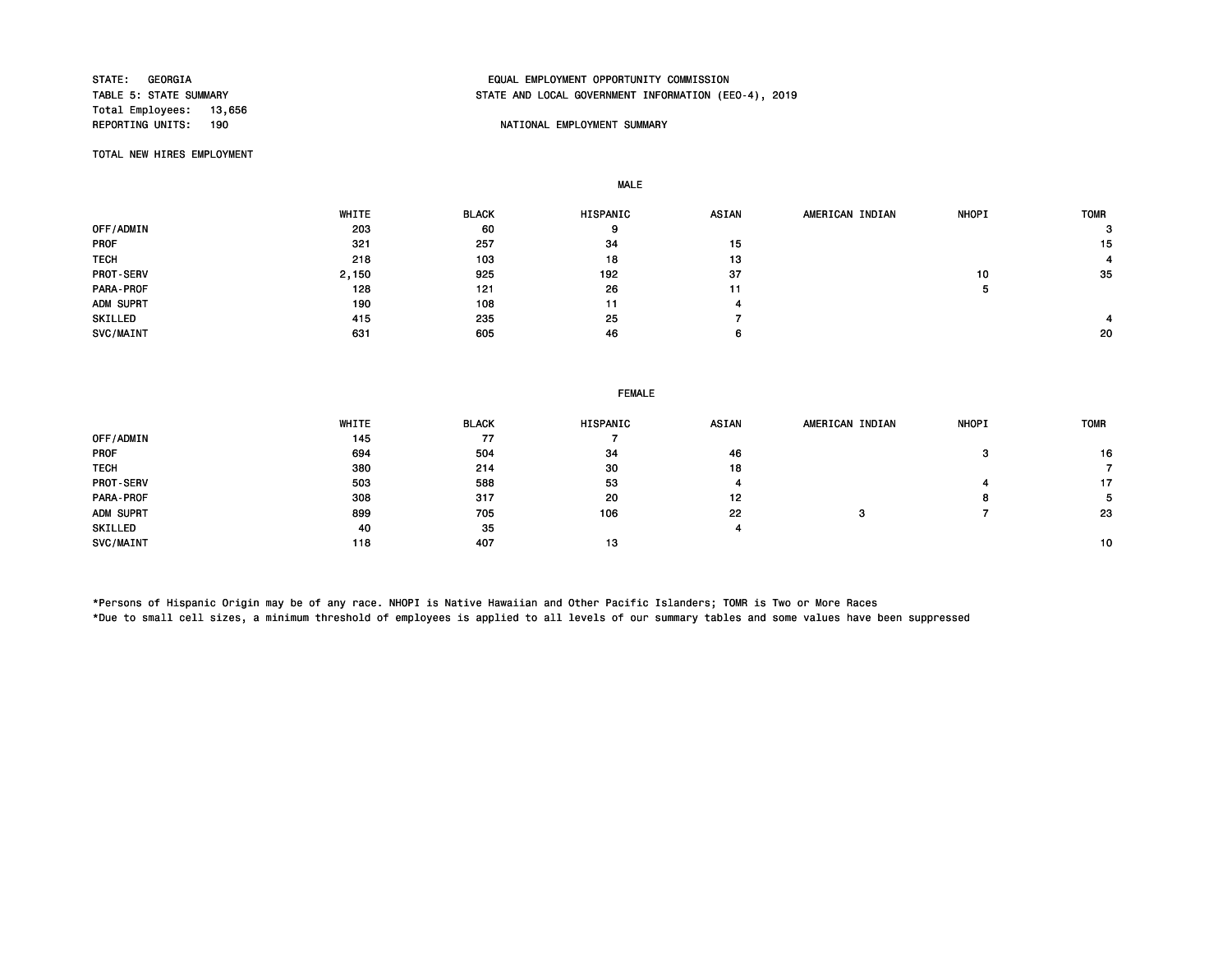STATE: GEORGIA
TABLE 5: STATE SUMMARY
Total Employees: 13,656
REPORTING UNITS: 190

EQUAL EMPLOYMENT OPPORTUNITY COMMISSION
STATE AND LOCAL GOVERNMENT INFORMATION (EEO-4), 2019

NATIONAL EMPLOYMENT SUMMARY

TOTAL NEW HIRES EMPLOYMENT

**MALE**

| | WHITE | BLACK | HISPANIC | ASIAN | AMERICAN INDIAN | NHOPI | TOMR |
|---|---|---|---|---|---|---|---|
| OFF/ADMIN | 203 | 60 | 9 | | | | 3 |
| PROF | 321 | 257 | 34 | 15 | | | 15 |
| TECH | 218 | 103 | 18 | 13 | | | 4 |
| PROT-SERV | 2,150 | 925 | 192 | 37 | | 10 | 35 |
| PARA-PROF | 128 | 121 | 26 | 11 | | 5 | |
| ADM SUPRT | 190 | 108 | 11 | 4 | | | |
| SKILLED | 415 | 235 | 25 | 7 | | | 4 |
| SVC/MAINT | 631 | 605 | 46 | 6 | | | 20 |

**FEMALE**

| | WHITE | BLACK | HISPANIC | ASIAN | AMERICAN INDIAN | NHOPI | TOMR |
|---|---|---|---|---|---|---|---|
| OFF/ADMIN | 145 | 77 | 7 | | | | |
| PROF | 694 | 504 | 34 | 46 | | 3 | 16 |
| TECH | 380 | 214 | 30 | 18 | | | 7 |
| PROT-SERV | 503 | 588 | 53 | 4 | | 4 | 17 |
| PARA-PROF | 308 | 317 | 20 | 12 | | 8 | 5 |
| ADM SUPRT | 899 | 705 | 106 | 22 | 3 | 7 | 23 |
| SKILLED | 40 | 35 | | 4 | | | |
| SVC/MAINT | 118 | 407 | 13 | | | | 10 |

*Persons of Hispanic Origin may be of any race. NHOPI is Native Hawaiian and Other Pacific Islanders; TOMR is Two or More Races
*Due to small cell sizes, a minimum threshold of employees is applied to all levels of our summary tables and some values have been suppressed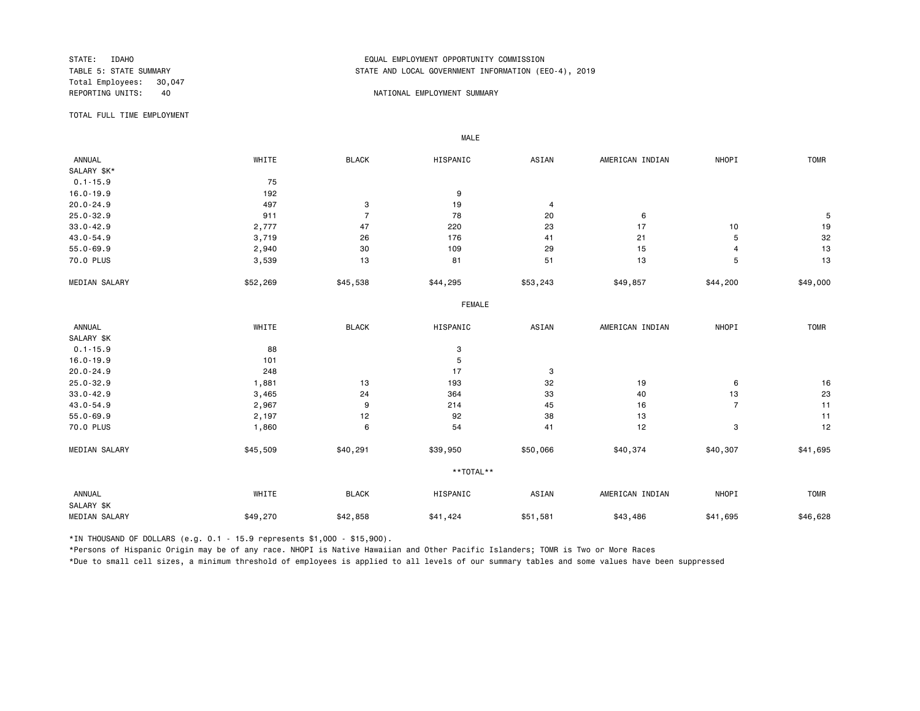STATE: IDAHO
TABLE 5: STATE SUMMARY
Total Employees: 30,047
REPORTING UNITS: 40

EQUAL EMPLOYMENT OPPORTUNITY COMMISSION
STATE AND LOCAL GOVERNMENT INFORMATION (EEO-4), 2019

NATIONAL EMPLOYMENT SUMMARY

TOTAL FULL TIME EMPLOYMENT

MALE

| ANNUAL SALARY $K* | WHITE | BLACK | HISPANIC | ASIAN | AMERICAN INDIAN | NHOPI | TOMR |
|---|---|---|---|---|---|---|---|
| 0.1-15.9 | 75 | | | | | | |
| 16.0-19.9 | 192 | | 9 | | | | |
| 20.0-24.9 | 497 | 3 | 19 | 4 | | | |
| 25.0-32.9 | 911 | 7 | 78 | 20 | 6 | | 5 |
| 33.0-42.9 | 2,777 | 47 | 220 | 23 | 17 | 10 | 19 |
| 43.0-54.9 | 3,719 | 26 | 176 | 41 | 21 | 5 | 32 |
| 55.0-69.9 | 2,940 | 30 | 109 | 29 | 15 | 4 | 13 |
| 70.0 PLUS | 3,539 | 13 | 81 | 51 | 13 | 5 | 13 |
| MEDIAN SALARY | $52,269 | $45,538 | $44,295 | $53,243 | $49,857 | $44,200 | $49,000 |

FEMALE

| ANNUAL SALARY $K | WHITE | BLACK | HISPANIC | ASIAN | AMERICAN INDIAN | NHOPI | TOMR |
|---|---|---|---|---|---|---|---|
| 0.1-15.9 | 88 | | 3 | | | | |
| 16.0-19.9 | 101 | | 5 | | | | |
| 20.0-24.9 | 248 | | 17 | 3 | | | |
| 25.0-32.9 | 1,881 | 13 | 193 | 32 | 19 | 6 | 16 |
| 33.0-42.9 | 3,465 | 24 | 364 | 33 | 40 | 13 | 23 |
| 43.0-54.9 | 2,967 | 9 | 214 | 45 | 16 | 7 | 11 |
| 55.0-69.9 | 2,197 | 12 | 92 | 38 | 13 | | 11 |
| 70.0 PLUS | 1,860 | 6 | 54 | 41 | 12 | 3 | 12 |
| MEDIAN SALARY | $45,509 | $40,291 | $39,950 | $50,066 | $40,374 | $40,307 | $41,695 |

**TOTAL**

| ANNUAL SALARY $K | WHITE | BLACK | HISPANIC | ASIAN | AMERICAN INDIAN | NHOPI | TOMR |
|---|---|---|---|---|---|---|---|
| MEDIAN SALARY | $49,270 | $42,858 | $41,424 | $51,581 | $43,486 | $41,695 | $46,628 |

*IN THOUSAND OF DOLLARS (e.g. 0.1 - 15.9 represents $1,000 - $15,900).

*Persons of Hispanic Origin may be of any race. NHOPI is Native Hawaiian and Other Pacific Islanders; TOMR is Two or More Races

*Due to small cell sizes, a minimum threshold of employees is applied to all levels of our summary tables and some values have been suppressed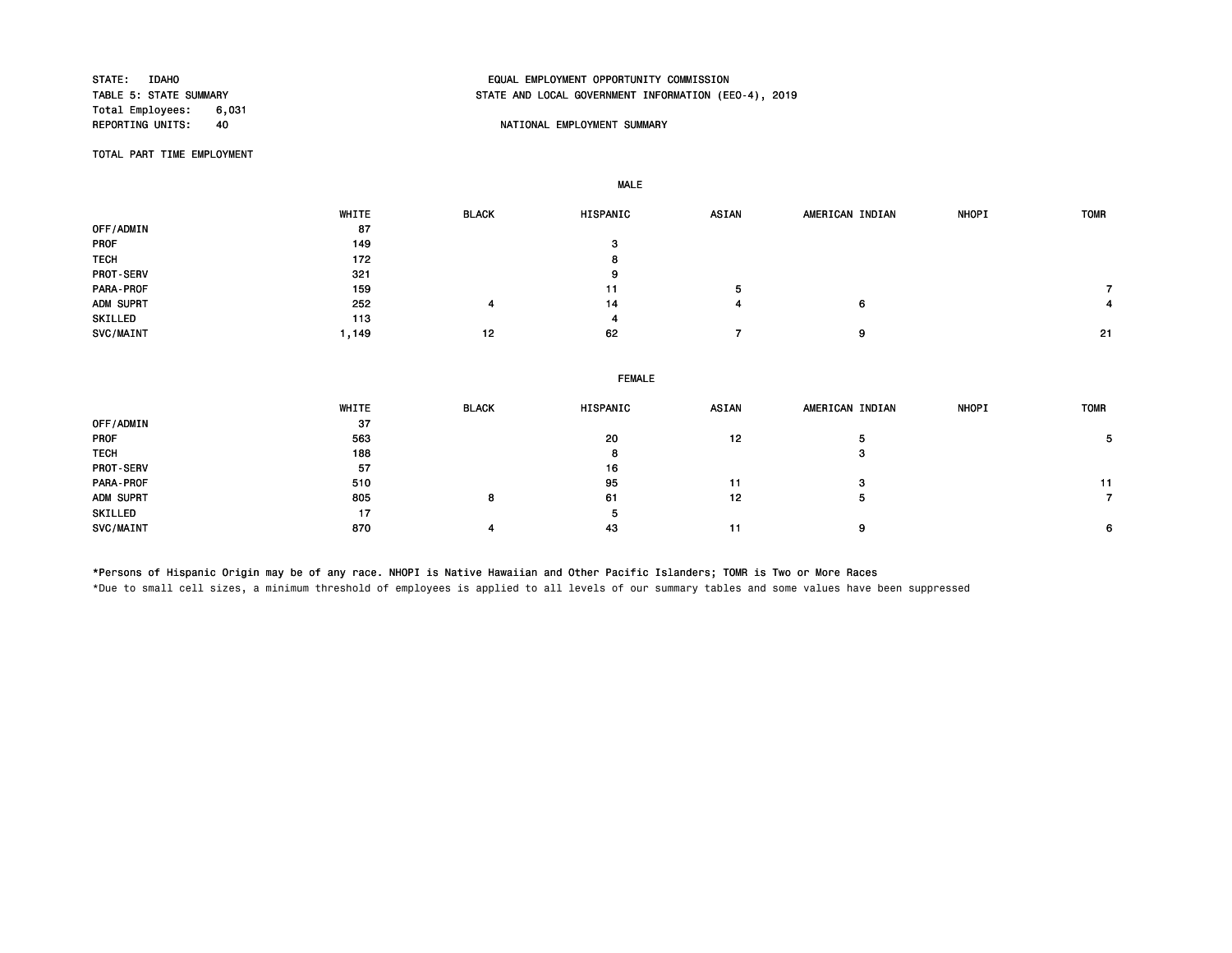STATE: IDAHO
TABLE 5: STATE SUMMARY
Total Employees: 6,031
REPORTING UNITS: 40

EQUAL EMPLOYMENT OPPORTUNITY COMMISSION
STATE AND LOCAL GOVERNMENT INFORMATION (EEO-4), 2019

NATIONAL EMPLOYMENT SUMMARY

TOTAL PART TIME EMPLOYMENT

**MALE**

| | WHITE | BLACK | HISPANIC | ASIAN | AMERICAN INDIAN | NHOPI | TOMR |
|---|---|---|---|---|---|---|---|
| OFF/ADMIN | 87 | | | | | | |
| PROF | 149 | | 3 | | | | |
| TECH | 172 | | 8 | | | | |
| PROT-SERV | 321 | | 9 | | | | |
| PARA-PROF | 159 | | 11 | 5 | | | 7 |
| ADM SUPRT | 252 | 4 | 14 | 4 | 6 | | 4 |
| SKILLED | 113 | | 4 | | | | |
| SVC/MAINT | 1,149 | 12 | 62 | 7 | 9 | | 21 |

**FEMALE**

| | WHITE | BLACK | HISPANIC | ASIAN | AMERICAN INDIAN | NHOPI | TOMR |
|---|---|---|---|---|---|---|---|
| OFF/ADMIN | 37 | | | | | | |
| PROF | 563 | | 20 | 12 | 5 | | 5 |
| TECH | 188 | | 8 | | 3 | | |
| PROT-SERV | 57 | | 16 | | | | |
| PARA-PROF | 510 | | 95 | 11 | 3 | | 11 |
| ADM SUPRT | 805 | 8 | 61 | 12 | 5 | | 7 |
| SKILLED | 17 | | 5 | | | | |
| SVC/MAINT | 870 | 4 | 43 | 11 | 9 | | 6 |

*Persons of Hispanic Origin may be of any race. NHOPI is Native Hawaiian and Other Pacific Islanders; TOMR is Two or More Races

*Due to small cell sizes, a minimum threshold of employees is applied to all levels of our summary tables and some values have been suppressed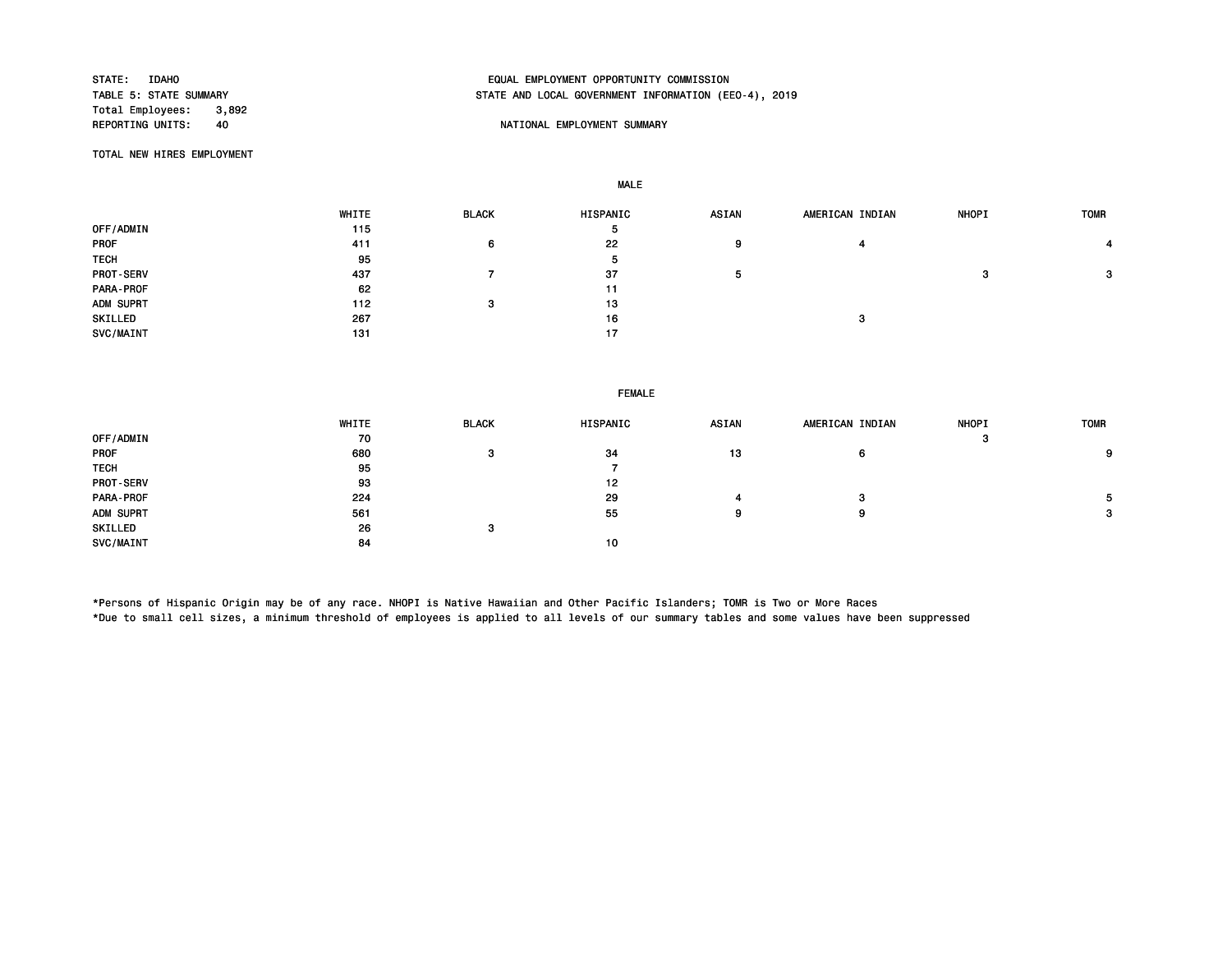STATE: IDAHO
TABLE 5: STATE SUMMARY
Total Employees: 3,892
REPORTING UNITS: 40

EQUAL EMPLOYMENT OPPORTUNITY COMMISSION
STATE AND LOCAL GOVERNMENT INFORMATION (EEO-4), 2019

NATIONAL EMPLOYMENT SUMMARY

TOTAL NEW HIRES EMPLOYMENT

MALE

| | WHITE | BLACK | HISPANIC | ASIAN | AMERICAN INDIAN | NHOPI | TOMR |
|---|---|---|---|---|---|---|---|
| OFF/ADMIN | 115 | | 5 | | | | |
| PROF | 411 | 6 | 22 | 9 | 4 | | 4 |
| TECH | 95 | | 5 | | | | |
| PROT-SERV | 437 | 7 | 37 | 5 | | 3 | 3 |
| PARA-PROF | 62 | | 11 | | | | |
| ADM SUPRT | 112 | 3 | 13 | | | | |
| SKILLED | 267 | | 16 | | 3 | | |
| SVC/MAINT | 131 | | 17 | | | | |

FEMALE

| | WHITE | BLACK | HISPANIC | ASIAN | AMERICAN INDIAN | NHOPI | TOMR |
|---|---|---|---|---|---|---|---|
| OFF/ADMIN | 70 | | | | | 3 | |
| PROF | 680 | 3 | 34 | 13 | 6 | | 9 |
| TECH | 95 | | 7 | | | | |
| PROT-SERV | 93 | | 12 | | | | |
| PARA-PROF | 224 | | 29 | 4 | 3 | | 5 |
| ADM SUPRT | 561 | | 55 | 9 | 9 | | 3 |
| SKILLED | 26 | 3 | | | | | |
| SVC/MAINT | 84 | | 10 | | | | |

*Persons of Hispanic Origin may be of any race. NHOPI is Native Hawaiian and Other Pacific Islanders; TOMR is Two or More Races
*Due to small cell sizes, a minimum threshold of employees is applied to all levels of our summary tables and some values have been suppressed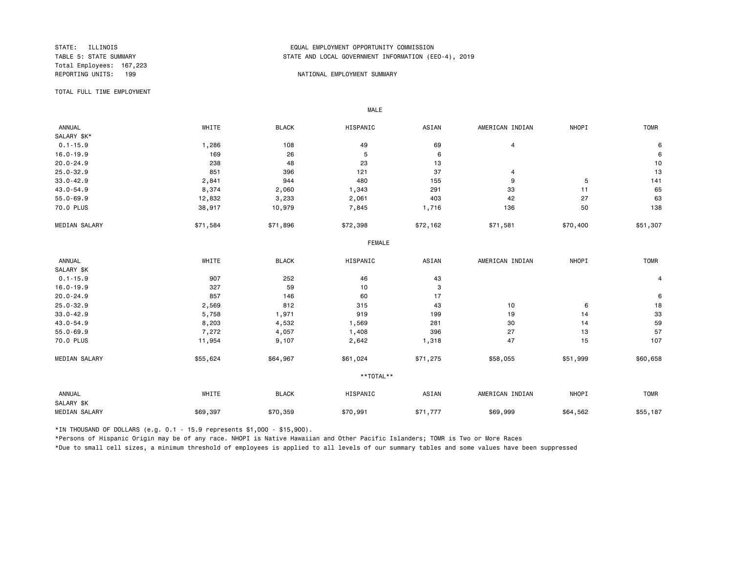STATE: ILLINOIS
TABLE 5: STATE SUMMARY
Total Employees: 167,223
REPORTING UNITS: 199

EQUAL EMPLOYMENT OPPORTUNITY COMMISSION
STATE AND LOCAL GOVERNMENT INFORMATION (EEO-4), 2019

NATIONAL EMPLOYMENT SUMMARY

TOTAL FULL TIME EMPLOYMENT

MALE

| ANNUAL SALARY $K* | WHITE | BLACK | HISPANIC | ASIAN | AMERICAN INDIAN | NHOPI | TOMR |
|---|---|---|---|---|---|---|---|
| 0.1-15.9 | 1,286 | 108 | 49 | 69 | 4 | | 6 |
| 16.0-19.9 | 169 | 26 | 5 | 6 | | | 6 |
| 20.0-24.9 | 238 | 48 | 23 | 13 | | | 10 |
| 25.0-32.9 | 851 | 396 | 121 | 37 | 4 | | 13 |
| 33.0-42.9 | 2,841 | 944 | 480 | 155 | 9 | 5 | 141 |
| 43.0-54.9 | 8,374 | 2,060 | 1,343 | 291 | 33 | 11 | 65 |
| 55.0-69.9 | 12,832 | 3,233 | 2,061 | 403 | 42 | 27 | 63 |
| 70.0 PLUS | 38,917 | 10,979 | 7,845 | 1,716 | 136 | 50 | 138 |
| MEDIAN SALARY | $71,584 | $71,896 | $72,398 | $72,162 | $71,581 | $70,400 | $51,307 |

FEMALE

| ANNUAL SALARY $K | WHITE | BLACK | HISPANIC | ASIAN | AMERICAN INDIAN | NHOPI | TOMR |
|---|---|---|---|---|---|---|---|
| 0.1-15.9 | 907 | 252 | 46 | 43 | | | 4 |
| 16.0-19.9 | 327 | 59 | 10 | 3 | | | |
| 20.0-24.9 | 857 | 146 | 60 | 17 | | | 6 |
| 25.0-32.9 | 2,569 | 812 | 315 | 43 | 10 | 6 | 18 |
| 33.0-42.9 | 5,758 | 1,971 | 919 | 199 | 19 | 14 | 33 |
| 43.0-54.9 | 8,203 | 4,532 | 1,569 | 281 | 30 | 14 | 59 |
| 55.0-69.9 | 7,272 | 4,057 | 1,408 | 396 | 27 | 13 | 57 |
| 70.0 PLUS | 11,954 | 9,107 | 2,642 | 1,318 | 47 | 15 | 107 |
| MEDIAN SALARY | $55,624 | $64,967 | $61,024 | $71,275 | $58,055 | $51,999 | $60,658 |

**TOTAL**

| ANNUAL SALARY $K | WHITE | BLACK | HISPANIC | ASIAN | AMERICAN INDIAN | NHOPI | TOMR |
|---|---|---|---|---|---|---|---|
| MEDIAN SALARY | $69,397 | $70,359 | $70,991 | $71,777 | $69,999 | $64,562 | $55,187 |

*IN THOUSAND OF DOLLARS (e.g. 0.1 - 15.9 represents $1,000 - $15,900).

*Persons of Hispanic Origin may be of any race. NHOPI is Native Hawaiian and Other Pacific Islanders; TOMR is Two or More Races

*Due to small cell sizes, a minimum threshold of employees is applied to all levels of our summary tables and some values have been suppressed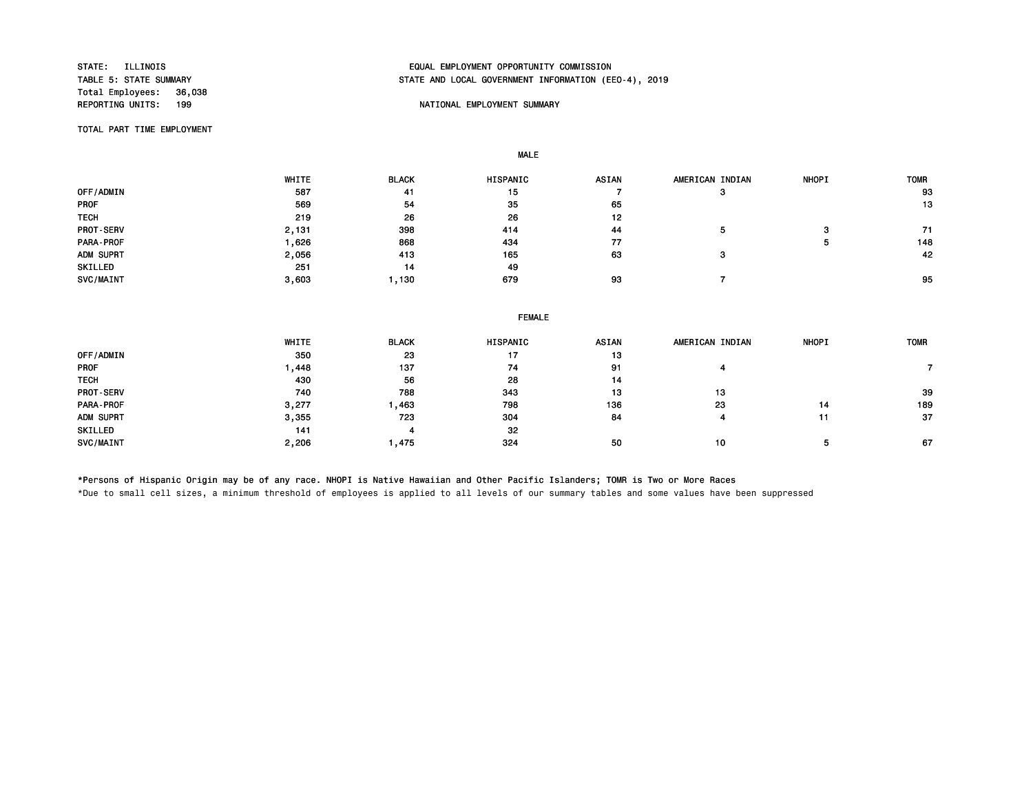STATE: ILLINOIS
TABLE 5: STATE SUMMARY
Total Employees: 36,038
REPORTING UNITS: 199

EQUAL EMPLOYMENT OPPORTUNITY COMMISSION
STATE AND LOCAL GOVERNMENT INFORMATION (EEO-4), 2019

NATIONAL EMPLOYMENT SUMMARY

TOTAL PART TIME EMPLOYMENT

MALE

| | WHITE | BLACK | HISPANIC | ASIAN | AMERICAN INDIAN | NHOPI | TOMR |
|---|---|---|---|---|---|---|---|
| OFF/ADMIN | 587 | 41 | 15 | 7 | 3 | | 93 |
| PROF | 569 | 54 | 35 | 65 | | | 13 |
| TECH | 219 | 26 | 26 | 12 | | | |
| PROT-SERV | 2,131 | 398 | 414 | 44 | 5 | 3 | 71 |
| PARA-PROF | 1,626 | 868 | 434 | 77 | | 5 | 148 |
| ADM SUPRT | 2,056 | 413 | 165 | 63 | 3 | | 42 |
| SKILLED | 251 | 14 | 49 | | | | |
| SVC/MAINT | 3,603 | 1,130 | 679 | 93 | 7 | | 95 |

FEMALE

| | WHITE | BLACK | HISPANIC | ASIAN | AMERICAN INDIAN | NHOPI | TOMR |
|---|---|---|---|---|---|---|---|
| OFF/ADMIN | 350 | 23 | 17 | 13 | | | |
| PROF | 1,448 | 137 | 74 | 91 | 4 | | 7 |
| TECH | 430 | 56 | 28 | 14 | | | |
| PROT-SERV | 740 | 788 | 343 | 13 | 13 | | 39 |
| PARA-PROF | 3,277 | 1,463 | 798 | 136 | 23 | 14 | 189 |
| ADM SUPRT | 3,355 | 723 | 304 | 84 | 4 | 11 | 37 |
| SKILLED | 141 | 4 | 32 | | | | |
| SVC/MAINT | 2,206 | 1,475 | 324 | 50 | 10 | 5 | 67 |

*Persons of Hispanic Origin may be of any race. NHOPI is Native Hawaiian and Other Pacific Islanders; TOMR is Two or More Races

*Due to small cell sizes, a minimum threshold of employees is applied to all levels of our summary tables and some values have been suppressed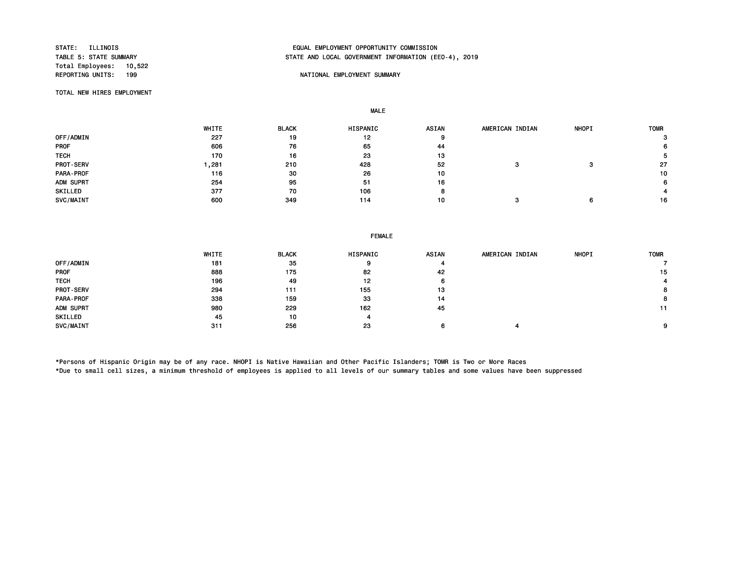STATE: ILLINOIS
TABLE 5: STATE SUMMARY
Total Employees: 10,522
REPORTING UNITS: 199

EQUAL EMPLOYMENT OPPORTUNITY COMMISSION
STATE AND LOCAL GOVERNMENT INFORMATION (EEO-4), 2019

NATIONAL EMPLOYMENT SUMMARY

TOTAL NEW HIRES EMPLOYMENT

MALE

| | WHITE | BLACK | HISPANIC | ASIAN | AMERICAN INDIAN | NHOPI | TOMR |
|---|---|---|---|---|---|---|---|
| OFF/ADMIN | 227 | 19 | 12 | 9 | | | 3 |
| PROF | 606 | 76 | 65 | 44 | | | 6 |
| TECH | 170 | 16 | 23 | 13 | | | 5 |
| PROT-SERV | 1,281 | 210 | 428 | 52 | 3 | 3 | 27 |
| PARA-PROF | 116 | 30 | 26 | 10 | | | 10 |
| ADM SUPRT | 254 | 95 | 51 | 16 | | | 6 |
| SKILLED | 377 | 70 | 106 | 8 | | | 4 |
| SVC/MAINT | 600 | 349 | 114 | 10 | 3 | 6 | 16 |

FEMALE

| | WHITE | BLACK | HISPANIC | ASIAN | AMERICAN INDIAN | NHOPI | TOMR |
|---|---|---|---|---|---|---|---|
| OFF/ADMIN | 181 | 35 | 9 | 4 | | | 7 |
| PROF | 888 | 175 | 82 | 42 | | | 15 |
| TECH | 196 | 49 | 12 | 6 | | | 4 |
| PROT-SERV | 294 | 111 | 155 | 13 | | | 8 |
| PARA-PROF | 338 | 159 | 33 | 14 | | | 8 |
| ADM SUPRT | 980 | 229 | 162 | 45 | | | 11 |
| SKILLED | 45 | 10 | 4 | | | | |
| SVC/MAINT | 311 | 256 | 23 | 6 | 4 | | 9 |

*Persons of Hispanic Origin may be of any race. NHOPI is Native Hawaiian and Other Pacific Islanders; TOMR is Two or More Races
*Due to small cell sizes, a minimum threshold of employees is applied to all levels of our summary tables and some values have been suppressed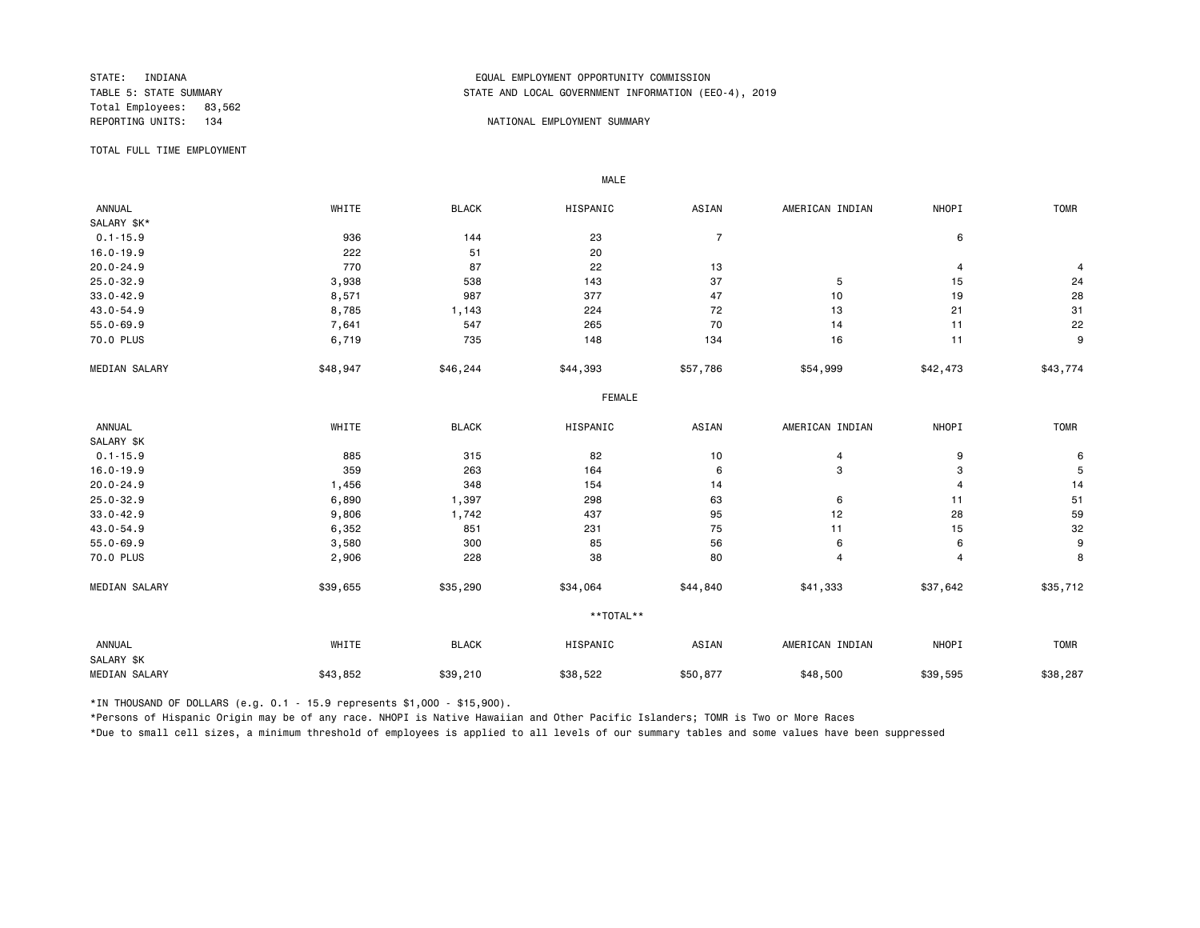STATE: INDIANA
TABLE 5: STATE SUMMARY
Total Employees: 83,562
REPORTING UNITS: 134

EQUAL EMPLOYMENT OPPORTUNITY COMMISSION
STATE AND LOCAL GOVERNMENT INFORMATION (EEO-4), 2019

NATIONAL EMPLOYMENT SUMMARY

TOTAL FULL TIME EMPLOYMENT

MALE

| ANNUAL SALARY $K* | WHITE | BLACK | HISPANIC | ASIAN | AMERICAN INDIAN | NHOPI | TOMR |
|---|---|---|---|---|---|---|---|
| 0.1-15.9 | 936 | 144 | 23 | 7 | | 6 | |
| 16.0-19.9 | 222 | 51 | 20 | | | | |
| 20.0-24.9 | 770 | 87 | 22 | 13 | | 4 | 4 |
| 25.0-32.9 | 3,938 | 538 | 143 | 37 | 5 | 15 | 24 |
| 33.0-42.9 | 8,571 | 987 | 377 | 47 | 10 | 19 | 28 |
| 43.0-54.9 | 8,785 | 1,143 | 224 | 72 | 13 | 21 | 31 |
| 55.0-69.9 | 7,641 | 547 | 265 | 70 | 14 | 11 | 22 |
| 70.0 PLUS | 6,719 | 735 | 148 | 134 | 16 | 11 | 9 |
| MEDIAN SALARY | $48,947 | $46,244 | $44,393 | $57,786 | $54,999 | $42,473 | $43,774 |

FEMALE

| ANNUAL SALARY $K | WHITE | BLACK | HISPANIC | ASIAN | AMERICAN INDIAN | NHOPI | TOMR |
|---|---|---|---|---|---|---|---|
| 0.1-15.9 | 885 | 315 | 82 | 10 | 4 | 9 | 6 |
| 16.0-19.9 | 359 | 263 | 164 | 6 | 3 | 3 | 5 |
| 20.0-24.9 | 1,456 | 348 | 154 | 14 | | 4 | 14 |
| 25.0-32.9 | 6,890 | 1,397 | 298 | 63 | 6 | 11 | 51 |
| 33.0-42.9 | 9,806 | 1,742 | 437 | 95 | 12 | 28 | 59 |
| 43.0-54.9 | 6,352 | 851 | 231 | 75 | 11 | 15 | 32 |
| 55.0-69.9 | 3,580 | 300 | 85 | 56 | 6 | 6 | 9 |
| 70.0 PLUS | 2,906 | 228 | 38 | 80 | 4 | 4 | 8 |
| MEDIAN SALARY | $39,655 | $35,290 | $34,064 | $44,840 | $41,333 | $37,642 | $35,712 |

**TOTAL**

| ANNUAL SALARY $K | WHITE | BLACK | HISPANIC | ASIAN | AMERICAN INDIAN | NHOPI | TOMR |
|---|---|---|---|---|---|---|---|
| MEDIAN SALARY | $43,852 | $39,210 | $38,522 | $50,877 | $48,500 | $39,595 | $38,287 |

*IN THOUSAND OF DOLLARS (e.g. 0.1 - 15.9 represents $1,000 - $15,900).

*Persons of Hispanic Origin may be of any race. NHOPI is Native Hawaiian and Other Pacific Islanders; TOMR is Two or More Races

*Due to small cell sizes, a minimum threshold of employees is applied to all levels of our summary tables and some values have been suppressed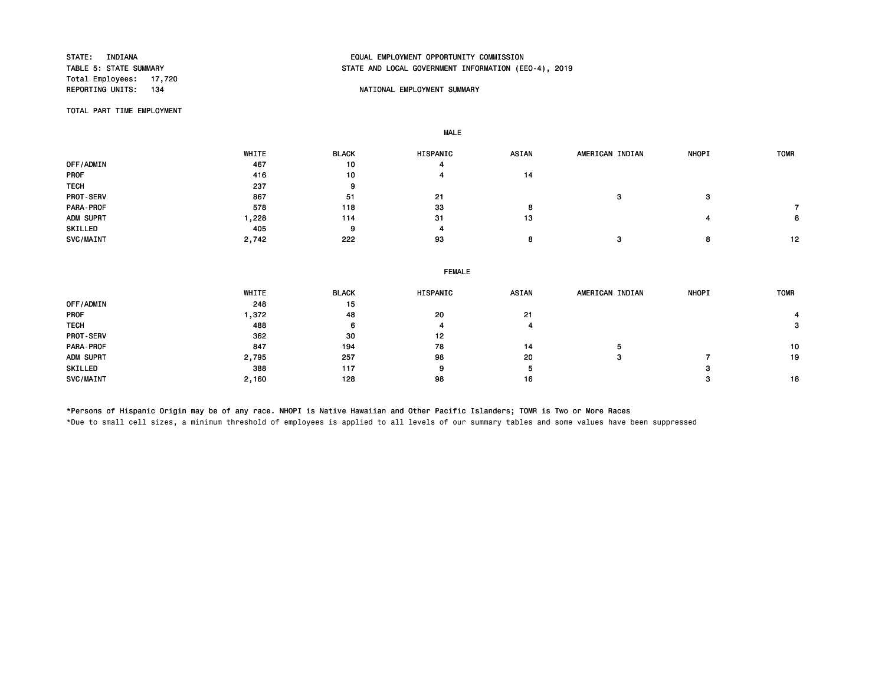STATE: INDIANA
TABLE 5: STATE SUMMARY
Total Employees: 17,720
REPORTING UNITS: 134

EQUAL EMPLOYMENT OPPORTUNITY COMMISSION
STATE AND LOCAL GOVERNMENT INFORMATION (EEO-4), 2019

NATIONAL EMPLOYMENT SUMMARY

TOTAL PART TIME EMPLOYMENT

**MALE**

| | WHITE | BLACK | HISPANIC | ASIAN | AMERICAN INDIAN | NHOPI | TOMR |
|---|---|---|---|---|---|---|---|
| OFF/ADMIN | 467 | 10 | 4 | | | | |
| PROF | 416 | 10 | 4 | 14 | | | |
| TECH | 237 | 9 | | | | | |
| PROT-SERV | 867 | 51 | 21 | | 3 | 3 | |
| PARA-PROF | 578 | 118 | 33 | 8 | | | 7 |
| ADM SUPRT | 1,228 | 114 | 31 | 13 | | 4 | 8 |
| SKILLED | 405 | 9 | 4 | | | | |
| SVC/MAINT | 2,742 | 222 | 93 | 8 | 3 | 8 | 12 |

**FEMALE**

| | WHITE | BLACK | HISPANIC | ASIAN | AMERICAN INDIAN | NHOPI | TOMR |
|---|---|---|---|---|---|---|---|
| OFF/ADMIN | 248 | 15 | | | | | |
| PROF | 1,372 | 48 | 20 | 21 | | | 4 |
| TECH | 488 | 6 | 4 | 4 | | | 3 |
| PROT-SERV | 362 | 30 | 12 | | | | |
| PARA-PROF | 847 | 194 | 78 | 14 | 5 | | 10 |
| ADM SUPRT | 2,795 | 257 | 98 | 20 | 3 | 7 | 19 |
| SKILLED | 388 | 117 | 9 | 5 | | 3 | |
| SVC/MAINT | 2,160 | 128 | 98 | 16 | | 3 | 18 |

*Persons of Hispanic Origin may be of any race. NHOPI is Native Hawaiian and Other Pacific Islanders; TOMR is Two or More Races

*Due to small cell sizes, a minimum threshold of employees is applied to all levels of our summary tables and some values have been suppressed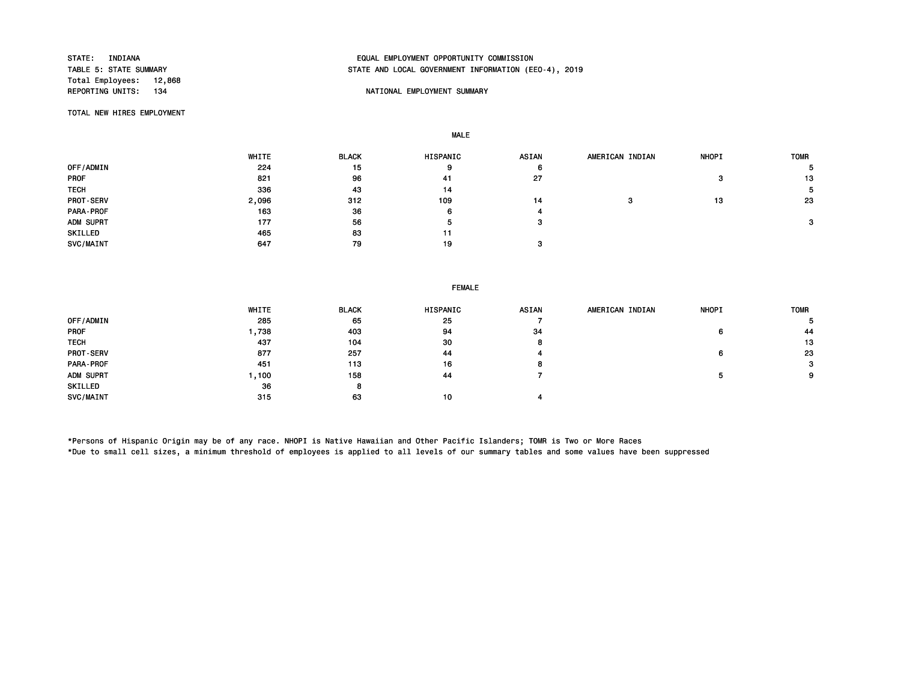STATE: INDIANA
TABLE 5: STATE SUMMARY
Total Employees: 12,868
REPORTING UNITS: 134

EQUAL EMPLOYMENT OPPORTUNITY COMMISSION
STATE AND LOCAL GOVERNMENT INFORMATION (EEO-4), 2019

NATIONAL EMPLOYMENT SUMMARY

TOTAL NEW HIRES EMPLOYMENT

MALE

| | WHITE | BLACK | HISPANIC | ASIAN | AMERICAN INDIAN | NHOPI | TOMR |
|---|---|---|---|---|---|---|---|
| OFF/ADMIN | 224 | 15 | 9 | 6 | | | 5 |
| PROF | 821 | 96 | 41 | 27 | | 3 | 13 |
| TECH | 336 | 43 | 14 | | | | 5 |
| PROT-SERV | 2,096 | 312 | 109 | 14 | 3 | 13 | 23 |
| PARA-PROF | 163 | 36 | 6 | 4 | | | |
| ADM SUPRT | 177 | 56 | 5 | 3 | | | 3 |
| SKILLED | 465 | 83 | 11 | | | | |
| SVC/MAINT | 647 | 79 | 19 | 3 | | | |

FEMALE

| | WHITE | BLACK | HISPANIC | ASIAN | AMERICAN INDIAN | NHOPI | TOMR |
|---|---|---|---|---|---|---|---|
| OFF/ADMIN | 285 | 65 | 25 | 7 | | | 5 |
| PROF | 1,738 | 403 | 94 | 34 | | 6 | 44 |
| TECH | 437 | 104 | 30 | 8 | | | 13 |
| PROT-SERV | 877 | 257 | 44 | 4 | | 6 | 23 |
| PARA-PROF | 451 | 113 | 16 | 8 | | | 3 |
| ADM SUPRT | 1,100 | 158 | 44 | 7 | | 5 | 9 |
| SKILLED | 36 | 8 | | | | | |
| SVC/MAINT | 315 | 63 | 10 | 4 | | | |

*Persons of Hispanic Origin may be of any race. NHOPI is Native Hawaiian and Other Pacific Islanders; TOMR is Two or More Races
*Due to small cell sizes, a minimum threshold of employees is applied to all levels of our summary tables and some values have been suppressed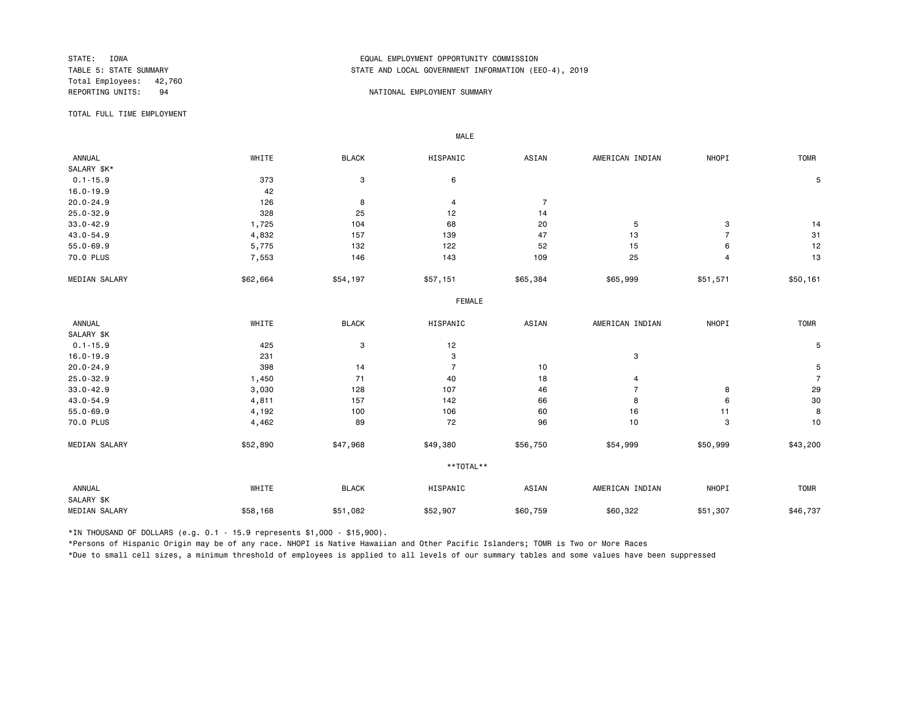STATE: IOWA
TABLE 5: STATE SUMMARY
Total Employees: 42,760
REPORTING UNITS: 94

EQUAL EMPLOYMENT OPPORTUNITY COMMISSION
STATE AND LOCAL GOVERNMENT INFORMATION (EEO-4), 2019

NATIONAL EMPLOYMENT SUMMARY

TOTAL FULL TIME EMPLOYMENT

MALE

| ANNUAL SALARY $K* | WHITE | BLACK | HISPANIC | ASIAN | AMERICAN INDIAN | NHOPI | TOMR |
|---|---|---|---|---|---|---|---|
| 0.1-15.9 | 373 | 3 | 6 | | | | 5 |
| 16.0-19.9 | 42 | | | | | | |
| 20.0-24.9 | 126 | 8 | 4 | 7 | | | |
| 25.0-32.9 | 328 | 25 | 12 | 14 | | | |
| 33.0-42.9 | 1,725 | 104 | 68 | 20 | 5 | 3 | 14 |
| 43.0-54.9 | 4,832 | 157 | 139 | 47 | 13 | 7 | 31 |
| 55.0-69.9 | 5,775 | 132 | 122 | 52 | 15 | 6 | 12 |
| 70.0 PLUS | 7,553 | 146 | 143 | 109 | 25 | 4 | 13 |
| MEDIAN SALARY | $62,664 | $54,197 | $57,151 | $65,384 | $65,999 | $51,571 | $50,161 |

FEMALE

| ANNUAL SALARY $K | WHITE | BLACK | HISPANIC | ASIAN | AMERICAN INDIAN | NHOPI | TOMR |
|---|---|---|---|---|---|---|---|
| 0.1-15.9 | 425 | 3 | 12 | | | | 5 |
| 16.0-19.9 | 231 | | 3 | | 3 | | |
| 20.0-24.9 | 398 | 14 | 7 | 10 | | | 5 |
| 25.0-32.9 | 1,450 | 71 | 40 | 18 | 4 | | 7 |
| 33.0-42.9 | 3,030 | 128 | 107 | 46 | 7 | 8 | 29 |
| 43.0-54.9 | 4,811 | 157 | 142 | 66 | 8 | 6 | 30 |
| 55.0-69.9 | 4,192 | 100 | 106 | 60 | 16 | 11 | 8 |
| 70.0 PLUS | 4,462 | 89 | 72 | 96 | 10 | 3 | 10 |
| MEDIAN SALARY | $52,890 | $47,968 | $49,380 | $56,750 | $54,999 | $50,999 | $43,200 |

**TOTAL**

| ANNUAL SALARY $K | WHITE | BLACK | HISPANIC | ASIAN | AMERICAN INDIAN | NHOPI | TOMR |
|---|---|---|---|---|---|---|---|
| MEDIAN SALARY | $58,168 | $51,082 | $52,907 | $60,759 | $60,322 | $51,307 | $46,737 |

*IN THOUSAND OF DOLLARS (e.g. 0.1 - 15.9 represents $1,000 - $15,900).

*Persons of Hispanic Origin may be of any race. NHOPI is Native Hawaiian and Other Pacific Islanders; TOMR is Two or More Races

*Due to small cell sizes, a minimum threshold of employees is applied to all levels of our summary tables and some values have been suppressed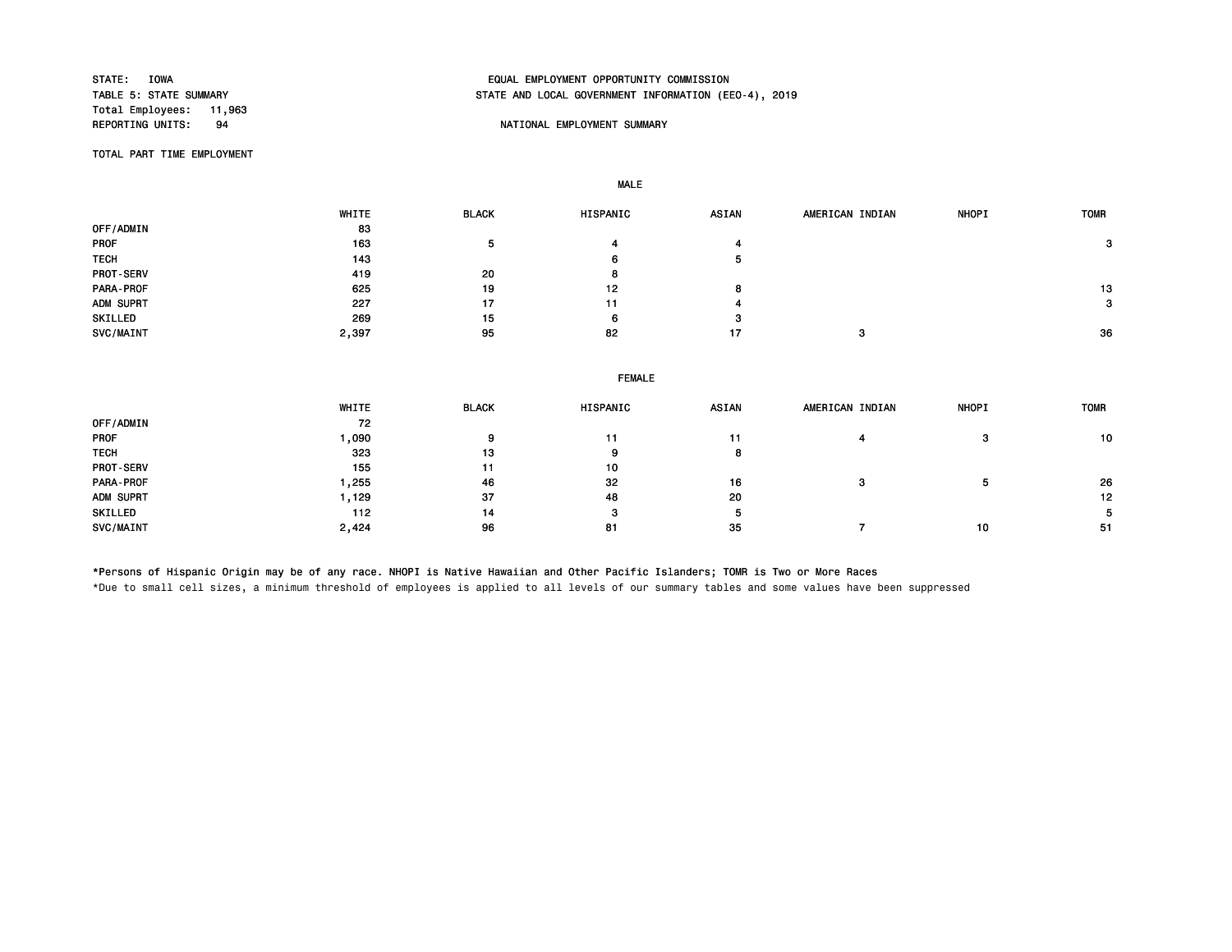STATE: IOWA
TABLE 5: STATE SUMMARY
Total Employees: 11,963
REPORTING UNITS: 94

EQUAL EMPLOYMENT OPPORTUNITY COMMISSION
STATE AND LOCAL GOVERNMENT INFORMATION (EEO-4), 2019

NATIONAL EMPLOYMENT SUMMARY

TOTAL PART TIME EMPLOYMENT

MALE

| | WHITE | BLACK | HISPANIC | ASIAN | AMERICAN INDIAN | NHOPI | TOMR |
|---|---|---|---|---|---|---|---|
| OFF/ADMIN | 83 | | | | | | |
| PROF | 163 | 5 | 4 | 4 | | | 3 |
| TECH | 143 | | 6 | 5 | | | |
| PROT-SERV | 419 | 20 | 8 | | | | |
| PARA-PROF | 625 | 19 | 12 | 8 | | | 13 |
| ADM SUPRT | 227 | 17 | 11 | 4 | | | 3 |
| SKILLED | 269 | 15 | 6 | 3 | | | |
| SVC/MAINT | 2,397 | 95 | 82 | 17 | 3 | | 36 |

FEMALE

| | WHITE | BLACK | HISPANIC | ASIAN | AMERICAN INDIAN | NHOPI | TOMR |
|---|---|---|---|---|---|---|---|
| OFF/ADMIN | 72 | | | | | | |
| PROF | 1,090 | 9 | 11 | 11 | 4 | 3 | 10 |
| TECH | 323 | 13 | 9 | 8 | | | |
| PROT-SERV | 155 | 11 | 10 | | | | |
| PARA-PROF | 1,255 | 46 | 32 | 16 | 3 | 5 | 26 |
| ADM SUPRT | 1,129 | 37 | 48 | 20 | | | 12 |
| SKILLED | 112 | 14 | 3 | 5 | | | 5 |
| SVC/MAINT | 2,424 | 96 | 81 | 35 | 7 | 10 | 51 |

*Persons of Hispanic Origin may be of any race. NHOPI is Native Hawaiian and Other Pacific Islanders; TOMR is Two or More Races

*Due to small cell sizes, a minimum threshold of employees is applied to all levels of our summary tables and some values have been suppressed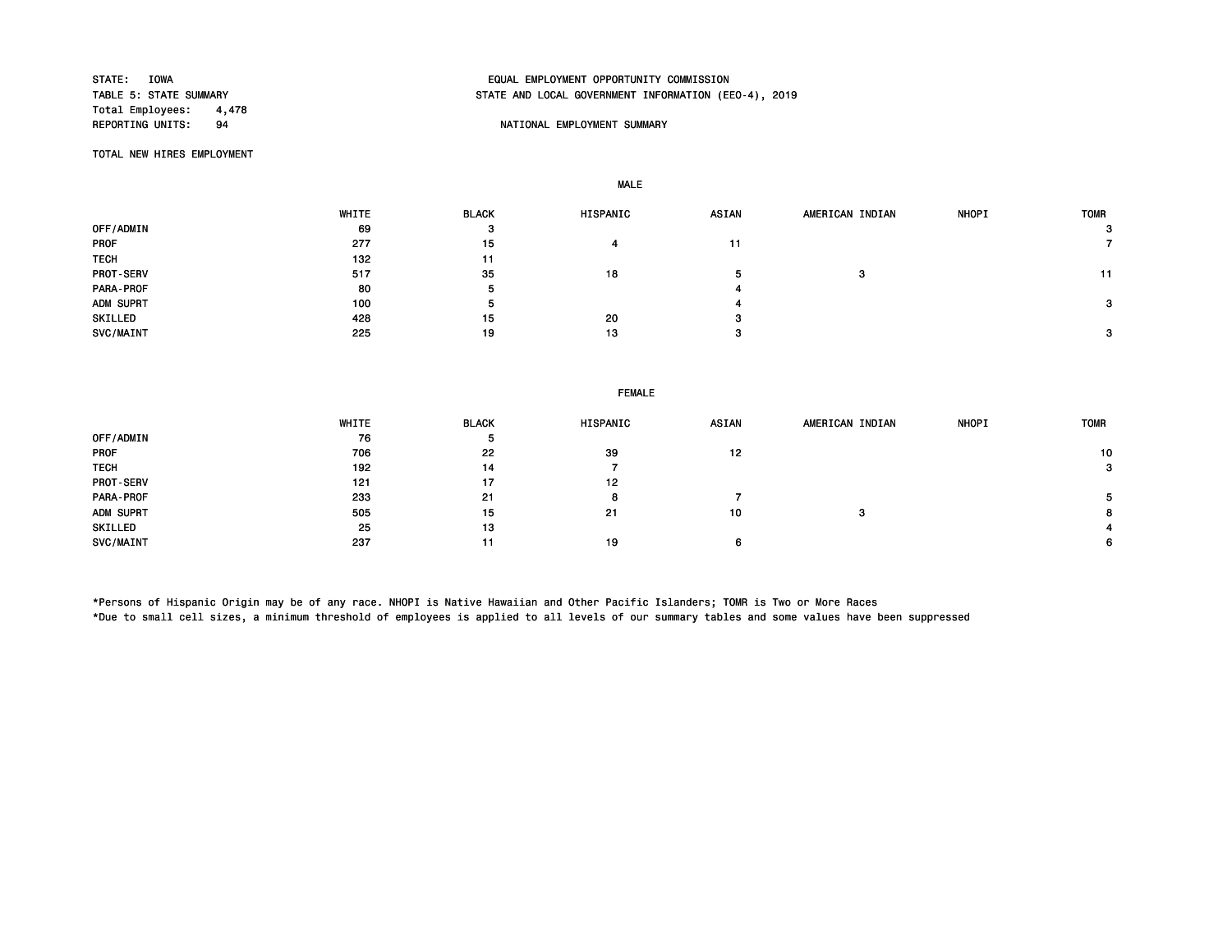STATE: IOWA
TABLE 5: STATE SUMMARY
Total Employees: 4,478
REPORTING UNITS: 94

EQUAL EMPLOYMENT OPPORTUNITY COMMISSION
STATE AND LOCAL GOVERNMENT INFORMATION (EEO-4), 2019

NATIONAL EMPLOYMENT SUMMARY

TOTAL NEW HIRES EMPLOYMENT

MALE

| | WHITE | BLACK | HISPANIC | ASIAN | AMERICAN INDIAN | NHOPI | TOMR |
|---|---|---|---|---|---|---|---|
| OFF/ADMIN | 69 | 3 | | | | | 3 |
| PROF | 277 | 15 | 4 | 11 | | | 7 |
| TECH | 132 | 11 | | | | | |
| PROT-SERV | 517 | 35 | 18 | 5 | 3 | | 11 |
| PARA-PROF | 80 | 5 | | 4 | | | |
| ADM SUPRT | 100 | 5 | | 4 | | | 3 |
| SKILLED | 428 | 15 | 20 | 3 | | | |
| SVC/MAINT | 225 | 19 | 13 | 3 | | | 3 |

FEMALE

| | WHITE | BLACK | HISPANIC | ASIAN | AMERICAN INDIAN | NHOPI | TOMR |
|---|---|---|---|---|---|---|---|
| OFF/ADMIN | 76 | 5 | | | | | |
| PROF | 706 | 22 | 39 | 12 | | | 10 |
| TECH | 192 | 14 | 7 | | | | 3 |
| PROT-SERV | 121 | 17 | 12 | | | | |
| PARA-PROF | 233 | 21 | 8 | 7 | | | 5 |
| ADM SUPRT | 505 | 15 | 21 | 10 | 3 | | 8 |
| SKILLED | 25 | 13 | | | | | 4 |
| SVC/MAINT | 237 | 11 | 19 | 6 | | | 6 |

*Persons of Hispanic Origin may be of any race. NHOPI is Native Hawaiian and Other Pacific Islanders; TOMR is Two or More Races
*Due to small cell sizes, a minimum threshold of employees is applied to all levels of our summary tables and some values have been suppressed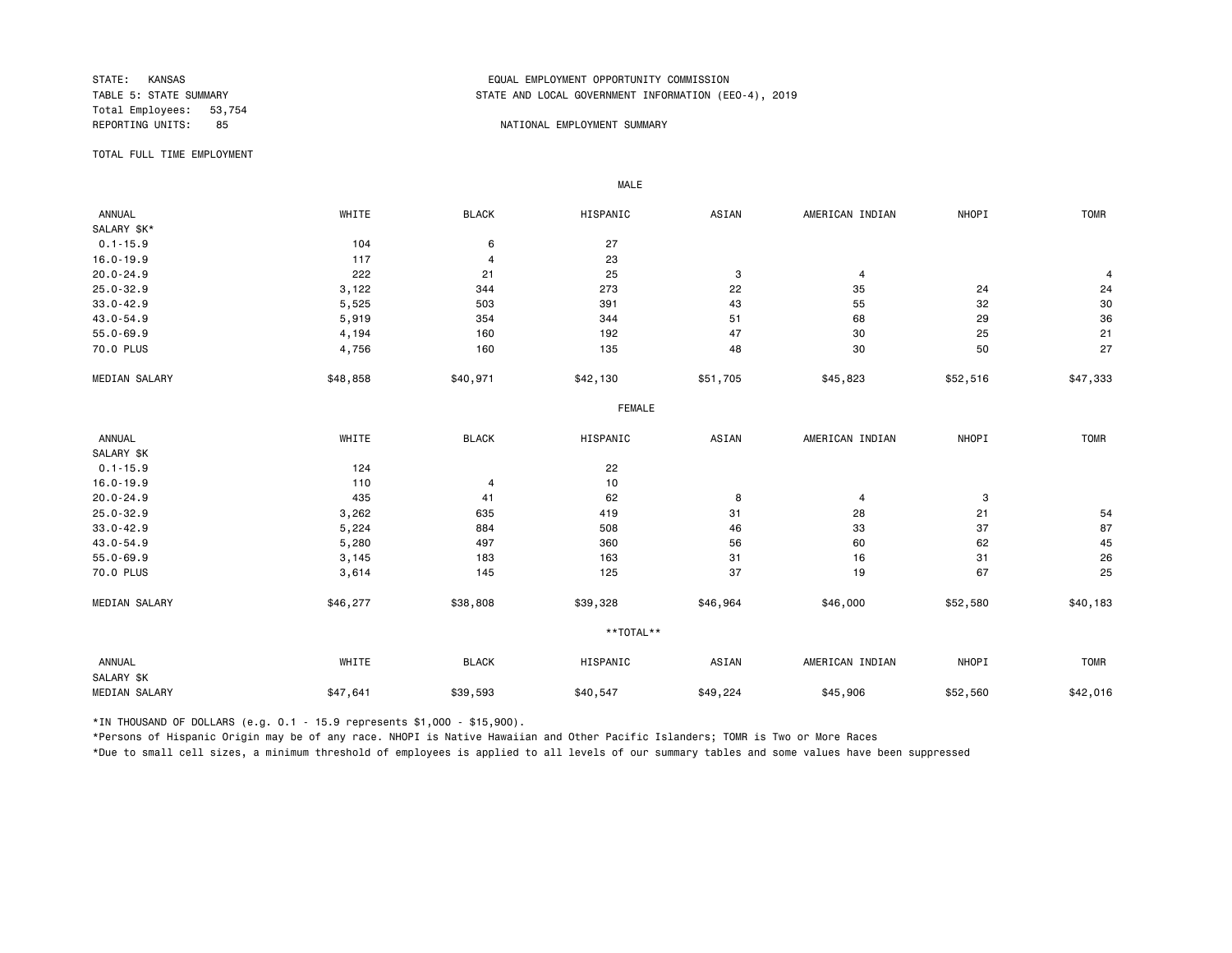STATE: KANSAS
TABLE 5: STATE SUMMARY
Total Employees: 53,754
REPORTING UNITS: 85

EQUAL EMPLOYMENT OPPORTUNITY COMMISSION
STATE AND LOCAL GOVERNMENT INFORMATION (EEO-4), 2019

NATIONAL EMPLOYMENT SUMMARY

TOTAL FULL TIME EMPLOYMENT

**MALE**

| ANNUAL SALARY $K* | WHITE | BLACK | HISPANIC | ASIAN | AMERICAN INDIAN | NHOPI | TOMR |
|---|---|---|---|---|---|---|---|
| 0.1-15.9 | 104 | 6 | 27 | | | | |
| 16.0-19.9 | 117 | 4 | 23 | | | | |
| 20.0-24.9 | 222 | 21 | 25 | 3 | 4 | | 4 |
| 25.0-32.9 | 3,122 | 344 | 273 | 22 | 35 | 24 | 24 |
| 33.0-42.9 | 5,525 | 503 | 391 | 43 | 55 | 32 | 30 |
| 43.0-54.9 | 5,919 | 354 | 344 | 51 | 68 | 29 | 36 |
| 55.0-69.9 | 4,194 | 160 | 192 | 47 | 30 | 25 | 21 |
| 70.0 PLUS | 4,756 | 160 | 135 | 48 | 30 | 50 | 27 |
| MEDIAN SALARY | $48,858 | $40,971 | $42,130 | $51,705 | $45,823 | $52,516 | $47,333 |

**FEMALE**

| ANNUAL SALARY $K | WHITE | BLACK | HISPANIC | ASIAN | AMERICAN INDIAN | NHOPI | TOMR |
|---|---|---|---|---|---|---|---|
| 0.1-15.9 | 124 | | 22 | | | | |
| 16.0-19.9 | 110 | 4 | 10 | | | | |
| 20.0-24.9 | 435 | 41 | 62 | 8 | 4 | 3 | |
| 25.0-32.9 | 3,262 | 635 | 419 | 31 | 28 | 21 | 54 |
| 33.0-42.9 | 5,224 | 884 | 508 | 46 | 33 | 37 | 87 |
| 43.0-54.9 | 5,280 | 497 | 360 | 56 | 60 | 62 | 45 |
| 55.0-69.9 | 3,145 | 183 | 163 | 31 | 16 | 31 | 26 |
| 70.0 PLUS | 3,614 | 145 | 125 | 37 | 19 | 67 | 25 |
| MEDIAN SALARY | $46,277 | $38,808 | $39,328 | $46,964 | $46,000 | $52,580 | $40,183 |

**\*\*TOTAL\*\***

| ANNUAL SALARY $K | WHITE | BLACK | HISPANIC | ASIAN | AMERICAN INDIAN | NHOPI | TOMR |
|---|---|---|---|---|---|---|---|
| MEDIAN SALARY | $47,641 | $39,593 | $40,547 | $49,224 | $45,906 | $52,560 | $42,016 |

*IN THOUSAND OF DOLLARS (e.g. 0.1 - 15.9 represents $1,000 - $15,900).

*Persons of Hispanic Origin may be of any race. NHOPI is Native Hawaiian and Other Pacific Islanders; TOMR is Two or More Races

*Due to small cell sizes, a minimum threshold of employees is applied to all levels of our summary tables and some values have been suppressed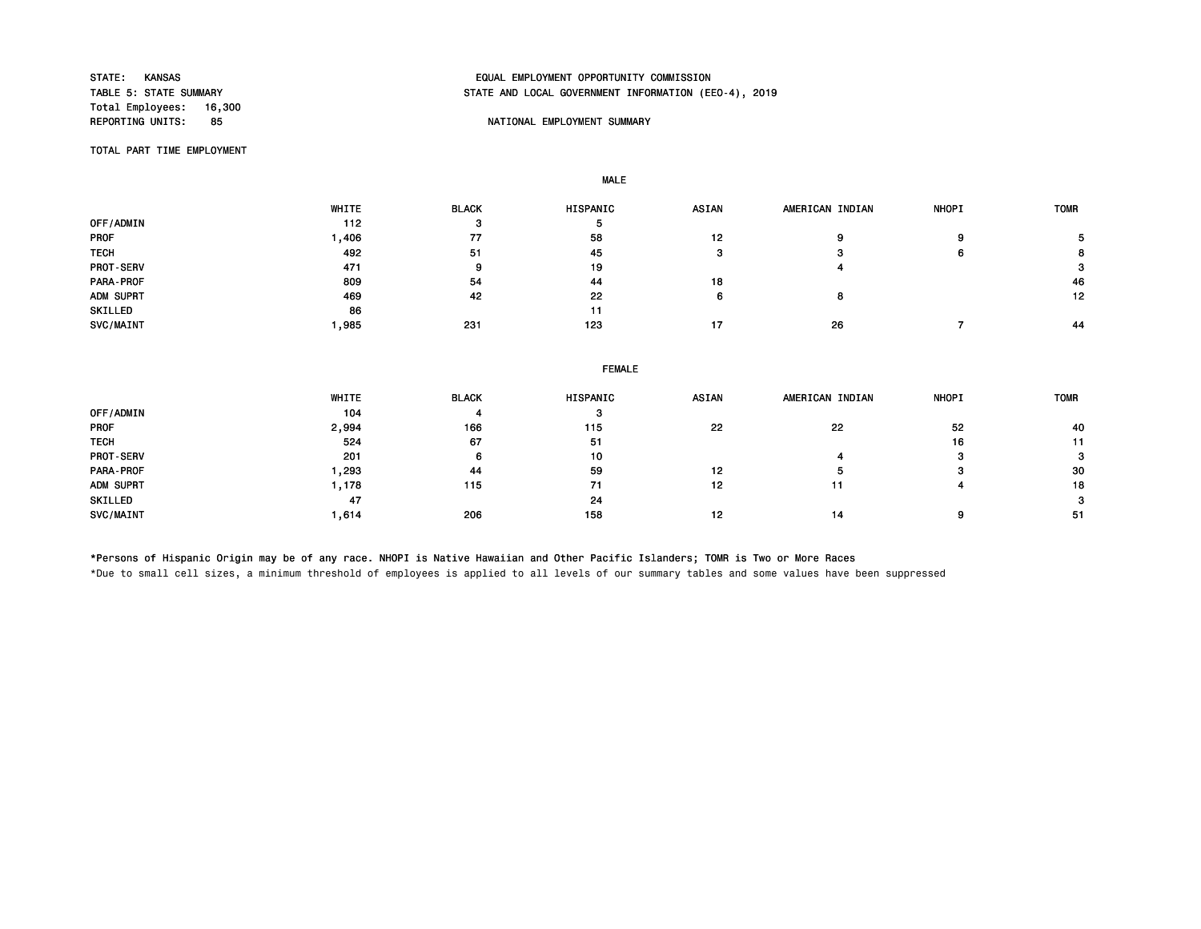STATE: KANSAS
TABLE 5: STATE SUMMARY
Total Employees: 16,300
REPORTING UNITS: 85

EQUAL EMPLOYMENT OPPORTUNITY COMMISSION
STATE AND LOCAL GOVERNMENT INFORMATION (EEO-4), 2019

NATIONAL EMPLOYMENT SUMMARY

TOTAL PART TIME EMPLOYMENT

**MALE**

| | WHITE | BLACK | HISPANIC | ASIAN | AMERICAN INDIAN | NHOPI | TOMR |
|---|---|---|---|---|---|---|---|
| OFF/ADMIN | 112 | 3 | 5 | | | | |
| PROF | 1,406 | 77 | 58 | 12 | 9 | 9 | 5 |
| TECH | 492 | 51 | 45 | 3 | 3 | 6 | 8 |
| PROT-SERV | 471 | 9 | 19 | | 4 | | 3 |
| PARA-PROF | 809 | 54 | 44 | 18 | | | 46 |
| ADM SUPRT | 469 | 42 | 22 | 6 | 8 | | 12 |
| SKILLED | 86 | | 11 | | | | |
| SVC/MAINT | 1,985 | 231 | 123 | 17 | 26 | 7 | 44 |

**FEMALE**

| | WHITE | BLACK | HISPANIC | ASIAN | AMERICAN INDIAN | NHOPI | TOMR |
|---|---|---|---|---|---|---|---|
| OFF/ADMIN | 104 | 4 | 3 | | | | |
| PROF | 2,994 | 166 | 115 | 22 | 22 | 52 | 40 |
| TECH | 524 | 67 | 51 | | | 16 | 11 |
| PROT-SERV | 201 | 6 | 10 | | 4 | 3 | 3 |
| PARA-PROF | 1,293 | 44 | 59 | 12 | 5 | 3 | 30 |
| ADM SUPRT | 1,178 | 115 | 71 | 12 | 11 | 4 | 18 |
| SKILLED | 47 | | 24 | | | | 3 |
| SVC/MAINT | 1,614 | 206 | 158 | 12 | 14 | 9 | 51 |

*Persons of Hispanic Origin may be of any race. NHOPI is Native Hawaiian and Other Pacific Islanders; TOMR is Two or More Races

*Due to small cell sizes, a minimum threshold of employees is applied to all levels of our summary tables and some values have been suppressed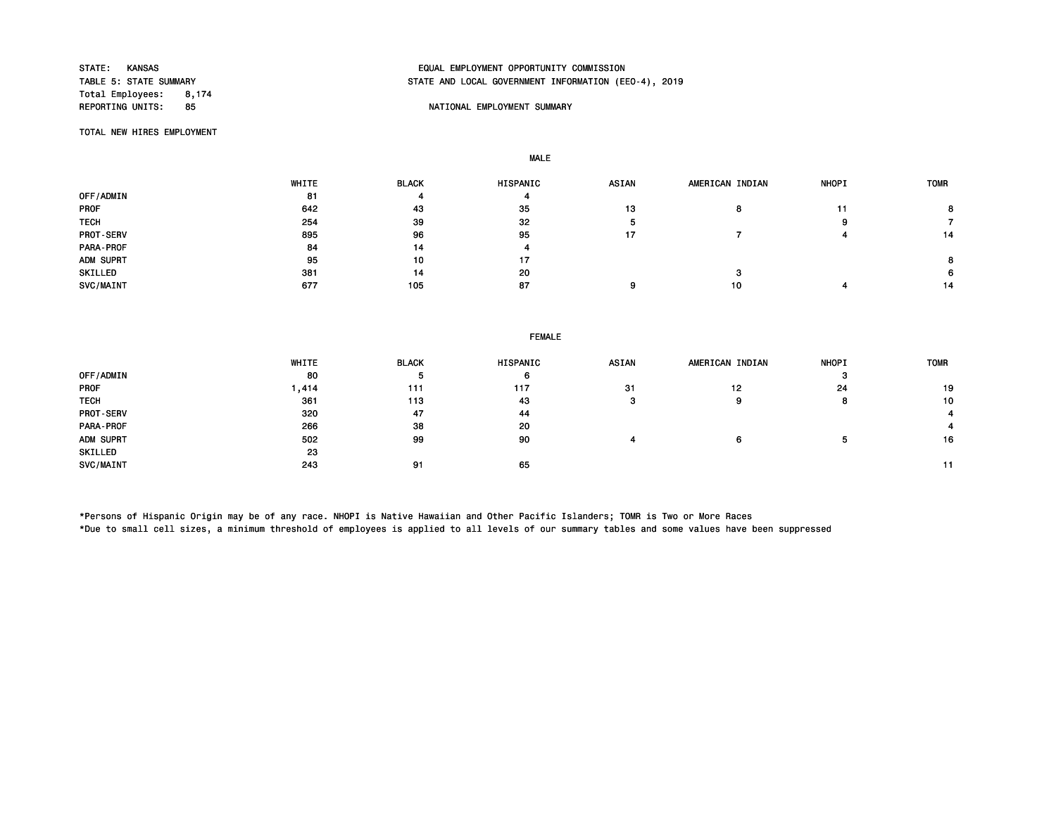STATE: KANSAS
TABLE 5: STATE SUMMARY
Total Employees: 8,174
REPORTING UNITS: 85

EQUAL EMPLOYMENT OPPORTUNITY COMMISSION
STATE AND LOCAL GOVERNMENT INFORMATION (EEO-4), 2019

NATIONAL EMPLOYMENT SUMMARY

TOTAL NEW HIRES EMPLOYMENT

MALE

| | WHITE | BLACK | HISPANIC | ASIAN | AMERICAN INDIAN | NHOPI | TOMR |
|---|---|---|---|---|---|---|---|
| OFF/ADMIN | 81 | 4 | 4 | | | | |
| PROF | 642 | 43 | 35 | 13 | 8 | 11 | 8 |
| TECH | 254 | 39 | 32 | 5 | | 9 | 7 |
| PROT-SERV | 895 | 96 | 95 | 17 | 7 | 4 | 14 |
| PARA-PROF | 84 | 14 | 4 | | | | |
| ADM SUPRT | 95 | 10 | 17 | | | | 8 |
| SKILLED | 381 | 14 | 20 | | 3 | | 6 |
| SVC/MAINT | 677 | 105 | 87 | 9 | 10 | 4 | 14 |

FEMALE

| | WHITE | BLACK | HISPANIC | ASIAN | AMERICAN INDIAN | NHOPI | TOMR |
|---|---|---|---|---|---|---|---|
| OFF/ADMIN | 80 | 5 | 6 | | | 3 | |
| PROF | 1,414 | 111 | 117 | 31 | 12 | 24 | 19 |
| TECH | 361 | 113 | 43 | 3 | 9 | 8 | 10 |
| PROT-SERV | 320 | 47 | 44 | | | | 4 |
| PARA-PROF | 266 | 38 | 20 | | | | 4 |
| ADM SUPRT | 502 | 99 | 90 | 4 | 6 | 5 | 16 |
| SKILLED | 23 | | | | | | |
| SVC/MAINT | 243 | 91 | 65 | | | | 11 |

*Persons of Hispanic Origin may be of any race. NHOPI is Native Hawaiian and Other Pacific Islanders; TOMR is Two or More Races
*Due to small cell sizes, a minimum threshold of employees is applied to all levels of our summary tables and some values have been suppressed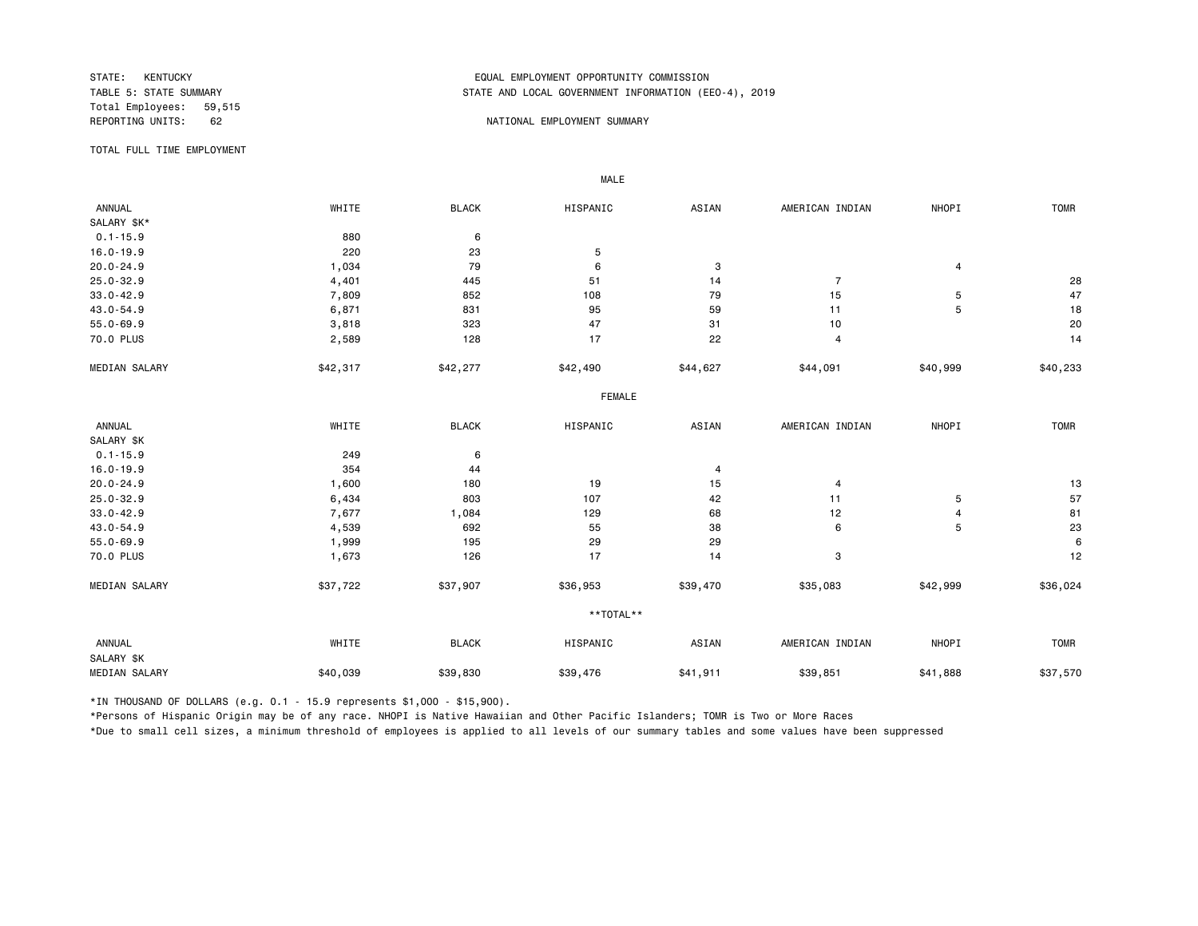STATE: KENTUCKY
TABLE 5: STATE SUMMARY
Total Employees: 59,515
REPORTING UNITS: 62

EQUAL EMPLOYMENT OPPORTUNITY COMMISSION
STATE AND LOCAL GOVERNMENT INFORMATION (EEO-4), 2019

NATIONAL EMPLOYMENT SUMMARY

TOTAL FULL TIME EMPLOYMENT

**MALE**

| ANNUAL SALARY $K* | WHITE | BLACK | HISPANIC | ASIAN | AMERICAN INDIAN | NHOPI | TOMR |
|---|---|---|---|---|---|---|---|
| 0.1-15.9 | 880 | 6 | | | | | |
| 16.0-19.9 | 220 | 23 | 5 | | | | |
| 20.0-24.9 | 1,034 | 79 | 6 | 3 | | 4 | |
| 25.0-32.9 | 4,401 | 445 | 51 | 14 | 7 | | 28 |
| 33.0-42.9 | 7,809 | 852 | 108 | 79 | 15 | 5 | 47 |
| 43.0-54.9 | 6,871 | 831 | 95 | 59 | 11 | 5 | 18 |
| 55.0-69.9 | 3,818 | 323 | 47 | 31 | 10 | | 20 |
| 70.0 PLUS | 2,589 | 128 | 17 | 22 | 4 | | 14 |
| MEDIAN SALARY | $42,317 | $42,277 | $42,490 | $44,627 | $44,091 | $40,999 | $40,233 |

**FEMALE**

| ANNUAL SALARY $K | WHITE | BLACK | HISPANIC | ASIAN | AMERICAN INDIAN | NHOPI | TOMR |
|---|---|---|---|---|---|---|---|
| 0.1-15.9 | 249 | 6 | | | | | |
| 16.0-19.9 | 354 | 44 | | 4 | | | |
| 20.0-24.9 | 1,600 | 180 | 19 | 15 | 4 | | 13 |
| 25.0-32.9 | 6,434 | 803 | 107 | 42 | 11 | 5 | 57 |
| 33.0-42.9 | 7,677 | 1,084 | 129 | 68 | 12 | 4 | 81 |
| 43.0-54.9 | 4,539 | 692 | 55 | 38 | 6 | 5 | 23 |
| 55.0-69.9 | 1,999 | 195 | 29 | 29 | | | 6 |
| 70.0 PLUS | 1,673 | 126 | 17 | 14 | 3 | | 12 |
| MEDIAN SALARY | $37,722 | $37,907 | $36,953 | $39,470 | $35,083 | $42,999 | $36,024 |

****TOTAL****

| ANNUAL SALARY $K | WHITE | BLACK | HISPANIC | ASIAN | AMERICAN INDIAN | NHOPI | TOMR |
|---|---|---|---|---|---|---|---|
| MEDIAN SALARY | $40,039 | $39,830 | $39,476 | $41,911 | $39,851 | $41,888 | $37,570 |

*IN THOUSAND OF DOLLARS (e.g. 0.1 - 15.9 represents $1,000 - $15,900).

*Persons of Hispanic Origin may be of any race. NHOPI is Native Hawaiian and Other Pacific Islanders; TOMR is Two or More Races

*Due to small cell sizes, a minimum threshold of employees is applied to all levels of our summary tables and some values have been suppressed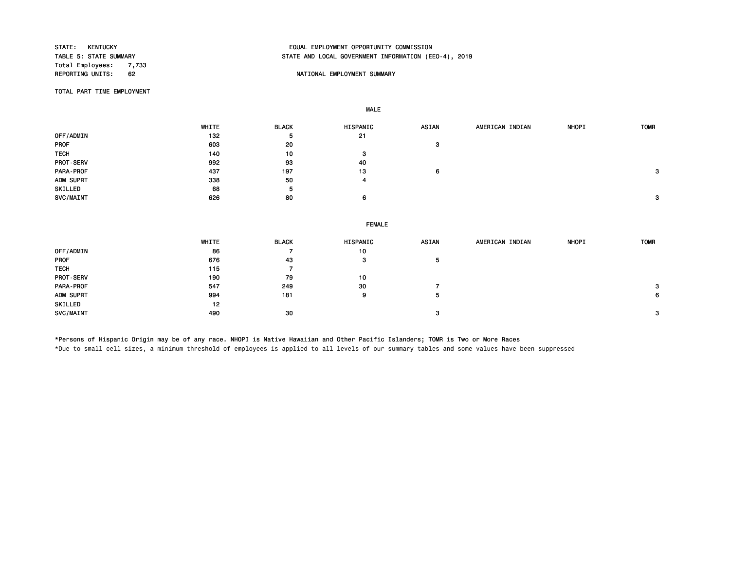STATE: KENTUCKY
TABLE 5: STATE SUMMARY
Total Employees: 7,733
REPORTING UNITS: 62

EQUAL EMPLOYMENT OPPORTUNITY COMMISSION
STATE AND LOCAL GOVERNMENT INFORMATION (EEO-4), 2019

NATIONAL EMPLOYMENT SUMMARY

TOTAL PART TIME EMPLOYMENT

**MALE**

| | WHITE | BLACK | HISPANIC | ASIAN | AMERICAN INDIAN | NHOPI | TOMR |
|---|---|---|---|---|---|---|---|
| OFF/ADMIN | 132 | 5 | 21 | | | | |
| PROF | 603 | 20 | | 3 | | | |
| TECH | 140 | 10 | 3 | | | | |
| PROT-SERV | 992 | 93 | 40 | | | | |
| PARA-PROF | 437 | 197 | 13 | 6 | | | 3 |
| ADM SUPRT | 338 | 50 | 4 | | | | |
| SKILLED | 68 | 5 | | | | | |
| SVC/MAINT | 626 | 80 | 6 | | | | 3 |

**FEMALE**

| | WHITE | BLACK | HISPANIC | ASIAN | AMERICAN INDIAN | NHOPI | TOMR |
|---|---|---|---|---|---|---|---|
| OFF/ADMIN | 86 | 7 | 10 | | | | |
| PROF | 676 | 43 | 3 | 5 | | | |
| TECH | 115 | 7 | | | | | |
| PROT-SERV | 190 | 79 | 10 | | | | |
| PARA-PROF | 547 | 249 | 30 | 7 | | | 3 |
| ADM SUPRT | 994 | 181 | 9 | 5 | | | 6 |
| SKILLED | 12 | | | | | | |
| SVC/MAINT | 490 | 30 | | 3 | | | 3 |

*Persons of Hispanic Origin may be of any race. NHOPI is Native Hawaiian and Other Pacific Islanders; TOMR is Two or More Races

*Due to small cell sizes, a minimum threshold of employees is applied to all levels of our summary tables and some values have been suppressed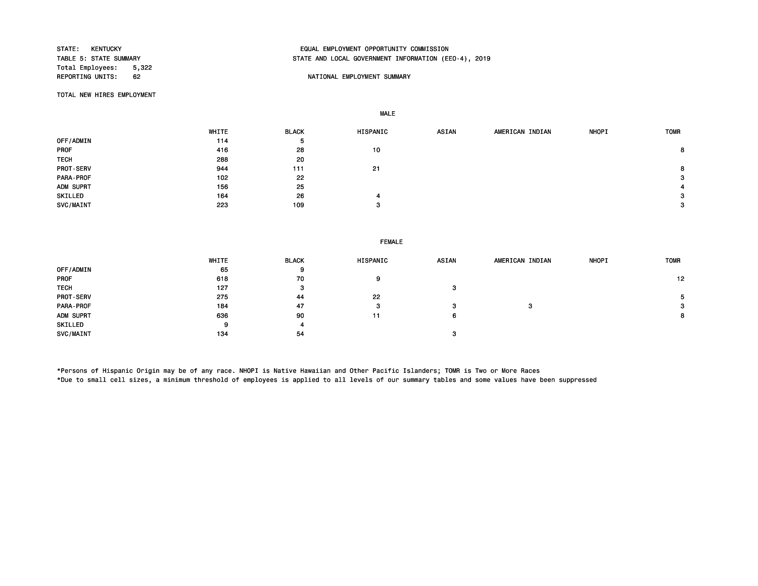STATE: KENTUCKY
TABLE 5: STATE SUMMARY
Total Employees: 5,322
REPORTING UNITS: 62

EQUAL EMPLOYMENT OPPORTUNITY COMMISSION
STATE AND LOCAL GOVERNMENT INFORMATION (EEO-4), 2019

NATIONAL EMPLOYMENT SUMMARY

TOTAL NEW HIRES EMPLOYMENT

MALE

| | WHITE | BLACK | HISPANIC | ASIAN | AMERICAN INDIAN | NHOPI | TOMR |
|---|---|---|---|---|---|---|---|
| OFF/ADMIN | 114 | 5 | | | | | |
| PROF | 416 | 28 | 10 | | | | 8 |
| TECH | 288 | 20 | | | | | |
| PROT-SERV | 944 | 111 | 21 | | | | 8 |
| PARA-PROF | 102 | 22 | | | | | 3 |
| ADM SUPRT | 156 | 25 | | | | | 4 |
| SKILLED | 164 | 26 | 4 | | | | 3 |
| SVC/MAINT | 223 | 109 | 3 | | | | 3 |

FEMALE

| | WHITE | BLACK | HISPANIC | ASIAN | AMERICAN INDIAN | NHOPI | TOMR |
|---|---|---|---|---|---|---|---|
| OFF/ADMIN | 65 | 9 | | | | | |
| PROF | 618 | 70 | 9 | | | | 12 |
| TECH | 127 | 3 | | 3 | | | |
| PROT-SERV | 275 | 44 | 22 | | | | 5 |
| PARA-PROF | 184 | 47 | 3 | 3 | 3 | | 3 |
| ADM SUPRT | 636 | 90 | 11 | 6 | | | 8 |
| SKILLED | 9 | 4 | | | | | |
| SVC/MAINT | 134 | 54 | | 3 | | | |

*Persons of Hispanic Origin may be of any race. NHOPI is Native Hawaiian and Other Pacific Islanders; TOMR is Two or More Races
*Due to small cell sizes, a minimum threshold of employees is applied to all levels of our summary tables and some values have been suppressed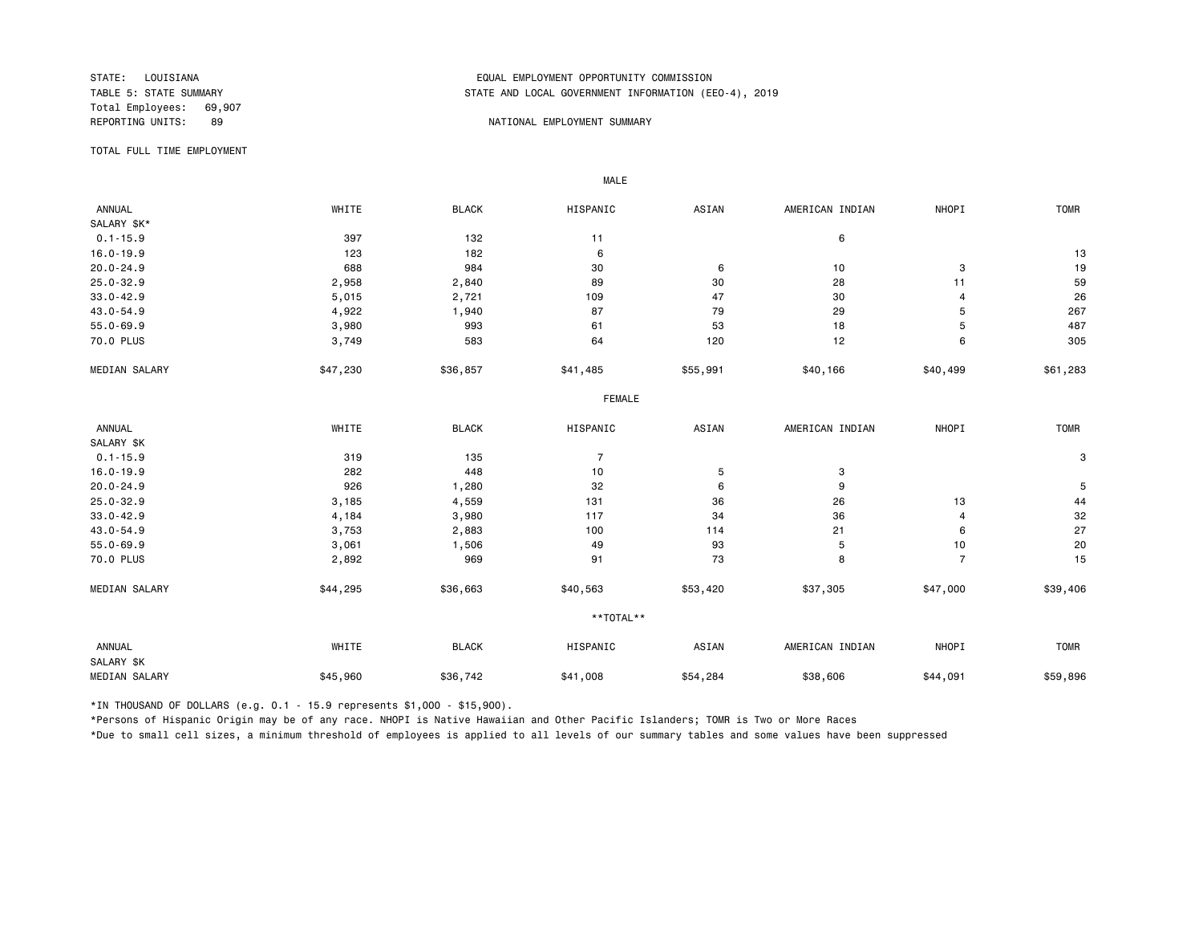STATE: LOUISIANA
TABLE 5: STATE SUMMARY
Total Employees: 69,907
REPORTING UNITS: 89

EQUAL EMPLOYMENT OPPORTUNITY COMMISSION
STATE AND LOCAL GOVERNMENT INFORMATION (EEO-4), 2019

NATIONAL EMPLOYMENT SUMMARY

TOTAL FULL TIME EMPLOYMENT

**MALE**

| ANNUAL SALARY $K* | WHITE | BLACK | HISPANIC | ASIAN | AMERICAN INDIAN | NHOPI | TOMR |
|---|---|---|---|---|---|---|---|
| 0.1-15.9 | 397 | 132 | 11 | | 6 | | |
| 16.0-19.9 | 123 | 182 | 6 | | | | 13 |
| 20.0-24.9 | 688 | 984 | 30 | 6 | 10 | 3 | 19 |
| 25.0-32.9 | 2,958 | 2,840 | 89 | 30 | 28 | 11 | 59 |
| 33.0-42.9 | 5,015 | 2,721 | 109 | 47 | 30 | 4 | 26 |
| 43.0-54.9 | 4,922 | 1,940 | 87 | 79 | 29 | 5 | 267 |
| 55.0-69.9 | 3,980 | 993 | 61 | 53 | 18 | 5 | 487 |
| 70.0 PLUS | 3,749 | 583 | 64 | 120 | 12 | 6 | 305 |
| MEDIAN SALARY | $47,230 | $36,857 | $41,485 | $55,991 | $40,166 | $40,499 | $61,283 |

**FEMALE**

| ANNUAL SALARY $K | WHITE | BLACK | HISPANIC | ASIAN | AMERICAN INDIAN | NHOPI | TOMR |
|---|---|---|---|---|---|---|---|
| 0.1-15.9 | 319 | 135 | 7 | | | | 3 |
| 16.0-19.9 | 282 | 448 | 10 | 5 | 3 | | |
| 20.0-24.9 | 926 | 1,280 | 32 | 6 | 9 | | 5 |
| 25.0-32.9 | 3,185 | 4,559 | 131 | 36 | 26 | 13 | 44 |
| 33.0-42.9 | 4,184 | 3,980 | 117 | 34 | 36 | 4 | 32 |
| 43.0-54.9 | 3,753 | 2,883 | 100 | 114 | 21 | 6 | 27 |
| 55.0-69.9 | 3,061 | 1,506 | 49 | 93 | 5 | 10 | 20 |
| 70.0 PLUS | 2,892 | 969 | 91 | 73 | 8 | 7 | 15 |
| MEDIAN SALARY | $44,295 | $36,663 | $40,563 | $53,420 | $37,305 | $47,000 | $39,406 |

**\*\*TOTAL\*\***

| ANNUAL SALARY $K | WHITE | BLACK | HISPANIC | ASIAN | AMERICAN INDIAN | NHOPI | TOMR |
|---|---|---|---|---|---|---|---|
| MEDIAN SALARY | $45,960 | $36,742 | $41,008 | $54,284 | $38,606 | $44,091 | $59,896 |

*IN THOUSAND OF DOLLARS (e.g. 0.1 - 15.9 represents $1,000 - $15,900).

*Persons of Hispanic Origin may be of any race. NHOPI is Native Hawaiian and Other Pacific Islanders; TOMR is Two or More Races

*Due to small cell sizes, a minimum threshold of employees is applied to all levels of our summary tables and some values have been suppressed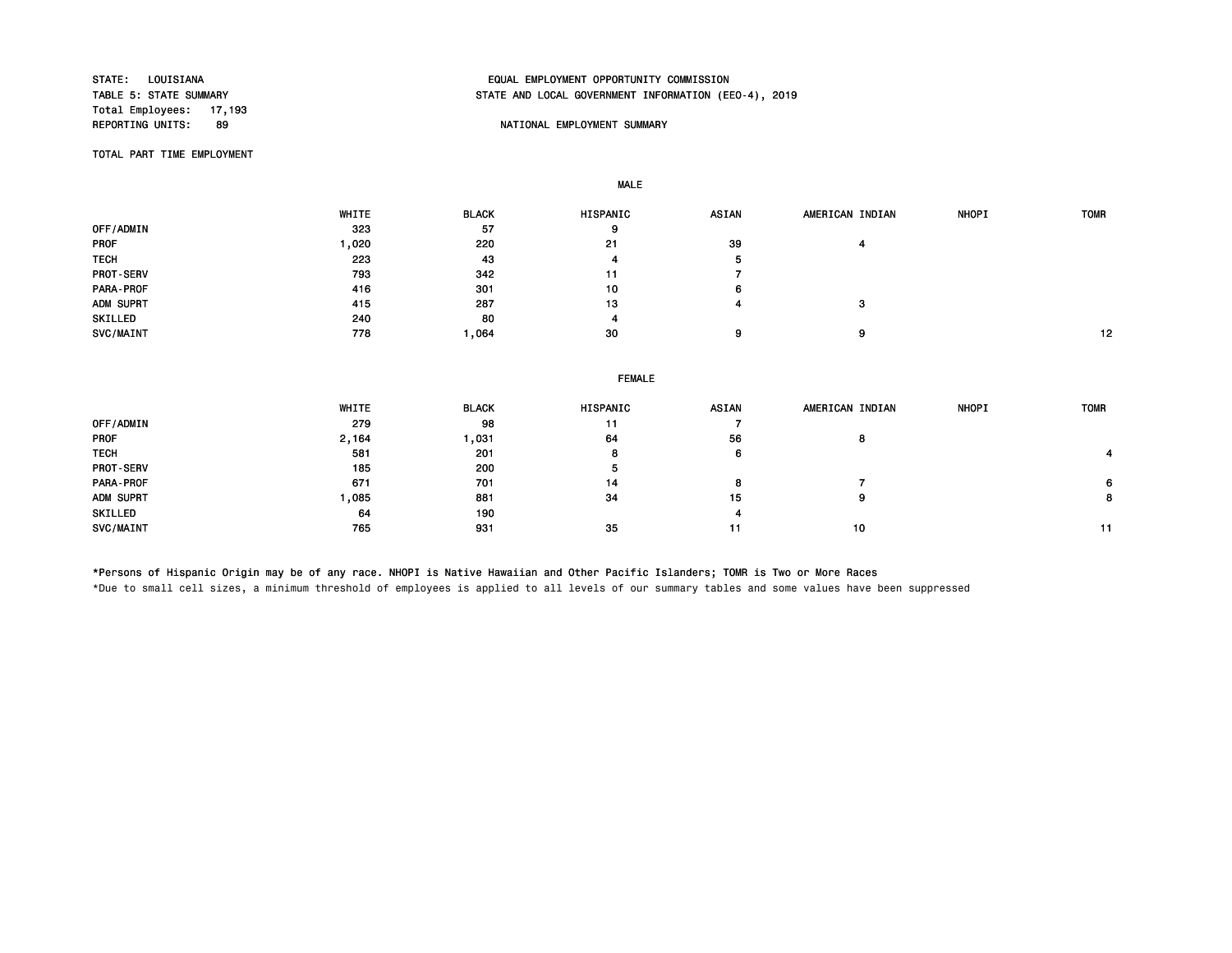STATE: LOUISIANA
TABLE 5: STATE SUMMARY
Total Employees: 17,193
REPORTING UNITS: 89

EQUAL EMPLOYMENT OPPORTUNITY COMMISSION
STATE AND LOCAL GOVERNMENT INFORMATION (EEO-4), 2019

NATIONAL EMPLOYMENT SUMMARY

TOTAL PART TIME EMPLOYMENT

**MALE**

| | WHITE | BLACK | HISPANIC | ASIAN | AMERICAN INDIAN | NHOPI | TOMR |
|---|---|---|---|---|---|---|---|
| OFF/ADMIN | 323 | 57 | 9 | | | | |
| PROF | 1,020 | 220 | 21 | 39 | 4 | | |
| TECH | 223 | 43 | 4 | 5 | | | |
| PROT-SERV | 793 | 342 | 11 | 7 | | | |
| PARA-PROF | 416 | 301 | 10 | 6 | | | |
| ADM SUPRT | 415 | 287 | 13 | 4 | 3 | | |
| SKILLED | 240 | 80 | 4 | | | | |
| SVC/MAINT | 778 | 1,064 | 30 | 9 | 9 | | 12 |

**FEMALE**

| | WHITE | BLACK | HISPANIC | ASIAN | AMERICAN INDIAN | NHOPI | TOMR |
|---|---|---|---|---|---|---|---|
| OFF/ADMIN | 279 | 98 | 11 | 7 | | | |
| PROF | 2,164 | 1,031 | 64 | 56 | 8 | | |
| TECH | 581 | 201 | 8 | 6 | | | 4 |
| PROT-SERV | 185 | 200 | 5 | | | | |
| PARA-PROF | 671 | 701 | 14 | 8 | 7 | | 6 |
| ADM SUPRT | 1,085 | 881 | 34 | 15 | 9 | | 8 |
| SKILLED | 64 | 190 | | 4 | | | |
| SVC/MAINT | 765 | 931 | 35 | 11 | 10 | | 11 |

*Persons of Hispanic Origin may be of any race. NHOPI is Native Hawaiian and Other Pacific Islanders; TOMR is Two or More Races

*Due to small cell sizes, a minimum threshold of employees is applied to all levels of our summary tables and some values have been suppressed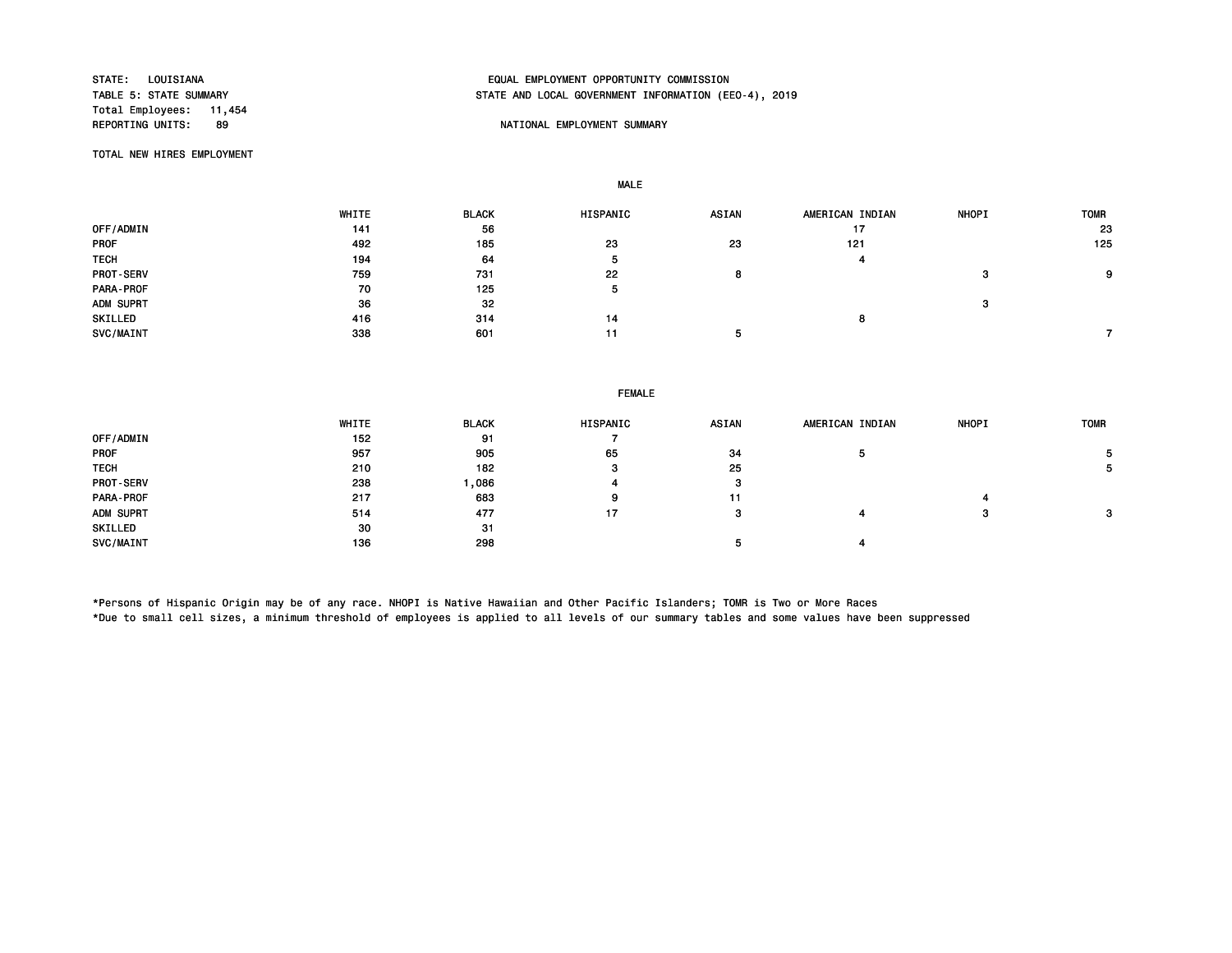STATE: LOUISIANA
TABLE 5: STATE SUMMARY
Total Employees: 11,454
REPORTING UNITS: 89

EQUAL EMPLOYMENT OPPORTUNITY COMMISSION
STATE AND LOCAL GOVERNMENT INFORMATION (EEO-4), 2019

NATIONAL EMPLOYMENT SUMMARY

TOTAL NEW HIRES EMPLOYMENT

MALE

| | WHITE | BLACK | HISPANIC | ASIAN | AMERICAN INDIAN | NHOPI | TOMR |
|---|---|---|---|---|---|---|---|
| OFF/ADMIN | 141 | 56 | | | 17 | | 23 |
| PROF | 492 | 185 | 23 | 23 | 121 | | 125 |
| TECH | 194 | 64 | 5 | | 4 | | |
| PROT-SERV | 759 | 731 | 22 | 8 | | 3 | 9 |
| PARA-PROF | 70 | 125 | 5 | | | | |
| ADM SUPRT | 36 | 32 | | | | 3 | |
| SKILLED | 416 | 314 | 14 | | 8 | | |
| SVC/MAINT | 338 | 601 | 11 | 5 | | | 7 |

FEMALE

| | WHITE | BLACK | HISPANIC | ASIAN | AMERICAN INDIAN | NHOPI | TOMR |
|---|---|---|---|---|---|---|---|
| OFF/ADMIN | 152 | 91 | 7 | | | | |
| PROF | 957 | 905 | 65 | 34 | 5 | | 5 |
| TECH | 210 | 182 | 3 | 25 | | | 5 |
| PROT-SERV | 238 | 1,086 | 4 | 3 | | | |
| PARA-PROF | 217 | 683 | 9 | 11 | | 4 | |
| ADM SUPRT | 514 | 477 | 17 | 3 | 4 | 3 | 3 |
| SKILLED | 30 | 31 | | | | | |
| SVC/MAINT | 136 | 298 | | 5 | 4 | | |

*Persons of Hispanic Origin may be of any race. NHOPI is Native Hawaiian and Other Pacific Islanders; TOMR is Two or More Races
*Due to small cell sizes, a minimum threshold of employees is applied to all levels of our summary tables and some values have been suppressed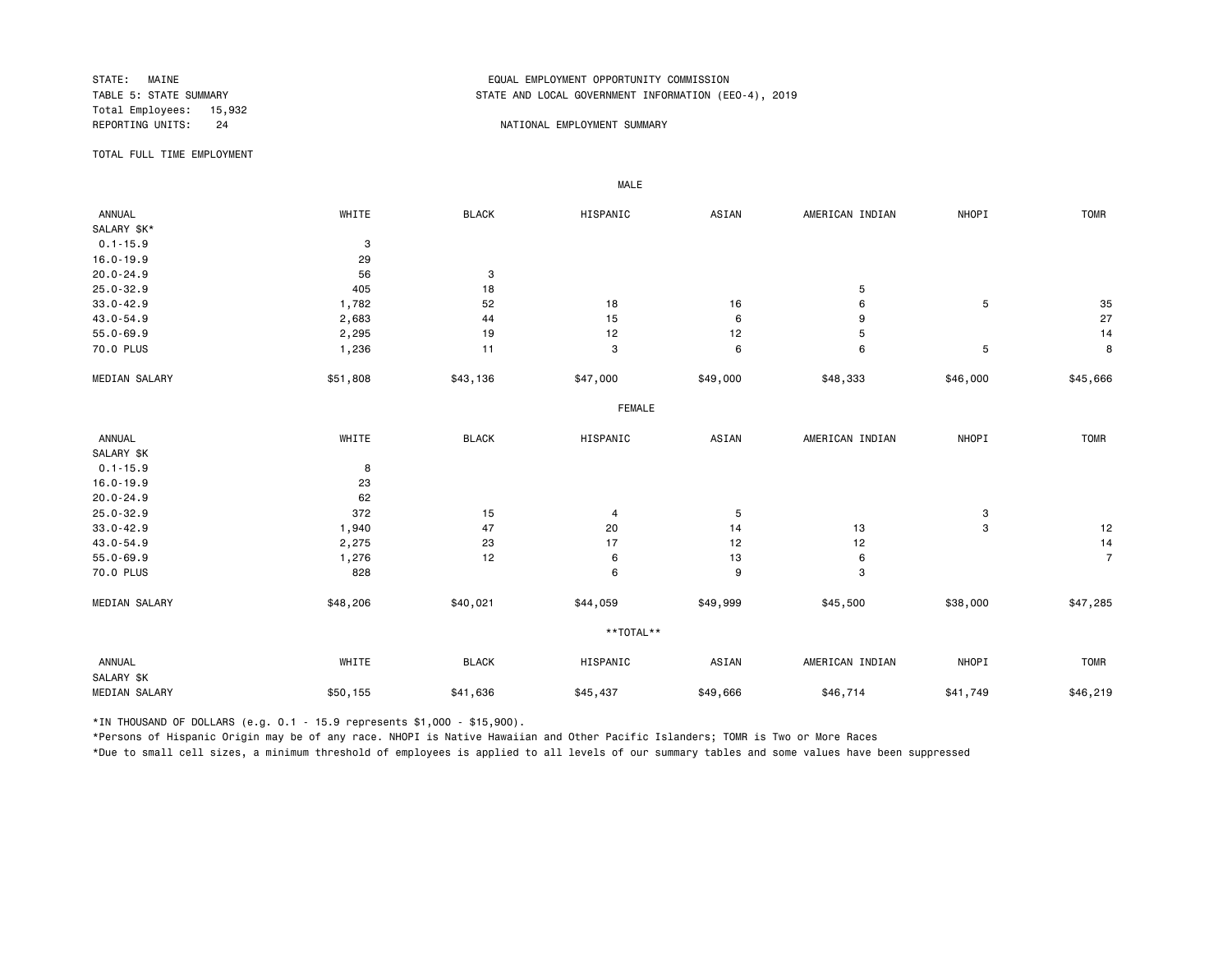STATE: MAINE
TABLE 5: STATE SUMMARY
Total Employees: 15,932
REPORTING UNITS: 24

EQUAL EMPLOYMENT OPPORTUNITY COMMISSION
STATE AND LOCAL GOVERNMENT INFORMATION (EEO-4), 2019

NATIONAL EMPLOYMENT SUMMARY

TOTAL FULL TIME EMPLOYMENT

**MALE**

| ANNUAL SALARY $K* | WHITE | BLACK | HISPANIC | ASIAN | AMERICAN INDIAN | NHOPI | TOMR |
|---|---|---|---|---|---|---|---|
| 0.1-15.9 | 3 | | | | | | |
| 16.0-19.9 | 29 | | | | | | |
| 20.0-24.9 | 56 | 3 | | | | | |
| 25.0-32.9 | 405 | 18 | | | 5 | | |
| 33.0-42.9 | 1,782 | 52 | 18 | 16 | 6 | 5 | 35 |
| 43.0-54.9 | 2,683 | 44 | 15 | 6 | 9 | | 27 |
| 55.0-69.9 | 2,295 | 19 | 12 | 12 | 5 | | 14 |
| 70.0 PLUS | 1,236 | 11 | 3 | 6 | 6 | 5 | 8 |
| MEDIAN SALARY | $51,808 | $43,136 | $47,000 | $49,000 | $48,333 | $46,000 | $45,666 |

**FEMALE**

| ANNUAL SALARY $K | WHITE | BLACK | HISPANIC | ASIAN | AMERICAN INDIAN | NHOPI | TOMR |
|---|---|---|---|---|---|---|---|
| 0.1-15.9 | 8 | | | | | | |
| 16.0-19.9 | 23 | | | | | | |
| 20.0-24.9 | 62 | | | | | | |
| 25.0-32.9 | 372 | 15 | 4 | 5 | | 3 | |
| 33.0-42.9 | 1,940 | 47 | 20 | 14 | 13 | 3 | 12 |
| 43.0-54.9 | 2,275 | 23 | 17 | 12 | 12 | | 14 |
| 55.0-69.9 | 1,276 | 12 | 6 | 13 | 6 | | 7 |
| 70.0 PLUS | 828 | | 6 | 9 | 3 | | |
| MEDIAN SALARY | $48,206 | $40,021 | $44,059 | $49,999 | $45,500 | $38,000 | $47,285 |

****TOTAL****

| ANNUAL SALARY $K | WHITE | BLACK | HISPANIC | ASIAN | AMERICAN INDIAN | NHOPI | TOMR |
|---|---|---|---|---|---|---|---|
| MEDIAN SALARY | $50,155 | $41,636 | $45,437 | $49,666 | $46,714 | $41,749 | $46,219 |

*IN THOUSAND OF DOLLARS (e.g. 0.1 - 15.9 represents $1,000 - $15,900).

*Persons of Hispanic Origin may be of any race. NHOPI is Native Hawaiian and Other Pacific Islanders; TOMR is Two or More Races

*Due to small cell sizes, a minimum threshold of employees is applied to all levels of our summary tables and some values have been suppressed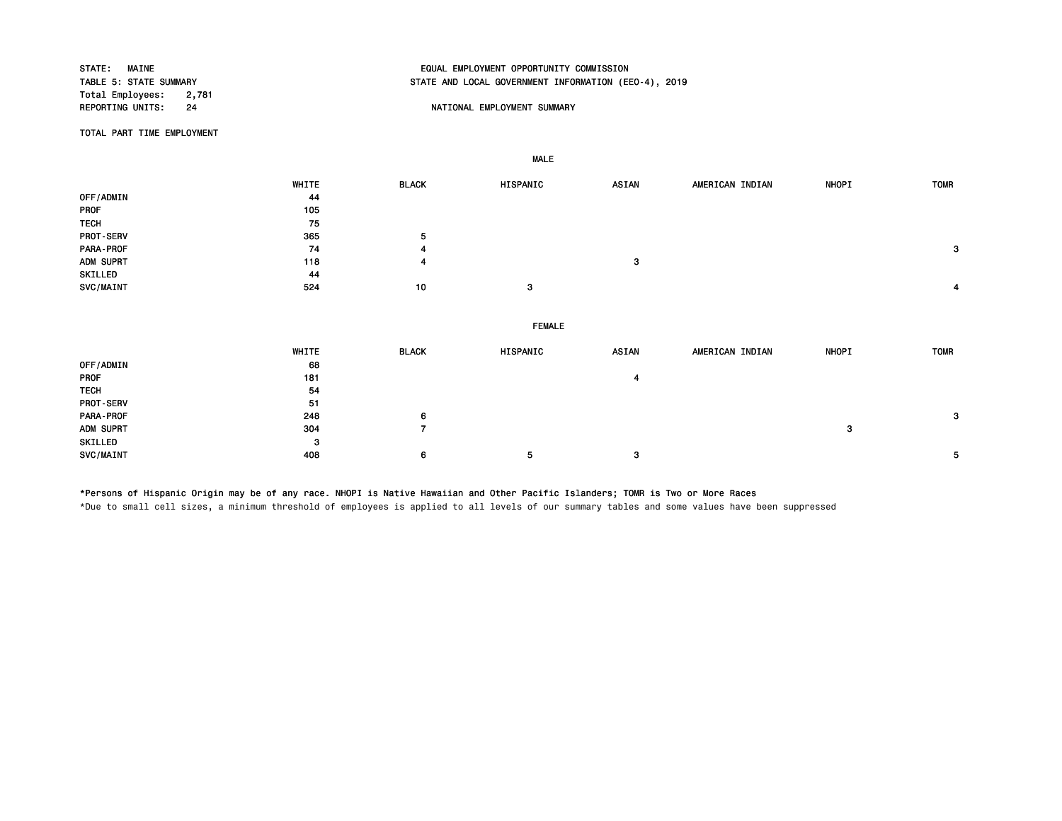STATE: MAINE
TABLE 5: STATE SUMMARY
Total Employees: 2,781
REPORTING UNITS: 24

EQUAL EMPLOYMENT OPPORTUNITY COMMISSION
STATE AND LOCAL GOVERNMENT INFORMATION (EEO-4), 2019

NATIONAL EMPLOYMENT SUMMARY

TOTAL PART TIME EMPLOYMENT

**MALE**

| | WHITE | BLACK | HISPANIC | ASIAN | AMERICAN INDIAN | NHOPI | TOMR |
|---|---|---|---|---|---|---|---|
| OFF/ADMIN | 44 | | | | | | |
| PROF | 105 | | | | | | |
| TECH | 75 | | | | | | |
| PROT-SERV | 365 | 5 | | | | | |
| PARA-PROF | 74 | 4 | | | | | 3 |
| ADM SUPRT | 118 | 4 | | 3 | | | |
| SKILLED | 44 | | | | | | |
| SVC/MAINT | 524 | 10 | 3 | | | | 4 |

**FEMALE**

| | WHITE | BLACK | HISPANIC | ASIAN | AMERICAN INDIAN | NHOPI | TOMR |
|---|---|---|---|---|---|---|---|
| OFF/ADMIN | 68 | | | | | | |
| PROF | 181 | | | 4 | | | |
| TECH | 54 | | | | | | |
| PROT-SERV | 51 | | | | | | |
| PARA-PROF | 248 | 6 | | | | | 3 |
| ADM SUPRT | 304 | 7 | | | | 3 | |
| SKILLED | 3 | | | | | | |
| SVC/MAINT | 408 | 6 | 5 | 3 | | | 5 |

*Persons of Hispanic Origin may be of any race. NHOPI is Native Hawaiian and Other Pacific Islanders; TOMR is Two or More Races
*Due to small cell sizes, a minimum threshold of employees is applied to all levels of our summary tables and some values have been suppressed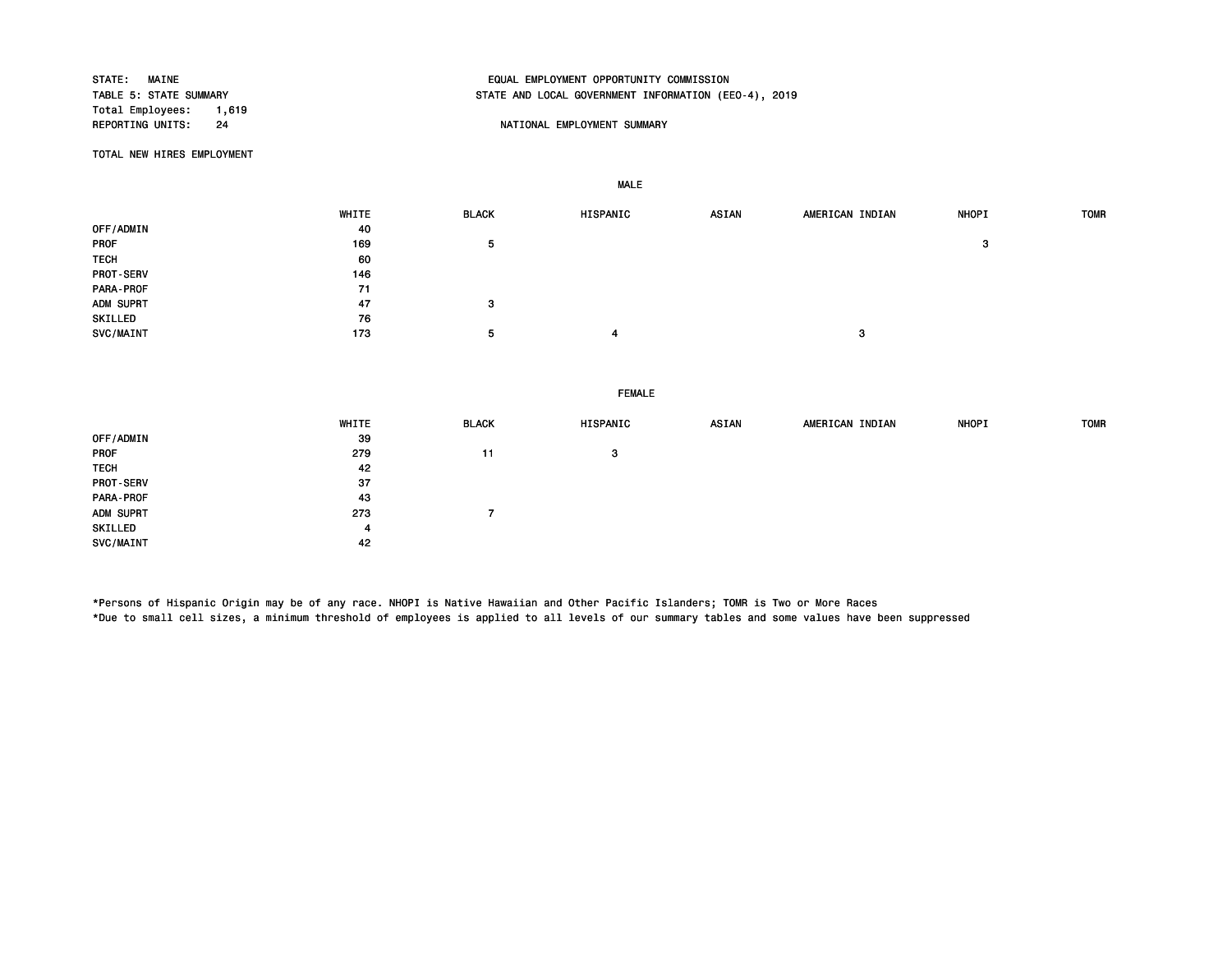STATE: MAINE
TABLE 5: STATE SUMMARY
Total Employees: 1,619
REPORTING UNITS: 24

EQUAL EMPLOYMENT OPPORTUNITY COMMISSION
STATE AND LOCAL GOVERNMENT INFORMATION (EEO-4), 2019

NATIONAL EMPLOYMENT SUMMARY

TOTAL NEW HIRES EMPLOYMENT

**MALE**

| | WHITE | BLACK | HISPANIC | ASIAN | AMERICAN INDIAN | NHOPI | TOMR |
|---|---|---|---|---|---|---|---|
| OFF/ADMIN | 40 | | | | | | |
| PROF | 169 | 5 | | | | 3 | |
| TECH | 60 | | | | | | |
| PROT-SERV | 146 | | | | | | |
| PARA-PROF | 71 | | | | | | |
| ADM SUPRT | 47 | 3 | | | | | |
| SKILLED | 76 | | | | | | |
| SVC/MAINT | 173 | 5 | 4 | | 3 | | |

**FEMALE**

| | WHITE | BLACK | HISPANIC | ASIAN | AMERICAN INDIAN | NHOPI | TOMR |
|---|---|---|---|---|---|---|---|
| OFF/ADMIN | 39 | | | | | | |
| PROF | 279 | 11 | 3 | | | | |
| TECH | 42 | | | | | | |
| PROT-SERV | 37 | | | | | | |
| PARA-PROF | 43 | | | | | | |
| ADM SUPRT | 273 | 7 | | | | | |
| SKILLED | 4 | | | | | | |
| SVC/MAINT | 42 | | | | | | |

*Persons of Hispanic Origin may be of any race. NHOPI is Native Hawaiian and Other Pacific Islanders; TOMR is Two or More Races
*Due to small cell sizes, a minimum threshold of employees is applied to all levels of our summary tables and some values have been suppressed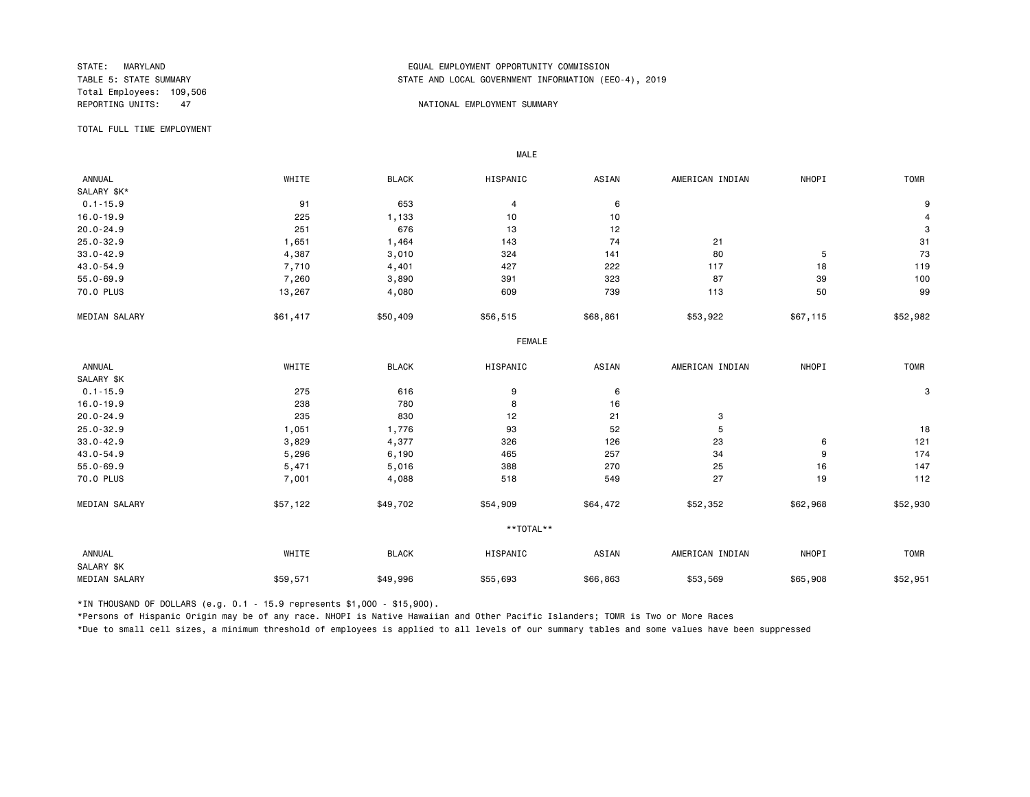STATE: MARYLAND
TABLE 5: STATE SUMMARY
Total Employees: 109,506
REPORTING UNITS: 47

EQUAL EMPLOYMENT OPPORTUNITY COMMISSION
STATE AND LOCAL GOVERNMENT INFORMATION (EEO-4), 2019

NATIONAL EMPLOYMENT SUMMARY

TOTAL FULL TIME EMPLOYMENT

**MALE**

| ANNUAL SALARY $K* | WHITE | BLACK | HISPANIC | ASIAN | AMERICAN INDIAN | NHOPI | TOMR |
|---|---|---|---|---|---|---|---|
| 0.1-15.9 | 91 | 653 | 4 | 6 | | | 9 |
| 16.0-19.9 | 225 | 1,133 | 10 | 10 | | | 4 |
| 20.0-24.9 | 251 | 676 | 13 | 12 | | | 3 |
| 25.0-32.9 | 1,651 | 1,464 | 143 | 74 | 21 | | 31 |
| 33.0-42.9 | 4,387 | 3,010 | 324 | 141 | 80 | 5 | 73 |
| 43.0-54.9 | 7,710 | 4,401 | 427 | 222 | 117 | 18 | 119 |
| 55.0-69.9 | 7,260 | 3,890 | 391 | 323 | 87 | 39 | 100 |
| 70.0 PLUS | 13,267 | 4,080 | 609 | 739 | 113 | 50 | 99 |
| MEDIAN SALARY | $61,417 | $50,409 | $56,515 | $68,861 | $53,922 | $67,115 | $52,982 |

**FEMALE**

| ANNUAL SALARY $K | WHITE | BLACK | HISPANIC | ASIAN | AMERICAN INDIAN | NHOPI | TOMR |
|---|---|---|---|---|---|---|---|
| 0.1-15.9 | 275 | 616 | 9 | 6 | | | 3 |
| 16.0-19.9 | 238 | 780 | 8 | 16 | | | |
| 20.0-24.9 | 235 | 830 | 12 | 21 | 3 | | |
| 25.0-32.9 | 1,051 | 1,776 | 93 | 52 | 5 | | 18 |
| 33.0-42.9 | 3,829 | 4,377 | 326 | 126 | 23 | 6 | 121 |
| 43.0-54.9 | 5,296 | 6,190 | 465 | 257 | 34 | 9 | 174 |
| 55.0-69.9 | 5,471 | 5,016 | 388 | 270 | 25 | 16 | 147 |
| 70.0 PLUS | 7,001 | 4,088 | 518 | 549 | 27 | 19 | 112 |
| MEDIAN SALARY | $57,122 | $49,702 | $54,909 | $64,472 | $52,352 | $62,968 | $52,930 |

****TOTAL****

| ANNUAL SALARY $K | WHITE | BLACK | HISPANIC | ASIAN | AMERICAN INDIAN | NHOPI | TOMR |
|---|---|---|---|---|---|---|---|
| MEDIAN SALARY | $59,571 | $49,996 | $55,693 | $66,863 | $53,569 | $65,908 | $52,951 |

*IN THOUSAND OF DOLLARS (e.g. 0.1 - 15.9 represents $1,000 - $15,900).

*Persons of Hispanic Origin may be of any race. NHOPI is Native Hawaiian and Other Pacific Islanders; TOMR is Two or More Races

*Due to small cell sizes, a minimum threshold of employees is applied to all levels of our summary tables and some values have been suppressed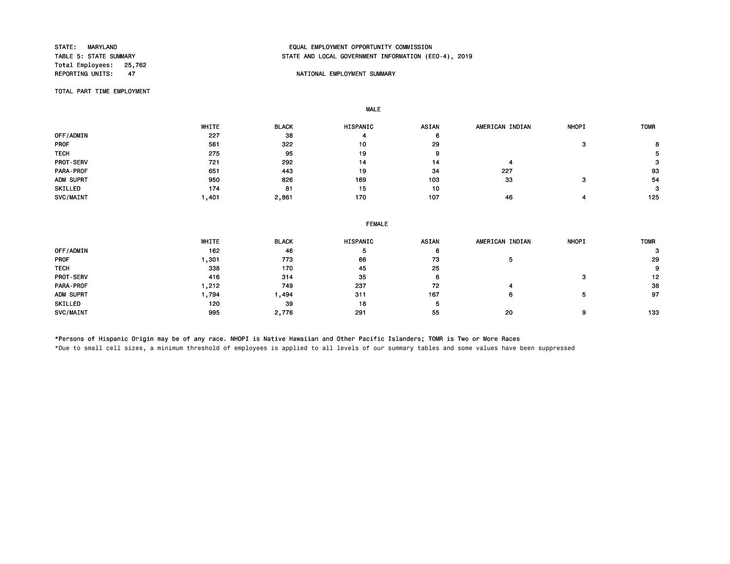STATE: MARYLAND
TABLE 5: STATE SUMMARY
Total Employees: 25,762
REPORTING UNITS: 47

EQUAL EMPLOYMENT OPPORTUNITY COMMISSION
STATE AND LOCAL GOVERNMENT INFORMATION (EEO-4), 2019

NATIONAL EMPLOYMENT SUMMARY

TOTAL PART TIME EMPLOYMENT

**MALE**

| | WHITE | BLACK | HISPANIC | ASIAN | AMERICAN INDIAN | NHOPI | TOMR |
|---|---|---|---|---|---|---|---|
| OFF/ADMIN | 227 | 38 | 4 | 6 | | | |
| PROF | 561 | 322 | 10 | 29 | | 3 | 8 |
| TECH | 275 | 95 | 19 | 9 | | | 5 |
| PROT-SERV | 721 | 292 | 14 | 14 | 4 | | 3 |
| PARA-PROF | 651 | 443 | 19 | 34 | 227 | | 93 |
| ADM SUPRT | 950 | 826 | 169 | 103 | 33 | 3 | 54 |
| SKILLED | 174 | 81 | 15 | 10 | | | 3 |
| SVC/MAINT | 1,401 | 2,861 | 170 | 107 | 46 | 4 | 125 |

**FEMALE**

| | WHITE | BLACK | HISPANIC | ASIAN | AMERICAN INDIAN | NHOPI | TOMR |
|---|---|---|---|---|---|---|---|
| OFF/ADMIN | 162 | 46 | 5 | 6 | | | 3 |
| PROF | 1,301 | 773 | 66 | 73 | 5 | | 29 |
| TECH | 338 | 170 | 45 | 25 | | | 9 |
| PROT-SERV | 416 | 314 | 35 | 6 | | 3 | 12 |
| PARA-PROF | 1,212 | 749 | 237 | 72 | 4 | | 38 |
| ADM SUPRT | 1,794 | 1,494 | 311 | 167 | 6 | 5 | 97 |
| SKILLED | 120 | 39 | 18 | 5 | | | |
| SVC/MAINT | 995 | 2,776 | 291 | 55 | 20 | 9 | 133 |

*Persons of Hispanic Origin may be of any race. NHOPI is Native Hawaiian and Other Pacific Islanders; TOMR is Two or More Races

*Due to small cell sizes, a minimum threshold of employees is applied to all levels of our summary tables and some values have been suppressed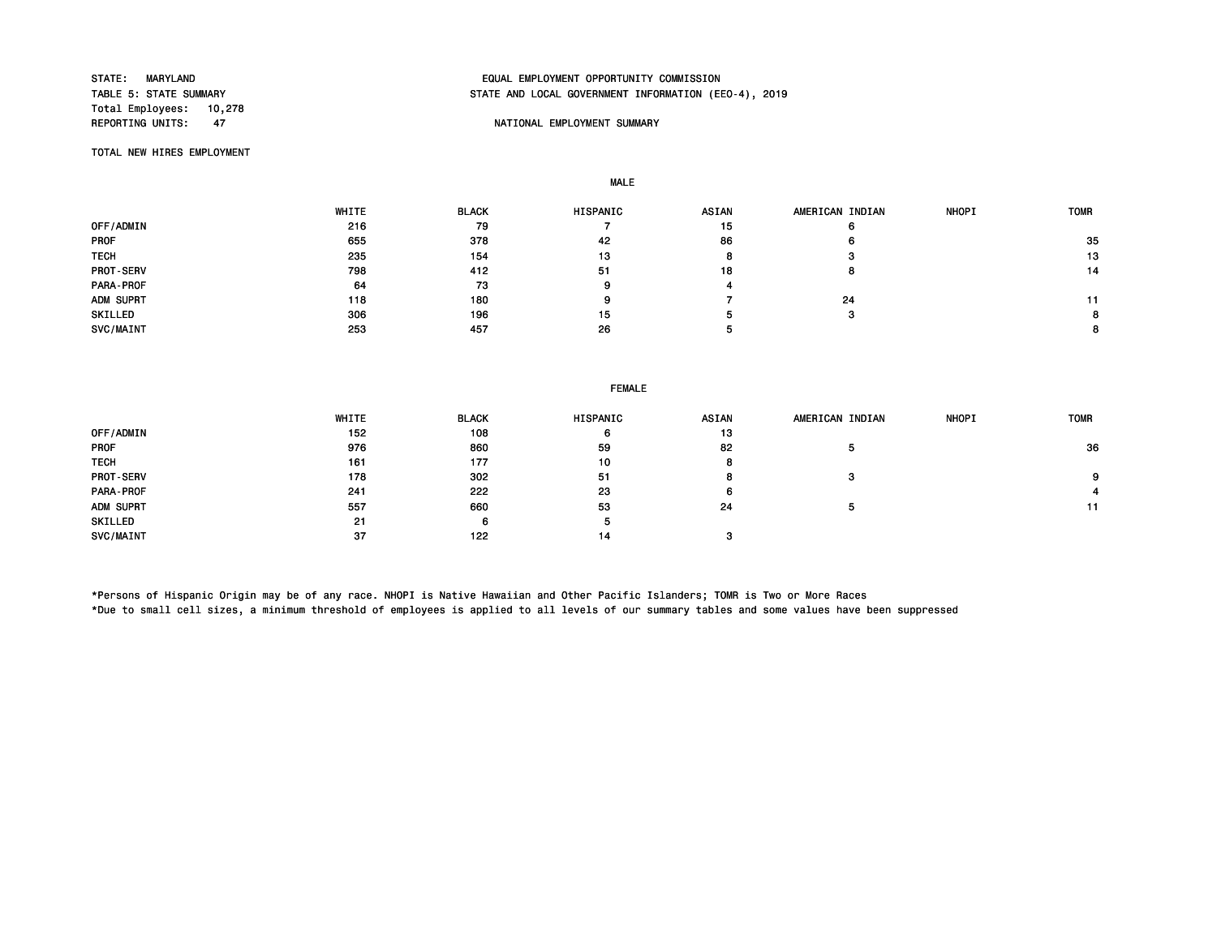STATE: MARYLAND
TABLE 5: STATE SUMMARY
Total Employees: 10,278
REPORTING UNITS: 47

EQUAL EMPLOYMENT OPPORTUNITY COMMISSION
STATE AND LOCAL GOVERNMENT INFORMATION (EEO-4), 2019

NATIONAL EMPLOYMENT SUMMARY

TOTAL NEW HIRES EMPLOYMENT

MALE

| | WHITE | BLACK | HISPANIC | ASIAN | AMERICAN INDIAN | NHOPI | TOMR |
|---|---|---|---|---|---|---|---|
| OFF/ADMIN | 216 | 79 | 7 | 15 | 6 | | |
| PROF | 655 | 378 | 42 | 86 | 6 | | 35 |
| TECH | 235 | 154 | 13 | 8 | 3 | | 13 |
| PROT-SERV | 798 | 412 | 51 | 18 | 8 | | 14 |
| PARA-PROF | 64 | 73 | 9 | 4 | | | |
| ADM SUPRT | 118 | 180 | 9 | 7 | 24 | | 11 |
| SKILLED | 306 | 196 | 15 | 5 | 3 | | 8 |
| SVC/MAINT | 253 | 457 | 26 | 5 | | | 8 |

FEMALE

| | WHITE | BLACK | HISPANIC | ASIAN | AMERICAN INDIAN | NHOPI | TOMR |
|---|---|---|---|---|---|---|---|
| OFF/ADMIN | 152 | 108 | 6 | 13 | | | |
| PROF | 976 | 860 | 59 | 82 | 5 | | 36 |
| TECH | 161 | 177 | 10 | 8 | | | |
| PROT-SERV | 178 | 302 | 51 | 8 | 3 | | 9 |
| PARA-PROF | 241 | 222 | 23 | 6 | | | 4 |
| ADM SUPRT | 557 | 660 | 53 | 24 | 5 | | 11 |
| SKILLED | 21 | 6 | 5 | | | | |
| SVC/MAINT | 37 | 122 | 14 | 3 | | | |

*Persons of Hispanic Origin may be of any race. NHOPI is Native Hawaiian and Other Pacific Islanders; TOMR is Two or More Races
*Due to small cell sizes, a minimum threshold of employees is applied to all levels of our summary tables and some values have been suppressed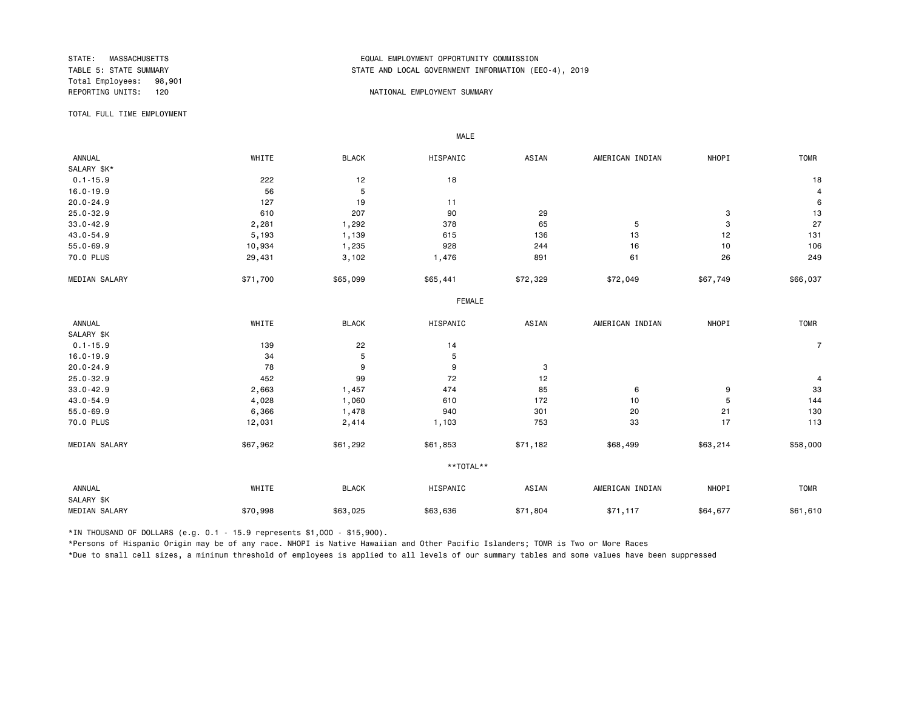STATE: MASSACHUSETTS
TABLE 5: STATE SUMMARY
Total Employees: 98,901
REPORTING UNITS: 120

EQUAL EMPLOYMENT OPPORTUNITY COMMISSION
STATE AND LOCAL GOVERNMENT INFORMATION (EEO-4), 2019

NATIONAL EMPLOYMENT SUMMARY

TOTAL FULL TIME EMPLOYMENT

MALE

| ANNUAL SALARY $K* | WHITE | BLACK | HISPANIC | ASIAN | AMERICAN INDIAN | NHOPI | TOMR |
|---|---|---|---|---|---|---|---|
| 0.1-15.9 | 222 | 12 | 18 | | | | 18 |
| 16.0-19.9 | 56 | 5 | | | | | 4 |
| 20.0-24.9 | 127 | 19 | 11 | | | | 6 |
| 25.0-32.9 | 610 | 207 | 90 | 29 | | 3 | 13 |
| 33.0-42.9 | 2,281 | 1,292 | 378 | 65 | 5 | 3 | 27 |
| 43.0-54.9 | 5,193 | 1,139 | 615 | 136 | 13 | 12 | 131 |
| 55.0-69.9 | 10,934 | 1,235 | 928 | 244 | 16 | 10 | 106 |
| 70.0 PLUS | 29,431 | 3,102 | 1,476 | 891 | 61 | 26 | 249 |
| MEDIAN SALARY | $71,700 | $65,099 | $65,441 | $72,329 | $72,049 | $67,749 | $66,037 |

FEMALE

| ANNUAL SALARY $K | WHITE | BLACK | HISPANIC | ASIAN | AMERICAN INDIAN | NHOPI | TOMR |
|---|---|---|---|---|---|---|---|
| 0.1-15.9 | 139 | 22 | 14 | | | | 7 |
| 16.0-19.9 | 34 | 5 | 5 | | | | |
| 20.0-24.9 | 78 | 9 | 9 | 3 | | | |
| 25.0-32.9 | 452 | 99 | 72 | 12 | | | 4 |
| 33.0-42.9 | 2,663 | 1,457 | 474 | 85 | 6 | 9 | 33 |
| 43.0-54.9 | 4,028 | 1,060 | 610 | 172 | 10 | 5 | 144 |
| 55.0-69.9 | 6,366 | 1,478 | 940 | 301 | 20 | 21 | 130 |
| 70.0 PLUS | 12,031 | 2,414 | 1,103 | 753 | 33 | 17 | 113 |
| MEDIAN SALARY | $67,962 | $61,292 | $61,853 | $71,182 | $68,499 | $63,214 | $58,000 |

**TOTAL**

| ANNUAL SALARY $K | WHITE | BLACK | HISPANIC | ASIAN | AMERICAN INDIAN | NHOPI | TOMR |
|---|---|---|---|---|---|---|---|
| MEDIAN SALARY | $70,998 | $63,025 | $63,636 | $71,804 | $71,117 | $64,677 | $61,610 |

*IN THOUSAND OF DOLLARS (e.g. 0.1 - 15.9 represents $1,000 - $15,900).

*Persons of Hispanic Origin may be of any race. NHOPI is Native Hawaiian and Other Pacific Islanders; TOMR is Two or More Races

*Due to small cell sizes, a minimum threshold of employees is applied to all levels of our summary tables and some values have been suppressed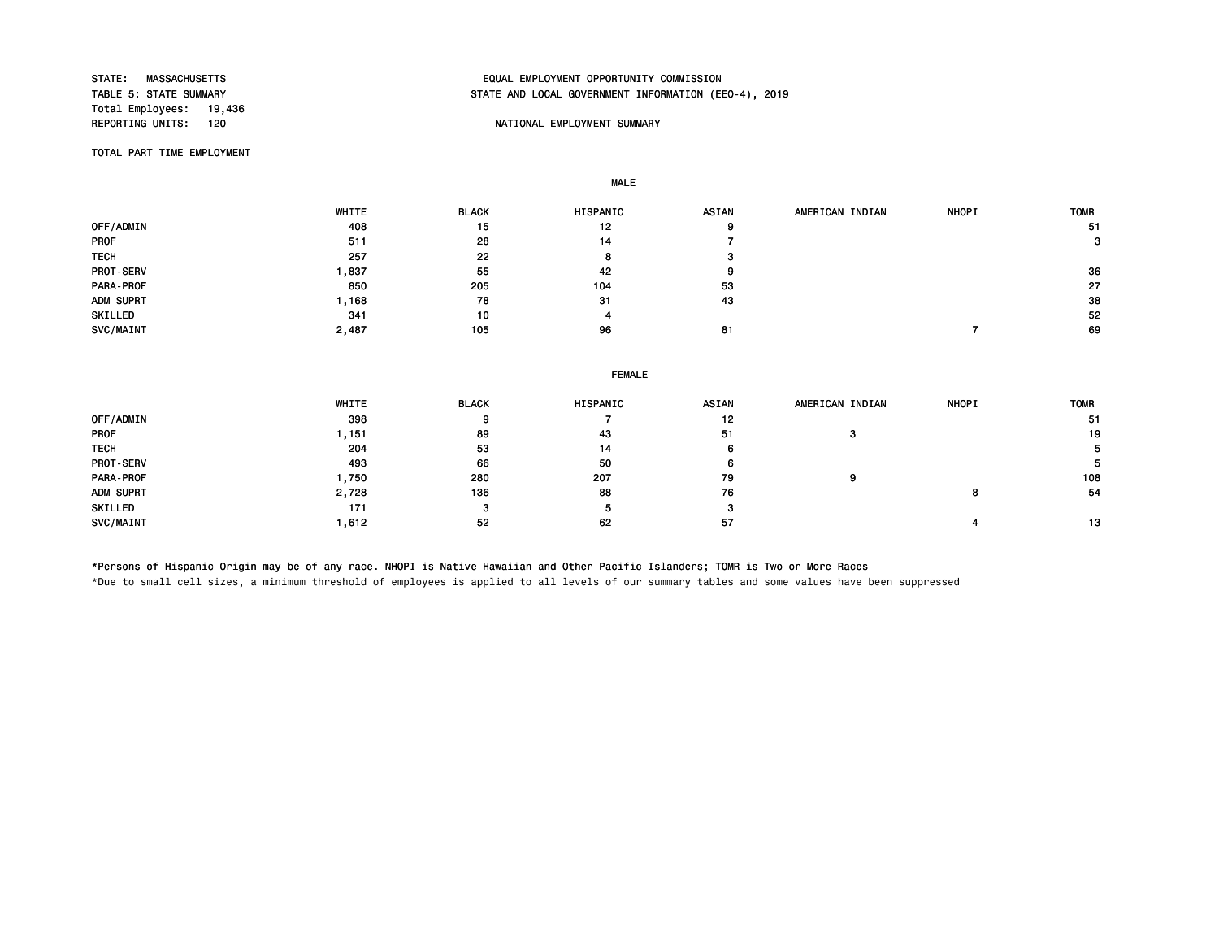STATE: MASSACHUSETTS
TABLE 5: STATE SUMMARY
Total Employees: 19,436
REPORTING UNITS: 120

EQUAL EMPLOYMENT OPPORTUNITY COMMISSION
STATE AND LOCAL GOVERNMENT INFORMATION (EEO-4), 2019

NATIONAL EMPLOYMENT SUMMARY

TOTAL PART TIME EMPLOYMENT

**MALE**

| | WHITE | BLACK | HISPANIC | ASIAN | AMERICAN INDIAN | NHOPI | TOMR |
|---|---|---|---|---|---|---|---|
| OFF/ADMIN | 408 | 15 | 12 | 9 | | | 51 |
| PROF | 511 | 28 | 14 | 7 | | | 3 |
| TECH | 257 | 22 | 8 | 3 | | | |
| PROT-SERV | 1,837 | 55 | 42 | 9 | | | 36 |
| PARA-PROF | 850 | 205 | 104 | 53 | | | 27 |
| ADM SUPRT | 1,168 | 78 | 31 | 43 | | | 38 |
| SKILLED | 341 | 10 | 4 | | | | 52 |
| SVC/MAINT | 2,487 | 105 | 96 | 81 | | 7 | 69 |

**FEMALE**

| | WHITE | BLACK | HISPANIC | ASIAN | AMERICAN INDIAN | NHOPI | TOMR |
|---|---|---|---|---|---|---|---|
| OFF/ADMIN | 398 | 9 | 7 | 12 | | | 51 |
| PROF | 1,151 | 89 | 43 | 51 | 3 | | 19 |
| TECH | 204 | 53 | 14 | 6 | | | 5 |
| PROT-SERV | 493 | 66 | 50 | 6 | | | 5 |
| PARA-PROF | 1,750 | 280 | 207 | 79 | 9 | | 108 |
| ADM SUPRT | 2,728 | 136 | 88 | 76 | | 8 | 54 |
| SKILLED | 171 | 3 | 5 | 3 | | | |
| SVC/MAINT | 1,612 | 52 | 62 | 57 | | 4 | 13 |

*Persons of Hispanic Origin may be of any race. NHOPI is Native Hawaiian and Other Pacific Islanders; TOMR is Two or More Races

*Due to small cell sizes, a minimum threshold of employees is applied to all levels of our summary tables and some values have been suppressed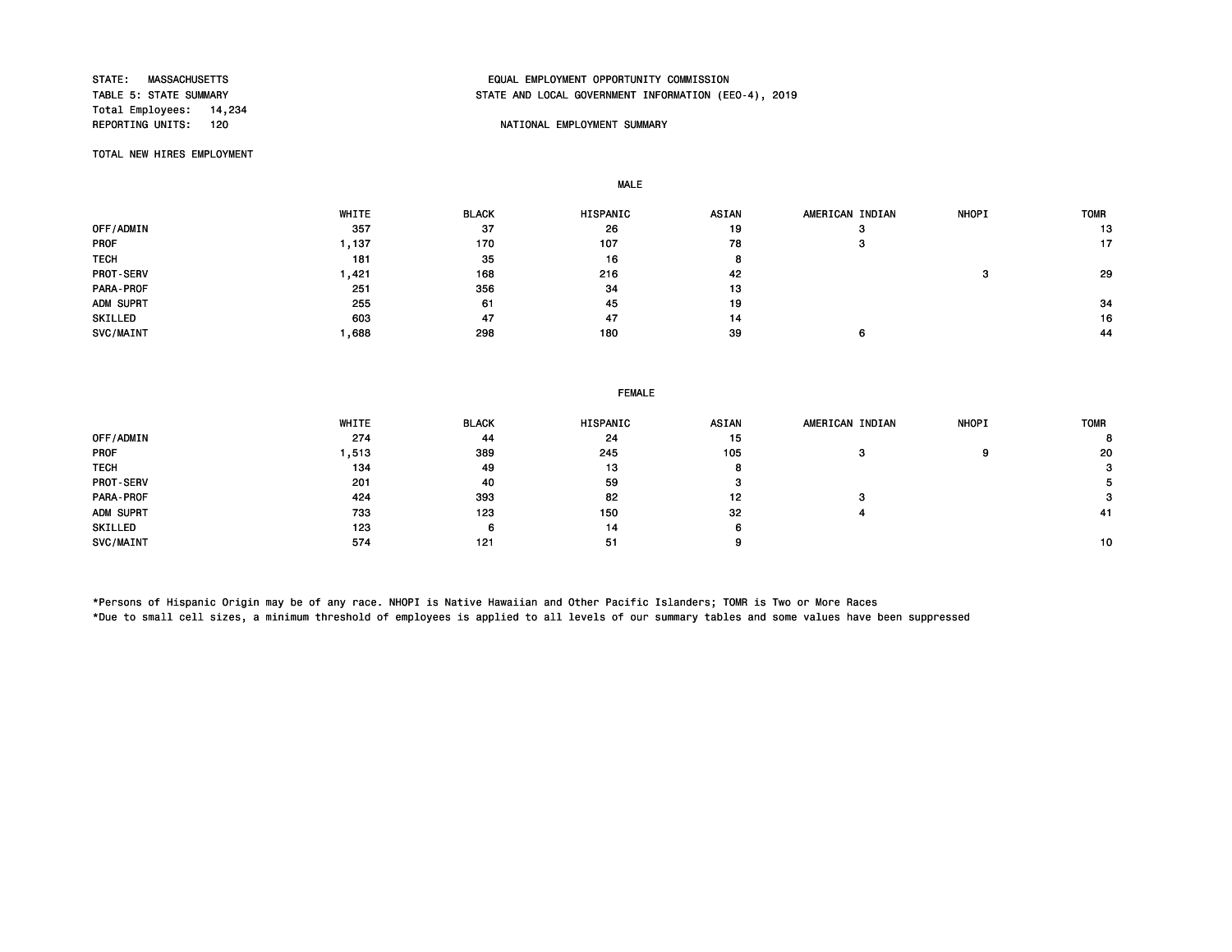STATE: MASSACHUSETTS
TABLE 5: STATE SUMMARY
Total Employees: 14,234
REPORTING UNITS: 120

EQUAL EMPLOYMENT OPPORTUNITY COMMISSION
STATE AND LOCAL GOVERNMENT INFORMATION (EEO-4), 2019

NATIONAL EMPLOYMENT SUMMARY

TOTAL NEW HIRES EMPLOYMENT

MALE

| | WHITE | BLACK | HISPANIC | ASIAN | AMERICAN INDIAN | NHOPI | TOMR |
|---|---|---|---|---|---|---|---|
| OFF/ADMIN | 357 | 37 | 26 | 19 | 3 | | 13 |
| PROF | 1,137 | 170 | 107 | 78 | 3 | | 17 |
| TECH | 181 | 35 | 16 | 8 | | | |
| PROT-SERV | 1,421 | 168 | 216 | 42 | | 3 | 29 |
| PARA-PROF | 251 | 356 | 34 | 13 | | | |
| ADM SUPRT | 255 | 61 | 45 | 19 | | | 34 |
| SKILLED | 603 | 47 | 47 | 14 | | | 16 |
| SVC/MAINT | 1,688 | 298 | 180 | 39 | 6 | | 44 |

FEMALE

| | WHITE | BLACK | HISPANIC | ASIAN | AMERICAN INDIAN | NHOPI | TOMR |
|---|---|---|---|---|---|---|---|
| OFF/ADMIN | 274 | 44 | 24 | 15 | | | 8 |
| PROF | 1,513 | 389 | 245 | 105 | 3 | 9 | 20 |
| TECH | 134 | 49 | 13 | 8 | | | 3 |
| PROT-SERV | 201 | 40 | 59 | 3 | | | 5 |
| PARA-PROF | 424 | 393 | 82 | 12 | 3 | | 3 |
| ADM SUPRT | 733 | 123 | 150 | 32 | 4 | | 41 |
| SKILLED | 123 | 6 | 14 | 6 | | | |
| SVC/MAINT | 574 | 121 | 51 | 9 | | | 10 |

*Persons of Hispanic Origin may be of any race. NHOPI is Native Hawaiian and Other Pacific Islanders; TOMR is Two or More Races
*Due to small cell sizes, a minimum threshold of employees is applied to all levels of our summary tables and some values have been suppressed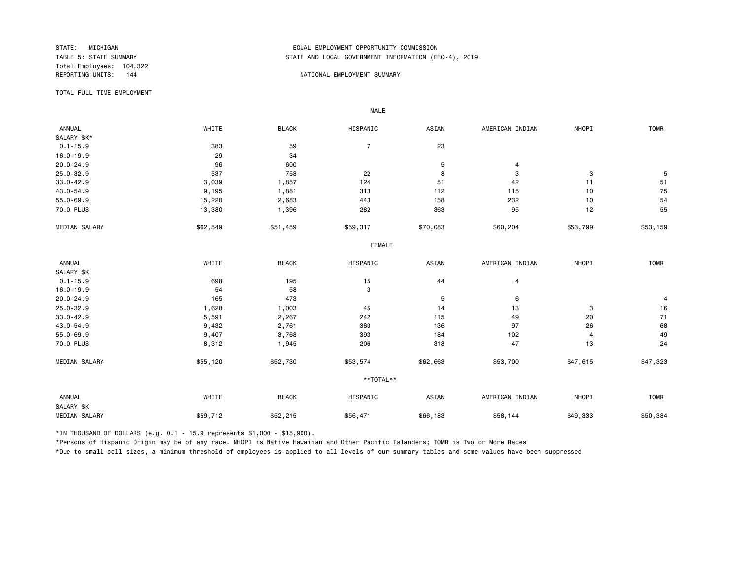STATE: MICHIGAN
TABLE 5: STATE SUMMARY
Total Employees: 104,322
REPORTING UNITS: 144

EQUAL EMPLOYMENT OPPORTUNITY COMMISSION
STATE AND LOCAL GOVERNMENT INFORMATION (EEO-4), 2019

NATIONAL EMPLOYMENT SUMMARY

TOTAL FULL TIME EMPLOYMENT

MALE

| ANNUAL SALARY $K* | WHITE | BLACK | HISPANIC | ASIAN | AMERICAN INDIAN | NHOPI | TOMR |
|---|---|---|---|---|---|---|---|
| 0.1-15.9 | 383 | 59 | 7 | 23 | | | |
| 16.0-19.9 | 29 | 34 | | | | | |
| 20.0-24.9 | 96 | 600 | | 5 | 4 | | |
| 25.0-32.9 | 537 | 758 | 22 | 8 | 3 | 3 | 5 |
| 33.0-42.9 | 3,039 | 1,857 | 124 | 51 | 42 | 11 | 51 |
| 43.0-54.9 | 9,195 | 1,881 | 313 | 112 | 115 | 10 | 75 |
| 55.0-69.9 | 15,220 | 2,683 | 443 | 158 | 232 | 10 | 54 |
| 70.0 PLUS | 13,380 | 1,396 | 282 | 363 | 95 | 12 | 55 |
| MEDIAN SALARY | $62,549 | $51,459 | $59,317 | $70,083 | $60,204 | $53,799 | $53,159 |

FEMALE

| ANNUAL SALARY $K | WHITE | BLACK | HISPANIC | ASIAN | AMERICAN INDIAN | NHOPI | TOMR |
|---|---|---|---|---|---|---|---|
| 0.1-15.9 | 698 | 195 | 15 | 44 | 4 | | |
| 16.0-19.9 | 54 | 58 | 3 | | | | |
| 20.0-24.9 | 165 | 473 | | 5 | 6 | | 4 |
| 25.0-32.9 | 1,628 | 1,003 | 45 | 14 | 13 | 3 | 16 |
| 33.0-42.9 | 5,591 | 2,267 | 242 | 115 | 49 | 20 | 71 |
| 43.0-54.9 | 9,432 | 2,761 | 383 | 136 | 97 | 26 | 68 |
| 55.0-69.9 | 9,407 | 3,768 | 393 | 184 | 102 | 4 | 49 |
| 70.0 PLUS | 8,312 | 1,945 | 206 | 318 | 47 | 13 | 24 |
| MEDIAN SALARY | $55,120 | $52,730 | $53,574 | $62,663 | $53,700 | $47,615 | $47,323 |

**TOTAL**

| ANNUAL SALARY $K | WHITE | BLACK | HISPANIC | ASIAN | AMERICAN INDIAN | NHOPI | TOMR |
|---|---|---|---|---|---|---|---|
| MEDIAN SALARY | $59,712 | $52,215 | $56,471 | $66,183 | $58,144 | $49,333 | $50,384 |

*IN THOUSAND OF DOLLARS (e.g. 0.1 - 15.9 represents $1,000 - $15,900).

*Persons of Hispanic Origin may be of any race. NHOPI is Native Hawaiian and Other Pacific Islanders; TOMR is Two or More Races

*Due to small cell sizes, a minimum threshold of employees is applied to all levels of our summary tables and some values have been suppressed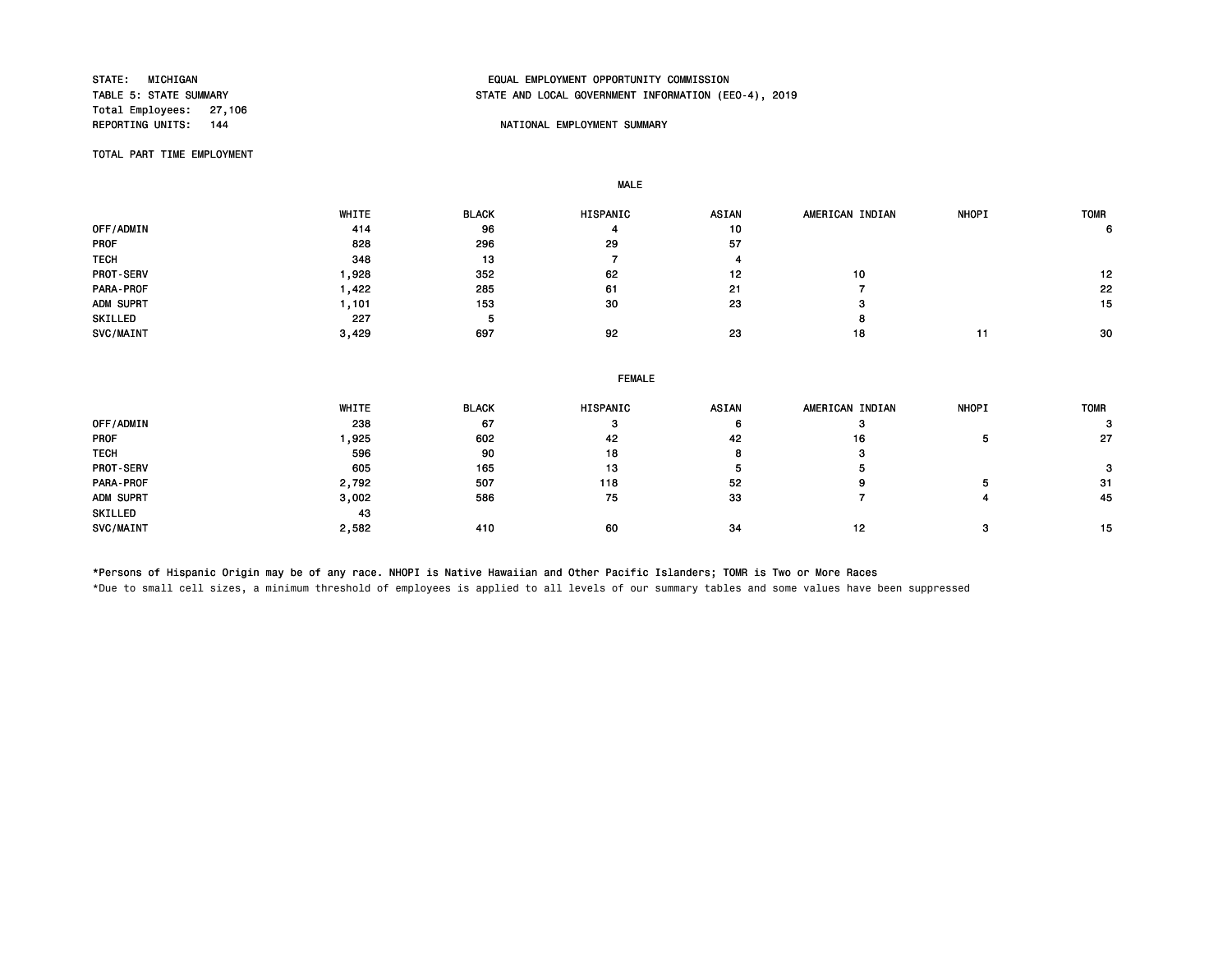STATE: MICHIGAN
TABLE 5: STATE SUMMARY
Total Employees: 27,106
REPORTING UNITS: 144

EQUAL EMPLOYMENT OPPORTUNITY COMMISSION
STATE AND LOCAL GOVERNMENT INFORMATION (EEO-4), 2019

NATIONAL EMPLOYMENT SUMMARY

TOTAL PART TIME EMPLOYMENT

MALE

| | WHITE | BLACK | HISPANIC | ASIAN | AMERICAN INDIAN | NHOPI | TOMR |
|---|---|---|---|---|---|---|---|
| OFF/ADMIN | 414 | 96 | 4 | 10 | | | 6 |
| PROF | 828 | 296 | 29 | 57 | | | |
| TECH | 348 | 13 | 7 | 4 | | | |
| PROT-SERV | 1,928 | 352 | 62 | 12 | 10 | | 12 |
| PARA-PROF | 1,422 | 285 | 61 | 21 | 7 | | 22 |
| ADM SUPRT | 1,101 | 153 | 30 | 23 | 3 | | 15 |
| SKILLED | 227 | 5 | | | 8 | | |
| SVC/MAINT | 3,429 | 697 | 92 | 23 | 18 | 11 | 30 |

FEMALE

| | WHITE | BLACK | HISPANIC | ASIAN | AMERICAN INDIAN | NHOPI | TOMR |
|---|---|---|---|---|---|---|---|
| OFF/ADMIN | 238 | 67 | 3 | 6 | 3 | | 3 |
| PROF | 1,925 | 602 | 42 | 42 | 16 | 5 | 27 |
| TECH | 596 | 90 | 18 | 8 | 3 | | |
| PROT-SERV | 605 | 165 | 13 | 5 | 5 | | 3 |
| PARA-PROF | 2,792 | 507 | 118 | 52 | 9 | 5 | 31 |
| ADM SUPRT | 3,002 | 586 | 75 | 33 | 7 | 4 | 45 |
| SKILLED | 43 | | | | | | |
| SVC/MAINT | 2,582 | 410 | 60 | 34 | 12 | 3 | 15 |

*Persons of Hispanic Origin may be of any race. NHOPI is Native Hawaiian and Other Pacific Islanders; TOMR is Two or More Races

*Due to small cell sizes, a minimum threshold of employees is applied to all levels of our summary tables and some values have been suppressed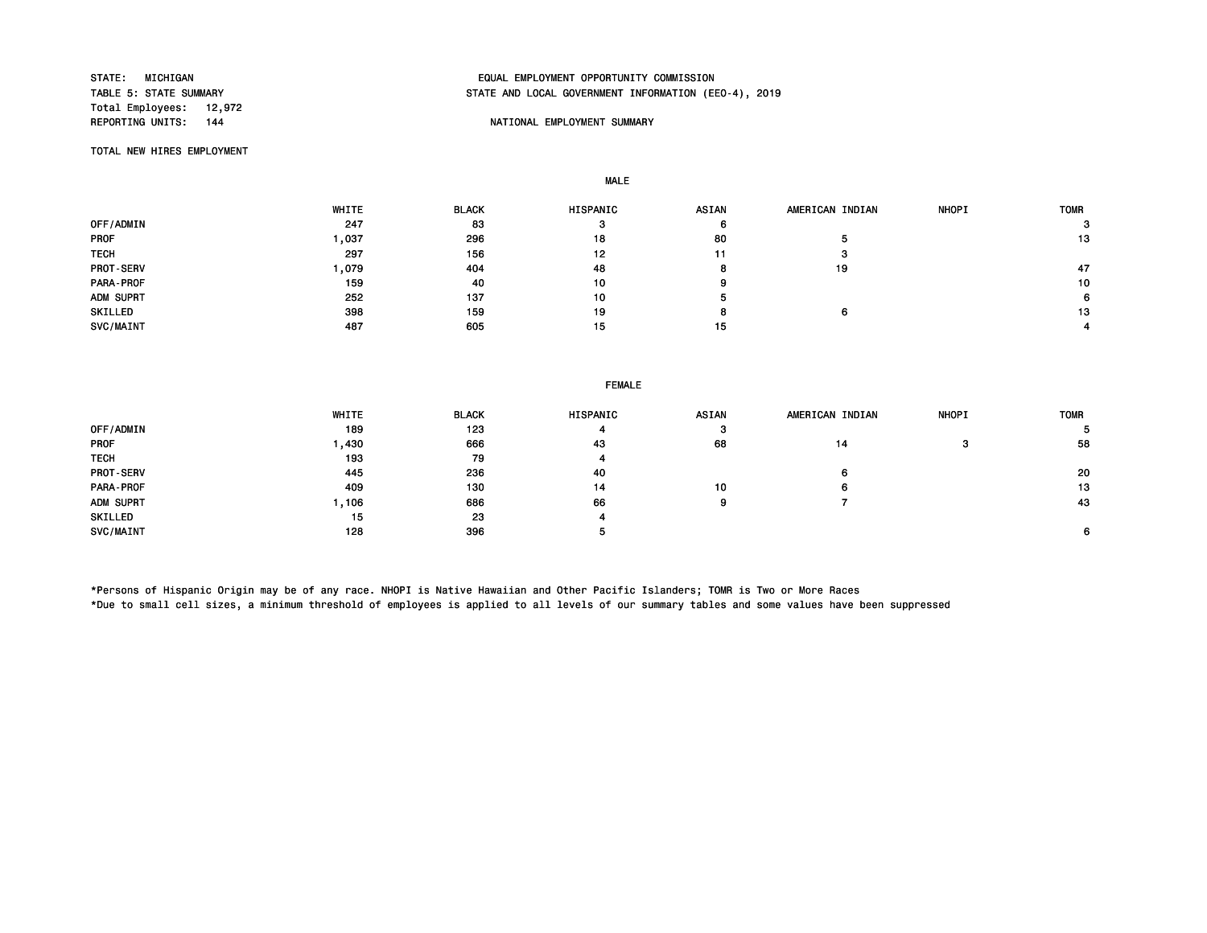STATE: MICHIGAN
TABLE 5: STATE SUMMARY
Total Employees: 12,972
REPORTING UNITS: 144

EQUAL EMPLOYMENT OPPORTUNITY COMMISSION
STATE AND LOCAL GOVERNMENT INFORMATION (EEO-4), 2019

NATIONAL EMPLOYMENT SUMMARY

TOTAL NEW HIRES EMPLOYMENT

**MALE**

| | WHITE | BLACK | HISPANIC | ASIAN | AMERICAN INDIAN | NHOPI | TOMR |
|---|---|---|---|---|---|---|---|
| OFF/ADMIN | 247 | 83 | 3 | 6 | | | 3 |
| PROF | 1,037 | 296 | 18 | 80 | 5 | | 13 |
| TECH | 297 | 156 | 12 | 11 | 3 | | |
| PROT-SERV | 1,079 | 404 | 48 | 8 | 19 | | 47 |
| PARA-PROF | 159 | 40 | 10 | 9 | | | 10 |
| ADM SUPRT | 252 | 137 | 10 | 5 | | | 6 |
| SKILLED | 398 | 159 | 19 | 8 | 6 | | 13 |
| SVC/MAINT | 487 | 605 | 15 | 15 | | | 4 |

**FEMALE**

| | WHITE | BLACK | HISPANIC | ASIAN | AMERICAN INDIAN | NHOPI | TOMR |
|---|---|---|---|---|---|---|---|
| OFF/ADMIN | 189 | 123 | 4 | 3 | | | 5 |
| PROF | 1,430 | 666 | 43 | 68 | 14 | 3 | 58 |
| TECH | 193 | 79 | 4 | | | | |
| PROT-SERV | 445 | 236 | 40 | | 6 | | 20 |
| PARA-PROF | 409 | 130 | 14 | 10 | 6 | | 13 |
| ADM SUPRT | 1,106 | 686 | 66 | 9 | 7 | | 43 |
| SKILLED | 15 | 23 | 4 | | | | |
| SVC/MAINT | 128 | 396 | 5 | | | | 6 |

*Persons of Hispanic Origin may be of any race. NHOPI is Native Hawaiian and Other Pacific Islanders; TOMR is Two or More Races
*Due to small cell sizes, a minimum threshold of employees is applied to all levels of our summary tables and some values have been suppressed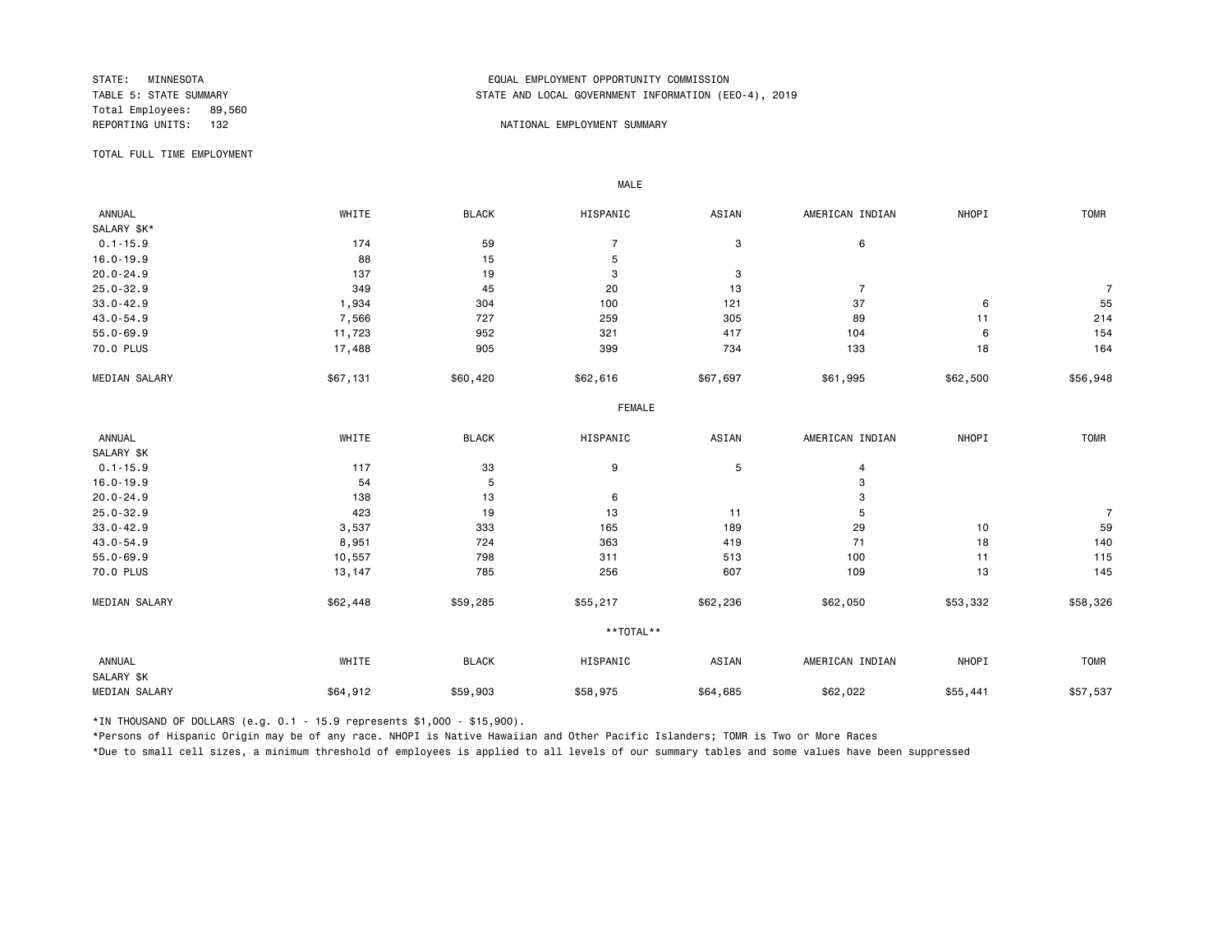STATE: MINNESOTA
TABLE 5: STATE SUMMARY
Total Employees: 89,560
REPORTING UNITS: 132

EQUAL EMPLOYMENT OPPORTUNITY COMMISSION
STATE AND LOCAL GOVERNMENT INFORMATION (EEO-4), 2019

NATIONAL EMPLOYMENT SUMMARY

TOTAL FULL TIME EMPLOYMENT

MALE

| ANNUAL SALARY $K* | WHITE | BLACK | HISPANIC | ASIAN | AMERICAN INDIAN | NHOPI | TOMR |
|---|---|---|---|---|---|---|---|
| 0.1-15.9 | 174 | 59 | 7 | 3 | 6 | | |
| 16.0-19.9 | 88 | 15 | 5 | | | | |
| 20.0-24.9 | 137 | 19 | 3 | 3 | | | |
| 25.0-32.9 | 349 | 45 | 20 | 13 | 7 | | 7 |
| 33.0-42.9 | 1,934 | 304 | 100 | 121 | 37 | 6 | 55 |
| 43.0-54.9 | 7,566 | 727 | 259 | 305 | 89 | 11 | 214 |
| 55.0-69.9 | 11,723 | 952 | 321 | 417 | 104 | 6 | 154 |
| 70.0 PLUS | 17,488 | 905 | 399 | 734 | 133 | 18 | 164 |
| MEDIAN SALARY | $67,131 | $60,420 | $62,616 | $67,697 | $61,995 | $62,500 | $56,948 |

FEMALE

| ANNUAL SALARY $K | WHITE | BLACK | HISPANIC | ASIAN | AMERICAN INDIAN | NHOPI | TOMR |
|---|---|---|---|---|---|---|---|
| 0.1-15.9 | 117 | 33 | 9 | 5 | 4 | | |
| 16.0-19.9 | 54 | 5 | | | 3 | | |
| 20.0-24.9 | 138 | 13 | 6 | | 3 | | |
| 25.0-32.9 | 423 | 19 | 13 | 11 | 5 | | 7 |
| 33.0-42.9 | 3,537 | 333 | 165 | 189 | 29 | 10 | 59 |
| 43.0-54.9 | 8,951 | 724 | 363 | 419 | 71 | 18 | 140 |
| 55.0-69.9 | 10,557 | 798 | 311 | 513 | 100 | 11 | 115 |
| 70.0 PLUS | 13,147 | 785 | 256 | 607 | 109 | 13 | 145 |
| MEDIAN SALARY | $62,448 | $59,285 | $55,217 | $62,236 | $62,050 | $53,332 | $58,326 |

**TOTAL**

| ANNUAL SALARY $K | WHITE | BLACK | HISPANIC | ASIAN | AMERICAN INDIAN | NHOPI | TOMR |
|---|---|---|---|---|---|---|---|
| MEDIAN SALARY | $64,912 | $59,903 | $58,975 | $64,685 | $62,022 | $55,441 | $57,537 |

*IN THOUSAND OF DOLLARS (e.g. 0.1 - 15.9 represents $1,000 - $15,900).

*Persons of Hispanic Origin may be of any race. NHOPI is Native Hawaiian and Other Pacific Islanders; TOMR is Two or More Races

*Due to small cell sizes, a minimum threshold of employees is applied to all levels of our summary tables and some values have been suppressed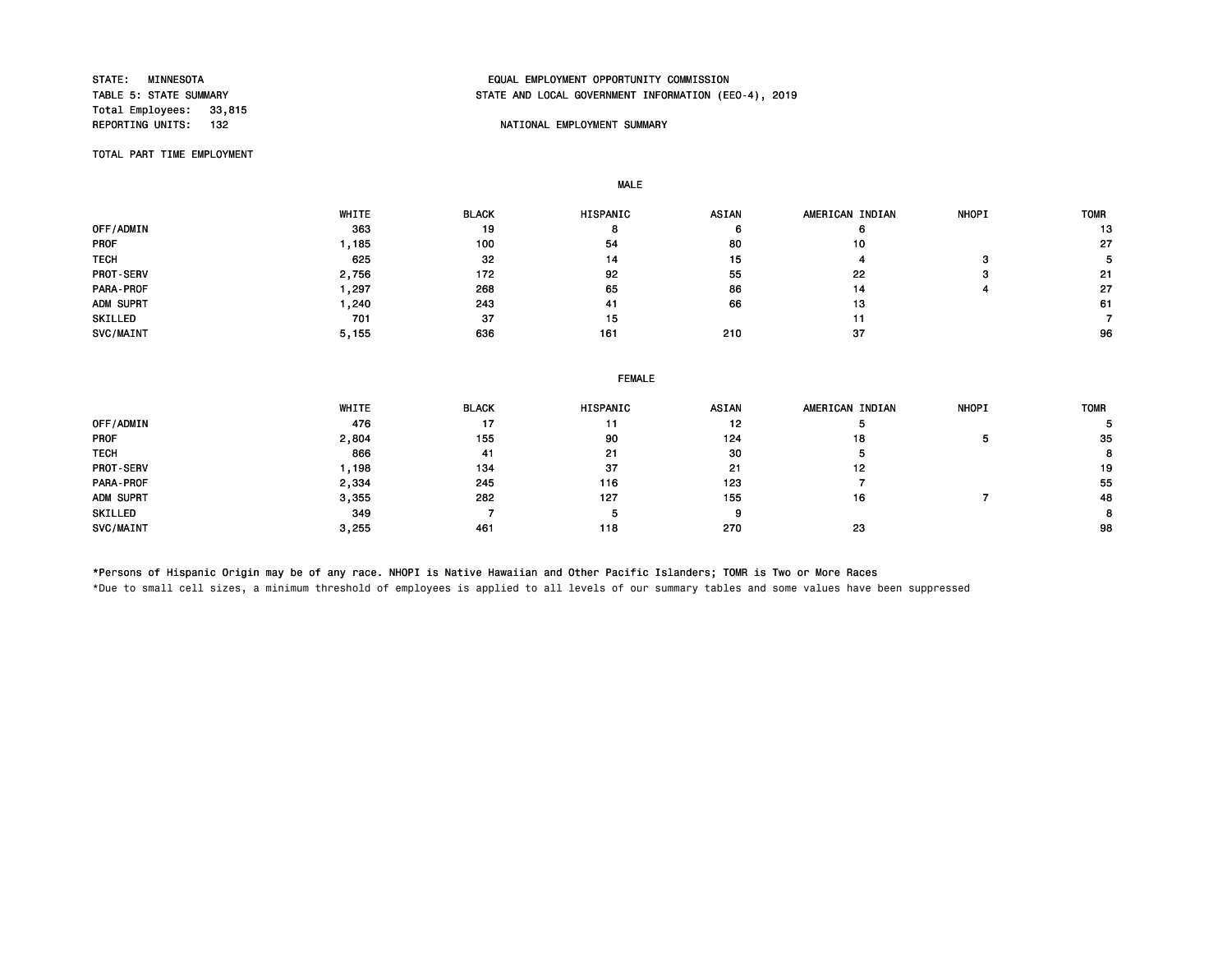STATE: MINNESOTA
TABLE 5: STATE SUMMARY
Total Employees: 33,815
REPORTING UNITS: 132

EQUAL EMPLOYMENT OPPORTUNITY COMMISSION
STATE AND LOCAL GOVERNMENT INFORMATION (EEO-4), 2019

NATIONAL EMPLOYMENT SUMMARY

TOTAL PART TIME EMPLOYMENT

**MALE**

| | WHITE | BLACK | HISPANIC | ASIAN | AMERICAN INDIAN | NHOPI | TOMR |
|---|---|---|---|---|---|---|---|
| OFF/ADMIN | 363 | 19 | 8 | 6 | 6 | | 13 |
| PROF | 1,185 | 100 | 54 | 80 | 10 | | 27 |
| TECH | 625 | 32 | 14 | 15 | 4 | 3 | 5 |
| PROT-SERV | 2,756 | 172 | 92 | 55 | 22 | 3 | 21 |
| PARA-PROF | 1,297 | 268 | 65 | 86 | 14 | 4 | 27 |
| ADM SUPRT | 1,240 | 243 | 41 | 66 | 13 | | 61 |
| SKILLED | 701 | 37 | 15 | | 11 | | 7 |
| SVC/MAINT | 5,155 | 636 | 161 | 210 | 37 | | 96 |

**FEMALE**

| | WHITE | BLACK | HISPANIC | ASIAN | AMERICAN INDIAN | NHOPI | TOMR |
|---|---|---|---|---|---|---|---|
| OFF/ADMIN | 476 | 17 | 11 | 12 | 5 | | 5 |
| PROF | 2,804 | 155 | 90 | 124 | 18 | 5 | 35 |
| TECH | 866 | 41 | 21 | 30 | 5 | | 8 |
| PROT-SERV | 1,198 | 134 | 37 | 21 | 12 | | 19 |
| PARA-PROF | 2,334 | 245 | 116 | 123 | 7 | | 55 |
| ADM SUPRT | 3,355 | 282 | 127 | 155 | 16 | 7 | 48 |
| SKILLED | 349 | 7 | 5 | 9 | | | 8 |
| SVC/MAINT | 3,255 | 461 | 118 | 270 | 23 | | 98 |

*Persons of Hispanic Origin may be of any race. NHOPI is Native Hawaiian and Other Pacific Islanders; TOMR is Two or More Races

*Due to small cell sizes, a minimum threshold of employees is applied to all levels of our summary tables and some values have been suppressed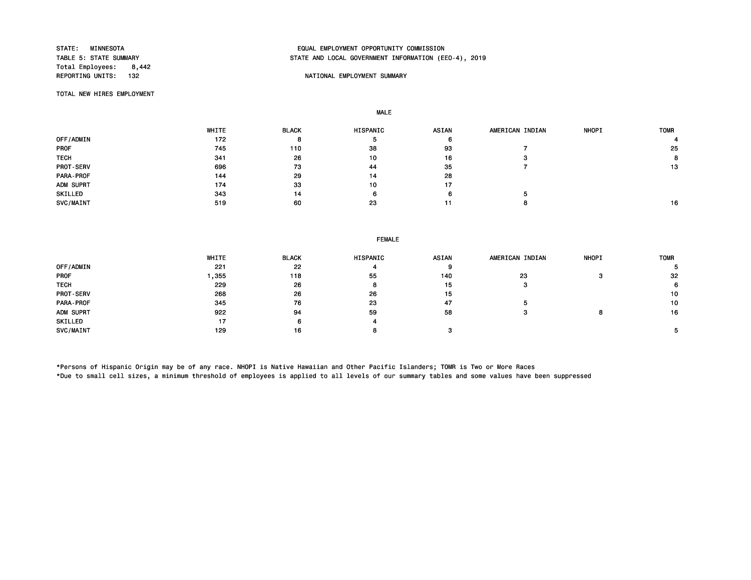STATE: MINNESOTA
TABLE 5: STATE SUMMARY
Total Employees: 8,442
REPORTING UNITS: 132

EQUAL EMPLOYMENT OPPORTUNITY COMMISSION
STATE AND LOCAL GOVERNMENT INFORMATION (EEO-4), 2019

NATIONAL EMPLOYMENT SUMMARY

TOTAL NEW HIRES EMPLOYMENT

**MALE**

| | WHITE | BLACK | HISPANIC | ASIAN | AMERICAN INDIAN | NHOPI | TOMR |
|---|---|---|---|---|---|---|---|
| OFF/ADMIN | 172 | 8 | 5 | 6 | | | 4 |
| PROF | 745 | 110 | 38 | 93 | 7 | | 25 |
| TECH | 341 | 26 | 10 | 16 | 3 | | 8 |
| PROT-SERV | 696 | 73 | 44 | 35 | 7 | | 13 |
| PARA-PROF | 144 | 29 | 14 | 28 | | | |
| ADM SUPRT | 174 | 33 | 10 | 17 | | | |
| SKILLED | 343 | 14 | 6 | 6 | 5 | | |
| SVC/MAINT | 519 | 60 | 23 | 11 | 8 | | 16 |

**FEMALE**

| | WHITE | BLACK | HISPANIC | ASIAN | AMERICAN INDIAN | NHOPI | TOMR |
|---|---|---|---|---|---|---|---|
| OFF/ADMIN | 221 | 22 | 4 | 9 | | | 5 |
| PROF | 1,355 | 118 | 55 | 140 | 23 | 3 | 32 |
| TECH | 229 | 26 | 8 | 15 | 3 | | 6 |
| PROT-SERV | 268 | 26 | 26 | 15 | | | 10 |
| PARA-PROF | 345 | 76 | 23 | 47 | 5 | | 10 |
| ADM SUPRT | 922 | 94 | 59 | 58 | 3 | 8 | 16 |
| SKILLED | 17 | 6 | 4 | | | | |
| SVC/MAINT | 129 | 16 | 8 | 3 | | | 5 |

*Persons of Hispanic Origin may be of any race. NHOPI is Native Hawaiian and Other Pacific Islanders; TOMR is Two or More Races
*Due to small cell sizes, a minimum threshold of employees is applied to all levels of our summary tables and some values have been suppressed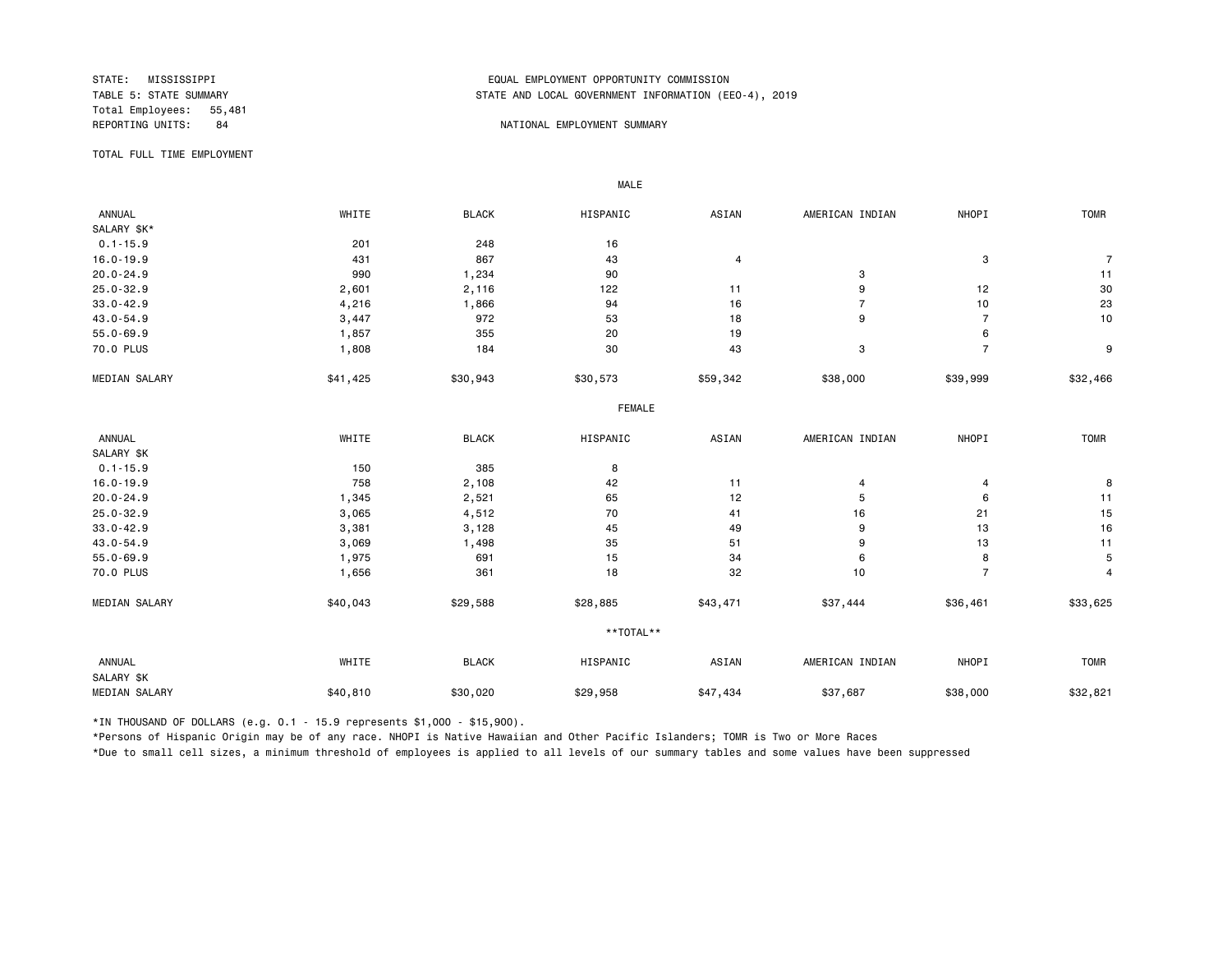STATE: MISSISSIPPI
TABLE 5: STATE SUMMARY
Total Employees: 55,481
REPORTING UNITS: 84

EQUAL EMPLOYMENT OPPORTUNITY COMMISSION
STATE AND LOCAL GOVERNMENT INFORMATION (EEO-4), 2019

NATIONAL EMPLOYMENT SUMMARY

TOTAL FULL TIME EMPLOYMENT

MALE

| ANNUAL SALARY $K* | WHITE | BLACK | HISPANIC | ASIAN | AMERICAN INDIAN | NHOPI | TOMR |
|---|---|---|---|---|---|---|---|
| 0.1-15.9 | 201 | 248 | 16 | | | | |
| 16.0-19.9 | 431 | 867 | 43 | 4 | | 3 | 7 |
| 20.0-24.9 | 990 | 1,234 | 90 | | 3 | | 11 |
| 25.0-32.9 | 2,601 | 2,116 | 122 | 11 | 9 | 12 | 30 |
| 33.0-42.9 | 4,216 | 1,866 | 94 | 16 | 7 | 10 | 23 |
| 43.0-54.9 | 3,447 | 972 | 53 | 18 | 9 | 7 | 10 |
| 55.0-69.9 | 1,857 | 355 | 20 | 19 | | 6 | |
| 70.0 PLUS | 1,808 | 184 | 30 | 43 | 3 | 7 | 9 |
| MEDIAN SALARY | $41,425 | $30,943 | $30,573 | $59,342 | $38,000 | $39,999 | $32,466 |

FEMALE

| ANNUAL SALARY $K | WHITE | BLACK | HISPANIC | ASIAN | AMERICAN INDIAN | NHOPI | TOMR |
|---|---|---|---|---|---|---|---|
| 0.1-15.9 | 150 | 385 | 8 | | | | |
| 16.0-19.9 | 758 | 2,108 | 42 | 11 | 4 | 4 | 8 |
| 20.0-24.9 | 1,345 | 2,521 | 65 | 12 | 5 | 6 | 11 |
| 25.0-32.9 | 3,065 | 4,512 | 70 | 41 | 16 | 21 | 15 |
| 33.0-42.9 | 3,381 | 3,128 | 45 | 49 | 9 | 13 | 16 |
| 43.0-54.9 | 3,069 | 1,498 | 35 | 51 | 9 | 13 | 11 |
| 55.0-69.9 | 1,975 | 691 | 15 | 34 | 6 | 8 | 5 |
| 70.0 PLUS | 1,656 | 361 | 18 | 32 | 10 | 7 | 4 |
| MEDIAN SALARY | $40,043 | $29,588 | $28,885 | $43,471 | $37,444 | $36,461 | $33,625 |

**TOTAL**

| ANNUAL SALARY $K | WHITE | BLACK | HISPANIC | ASIAN | AMERICAN INDIAN | NHOPI | TOMR |
|---|---|---|---|---|---|---|---|
| MEDIAN SALARY | $40,810 | $30,020 | $29,958 | $47,434 | $37,687 | $38,000 | $32,821 |

*IN THOUSAND OF DOLLARS (e.g. 0.1 - 15.9 represents $1,000 - $15,900).

*Persons of Hispanic Origin may be of any race. NHOPI is Native Hawaiian and Other Pacific Islanders; TOMR is Two or More Races

*Due to small cell sizes, a minimum threshold of employees is applied to all levels of our summary tables and some values have been suppressed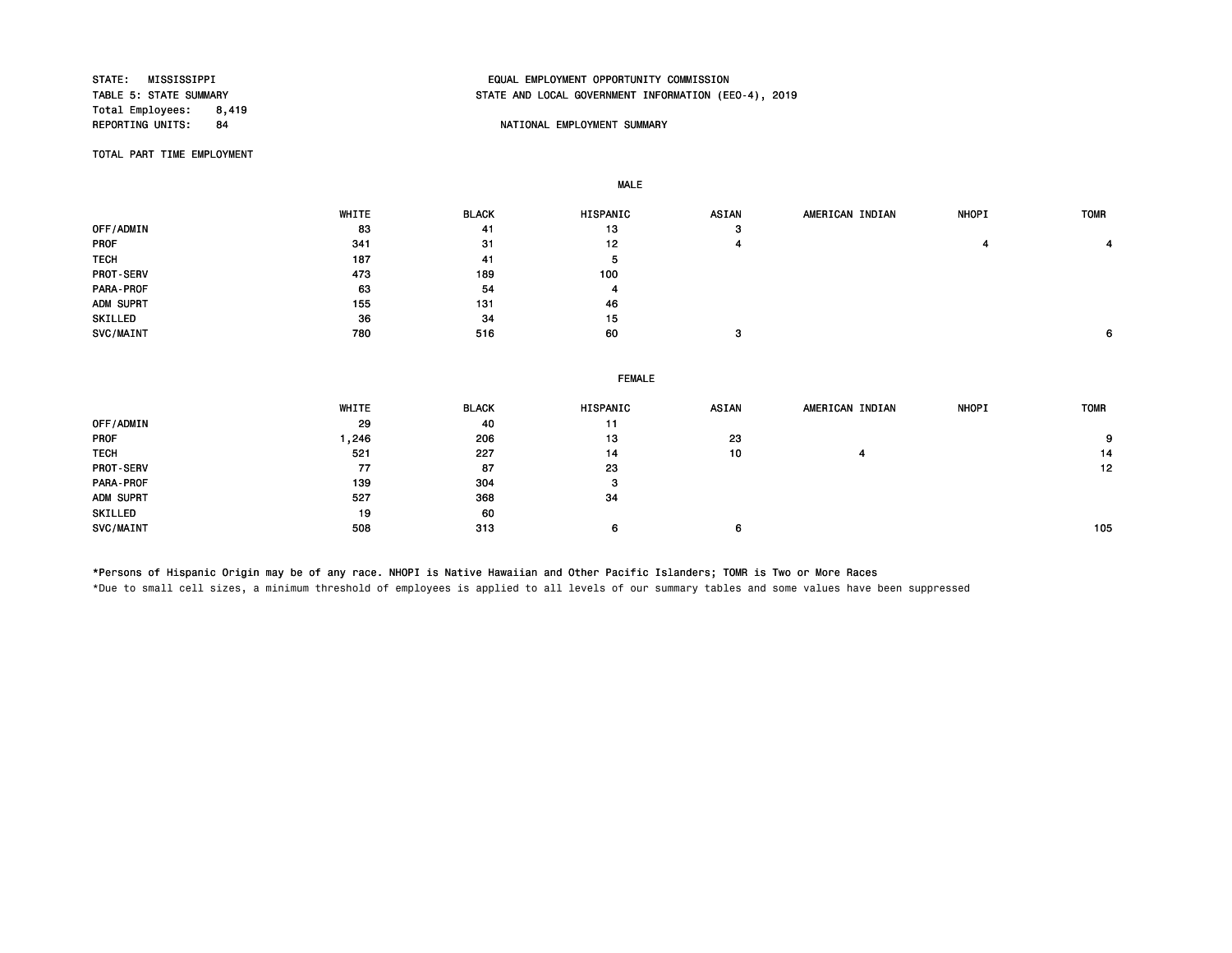STATE: MISSISSIPPI
TABLE 5: STATE SUMMARY
Total Employees: 8,419
REPORTING UNITS: 84

EQUAL EMPLOYMENT OPPORTUNITY COMMISSION
STATE AND LOCAL GOVERNMENT INFORMATION (EEO-4), 2019

NATIONAL EMPLOYMENT SUMMARY

TOTAL PART TIME EMPLOYMENT

**MALE**

| | WHITE | BLACK | HISPANIC | ASIAN | AMERICAN INDIAN | NHOPI | TOMR |
|---|---|---|---|---|---|---|---|
| OFF/ADMIN | 83 | 41 | 13 | 3 | | | |
| PROF | 341 | 31 | 12 | 4 | | 4 | 4 |
| TECH | 187 | 41 | 5 | | | | |
| PROT-SERV | 473 | 189 | 100 | | | | |
| PARA-PROF | 63 | 54 | 4 | | | | |
| ADM SUPRT | 155 | 131 | 46 | | | | |
| SKILLED | 36 | 34 | 15 | | | | |
| SVC/MAINT | 780 | 516 | 60 | 3 | | | 6 |

**FEMALE**

| | WHITE | BLACK | HISPANIC | ASIAN | AMERICAN INDIAN | NHOPI | TOMR |
|---|---|---|---|---|---|---|---|
| OFF/ADMIN | 29 | 40 | 11 | | | | |
| PROF | 1,246 | 206 | 13 | 23 | | | 9 |
| TECH | 521 | 227 | 14 | 10 | 4 | | 14 |
| PROT-SERV | 77 | 87 | 23 | | | | 12 |
| PARA-PROF | 139 | 304 | 3 | | | | |
| ADM SUPRT | 527 | 368 | 34 | | | | |
| SKILLED | 19 | 60 | | | | | |
| SVC/MAINT | 508 | 313 | 6 | 6 | | | 105 |

*Persons of Hispanic Origin may be of any race. NHOPI is Native Hawaiian and Other Pacific Islanders; TOMR is Two or More Races

*Due to small cell sizes, a minimum threshold of employees is applied to all levels of our summary tables and some values have been suppressed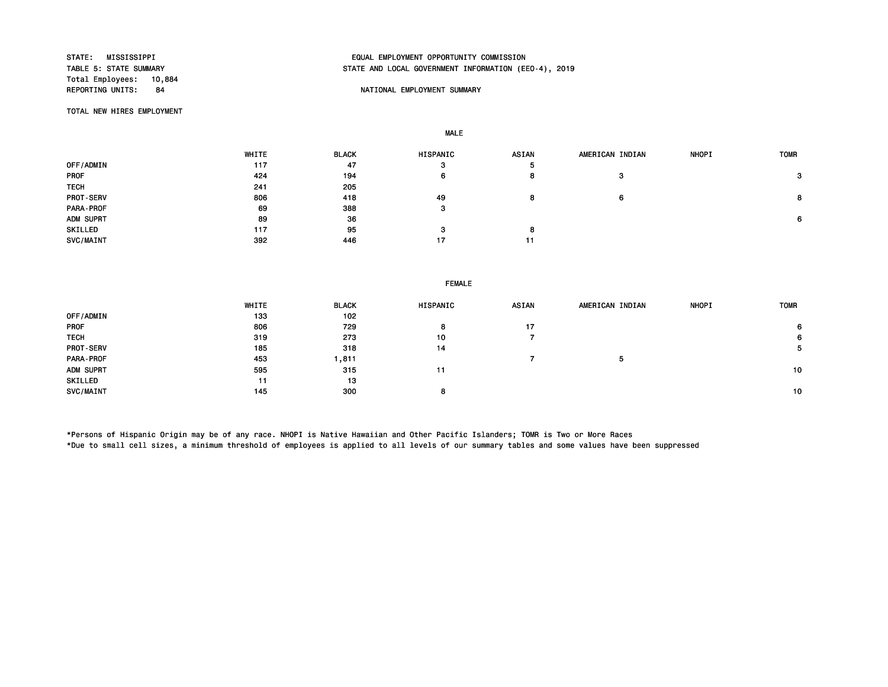STATE: MISSISSIPPI
TABLE 5: STATE SUMMARY
Total Employees: 10,884
REPORTING UNITS: 84

EQUAL EMPLOYMENT OPPORTUNITY COMMISSION
STATE AND LOCAL GOVERNMENT INFORMATION (EEO-4), 2019

NATIONAL EMPLOYMENT SUMMARY

TOTAL NEW HIRES EMPLOYMENT

**MALE**

| | WHITE | BLACK | HISPANIC | ASIAN | AMERICAN INDIAN | NHOPI | TOMR |
|---|---|---|---|---|---|---|---|
| OFF/ADMIN | 117 | 47 | 3 | 5 | | | |
| PROF | 424 | 194 | 6 | 8 | 3 | | 3 |
| TECH | 241 | 205 | | | | | |
| PROT-SERV | 806 | 418 | 49 | 8 | 6 | | 8 |
| PARA-PROF | 69 | 388 | 3 | | | | |
| ADM SUPRT | 89 | 36 | | | | | 6 |
| SKILLED | 117 | 95 | 3 | 8 | | | |
| SVC/MAINT | 392 | 446 | 17 | 11 | | | |

**FEMALE**

| | WHITE | BLACK | HISPANIC | ASIAN | AMERICAN INDIAN | NHOPI | TOMR |
|---|---|---|---|---|---|---|---|
| OFF/ADMIN | 133 | 102 | | | | | |
| PROF | 806 | 729 | 8 | 17 | | | 6 |
| TECH | 319 | 273 | 10 | 7 | | | 6 |
| PROT-SERV | 185 | 318 | 14 | | | | 5 |
| PARA-PROF | 453 | 1,811 | | 7 | 5 | | |
| ADM SUPRT | 595 | 315 | 11 | | | | 10 |
| SKILLED | 11 | 13 | | | | | |
| SVC/MAINT | 145 | 300 | 8 | | | | 10 |

*Persons of Hispanic Origin may be of any race. NHOPI is Native Hawaiian and Other Pacific Islanders; TOMR is Two or More Races
*Due to small cell sizes, a minimum threshold of employees is applied to all levels of our summary tables and some values have been suppressed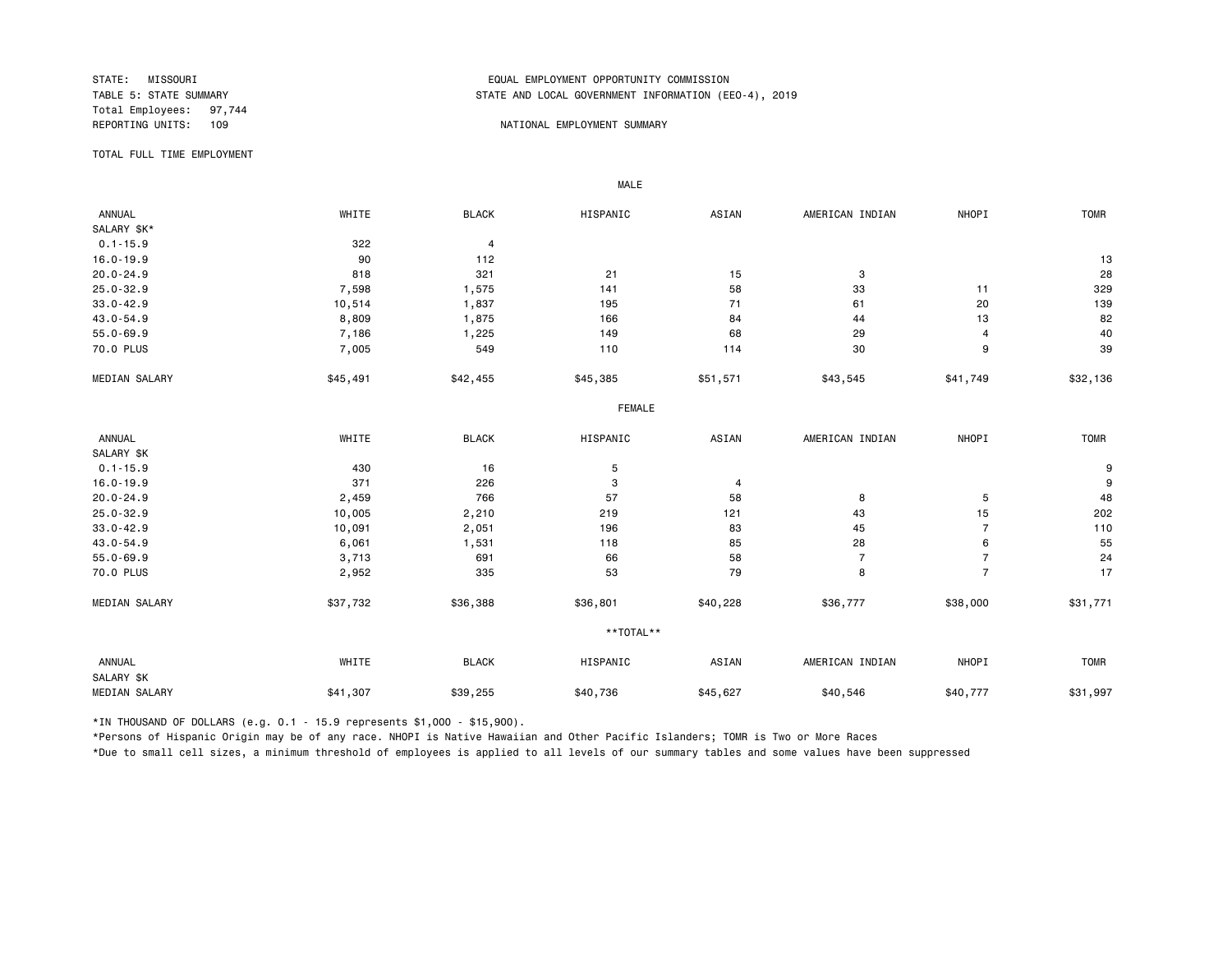STATE: MISSOURI
TABLE 5: STATE SUMMARY
Total Employees: 97,744
REPORTING UNITS: 109

EQUAL EMPLOYMENT OPPORTUNITY COMMISSION
STATE AND LOCAL GOVERNMENT INFORMATION (EEO-4), 2019

NATIONAL EMPLOYMENT SUMMARY

TOTAL FULL TIME EMPLOYMENT

**MALE**

| ANNUAL SALARY $K* | WHITE | BLACK | HISPANIC | ASIAN | AMERICAN INDIAN | NHOPI | TOMR |
|---|---|---|---|---|---|---|---|
| 0.1-15.9 | 322 | 4 | | | | | |
| 16.0-19.9 | 90 | 112 | | | | | 13 |
| 20.0-24.9 | 818 | 321 | 21 | 15 | 3 | | 28 |
| 25.0-32.9 | 7,598 | 1,575 | 141 | 58 | 33 | 11 | 329 |
| 33.0-42.9 | 10,514 | 1,837 | 195 | 71 | 61 | 20 | 139 |
| 43.0-54.9 | 8,809 | 1,875 | 166 | 84 | 44 | 13 | 82 |
| 55.0-69.9 | 7,186 | 1,225 | 149 | 68 | 29 | 4 | 40 |
| 70.0 PLUS | 7,005 | 549 | 110 | 114 | 30 | 9 | 39 |
| MEDIAN SALARY | $45,491 | $42,455 | $45,385 | $51,571 | $43,545 | $41,749 | $32,136 |

**FEMALE**

| ANNUAL SALARY $K | WHITE | BLACK | HISPANIC | ASIAN | AMERICAN INDIAN | NHOPI | TOMR |
|---|---|---|---|---|---|---|---|
| 0.1-15.9 | 430 | 16 | 5 | | | | 9 |
| 16.0-19.9 | 371 | 226 | 3 | 4 | | | 9 |
| 20.0-24.9 | 2,459 | 766 | 57 | 58 | 8 | 5 | 48 |
| 25.0-32.9 | 10,005 | 2,210 | 219 | 121 | 43 | 15 | 202 |
| 33.0-42.9 | 10,091 | 2,051 | 196 | 83 | 45 | 7 | 110 |
| 43.0-54.9 | 6,061 | 1,531 | 118 | 85 | 28 | 6 | 55 |
| 55.0-69.9 | 3,713 | 691 | 66 | 58 | 7 | 7 | 24 |
| 70.0 PLUS | 2,952 | 335 | 53 | 79 | 8 | 7 | 17 |
| MEDIAN SALARY | $37,732 | $36,388 | $36,801 | $40,228 | $36,777 | $38,000 | $31,771 |

**TOTAL**

| ANNUAL SALARY $K | WHITE | BLACK | HISPANIC | ASIAN | AMERICAN INDIAN | NHOPI | TOMR |
|---|---|---|---|---|---|---|---|
| MEDIAN SALARY | $41,307 | $39,255 | $40,736 | $45,627 | $40,546 | $40,777 | $31,997 |

*IN THOUSAND OF DOLLARS (e.g. 0.1 - 15.9 represents $1,000 - $15,900).

*Persons of Hispanic Origin may be of any race. NHOPI is Native Hawaiian and Other Pacific Islanders; TOMR is Two or More Races

*Due to small cell sizes, a minimum threshold of employees is applied to all levels of our summary tables and some values have been suppressed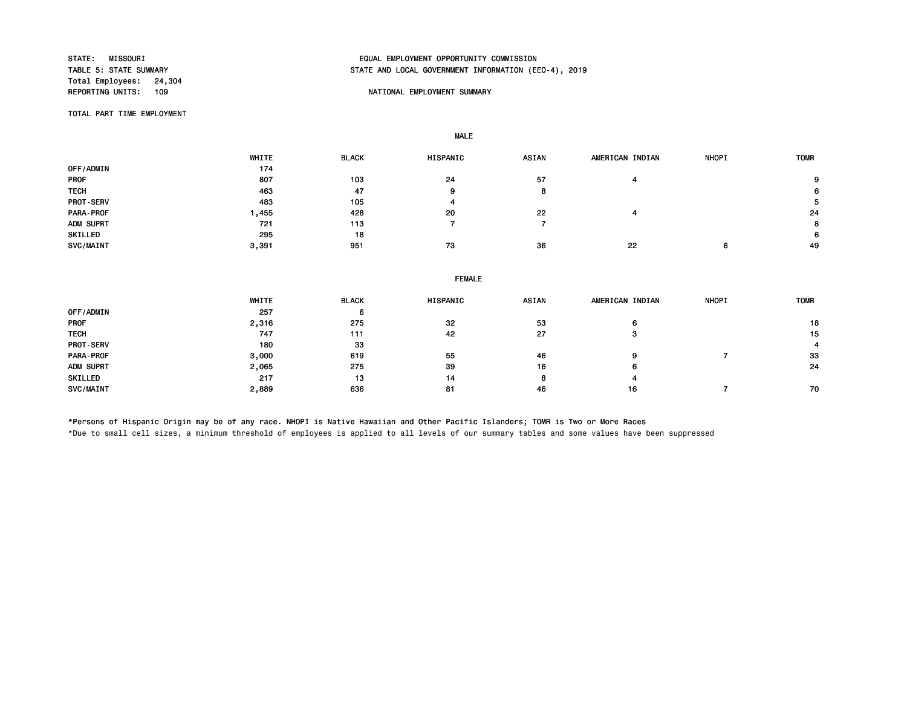STATE: MISSOURI
TABLE 5: STATE SUMMARY
Total Employees: 24,304
REPORTING UNITS: 109

EQUAL EMPLOYMENT OPPORTUNITY COMMISSION
STATE AND LOCAL GOVERNMENT INFORMATION (EEO-4), 2019

NATIONAL EMPLOYMENT SUMMARY

TOTAL PART TIME EMPLOYMENT

**MALE**

| | WHITE | BLACK | HISPANIC | ASIAN | AMERICAN INDIAN | NHOPI | TOMR |
|---|---|---|---|---|---|---|---|
| OFF/ADMIN | 174 | | | | | | |
| PROF | 807 | 103 | 24 | 57 | 4 | | 9 |
| TECH | 463 | 47 | 9 | 8 | | | 6 |
| PROT-SERV | 483 | 105 | 4 | | | | 5 |
| PARA-PROF | 1,455 | 428 | 20 | 22 | 4 | | 24 |
| ADM SUPRT | 721 | 113 | 7 | 7 | | | 8 |
| SKILLED | 295 | 18 | | | | | 6 |
| SVC/MAINT | 3,391 | 951 | 73 | 36 | 22 | 6 | 49 |

**FEMALE**

| | WHITE | BLACK | HISPANIC | ASIAN | AMERICAN INDIAN | NHOPI | TOMR |
|---|---|---|---|---|---|---|---|
| OFF/ADMIN | 257 | 6 | | | | | |
| PROF | 2,316 | 275 | 32 | 53 | 6 | | 18 |
| TECH | 747 | 111 | 42 | 27 | 3 | | 15 |
| PROT-SERV | 180 | 33 | | | | | 4 |
| PARA-PROF | 3,000 | 619 | 55 | 46 | 9 | 7 | 33 |
| ADM SUPRT | 2,065 | 275 | 39 | 16 | 6 | | 24 |
| SKILLED | 217 | 13 | 14 | 8 | 4 | | |
| SVC/MAINT | 2,889 | 636 | 81 | 46 | 16 | 7 | 70 |

*Persons of Hispanic Origin may be of any race. NHOPI is Native Hawaiian and Other Pacific Islanders; TOMR is Two or More Races

*Due to small cell sizes, a minimum threshold of employees is applied to all levels of our summary tables and some values have been suppressed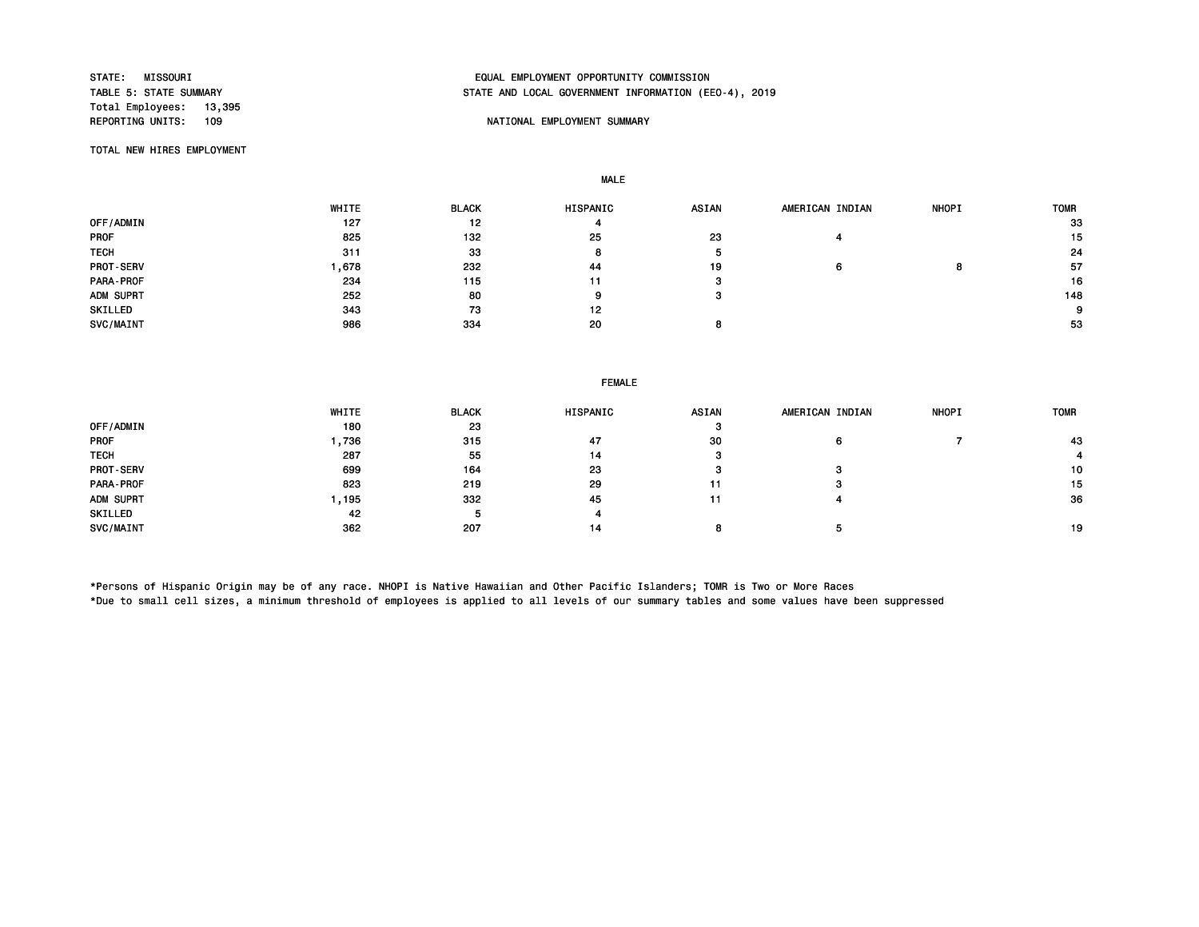STATE: MISSOURI
TABLE 5: STATE SUMMARY
Total Employees: 13,395
REPORTING UNITS: 109

EQUAL EMPLOYMENT OPPORTUNITY COMMISSION
STATE AND LOCAL GOVERNMENT INFORMATION (EEO-4), 2019

NATIONAL EMPLOYMENT SUMMARY

TOTAL NEW HIRES EMPLOYMENT

MALE

| | WHITE | BLACK | HISPANIC | ASIAN | AMERICAN INDIAN | NHOPI | TOMR |
|---|---|---|---|---|---|---|---|
| OFF/ADMIN | 127 | 12 | 4 | | | | 33 |
| PROF | 825 | 132 | 25 | 23 | 4 | | 15 |
| TECH | 311 | 33 | 8 | 5 | | | 24 |
| PROT-SERV | 1,678 | 232 | 44 | 19 | 6 | 8 | 57 |
| PARA-PROF | 234 | 115 | 11 | 3 | | | 16 |
| ADM SUPRT | 252 | 80 | 9 | 3 | | | 148 |
| SKILLED | 343 | 73 | 12 | | | | 9 |
| SVC/MAINT | 986 | 334 | 20 | 8 | | | 53 |

FEMALE

| | WHITE | BLACK | HISPANIC | ASIAN | AMERICAN INDIAN | NHOPI | TOMR |
|---|---|---|---|---|---|---|---|
| OFF/ADMIN | 180 | 23 | | 3 | | | |
| PROF | 1,736 | 315 | 47 | 30 | 6 | 7 | 43 |
| TECH | 287 | 55 | 14 | 3 | | | 4 |
| PROT-SERV | 699 | 164 | 23 | 3 | 3 | | 10 |
| PARA-PROF | 823 | 219 | 29 | 11 | 3 | | 15 |
| ADM SUPRT | 1,195 | 332 | 45 | 11 | 4 | | 36 |
| SKILLED | 42 | 5 | 4 | | | | |
| SVC/MAINT | 362 | 207 | 14 | 8 | 5 | | 19 |

*Persons of Hispanic Origin may be of any race. NHOPI is Native Hawaiian and Other Pacific Islanders; TOMR is Two or More Races
*Due to small cell sizes, a minimum threshold of employees is applied to all levels of our summary tables and some values have been suppressed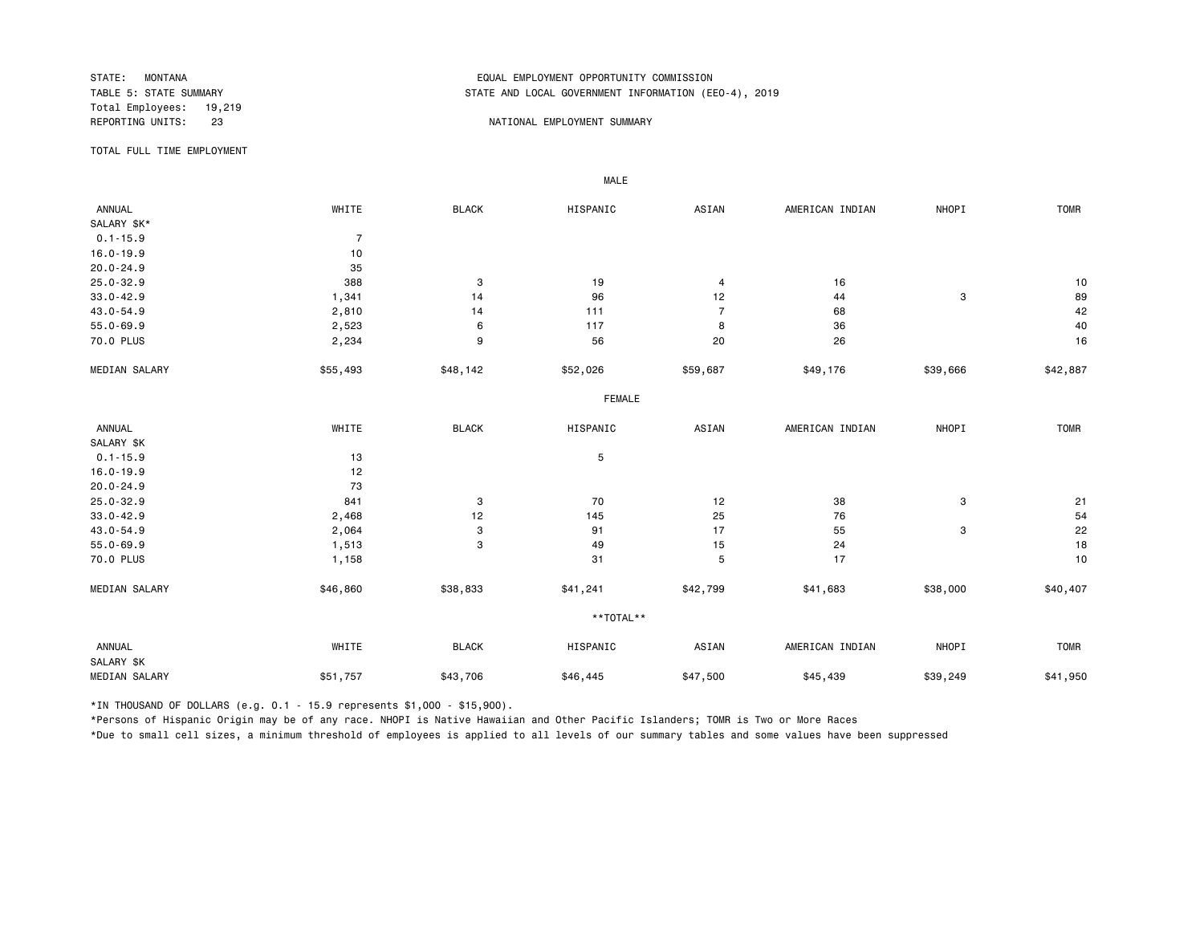STATE: MONTANA
TABLE 5: STATE SUMMARY
Total Employees: 19,219
REPORTING UNITS: 23

EQUAL EMPLOYMENT OPPORTUNITY COMMISSION
STATE AND LOCAL GOVERNMENT INFORMATION (EEO-4), 2019

NATIONAL EMPLOYMENT SUMMARY

TOTAL FULL TIME EMPLOYMENT

MALE

| ANNUAL SALARY $K* | WHITE | BLACK | HISPANIC | ASIAN | AMERICAN INDIAN | NHOPI | TOMR |
|---|---|---|---|---|---|---|---|
| 0.1-15.9 | 7 | | | | | | |
| 16.0-19.9 | 10 | | | | | | |
| 20.0-24.9 | 35 | | | | | | |
| 25.0-32.9 | 388 | 3 | 19 | 4 | 16 | | 10 |
| 33.0-42.9 | 1,341 | 14 | 96 | 12 | 44 | 3 | 89 |
| 43.0-54.9 | 2,810 | 14 | 111 | 7 | 68 | | 42 |
| 55.0-69.9 | 2,523 | 6 | 117 | 8 | 36 | | 40 |
| 70.0 PLUS | 2,234 | 9 | 56 | 20 | 26 | | 16 |
| MEDIAN SALARY | $55,493 | $48,142 | $52,026 | $59,687 | $49,176 | $39,666 | $42,887 |

FEMALE

| ANNUAL SALARY $K | WHITE | BLACK | HISPANIC | ASIAN | AMERICAN INDIAN | NHOPI | TOMR |
|---|---|---|---|---|---|---|---|
| 0.1-15.9 | 13 | | 5 | | | | |
| 16.0-19.9 | 12 | | | | | | |
| 20.0-24.9 | 73 | | | | | | |
| 25.0-32.9 | 841 | 3 | 70 | 12 | 38 | 3 | 21 |
| 33.0-42.9 | 2,468 | 12 | 145 | 25 | 76 | | 54 |
| 43.0-54.9 | 2,064 | 3 | 91 | 17 | 55 | 3 | 22 |
| 55.0-69.9 | 1,513 | 3 | 49 | 15 | 24 | | 18 |
| 70.0 PLUS | 1,158 | | 31 | 5 | 17 | | 10 |
| MEDIAN SALARY | $46,860 | $38,833 | $41,241 | $42,799 | $41,683 | $38,000 | $40,407 |

**TOTAL**

| ANNUAL SALARY $K | WHITE | BLACK | HISPANIC | ASIAN | AMERICAN INDIAN | NHOPI | TOMR |
|---|---|---|---|---|---|---|---|
| MEDIAN SALARY | $51,757 | $43,706 | $46,445 | $47,500 | $45,439 | $39,249 | $41,950 |

*IN THOUSAND OF DOLLARS (e.g. 0.1 - 15.9 represents $1,000 - $15,900).

*Persons of Hispanic Origin may be of any race. NHOPI is Native Hawaiian and Other Pacific Islanders; TOMR is Two or More Races

*Due to small cell sizes, a minimum threshold of employees is applied to all levels of our summary tables and some values have been suppressed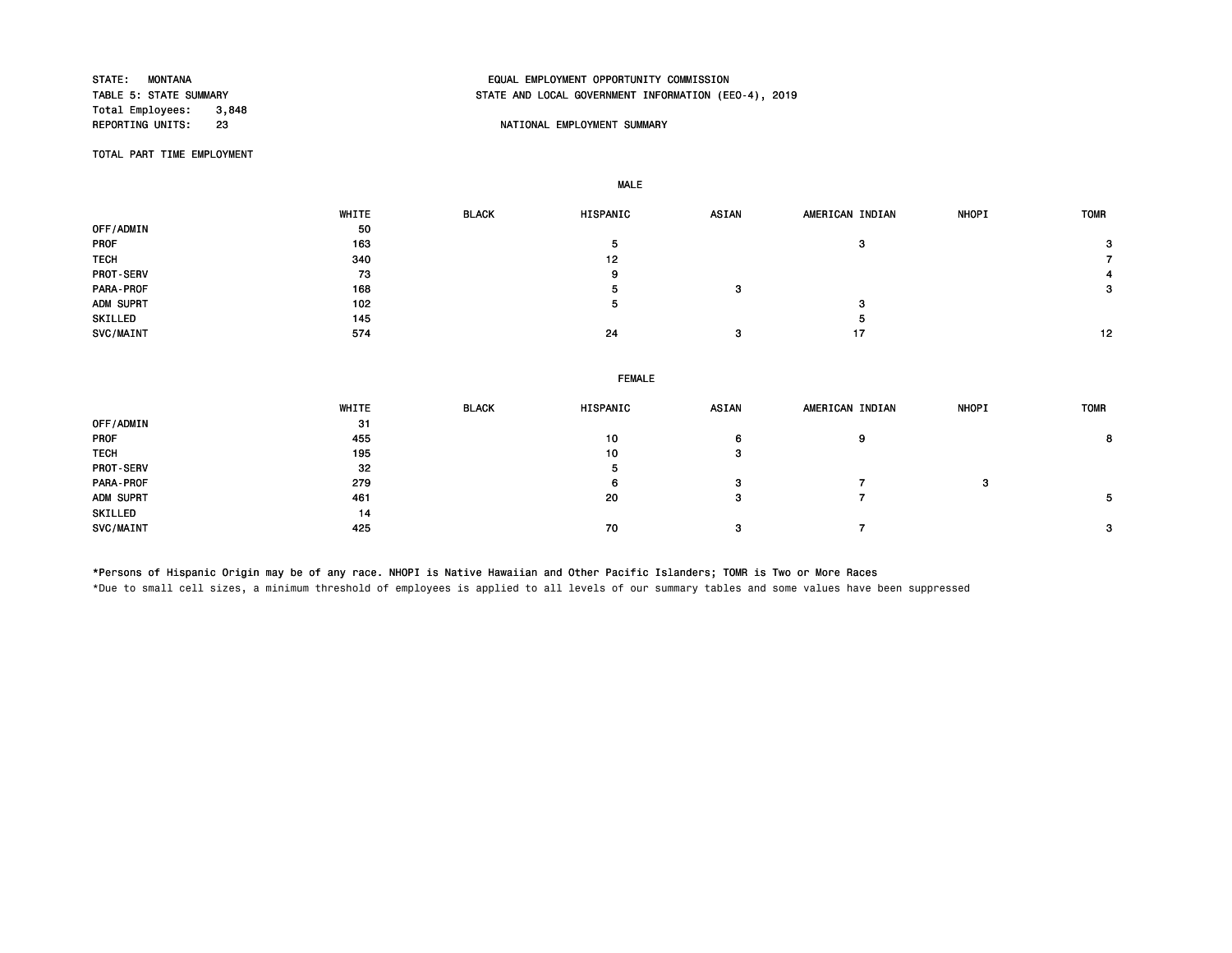STATE: MONTANA
TABLE 5: STATE SUMMARY
Total Employees: 3,848
REPORTING UNITS: 23

EQUAL EMPLOYMENT OPPORTUNITY COMMISSION
STATE AND LOCAL GOVERNMENT INFORMATION (EEO-4), 2019

NATIONAL EMPLOYMENT SUMMARY

TOTAL PART TIME EMPLOYMENT

**MALE**

| | WHITE | BLACK | HISPANIC | ASIAN | AMERICAN INDIAN | NHOPI | TOMR |
|---|---|---|---|---|---|---|---|
| OFF/ADMIN | 50 | | | | | | |
| PROF | 163 | | 5 | | 3 | | 3 |
| TECH | 340 | | 12 | | | | 7 |
| PROT-SERV | 73 | | 9 | | | | 4 |
| PARA-PROF | 168 | | 5 | 3 | | | 3 |
| ADM SUPRT | 102 | | 5 | | 3 | | |
| SKILLED | 145 | | | | 5 | | |
| SVC/MAINT | 574 | | 24 | 3 | 17 | | 12 |

**FEMALE**

| | WHITE | BLACK | HISPANIC | ASIAN | AMERICAN INDIAN | NHOPI | TOMR |
|---|---|---|---|---|---|---|---|
| OFF/ADMIN | 31 | | | | | | |
| PROF | 455 | | 10 | 6 | 9 | | 8 |
| TECH | 195 | | 10 | 3 | | | |
| PROT-SERV | 32 | | 5 | | | | |
| PARA-PROF | 279 | | 6 | 3 | 7 | 3 | |
| ADM SUPRT | 461 | | 20 | 3 | 7 | | 5 |
| SKILLED | 14 | | | | | | |
| SVC/MAINT | 425 | | 70 | 3 | 7 | | 3 |

*Persons of Hispanic Origin may be of any race. NHOPI is Native Hawaiian and Other Pacific Islanders; TOMR is Two or More Races

*Due to small cell sizes, a minimum threshold of employees is applied to all levels of our summary tables and some values have been suppressed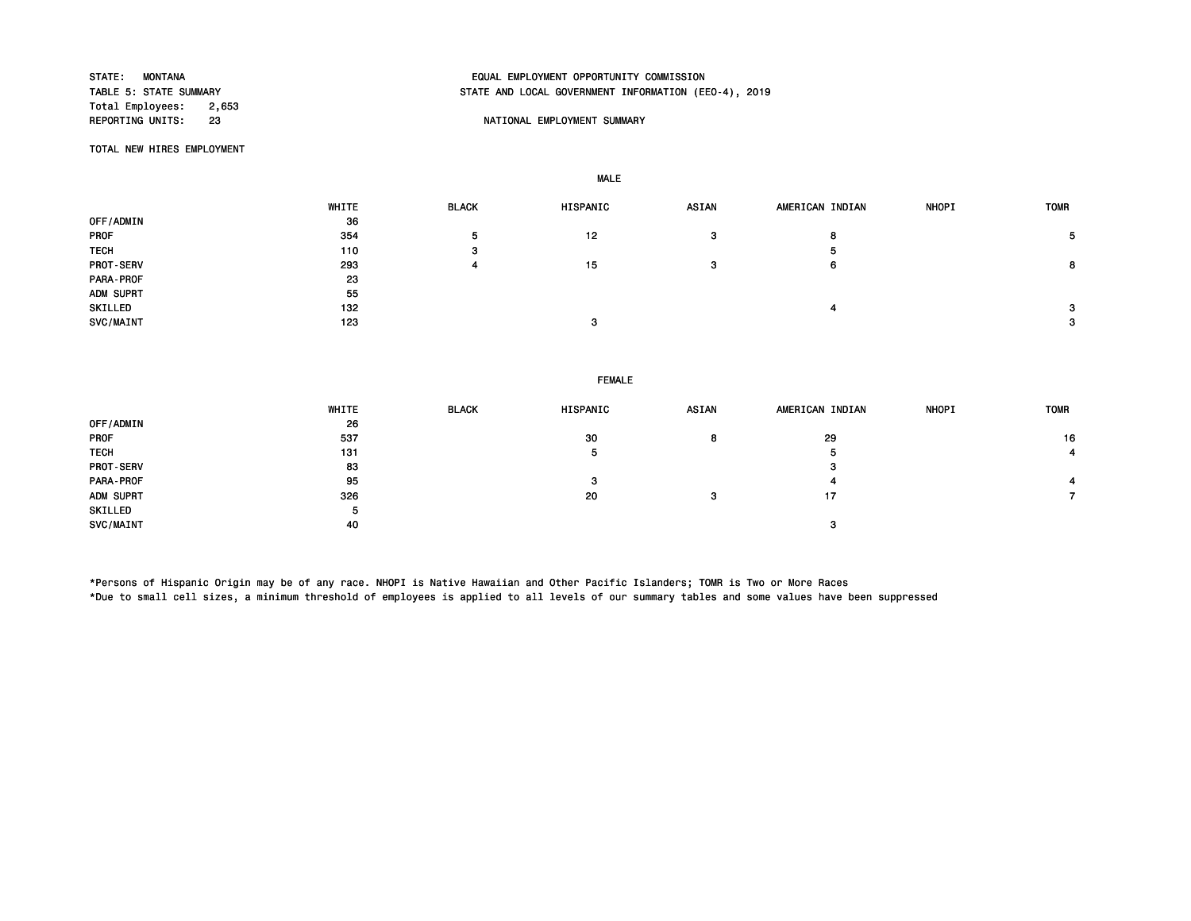STATE: MONTANA
TABLE 5: STATE SUMMARY
Total Employees: 2,653
REPORTING UNITS: 23

EQUAL EMPLOYMENT OPPORTUNITY COMMISSION
STATE AND LOCAL GOVERNMENT INFORMATION (EEO-4), 2019

NATIONAL EMPLOYMENT SUMMARY

TOTAL NEW HIRES EMPLOYMENT

**MALE**

| | WHITE | BLACK | HISPANIC | ASIAN | AMERICAN INDIAN | NHOPI | TOMR |
|---|---|---|---|---|---|---|---|
| OFF/ADMIN | 36 | | | | | | |
| PROF | 354 | 5 | 12 | 3 | 8 | | 5 |
| TECH | 110 | 3 | | | 5 | | |
| PROT-SERV | 293 | 4 | 15 | 3 | 6 | | 8 |
| PARA-PROF | 23 | | | | | | |
| ADM SUPRT | 55 | | | | | | |
| SKILLED | 132 | | | | 4 | | 3 |
| SVC/MAINT | 123 | | 3 | | | | 3 |

**FEMALE**

| | WHITE | BLACK | HISPANIC | ASIAN | AMERICAN INDIAN | NHOPI | TOMR |
|---|---|---|---|---|---|---|---|
| OFF/ADMIN | 26 | | | | | | |
| PROF | 537 | | 30 | 8 | 29 | | 16 |
| TECH | 131 | | 5 | | 5 | | 4 |
| PROT-SERV | 83 | | | | 3 | | |
| PARA-PROF | 95 | | 3 | | 4 | | 4 |
| ADM SUPRT | 326 | | 20 | 3 | 17 | | 7 |
| SKILLED | 5 | | | | | | |
| SVC/MAINT | 40 | | | | 3 | | |

*Persons of Hispanic Origin may be of any race. NHOPI is Native Hawaiian and Other Pacific Islanders; TOMR is Two or More Races
*Due to small cell sizes, a minimum threshold of employees is applied to all levels of our summary tables and some values have been suppressed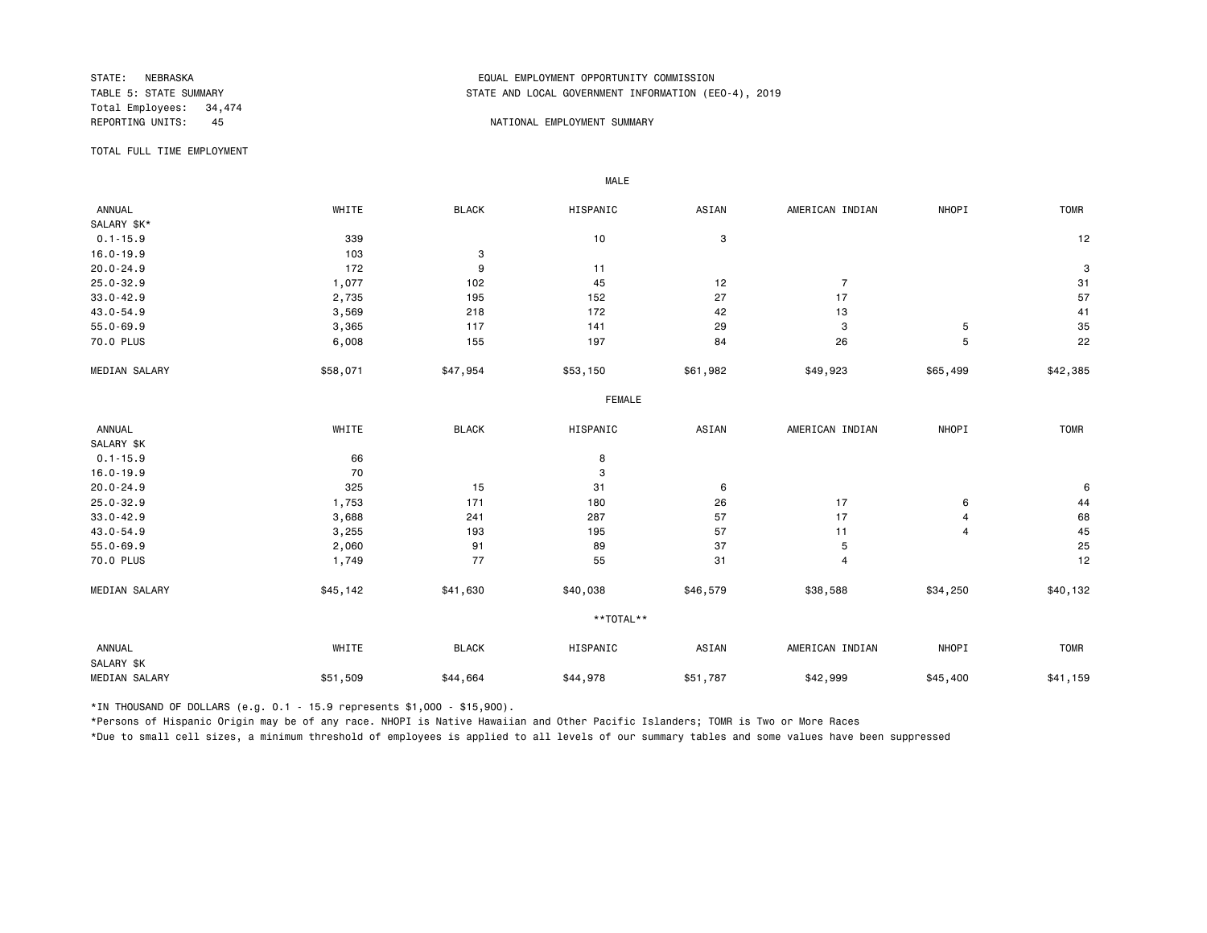STATE: NEBRASKA
TABLE 5: STATE SUMMARY
Total Employees: 34,474
REPORTING UNITS: 45

EQUAL EMPLOYMENT OPPORTUNITY COMMISSION
STATE AND LOCAL GOVERNMENT INFORMATION (EEO-4), 2019

NATIONAL EMPLOYMENT SUMMARY

TOTAL FULL TIME EMPLOYMENT

**MALE**

| ANNUAL SALARY $K* | WHITE | BLACK | HISPANIC | ASIAN | AMERICAN INDIAN | NHOPI | TOMR |
|---|---|---|---|---|---|---|---|
| 0.1-15.9 | 339 | | 10 | 3 | | | 12 |
| 16.0-19.9 | 103 | 3 | | | | | |
| 20.0-24.9 | 172 | 9 | 11 | | | | 3 |
| 25.0-32.9 | 1,077 | 102 | 45 | 12 | 7 | | 31 |
| 33.0-42.9 | 2,735 | 195 | 152 | 27 | 17 | | 57 |
| 43.0-54.9 | 3,569 | 218 | 172 | 42 | 13 | | 41 |
| 55.0-69.9 | 3,365 | 117 | 141 | 29 | 3 | 5 | 35 |
| 70.0 PLUS | 6,008 | 155 | 197 | 84 | 26 | 5 | 22 |
| MEDIAN SALARY | $58,071 | $47,954 | $53,150 | $61,982 | $49,923 | $65,499 | $42,385 |

**FEMALE**

| ANNUAL SALARY $K | WHITE | BLACK | HISPANIC | ASIAN | AMERICAN INDIAN | NHOPI | TOMR |
|---|---|---|---|---|---|---|---|
| 0.1-15.9 | 66 | | 8 | | | | |
| 16.0-19.9 | 70 | | 3 | | | | |
| 20.0-24.9 | 325 | 15 | 31 | 6 | | | 6 |
| 25.0-32.9 | 1,753 | 171 | 180 | 26 | 17 | 6 | 44 |
| 33.0-42.9 | 3,688 | 241 | 287 | 57 | 17 | 4 | 68 |
| 43.0-54.9 | 3,255 | 193 | 195 | 57 | 11 | 4 | 45 |
| 55.0-69.9 | 2,060 | 91 | 89 | 37 | 5 | | 25 |
| 70.0 PLUS | 1,749 | 77 | 55 | 31 | 4 | | 12 |
| MEDIAN SALARY | $45,142 | $41,630 | $40,038 | $46,579 | $38,588 | $34,250 | $40,132 |

**TOTAL**

| ANNUAL SALARY $K | WHITE | BLACK | HISPANIC | ASIAN | AMERICAN INDIAN | NHOPI | TOMR |
|---|---|---|---|---|---|---|---|
| MEDIAN SALARY | $51,509 | $44,664 | $44,978 | $51,787 | $42,999 | $45,400 | $41,159 |

*IN THOUSAND OF DOLLARS (e.g. 0.1 - 15.9 represents $1,000 - $15,900).

*Persons of Hispanic Origin may be of any race. NHOPI is Native Hawaiian and Other Pacific Islanders; TOMR is Two or More Races

*Due to small cell sizes, a minimum threshold of employees is applied to all levels of our summary tables and some values have been suppressed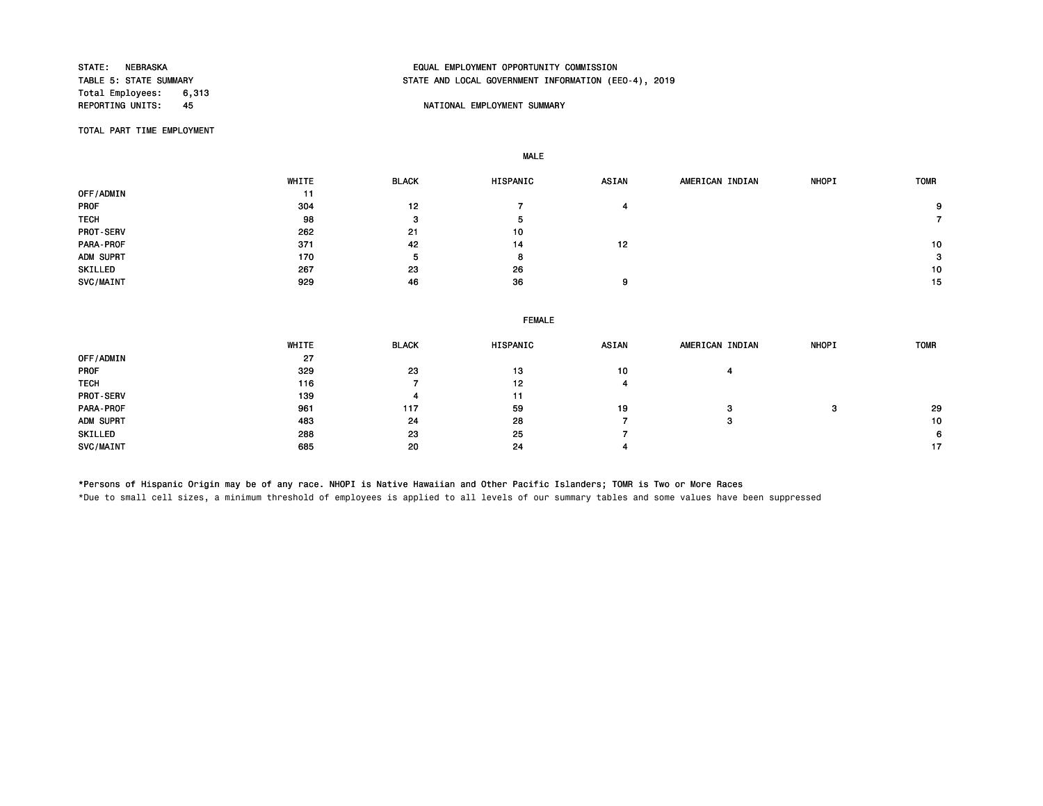STATE: NEBRASKA
TABLE 5: STATE SUMMARY
Total Employees: 6,313
REPORTING UNITS: 45

EQUAL EMPLOYMENT OPPORTUNITY COMMISSION
STATE AND LOCAL GOVERNMENT INFORMATION (EEO-4), 2019

NATIONAL EMPLOYMENT SUMMARY

TOTAL PART TIME EMPLOYMENT

MALE

| | WHITE | BLACK | HISPANIC | ASIAN | AMERICAN INDIAN | NHOPI | TOMR |
|---|---|---|---|---|---|---|---|
| OFF/ADMIN | 11 | | | | | | |
| PROF | 304 | 12 | 7 | 4 | | | 9 |
| TECH | 98 | 3 | 5 | | | | 7 |
| PROT-SERV | 262 | 21 | 10 | | | | |
| PARA-PROF | 371 | 42 | 14 | 12 | | | 10 |
| ADM SUPRT | 170 | 5 | 8 | | | | 3 |
| SKILLED | 267 | 23 | 26 | | | | 10 |
| SVC/MAINT | 929 | 46 | 36 | 9 | | | 15 |

FEMALE

| | WHITE | BLACK | HISPANIC | ASIAN | AMERICAN INDIAN | NHOPI | TOMR |
|---|---|---|---|---|---|---|---|
| OFF/ADMIN | 27 | | | | | | |
| PROF | 329 | 23 | 13 | 10 | 4 | | |
| TECH | 116 | 7 | 12 | 4 | | | |
| PROT-SERV | 139 | 4 | 11 | | | | |
| PARA-PROF | 961 | 117 | 59 | 19 | 3 | 3 | 29 |
| ADM SUPRT | 483 | 24 | 28 | 7 | 3 | | 10 |
| SKILLED | 288 | 23 | 25 | 7 | | | 6 |
| SVC/MAINT | 685 | 20 | 24 | 4 | | | 17 |

*Persons of Hispanic Origin may be of any race. NHOPI is Native Hawaiian and Other Pacific Islanders; TOMR is Two or More Races

*Due to small cell sizes, a minimum threshold of employees is applied to all levels of our summary tables and some values have been suppressed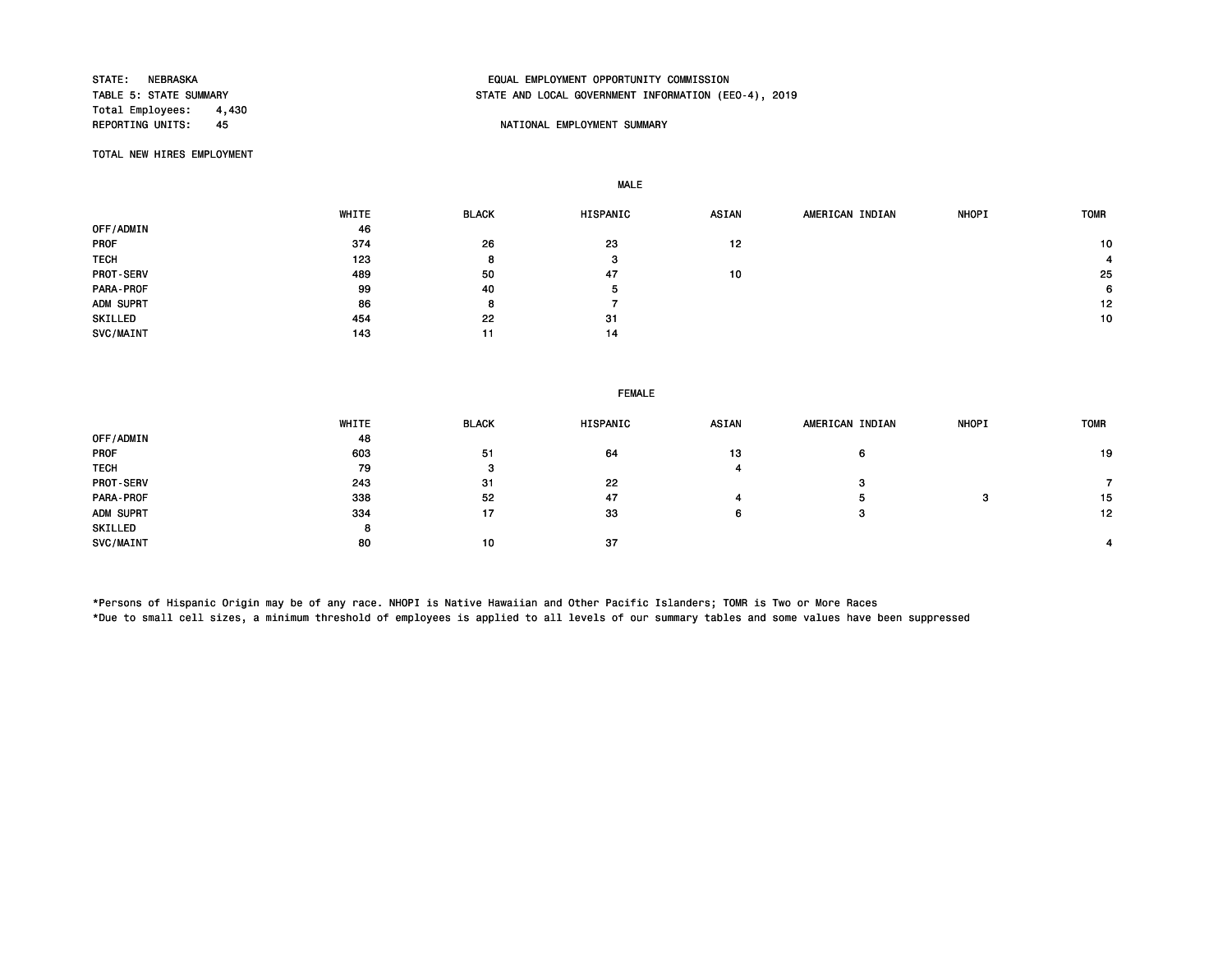STATE: NEBRASKA
TABLE 5: STATE SUMMARY
Total Employees: 4,430
REPORTING UNITS: 45

EQUAL EMPLOYMENT OPPORTUNITY COMMISSION
STATE AND LOCAL GOVERNMENT INFORMATION (EEO-4), 2019

NATIONAL EMPLOYMENT SUMMARY

TOTAL NEW HIRES EMPLOYMENT

**MALE**

| | WHITE | BLACK | HISPANIC | ASIAN | AMERICAN INDIAN | NHOPI | TOMR |
|---|---|---|---|---|---|---|---|
| OFF/ADMIN | 46 | | | | | | |
| PROF | 374 | 26 | 23 | 12 | | | 10 |
| TECH | 123 | 8 | 3 | | | | 4 |
| PROT-SERV | 489 | 50 | 47 | 10 | | | 25 |
| PARA-PROF | 99 | 40 | 5 | | | | 6 |
| ADM SUPRT | 86 | 8 | 7 | | | | 12 |
| SKILLED | 454 | 22 | 31 | | | | 10 |
| SVC/MAINT | 143 | 11 | 14 | | | | |

**FEMALE**

| | WHITE | BLACK | HISPANIC | ASIAN | AMERICAN INDIAN | NHOPI | TOMR |
|---|---|---|---|---|---|---|---|
| OFF/ADMIN | 48 | | | | | | |
| PROF | 603 | 51 | 64 | 13 | 6 | | 19 |
| TECH | 79 | 3 | | 4 | | | |
| PROT-SERV | 243 | 31 | 22 | | 3 | | 7 |
| PARA-PROF | 338 | 52 | 47 | 4 | 5 | 3 | 15 |
| ADM SUPRT | 334 | 17 | 33 | 6 | 3 | | 12 |
| SKILLED | 8 | | | | | | |
| SVC/MAINT | 80 | 10 | 37 | | | | 4 |

*Persons of Hispanic Origin may be of any race. NHOPI is Native Hawaiian and Other Pacific Islanders; TOMR is Two or More Races
*Due to small cell sizes, a minimum threshold of employees is applied to all levels of our summary tables and some values have been suppressed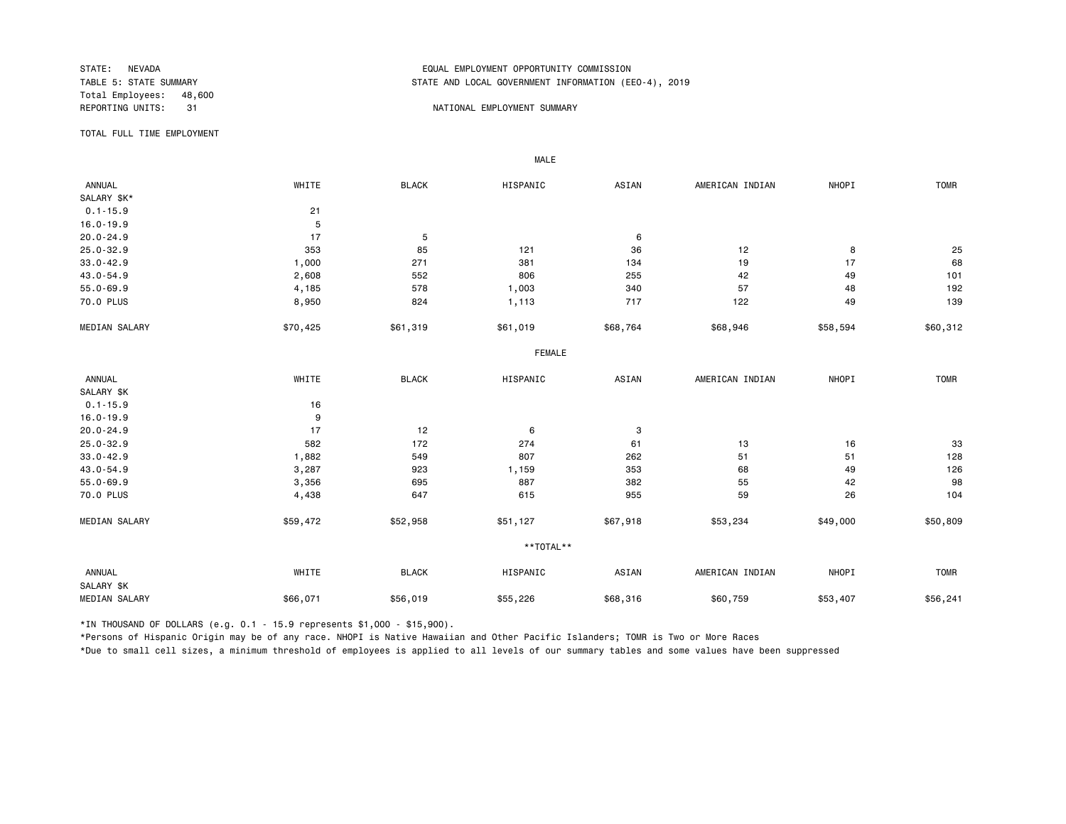STATE: NEVADA
TABLE 5: STATE SUMMARY
Total Employees: 48,600
REPORTING UNITS: 31

EQUAL EMPLOYMENT OPPORTUNITY COMMISSION
STATE AND LOCAL GOVERNMENT INFORMATION (EEO-4), 2019

NATIONAL EMPLOYMENT SUMMARY

TOTAL FULL TIME EMPLOYMENT

**MALE**

| ANNUAL SALARY $K* | WHITE | BLACK | HISPANIC | ASIAN | AMERICAN INDIAN | NHOPI | TOMR |
|---|---|---|---|---|---|---|---|
| 0.1-15.9 | 21 | | | | | | |
| 16.0-19.9 | 5 | | | | | | |
| 20.0-24.9 | 17 | 5 | | 6 | | | |
| 25.0-32.9 | 353 | 85 | 121 | 36 | 12 | 8 | 25 |
| 33.0-42.9 | 1,000 | 271 | 381 | 134 | 19 | 17 | 68 |
| 43.0-54.9 | 2,608 | 552 | 806 | 255 | 42 | 49 | 101 |
| 55.0-69.9 | 4,185 | 578 | 1,003 | 340 | 57 | 48 | 192 |
| 70.0 PLUS | 8,950 | 824 | 1,113 | 717 | 122 | 49 | 139 |
| MEDIAN SALARY | $70,425 | $61,319 | $61,019 | $68,764 | $68,946 | $58,594 | $60,312 |

**FEMALE**

| ANNUAL SALARY $K | WHITE | BLACK | HISPANIC | ASIAN | AMERICAN INDIAN | NHOPI | TOMR |
|---|---|---|---|---|---|---|---|
| 0.1-15.9 | 16 | | | | | | |
| 16.0-19.9 | 9 | | | | | | |
| 20.0-24.9 | 17 | 12 | 6 | 3 | | | |
| 25.0-32.9 | 582 | 172 | 274 | 61 | 13 | 16 | 33 |
| 33.0-42.9 | 1,882 | 549 | 807 | 262 | 51 | 51 | 128 |
| 43.0-54.9 | 3,287 | 923 | 1,159 | 353 | 68 | 49 | 126 |
| 55.0-69.9 | 3,356 | 695 | 887 | 382 | 55 | 42 | 98 |
| 70.0 PLUS | 4,438 | 647 | 615 | 955 | 59 | 26 | 104 |
| MEDIAN SALARY | $59,472 | $52,958 | $51,127 | $67,918 | $53,234 | $49,000 | $50,809 |

**\*\*TOTAL\*\***

| ANNUAL SALARY $K | WHITE | BLACK | HISPANIC | ASIAN | AMERICAN INDIAN | NHOPI | TOMR |
|---|---|---|---|---|---|---|---|
| MEDIAN SALARY | $66,071 | $56,019 | $55,226 | $68,316 | $60,759 | $53,407 | $56,241 |

*IN THOUSAND OF DOLLARS (e.g. 0.1 - 15.9 represents $1,000 - $15,900).

*Persons of Hispanic Origin may be of any race. NHOPI is Native Hawaiian and Other Pacific Islanders; TOMR is Two or More Races

*Due to small cell sizes, a minimum threshold of employees is applied to all levels of our summary tables and some values have been suppressed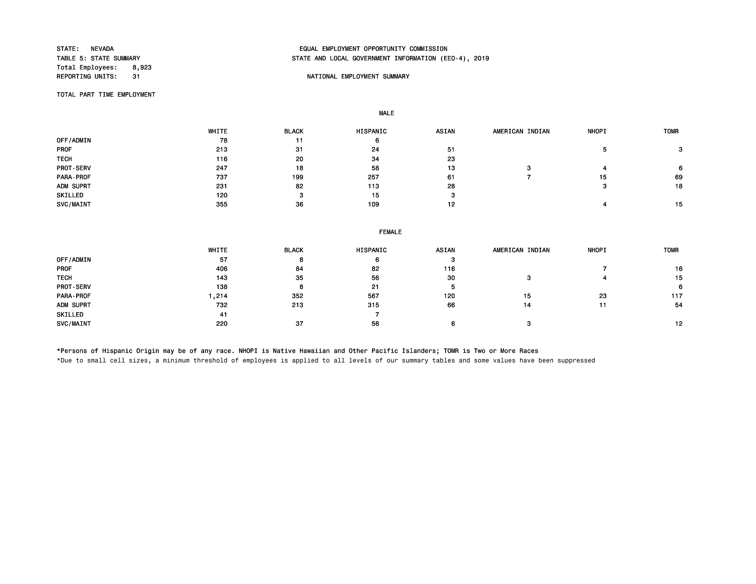STATE: NEVADA
TABLE 5: STATE SUMMARY
Total Employees: 8,923
REPORTING UNITS: 31

EQUAL EMPLOYMENT OPPORTUNITY COMMISSION
STATE AND LOCAL GOVERNMENT INFORMATION (EEO-4), 2019

NATIONAL EMPLOYMENT SUMMARY

TOTAL PART TIME EMPLOYMENT

MALE

| | WHITE | BLACK | HISPANIC | ASIAN | AMERICAN INDIAN | NHOPI | TOMR |
|---|---|---|---|---|---|---|---|
| OFF/ADMIN | 78 | 11 | 6 | | | | |
| PROF | 213 | 31 | 24 | 51 | | 5 | 3 |
| TECH | 116 | 20 | 34 | 23 | | | |
| PROT-SERV | 247 | 18 | 58 | 13 | 3 | 4 | 6 |
| PARA-PROF | 737 | 199 | 257 | 61 | 7 | 15 | 69 |
| ADM SUPRT | 231 | 82 | 113 | 28 | | 3 | 18 |
| SKILLED | 120 | 3 | 15 | 3 | | | |
| SVC/MAINT | 355 | 36 | 109 | 12 | | 4 | 15 |

FEMALE

| | WHITE | BLACK | HISPANIC | ASIAN | AMERICAN INDIAN | NHOPI | TOMR |
|---|---|---|---|---|---|---|---|
| OFF/ADMIN | 57 | 8 | 6 | 3 | | | |
| PROF | 406 | 84 | 82 | 116 | | 7 | 16 |
| TECH | 143 | 35 | 56 | 30 | 3 | 4 | 15 |
| PROT-SERV | 138 | 8 | 21 | 5 | | | 6 |
| PARA-PROF | 1,214 | 352 | 567 | 120 | 15 | 23 | 117 |
| ADM SUPRT | 732 | 213 | 315 | 66 | 14 | 11 | 54 |
| SKILLED | 41 | | 7 | | | | |
| SVC/MAINT | 220 | 37 | 56 | 6 | 3 | | 12 |

*Persons of Hispanic Origin may be of any race. NHOPI is Native Hawaiian and Other Pacific Islanders; TOMR is Two or More Races

*Due to small cell sizes, a minimum threshold of employees is applied to all levels of our summary tables and some values have been suppressed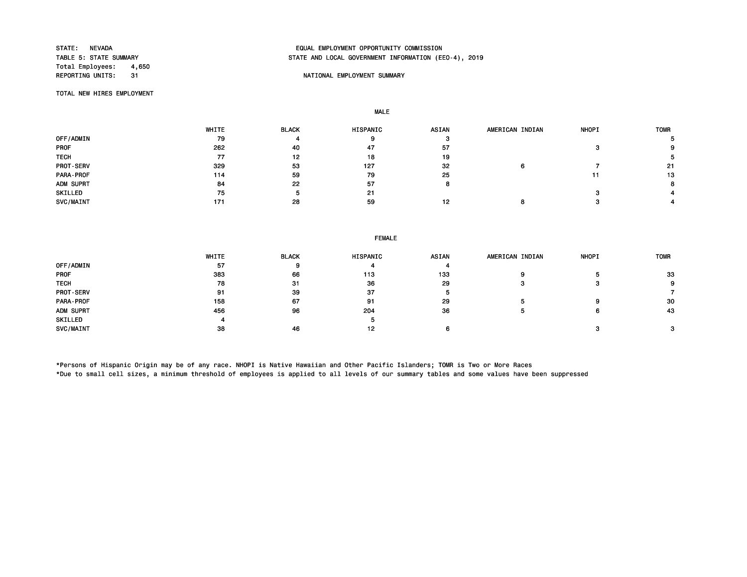STATE: NEVADA
TABLE 5: STATE SUMMARY
Total Employees: 4,650
REPORTING UNITS: 31

EQUAL EMPLOYMENT OPPORTUNITY COMMISSION
STATE AND LOCAL GOVERNMENT INFORMATION (EEO-4), 2019

NATIONAL EMPLOYMENT SUMMARY

TOTAL NEW HIRES EMPLOYMENT

## MALE

| | WHITE | BLACK | HISPANIC | ASIAN | AMERICAN INDIAN | NHOPI | TOMR |
|---|---|---|---|---|---|---|---|
| OFF/ADMIN | 79 | 4 | 9 | 3 | | | 5 |
| PROF | 262 | 40 | 47 | 57 | | 3 | 9 |
| TECH | 77 | 12 | 18 | 19 | | | 5 |
| PROT-SERV | 329 | 53 | 127 | 32 | 6 | 7 | 21 |
| PARA-PROF | 114 | 59 | 79 | 25 | | 11 | 13 |
| ADM SUPRT | 84 | 22 | 57 | 8 | | | 8 |
| SKILLED | 75 | 5 | 21 | | | 3 | 4 |
| SVC/MAINT | 171 | 28 | 59 | 12 | 8 | 3 | 4 |

## FEMALE

| | WHITE | BLACK | HISPANIC | ASIAN | AMERICAN INDIAN | NHOPI | TOMR |
|---|---|---|---|---|---|---|---|
| OFF/ADMIN | 57 | 9 | 4 | 4 | | | |
| PROF | 383 | 66 | 113 | 133 | 9 | 5 | 33 |
| TECH | 78 | 31 | 36 | 29 | 3 | 3 | 9 |
| PROT-SERV | 91 | 39 | 37 | 5 | | | 7 |
| PARA-PROF | 158 | 67 | 91 | 29 | 5 | 9 | 30 |
| ADM SUPRT | 456 | 96 | 204 | 36 | 5 | 6 | 43 |
| SKILLED | 4 | | 5 | | | | |
| SVC/MAINT | 38 | 46 | 12 | 6 | | 3 | 3 |

*Persons of Hispanic Origin may be of any race. NHOPI is Native Hawaiian and Other Pacific Islanders; TOMR is Two or More Races
*Due to small cell sizes, a minimum threshold of employees is applied to all levels of our summary tables and some values have been suppressed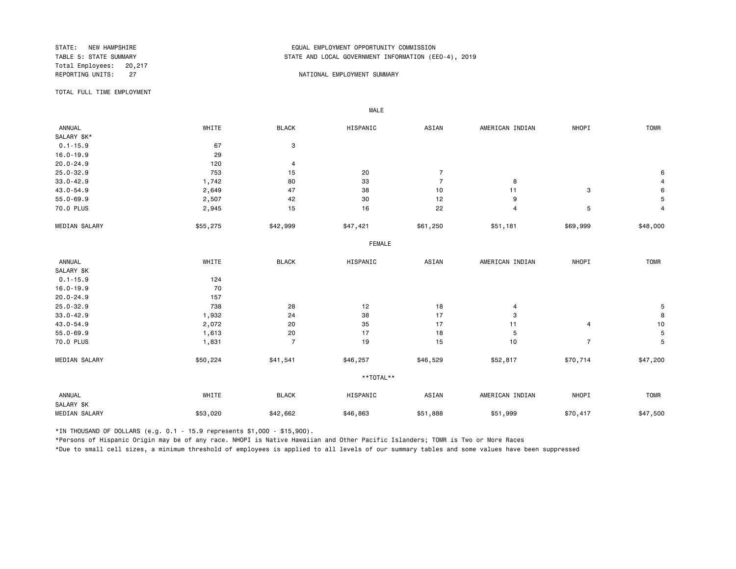STATE: NEW HAMPSHIRE
TABLE 5: STATE SUMMARY
Total Employees: 20,217
REPORTING UNITS: 27

EQUAL EMPLOYMENT OPPORTUNITY COMMISSION
STATE AND LOCAL GOVERNMENT INFORMATION (EEO-4), 2019

NATIONAL EMPLOYMENT SUMMARY

TOTAL FULL TIME EMPLOYMENT

MALE

| ANNUAL SALARY $K* | WHITE | BLACK | HISPANIC | ASIAN | AMERICAN INDIAN | NHOPI | TOMR |
|---|---|---|---|---|---|---|---|
| 0.1-15.9 | 67 | 3 | | | | | |
| 16.0-19.9 | 29 | | | | | | |
| 20.0-24.9 | 120 | 4 | | | | | |
| 25.0-32.9 | 753 | 15 | 20 | 7 | | | 6 |
| 33.0-42.9 | 1,742 | 80 | 33 | 7 | 8 | | 4 |
| 43.0-54.9 | 2,649 | 47 | 38 | 10 | 11 | 3 | 6 |
| 55.0-69.9 | 2,507 | 42 | 30 | 12 | 9 | | 5 |
| 70.0 PLUS | 2,945 | 15 | 16 | 22 | 4 | 5 | 4 |
| MEDIAN SALARY | $55,275 | $42,999 | $47,421 | $61,250 | $51,181 | $69,999 | $48,000 |

FEMALE

| ANNUAL SALARY $K | WHITE | BLACK | HISPANIC | ASIAN | AMERICAN INDIAN | NHOPI | TOMR |
|---|---|---|---|---|---|---|---|
| 0.1-15.9 | 124 | | | | | | |
| 16.0-19.9 | 70 | | | | | | |
| 20.0-24.9 | 157 | | | | | | |
| 25.0-32.9 | 738 | 28 | 12 | 18 | 4 | | 5 |
| 33.0-42.9 | 1,932 | 24 | 38 | 17 | 3 | | 8 |
| 43.0-54.9 | 2,072 | 20 | 35 | 17 | 11 | 4 | 10 |
| 55.0-69.9 | 1,613 | 20 | 17 | 18 | 5 | | 5 |
| 70.0 PLUS | 1,831 | 7 | 19 | 15 | 10 | 7 | 5 |
| MEDIAN SALARY | $50,224 | $41,541 | $46,257 | $46,529 | $52,817 | $70,714 | $47,200 |

**TOTAL**

| ANNUAL SALARY $K | WHITE | BLACK | HISPANIC | ASIAN | AMERICAN INDIAN | NHOPI | TOMR |
|---|---|---|---|---|---|---|---|
| MEDIAN SALARY | $53,020 | $42,662 | $46,863 | $51,888 | $51,999 | $70,417 | $47,500 |

*IN THOUSAND OF DOLLARS (e.g. 0.1 - 15.9 represents $1,000 - $15,900).

*Persons of Hispanic Origin may be of any race. NHOPI is Native Hawaiian and Other Pacific Islanders; TOMR is Two or More Races

*Due to small cell sizes, a minimum threshold of employees is applied to all levels of our summary tables and some values have been suppressed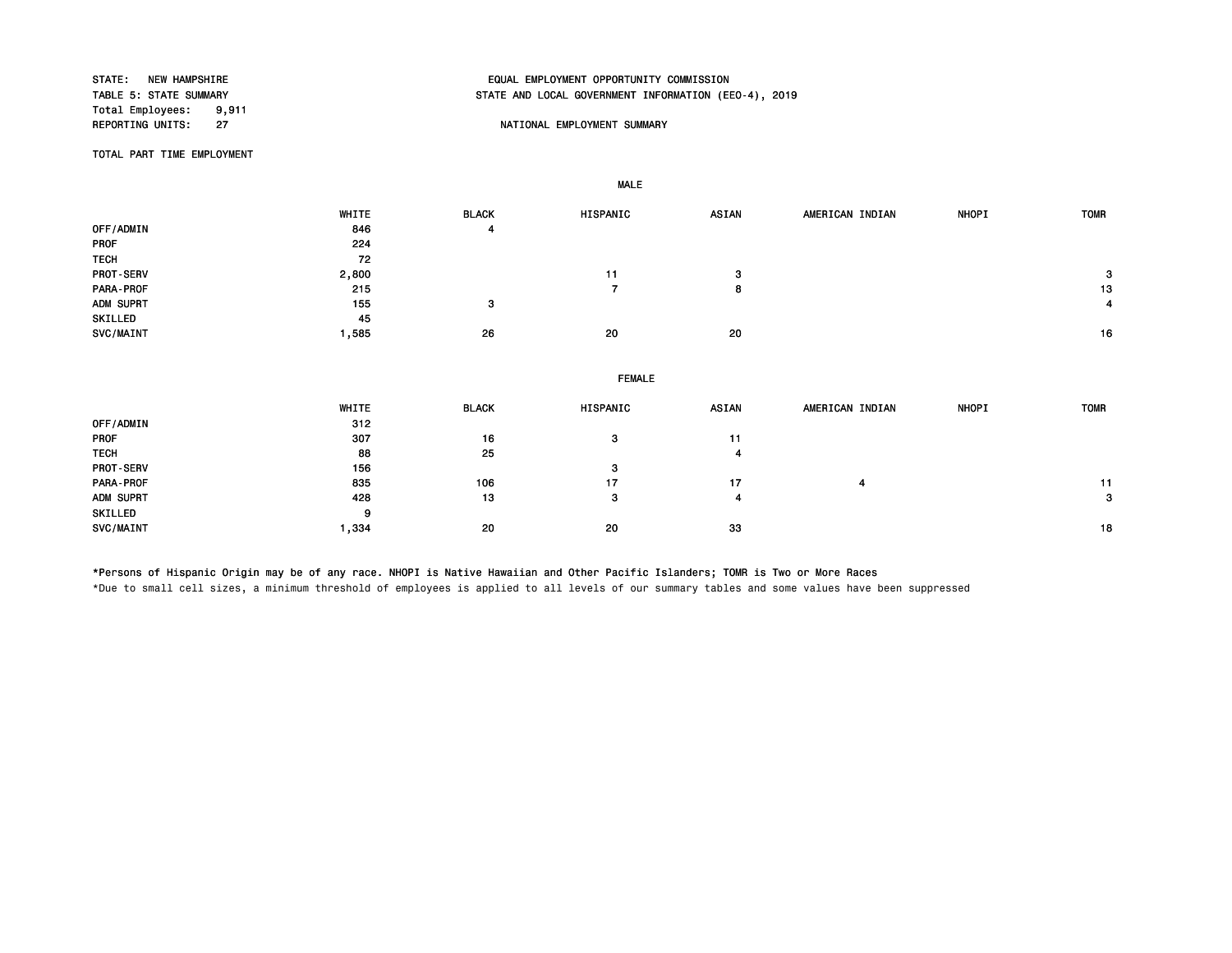STATE: NEW HAMPSHIRE
TABLE 5: STATE SUMMARY
Total Employees: 9,911
REPORTING UNITS: 27

EQUAL EMPLOYMENT OPPORTUNITY COMMISSION
STATE AND LOCAL GOVERNMENT INFORMATION (EEO-4), 2019

NATIONAL EMPLOYMENT SUMMARY

TOTAL PART TIME EMPLOYMENT

**MALE**

| | WHITE | BLACK | HISPANIC | ASIAN | AMERICAN INDIAN | NHOPI | TOMR |
|---|---|---|---|---|---|---|---|
| OFF/ADMIN | 846 | 4 | | | | | |
| PROF | 224 | | | | | | |
| TECH | 72 | | | | | | |
| PROT-SERV | 2,800 | | 11 | 3 | | | 3 |
| PARA-PROF | 215 | | 7 | 8 | | | 13 |
| ADM SUPRT | 155 | 3 | | | | | 4 |
| SKILLED | 45 | | | | | | |
| SVC/MAINT | 1,585 | 26 | 20 | 20 | | | 16 |

**FEMALE**

| | WHITE | BLACK | HISPANIC | ASIAN | AMERICAN INDIAN | NHOPI | TOMR |
|---|---|---|---|---|---|---|---|
| OFF/ADMIN | 312 | | | | | | |
| PROF | 307 | 16 | 3 | 11 | | | |
| TECH | 88 | 25 | | 4 | | | |
| PROT-SERV | 156 | | 3 | | | | |
| PARA-PROF | 835 | 106 | 17 | 17 | 4 | | 11 |
| ADM SUPRT | 428 | 13 | 3 | 4 | | | 3 |
| SKILLED | 9 | | | | | | |
| SVC/MAINT | 1,334 | 20 | 20 | 33 | | | 18 |

*Persons of Hispanic Origin may be of any race. NHOPI is Native Hawaiian and Other Pacific Islanders; TOMR is Two or More Races
*Due to small cell sizes, a minimum threshold of employees is applied to all levels of our summary tables and some values have been suppressed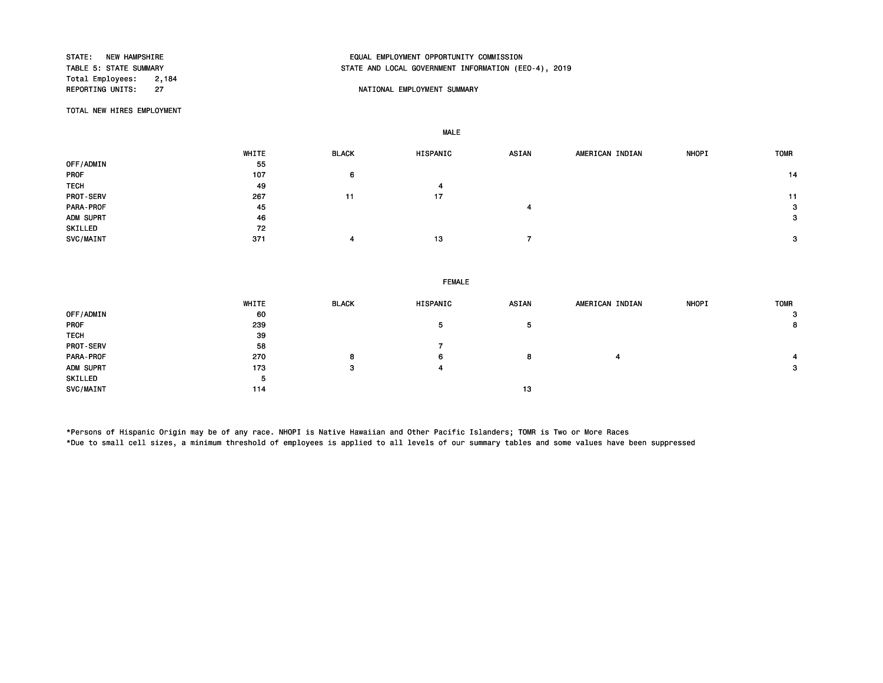STATE: NEW HAMPSHIRE
TABLE 5: STATE SUMMARY
Total Employees: 2,184
REPORTING UNITS: 27

EQUAL EMPLOYMENT OPPORTUNITY COMMISSION
STATE AND LOCAL GOVERNMENT INFORMATION (EEO-4), 2019

NATIONAL EMPLOYMENT SUMMARY

TOTAL NEW HIRES EMPLOYMENT

**MALE**

| | WHITE | BLACK | HISPANIC | ASIAN | AMERICAN INDIAN | NHOPI | TOMR |
|---|---|---|---|---|---|---|---|
| OFF/ADMIN | 55 | | | | | | |
| PROF | 107 | 6 | | | | | 14 |
| TECH | 49 | | 4 | | | | |
| PROT-SERV | 267 | 11 | 17 | | | | 11 |
| PARA-PROF | 45 | | | 4 | | | 3 |
| ADM SUPRT | 46 | | | | | | 3 |
| SKILLED | 72 | | | | | | |
| SVC/MAINT | 371 | 4 | 13 | 7 | | | 3 |

**FEMALE**

| | WHITE | BLACK | HISPANIC | ASIAN | AMERICAN INDIAN | NHOPI | TOMR |
|---|---|---|---|---|---|---|---|
| OFF/ADMIN | 60 | | | | | | 3 |
| PROF | 239 | | 5 | 5 | | | 8 |
| TECH | 39 | | | | | | |
| PROT-SERV | 58 | | 7 | | | | |
| PARA-PROF | 270 | 8 | 6 | 8 | 4 | | 4 |
| ADM SUPRT | 173 | 3 | 4 | | | | 3 |
| SKILLED | 5 | | | | | | |
| SVC/MAINT | 114 | | | 13 | | | |

*Persons of Hispanic Origin may be of any race. NHOPI is Native Hawaiian and Other Pacific Islanders; TOMR is Two or More Races
*Due to small cell sizes, a minimum threshold of employees is applied to all levels of our summary tables and some values have been suppressed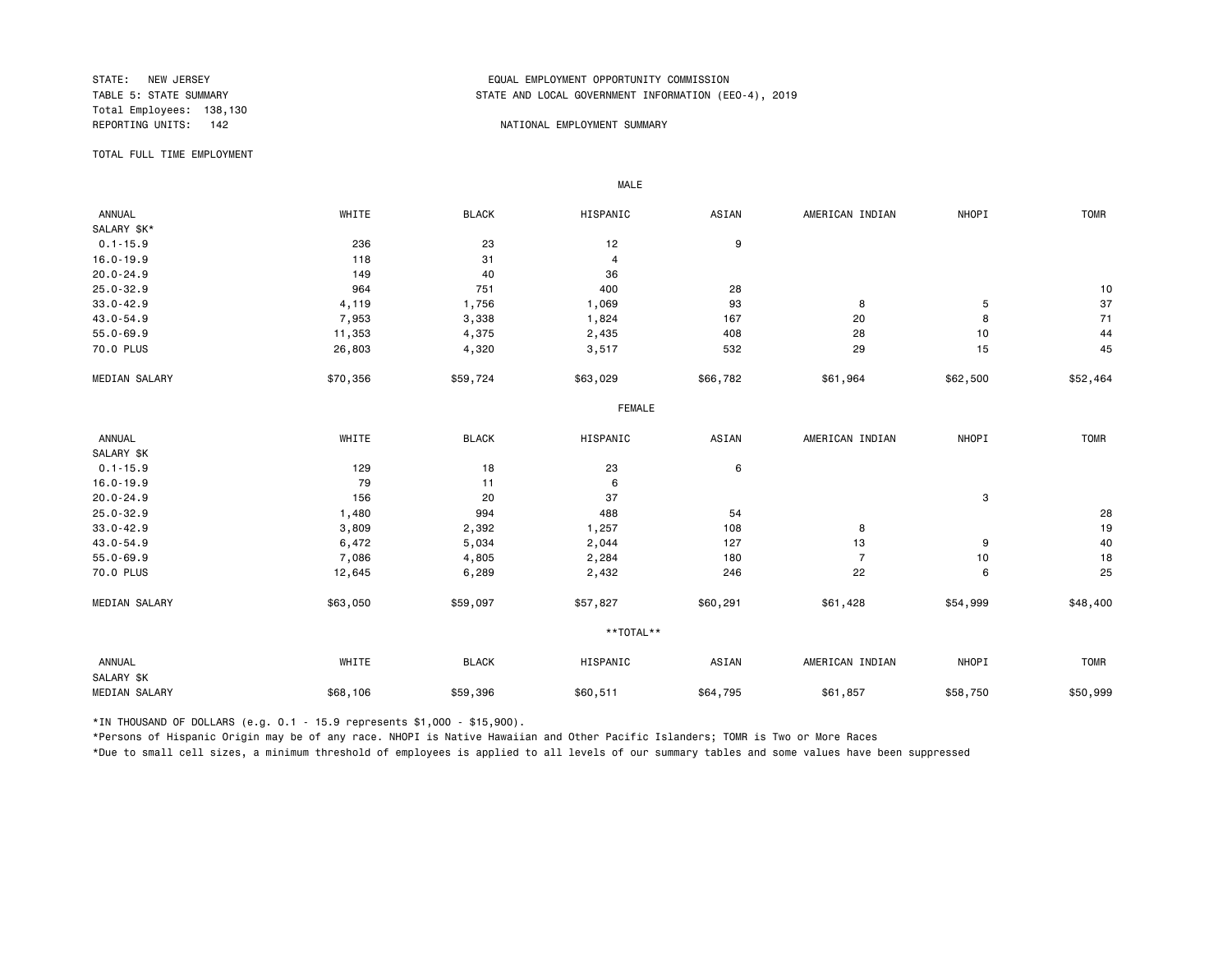STATE: NEW JERSEY
TABLE 5: STATE SUMMARY
Total Employees: 138,130
REPORTING UNITS: 142

EQUAL EMPLOYMENT OPPORTUNITY COMMISSION
STATE AND LOCAL GOVERNMENT INFORMATION (EEO-4), 2019

NATIONAL EMPLOYMENT SUMMARY

TOTAL FULL TIME EMPLOYMENT

**MALE**

| ANNUAL SALARY $K* | WHITE | BLACK | HISPANIC | ASIAN | AMERICAN INDIAN | NHOPI | TOMR |
|---|---|---|---|---|---|---|---|
| 0.1-15.9 | 236 | 23 | 12 | 9 | | | |
| 16.0-19.9 | 118 | 31 | 4 | | | | |
| 20.0-24.9 | 149 | 40 | 36 | | | | |
| 25.0-32.9 | 964 | 751 | 400 | 28 | | | 10 |
| 33.0-42.9 | 4,119 | 1,756 | 1,069 | 93 | 8 | 5 | 37 |
| 43.0-54.9 | 7,953 | 3,338 | 1,824 | 167 | 20 | 8 | 71 |
| 55.0-69.9 | 11,353 | 4,375 | 2,435 | 408 | 28 | 10 | 44 |
| 70.0 PLUS | 26,803 | 4,320 | 3,517 | 532 | 29 | 15 | 45 |
| MEDIAN SALARY | $70,356 | $59,724 | $63,029 | $66,782 | $61,964 | $62,500 | $52,464 |

**FEMALE**

| ANNUAL SALARY $K | WHITE | BLACK | HISPANIC | ASIAN | AMERICAN INDIAN | NHOPI | TOMR |
|---|---|---|---|---|---|---|---|
| 0.1-15.9 | 129 | 18 | 23 | 6 | | | |
| 16.0-19.9 | 79 | 11 | 6 | | | | |
| 20.0-24.9 | 156 | 20 | 37 | | | 3 | |
| 25.0-32.9 | 1,480 | 994 | 488 | 54 | | | 28 |
| 33.0-42.9 | 3,809 | 2,392 | 1,257 | 108 | 8 | | 19 |
| 43.0-54.9 | 6,472 | 5,034 | 2,044 | 127 | 13 | 9 | 40 |
| 55.0-69.9 | 7,086 | 4,805 | 2,284 | 180 | 7 | 10 | 18 |
| 70.0 PLUS | 12,645 | 6,289 | 2,432 | 246 | 22 | 6 | 25 |
| MEDIAN SALARY | $63,050 | $59,097 | $57,827 | $60,291 | $61,428 | $54,999 | $48,400 |

****TOTAL****

| ANNUAL SALARY $K | WHITE | BLACK | HISPANIC | ASIAN | AMERICAN INDIAN | NHOPI | TOMR |
|---|---|---|---|---|---|---|---|
| MEDIAN SALARY | $68,106 | $59,396 | $60,511 | $64,795 | $61,857 | $58,750 | $50,999 |

*IN THOUSAND OF DOLLARS (e.g. 0.1 - 15.9 represents $1,000 - $15,900).

*Persons of Hispanic Origin may be of any race. NHOPI is Native Hawaiian and Other Pacific Islanders; TOMR is Two or More Races

*Due to small cell sizes, a minimum threshold of employees is applied to all levels of our summary tables and some values have been suppressed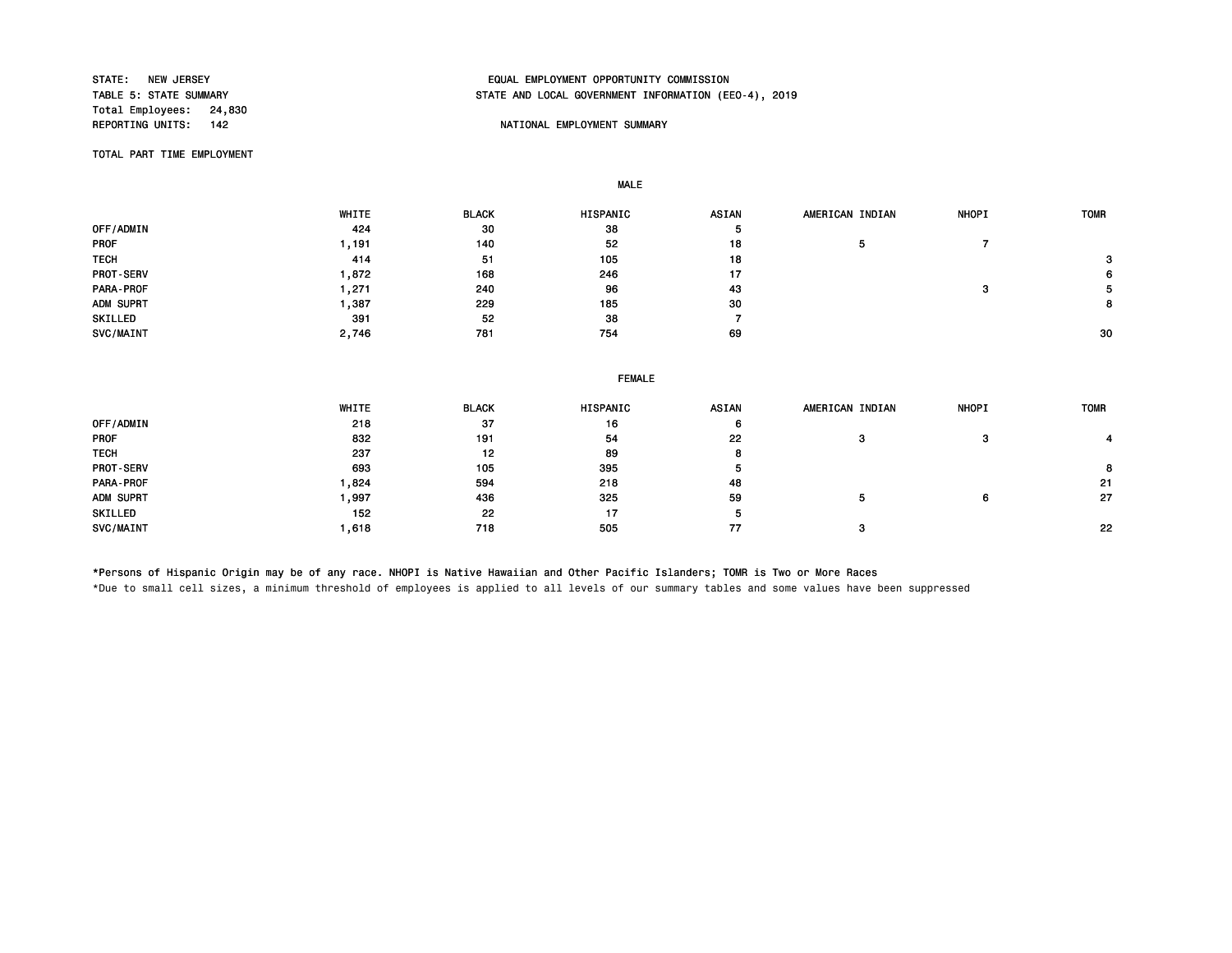STATE: NEW JERSEY
TABLE 5: STATE SUMMARY
Total Employees: 24,830
REPORTING UNITS: 142

EQUAL EMPLOYMENT OPPORTUNITY COMMISSION
STATE AND LOCAL GOVERNMENT INFORMATION (EEO-4), 2019

NATIONAL EMPLOYMENT SUMMARY

TOTAL PART TIME EMPLOYMENT

MALE

| | WHITE | BLACK | HISPANIC | ASIAN | AMERICAN INDIAN | NHOPI | TOMR |
|---|---|---|---|---|---|---|---|
| OFF/ADMIN | 424 | 30 | 38 | 5 | | | |
| PROF | 1,191 | 140 | 52 | 18 | 5 | 7 | |
| TECH | 414 | 51 | 105 | 18 | | | 3 |
| PROT-SERV | 1,872 | 168 | 246 | 17 | | | 6 |
| PARA-PROF | 1,271 | 240 | 96 | 43 | | 3 | 5 |
| ADM SUPRT | 1,387 | 229 | 185 | 30 | | | 8 |
| SKILLED | 391 | 52 | 38 | 7 | | | |
| SVC/MAINT | 2,746 | 781 | 754 | 69 | | | 30 |

FEMALE

| | WHITE | BLACK | HISPANIC | ASIAN | AMERICAN INDIAN | NHOPI | TOMR |
|---|---|---|---|---|---|---|---|
| OFF/ADMIN | 218 | 37 | 16 | 6 | | | |
| PROF | 832 | 191 | 54 | 22 | 3 | 3 | 4 |
| TECH | 237 | 12 | 89 | 8 | | | |
| PROT-SERV | 693 | 105 | 395 | 5 | | | 8 |
| PARA-PROF | 1,824 | 594 | 218 | 48 | | | 21 |
| ADM SUPRT | 1,997 | 436 | 325 | 59 | 5 | 6 | 27 |
| SKILLED | 152 | 22 | 17 | 5 | | | |
| SVC/MAINT | 1,618 | 718 | 505 | 77 | 3 | | 22 |

*Persons of Hispanic Origin may be of any race. NHOPI is Native Hawaiian and Other Pacific Islanders; TOMR is Two or More Races

*Due to small cell sizes, a minimum threshold of employees is applied to all levels of our summary tables and some values have been suppressed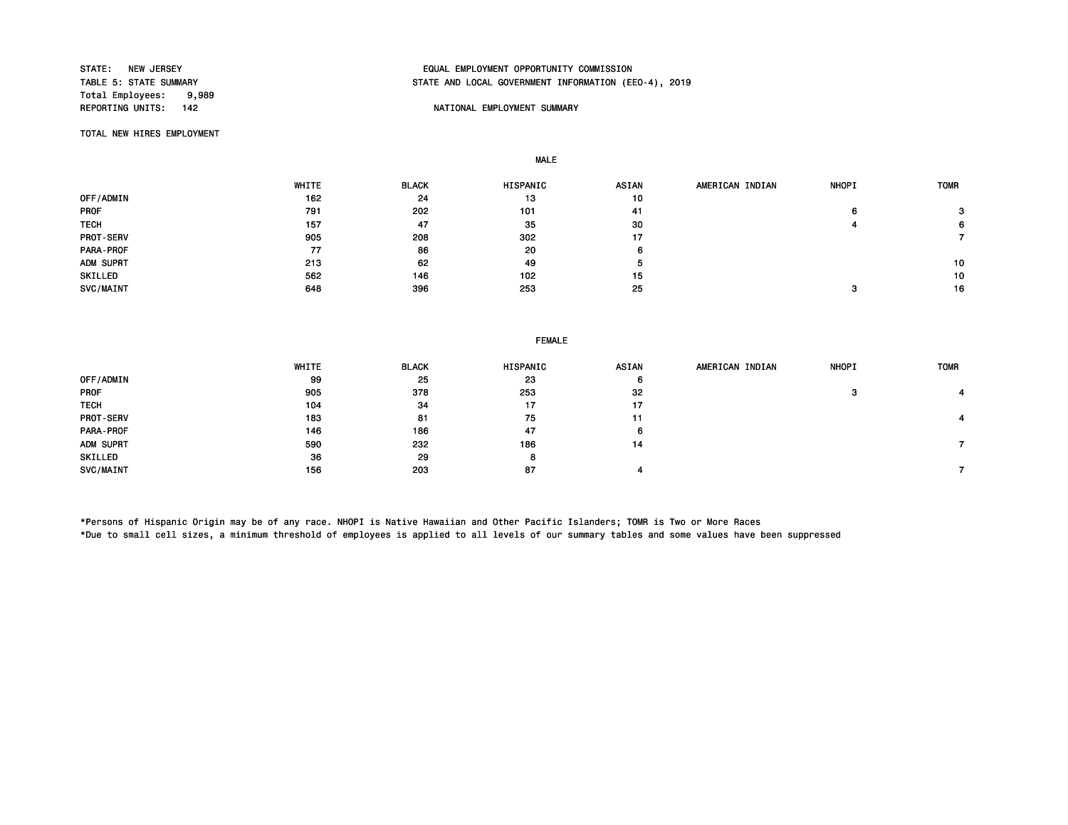STATE: NEW JERSEY
TABLE 5: STATE SUMMARY
Total Employees: 9,989
REPORTING UNITS: 142

EQUAL EMPLOYMENT OPPORTUNITY COMMISSION
STATE AND LOCAL GOVERNMENT INFORMATION (EEO-4), 2019

NATIONAL EMPLOYMENT SUMMARY

TOTAL NEW HIRES EMPLOYMENT

**MALE**

| | WHITE | BLACK | HISPANIC | ASIAN | AMERICAN INDIAN | NHOPI | TOMR |
|---|---|---|---|---|---|---|---|
| OFF/ADMIN | 162 | 24 | 13 | 10 | | | |
| PROF | 791 | 202 | 101 | 41 | | 6 | 3 |
| TECH | 157 | 47 | 35 | 30 | | 4 | 6 |
| PROT-SERV | 905 | 208 | 302 | 17 | | | 7 |
| PARA-PROF | 77 | 86 | 20 | 6 | | | |
| ADM SUPRT | 213 | 62 | 49 | 5 | | | 10 |
| SKILLED | 562 | 146 | 102 | 15 | | | 10 |
| SVC/MAINT | 648 | 396 | 253 | 25 | | 3 | 16 |

**FEMALE**

| | WHITE | BLACK | HISPANIC | ASIAN | AMERICAN INDIAN | NHOPI | TOMR |
|---|---|---|---|---|---|---|---|
| OFF/ADMIN | 99 | 25 | 23 | 6 | | | |
| PROF | 905 | 378 | 253 | 32 | | 3 | 4 |
| TECH | 104 | 34 | 17 | 17 | | | |
| PROT-SERV | 183 | 81 | 75 | 11 | | | 4 |
| PARA-PROF | 146 | 186 | 47 | 6 | | | |
| ADM SUPRT | 590 | 232 | 186 | 14 | | | 7 |
| SKILLED | 36 | 29 | 8 | | | | |
| SVC/MAINT | 156 | 203 | 87 | 4 | | | 7 |

*Persons of Hispanic Origin may be of any race. NHOPI is Native Hawaiian and Other Pacific Islanders; TOMR is Two or More Races
*Due to small cell sizes, a minimum threshold of employees is applied to all levels of our summary tables and some values have been suppressed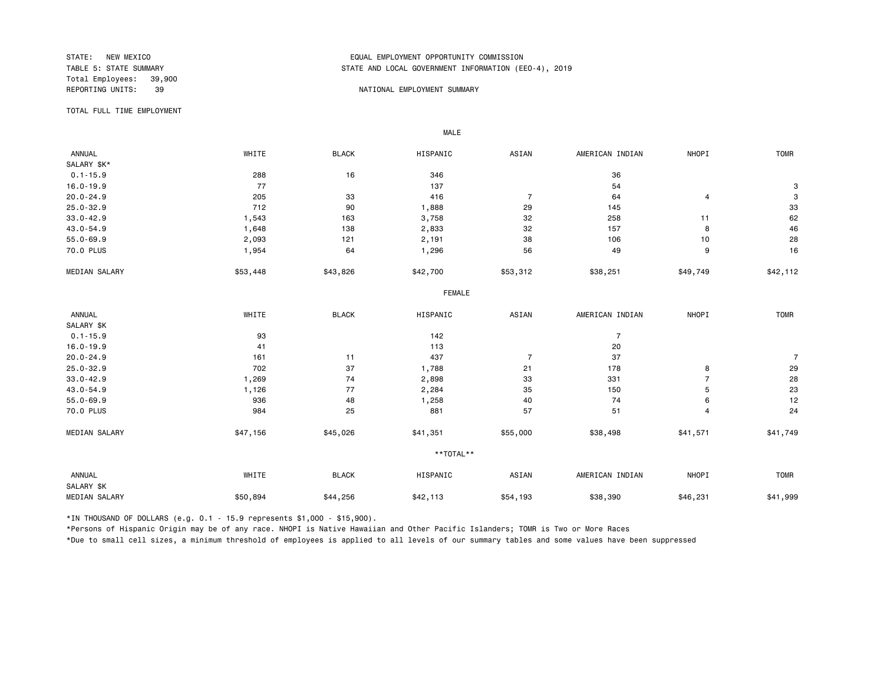STATE: NEW MEXICO
TABLE 5: STATE SUMMARY
Total Employees: 39,900
REPORTING UNITS: 39

EQUAL EMPLOYMENT OPPORTUNITY COMMISSION
STATE AND LOCAL GOVERNMENT INFORMATION (EEO-4), 2019

NATIONAL EMPLOYMENT SUMMARY

TOTAL FULL TIME EMPLOYMENT

MALE

| ANNUAL SALARY $K* | WHITE | BLACK | HISPANIC | ASIAN | AMERICAN INDIAN | NHOPI | TOMR |
|---|---|---|---|---|---|---|---|
| 0.1-15.9 | 288 | 16 | 346 | | 36 | | |
| 16.0-19.9 | 77 | | 137 | | 54 | | 3 |
| 20.0-24.9 | 205 | 33 | 416 | 7 | 64 | 4 | 3 |
| 25.0-32.9 | 712 | 90 | 1,888 | 29 | 145 | | 33 |
| 33.0-42.9 | 1,543 | 163 | 3,758 | 32 | 258 | 11 | 62 |
| 43.0-54.9 | 1,648 | 138 | 2,833 | 32 | 157 | 8 | 46 |
| 55.0-69.9 | 2,093 | 121 | 2,191 | 38 | 106 | 10 | 28 |
| 70.0 PLUS | 1,954 | 64 | 1,296 | 56 | 49 | 9 | 16 |
| MEDIAN SALARY | $53,448 | $43,826 | $42,700 | $53,312 | $38,251 | $49,749 | $42,112 |

FEMALE

| ANNUAL SALARY $K | WHITE | BLACK | HISPANIC | ASIAN | AMERICAN INDIAN | NHOPI | TOMR |
|---|---|---|---|---|---|---|---|
| 0.1-15.9 | 93 | | 142 | | 7 | | |
| 16.0-19.9 | 41 | | 113 | | 20 | | |
| 20.0-24.9 | 161 | 11 | 437 | 7 | 37 | | 7 |
| 25.0-32.9 | 702 | 37 | 1,788 | 21 | 178 | 8 | 29 |
| 33.0-42.9 | 1,269 | 74 | 2,898 | 33 | 331 | 7 | 28 |
| 43.0-54.9 | 1,126 | 77 | 2,284 | 35 | 150 | 5 | 23 |
| 55.0-69.9 | 936 | 48 | 1,258 | 40 | 74 | 6 | 12 |
| 70.0 PLUS | 984 | 25 | 881 | 57 | 51 | 4 | 24 |
| MEDIAN SALARY | $47,156 | $45,026 | $41,351 | $55,000 | $38,498 | $41,571 | $41,749 |

**TOTAL**

| ANNUAL SALARY $K | WHITE | BLACK | HISPANIC | ASIAN | AMERICAN INDIAN | NHOPI | TOMR |
|---|---|---|---|---|---|---|---|
| MEDIAN SALARY | $50,894 | $44,256 | $42,113 | $54,193 | $38,390 | $46,231 | $41,999 |

*IN THOUSAND OF DOLLARS (e.g. 0.1 - 15.9 represents $1,000 - $15,900).

*Persons of Hispanic Origin may be of any race. NHOPI is Native Hawaiian and Other Pacific Islanders; TOMR is Two or More Races

*Due to small cell sizes, a minimum threshold of employees is applied to all levels of our summary tables and some values have been suppressed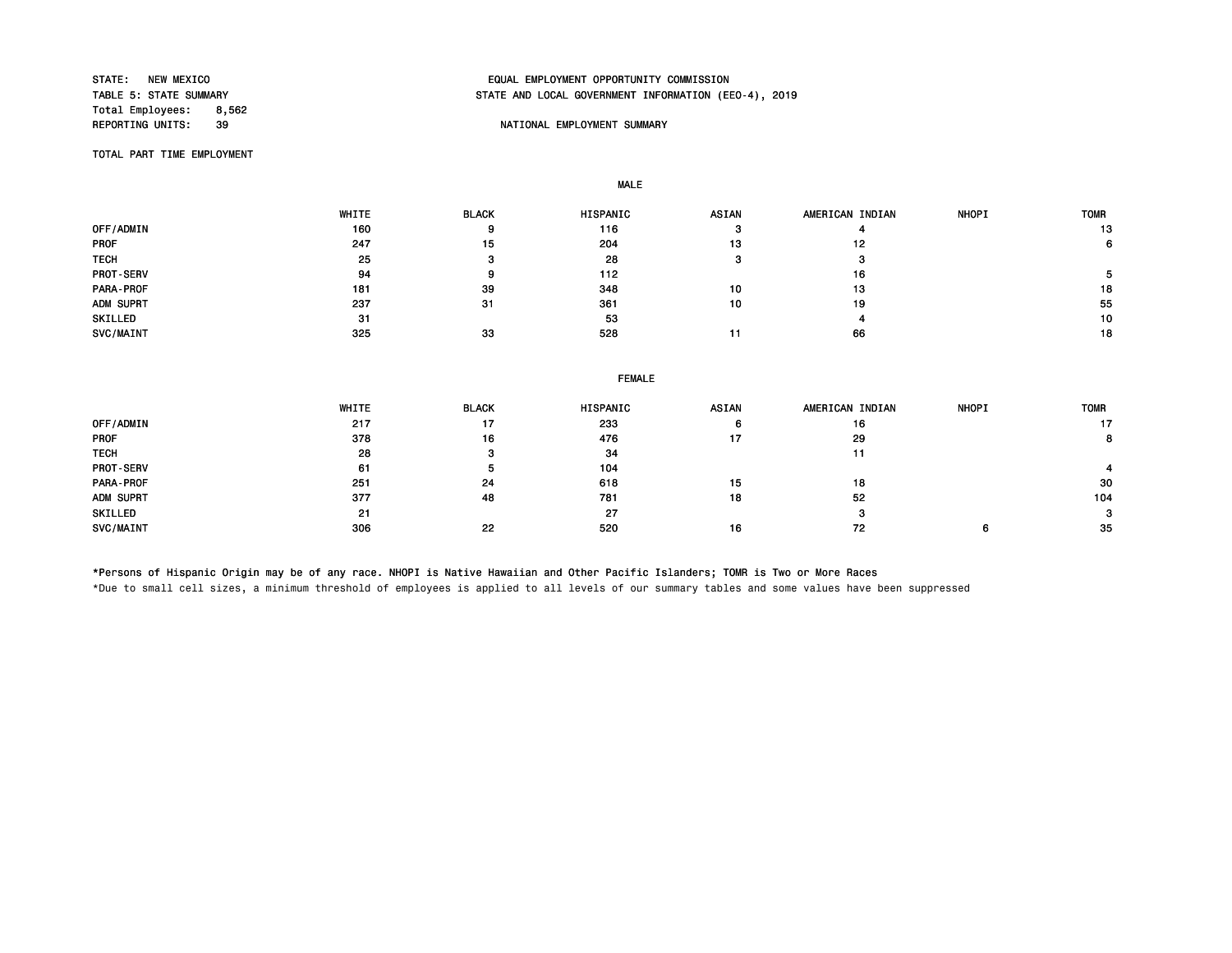STATE: NEW MEXICO
TABLE 5: STATE SUMMARY
Total Employees: 8,562
REPORTING UNITS: 39

EQUAL EMPLOYMENT OPPORTUNITY COMMISSION
STATE AND LOCAL GOVERNMENT INFORMATION (EEO-4), 2019

NATIONAL EMPLOYMENT SUMMARY

TOTAL PART TIME EMPLOYMENT

MALE

| | WHITE | BLACK | HISPANIC | ASIAN | AMERICAN INDIAN | NHOPI | TOMR |
|---|---|---|---|---|---|---|---|
| OFF/ADMIN | 160 | 9 | 116 | 3 | 4 | | 13 |
| PROF | 247 | 15 | 204 | 13 | 12 | | 6 |
| TECH | 25 | 3 | 28 | 3 | 3 | | |
| PROT-SERV | 94 | 9 | 112 | | 16 | | 5 |
| PARA-PROF | 181 | 39 | 348 | 10 | 13 | | 18 |
| ADM SUPRT | 237 | 31 | 361 | 10 | 19 | | 55 |
| SKILLED | 31 | | 53 | | 4 | | 10 |
| SVC/MAINT | 325 | 33 | 528 | 11 | 66 | | 18 |

FEMALE

| | WHITE | BLACK | HISPANIC | ASIAN | AMERICAN INDIAN | NHOPI | TOMR |
|---|---|---|---|---|---|---|---|
| OFF/ADMIN | 217 | 17 | 233 | 6 | 16 | | 17 |
| PROF | 378 | 16 | 476 | 17 | 29 | | 8 |
| TECH | 28 | 3 | 34 | | 11 | | |
| PROT-SERV | 61 | 5 | 104 | | | | 4 |
| PARA-PROF | 251 | 24 | 618 | 15 | 18 | | 30 |
| ADM SUPRT | 377 | 48 | 781 | 18 | 52 | | 104 |
| SKILLED | 21 | | 27 | | 3 | | 3 |
| SVC/MAINT | 306 | 22 | 520 | 16 | 72 | 6 | 35 |

*Persons of Hispanic Origin may be of any race. NHOPI is Native Hawaiian and Other Pacific Islanders; TOMR is Two or More Races

*Due to small cell sizes, a minimum threshold of employees is applied to all levels of our summary tables and some values have been suppressed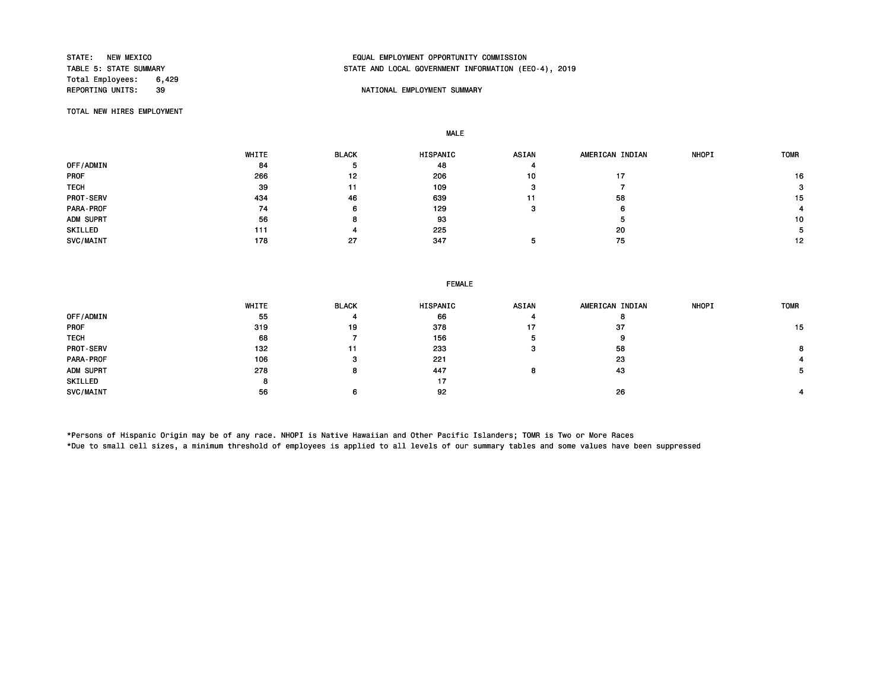STATE: NEW MEXICO
TABLE 5: STATE SUMMARY
Total Employees: 6,429
REPORTING UNITS: 39

EQUAL EMPLOYMENT OPPORTUNITY COMMISSION
STATE AND LOCAL GOVERNMENT INFORMATION (EEO-4), 2019

NATIONAL EMPLOYMENT SUMMARY

TOTAL NEW HIRES EMPLOYMENT

**MALE**

| | WHITE | BLACK | HISPANIC | ASIAN | AMERICAN INDIAN | NHOPI | TOMR |
|---|---|---|---|---|---|---|---|
| OFF/ADMIN | 84 | 5 | 48 | 4 | | | |
| PROF | 266 | 12 | 206 | 10 | 17 | | 16 |
| TECH | 39 | 11 | 109 | 3 | 7 | | 3 |
| PROT-SERV | 434 | 46 | 639 | 11 | 58 | | 15 |
| PARA-PROF | 74 | 6 | 129 | 3 | 6 | | 4 |
| ADM SUPRT | 56 | 8 | 93 | | 5 | | 10 |
| SKILLED | 111 | 4 | 225 | | 20 | | 5 |
| SVC/MAINT | 178 | 27 | 347 | 5 | 75 | | 12 |

**FEMALE**

| | WHITE | BLACK | HISPANIC | ASIAN | AMERICAN INDIAN | NHOPI | TOMR |
|---|---|---|---|---|---|---|---|
| OFF/ADMIN | 55 | 4 | 66 | 4 | 8 | | |
| PROF | 319 | 19 | 378 | 17 | 37 | | 15 |
| TECH | 68 | 7 | 156 | 5 | 9 | | |
| PROT-SERV | 132 | 11 | 233 | 3 | 58 | | 8 |
| PARA-PROF | 106 | 3 | 221 | | 23 | | 4 |
| ADM SUPRT | 278 | 8 | 447 | 8 | 43 | | 5 |
| SKILLED | 8 | | 17 | | | | |
| SVC/MAINT | 56 | 6 | 92 | | 26 | | 4 |

*Persons of Hispanic Origin may be of any race. NHOPI is Native Hawaiian and Other Pacific Islanders; TOMR is Two or More Races
*Due to small cell sizes, a minimum threshold of employees is applied to all levels of our summary tables and some values have been suppressed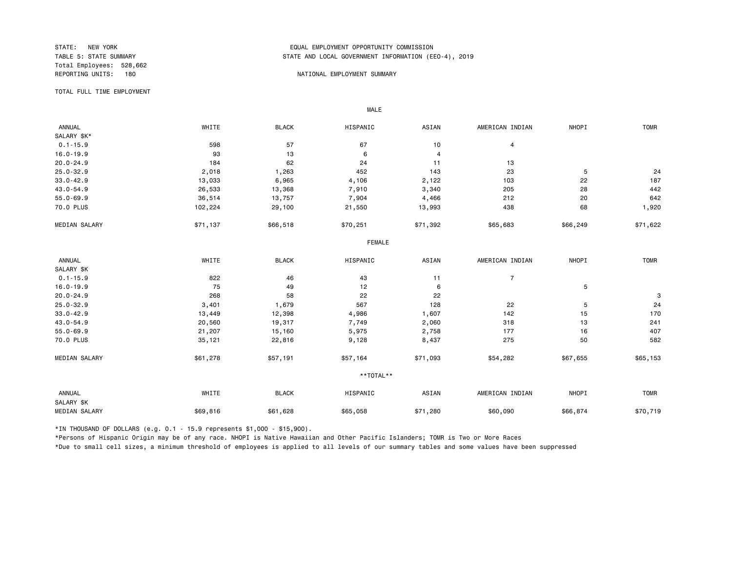STATE: NEW YORK
TABLE 5: STATE SUMMARY
Total Employees: 528,662
REPORTING UNITS: 180

EQUAL EMPLOYMENT OPPORTUNITY COMMISSION
STATE AND LOCAL GOVERNMENT INFORMATION (EEO-4), 2019

NATIONAL EMPLOYMENT SUMMARY

TOTAL FULL TIME EMPLOYMENT

MALE

| ANNUAL SALARY $K* | WHITE | BLACK | HISPANIC | ASIAN | AMERICAN INDIAN | NHOPI | TOMR |
|---|---|---|---|---|---|---|---|
| 0.1-15.9 | 598 | 57 | 67 | 10 | 4 | | |
| 16.0-19.9 | 93 | 13 | 6 | 4 | | | |
| 20.0-24.9 | 184 | 62 | 24 | 11 | 13 | | |
| 25.0-32.9 | 2,018 | 1,263 | 452 | 143 | 23 | 5 | 24 |
| 33.0-42.9 | 13,033 | 6,965 | 4,106 | 2,122 | 103 | 22 | 187 |
| 43.0-54.9 | 26,533 | 13,368 | 7,910 | 3,340 | 205 | 28 | 442 |
| 55.0-69.9 | 36,514 | 13,757 | 7,904 | 4,466 | 212 | 20 | 642 |
| 70.0 PLUS | 102,224 | 29,100 | 21,550 | 13,993 | 438 | 68 | 1,920 |
| MEDIAN SALARY | $71,137 | $66,518 | $70,251 | $71,392 | $65,683 | $66,249 | $71,622 |

FEMALE

| ANNUAL SALARY $K | WHITE | BLACK | HISPANIC | ASIAN | AMERICAN INDIAN | NHOPI | TOMR |
|---|---|---|---|---|---|---|---|
| 0.1-15.9 | 822 | 46 | 43 | 11 | 7 | | |
| 16.0-19.9 | 75 | 49 | 12 | 6 | | 5 | |
| 20.0-24.9 | 268 | 58 | 22 | 22 | | | 3 |
| 25.0-32.9 | 3,401 | 1,679 | 567 | 128 | 22 | 5 | 24 |
| 33.0-42.9 | 13,449 | 12,398 | 4,986 | 1,607 | 142 | 15 | 170 |
| 43.0-54.9 | 20,560 | 19,317 | 7,749 | 2,060 | 318 | 13 | 241 |
| 55.0-69.9 | 21,207 | 15,160 | 5,975 | 2,758 | 177 | 16 | 407 |
| 70.0 PLUS | 35,121 | 22,816 | 9,128 | 8,437 | 275 | 50 | 582 |
| MEDIAN SALARY | $61,278 | $57,191 | $57,164 | $71,093 | $54,282 | $67,655 | $65,153 |

**TOTAL**

| ANNUAL SALARY $K | WHITE | BLACK | HISPANIC | ASIAN | AMERICAN INDIAN | NHOPI | TOMR |
|---|---|---|---|---|---|---|---|
| MEDIAN SALARY | $69,816 | $61,628 | $65,058 | $71,280 | $60,090 | $66,874 | $70,719 |

*IN THOUSAND OF DOLLARS (e.g. 0.1 - 15.9 represents $1,000 - $15,900).

*Persons of Hispanic Origin may be of any race. NHOPI is Native Hawaiian and Other Pacific Islanders; TOMR is Two or More Races

*Due to small cell sizes, a minimum threshold of employees is applied to all levels of our summary tables and some values have been suppressed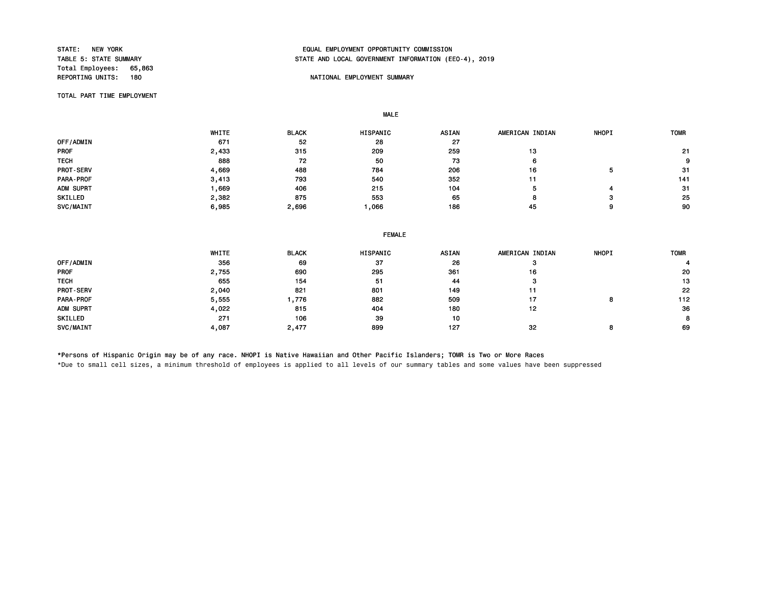STATE: NEW YORK
TABLE 5: STATE SUMMARY
Total Employees: 65,863
REPORTING UNITS: 180

EQUAL EMPLOYMENT OPPORTUNITY COMMISSION
STATE AND LOCAL GOVERNMENT INFORMATION (EEO-4), 2019

NATIONAL EMPLOYMENT SUMMARY

TOTAL PART TIME EMPLOYMENT

MALE

| | WHITE | BLACK | HISPANIC | ASIAN | AMERICAN INDIAN | NHOPI | TOMR |
|---|---|---|---|---|---|---|---|
| OFF/ADMIN | 671 | 52 | 28 | 27 | | | |
| PROF | 2,433 | 315 | 209 | 259 | 13 | | 21 |
| TECH | 888 | 72 | 50 | 73 | 6 | | 9 |
| PROT-SERV | 4,669 | 488 | 784 | 206 | 16 | 5 | 31 |
| PARA-PROF | 3,413 | 793 | 540 | 352 | 11 | | 141 |
| ADM SUPRT | 1,669 | 406 | 215 | 104 | 5 | 4 | 31 |
| SKILLED | 2,382 | 875 | 553 | 65 | 8 | 3 | 25 |
| SVC/MAINT | 6,985 | 2,696 | 1,066 | 186 | 45 | 9 | 90 |

FEMALE

| | WHITE | BLACK | HISPANIC | ASIAN | AMERICAN INDIAN | NHOPI | TOMR |
|---|---|---|---|---|---|---|---|
| OFF/ADMIN | 356 | 69 | 37 | 26 | 3 | | 4 |
| PROF | 2,755 | 690 | 295 | 361 | 16 | | 20 |
| TECH | 655 | 154 | 51 | 44 | 3 | | 13 |
| PROT-SERV | 2,040 | 821 | 801 | 149 | 11 | | 22 |
| PARA-PROF | 5,555 | 1,776 | 882 | 509 | 17 | 8 | 112 |
| ADM SUPRT | 4,022 | 815 | 404 | 180 | 12 | | 36 |
| SKILLED | 271 | 106 | 39 | 10 | | | 8 |
| SVC/MAINT | 4,087 | 2,477 | 899 | 127 | 32 | 8 | 69 |

*Persons of Hispanic Origin may be of any race. NHOPI is Native Hawaiian and Other Pacific Islanders; TOMR is Two or More Races

*Due to small cell sizes, a minimum threshold of employees is applied to all levels of our summary tables and some values have been suppressed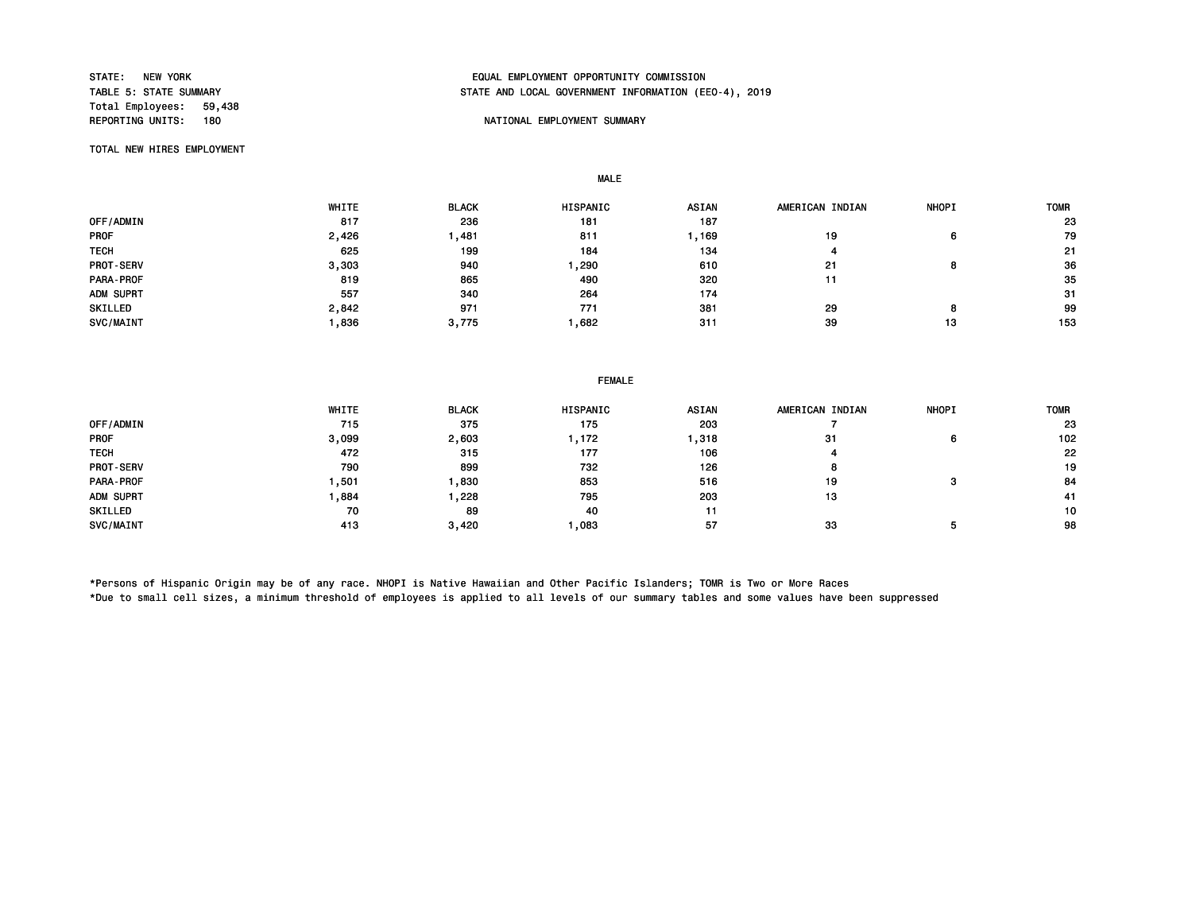STATE: NEW YORK
TABLE 5: STATE SUMMARY
Total Employees: 59,438
REPORTING UNITS: 180

EQUAL EMPLOYMENT OPPORTUNITY COMMISSION
STATE AND LOCAL GOVERNMENT INFORMATION (EEO-4), 2019

NATIONAL EMPLOYMENT SUMMARY

TOTAL NEW HIRES EMPLOYMENT

**MALE**

| | WHITE | BLACK | HISPANIC | ASIAN | AMERICAN INDIAN | NHOPI | TOMR |
|---|---|---|---|---|---|---|---|
| OFF/ADMIN | 817 | 236 | 181 | 187 | | | 23 |
| PROF | 2,426 | 1,481 | 811 | 1,169 | 19 | 6 | 79 |
| TECH | 625 | 199 | 184 | 134 | 4 | | 21 |
| PROT-SERV | 3,303 | 940 | 1,290 | 610 | 21 | 8 | 36 |
| PARA-PROF | 819 | 865 | 490 | 320 | 11 | | 35 |
| ADM SUPRT | 557 | 340 | 264 | 174 | | | 31 |
| SKILLED | 2,842 | 971 | 771 | 381 | 29 | 8 | 99 |
| SVC/MAINT | 1,836 | 3,775 | 1,682 | 311 | 39 | 13 | 153 |

**FEMALE**

| | WHITE | BLACK | HISPANIC | ASIAN | AMERICAN INDIAN | NHOPI | TOMR |
|---|---|---|---|---|---|---|---|
| OFF/ADMIN | 715 | 375 | 175 | 203 | 7 | | 23 |
| PROF | 3,099 | 2,603 | 1,172 | 1,318 | 31 | 6 | 102 |
| TECH | 472 | 315 | 177 | 106 | 4 | | 22 |
| PROT-SERV | 790 | 899 | 732 | 126 | 8 | | 19 |
| PARA-PROF | 1,501 | 1,830 | 853 | 516 | 19 | 3 | 84 |
| ADM SUPRT | 1,884 | 1,228 | 795 | 203 | 13 | | 41 |
| SKILLED | 70 | 89 | 40 | 11 | | | 10 |
| SVC/MAINT | 413 | 3,420 | 1,083 | 57 | 33 | 5 | 98 |

*Persons of Hispanic Origin may be of any race. NHOPI is Native Hawaiian and Other Pacific Islanders; TOMR is Two or More Races
*Due to small cell sizes, a minimum threshold of employees is applied to all levels of our summary tables and some values have been suppressed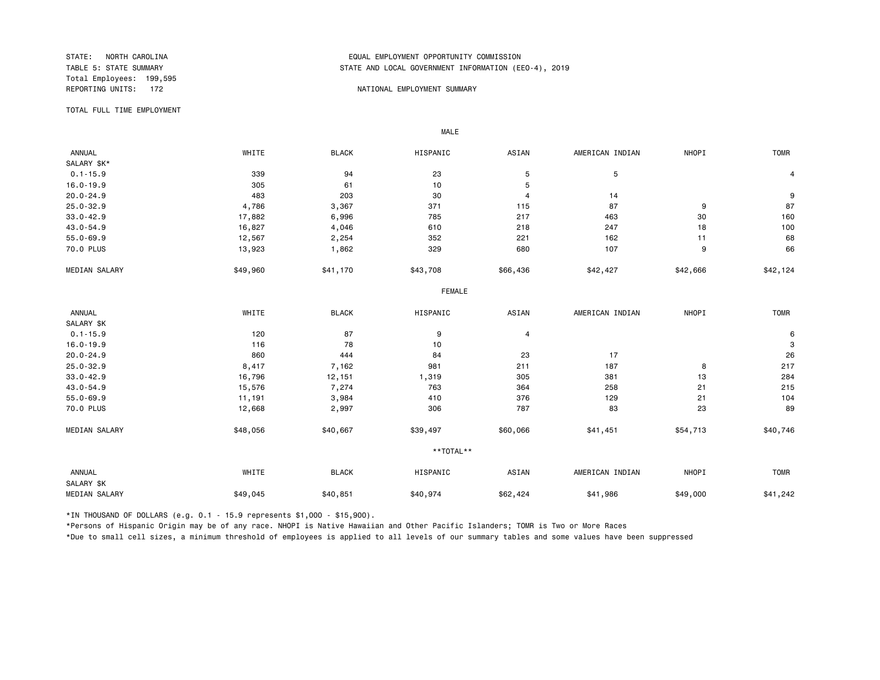STATE: NORTH CAROLINA
TABLE 5: STATE SUMMARY
Total Employees: 199,595
REPORTING UNITS: 172

EQUAL EMPLOYMENT OPPORTUNITY COMMISSION
STATE AND LOCAL GOVERNMENT INFORMATION (EEO-4), 2019

NATIONAL EMPLOYMENT SUMMARY

TOTAL FULL TIME EMPLOYMENT

MALE

| ANNUAL SALARY $K* | WHITE | BLACK | HISPANIC | ASIAN | AMERICAN INDIAN | NHOPI | TOMR |
|---|---|---|---|---|---|---|---|
| 0.1-15.9 | 339 | 94 | 23 | 5 | 5 | | 4 |
| 16.0-19.9 | 305 | 61 | 10 | 5 | | | |
| 20.0-24.9 | 483 | 203 | 30 | 4 | 14 | | 9 |
| 25.0-32.9 | 4,786 | 3,367 | 371 | 115 | 87 | 9 | 87 |
| 33.0-42.9 | 17,882 | 6,996 | 785 | 217 | 463 | 30 | 160 |
| 43.0-54.9 | 16,827 | 4,046 | 610 | 218 | 247 | 18 | 100 |
| 55.0-69.9 | 12,567 | 2,254 | 352 | 221 | 162 | 11 | 68 |
| 70.0 PLUS | 13,923 | 1,862 | 329 | 680 | 107 | 9 | 66 |
| MEDIAN SALARY | $49,960 | $41,170 | $43,708 | $66,436 | $42,427 | $42,666 | $42,124 |

FEMALE

| ANNUAL SALARY $K | WHITE | BLACK | HISPANIC | ASIAN | AMERICAN INDIAN | NHOPI | TOMR |
|---|---|---|---|---|---|---|---|
| 0.1-15.9 | 120 | 87 | 9 | 4 | | | 6 |
| 16.0-19.9 | 116 | 78 | 10 | | | | 3 |
| 20.0-24.9 | 860 | 444 | 84 | 23 | 17 | | 26 |
| 25.0-32.9 | 8,417 | 7,162 | 981 | 211 | 187 | 8 | 217 |
| 33.0-42.9 | 16,796 | 12,151 | 1,319 | 305 | 381 | 13 | 284 |
| 43.0-54.9 | 15,576 | 7,274 | 763 | 364 | 258 | 21 | 215 |
| 55.0-69.9 | 11,191 | 3,984 | 410 | 376 | 129 | 21 | 104 |
| 70.0 PLUS | 12,668 | 2,997 | 306 | 787 | 83 | 23 | 89 |
| MEDIAN SALARY | $48,056 | $40,667 | $39,497 | $60,066 | $41,451 | $54,713 | $40,746 |

**TOTAL**

| ANNUAL SALARY $K | WHITE | BLACK | HISPANIC | ASIAN | AMERICAN INDIAN | NHOPI | TOMR |
|---|---|---|---|---|---|---|---|
| MEDIAN SALARY | $49,045 | $40,851 | $40,974 | $62,424 | $41,986 | $49,000 | $41,242 |

*IN THOUSAND OF DOLLARS (e.g. 0.1 - 15.9 represents $1,000 - $15,900).

*Persons of Hispanic Origin may be of any race. NHOPI is Native Hawaiian and Other Pacific Islanders; TOMR is Two or More Races

*Due to small cell sizes, a minimum threshold of employees is applied to all levels of our summary tables and some values have been suppressed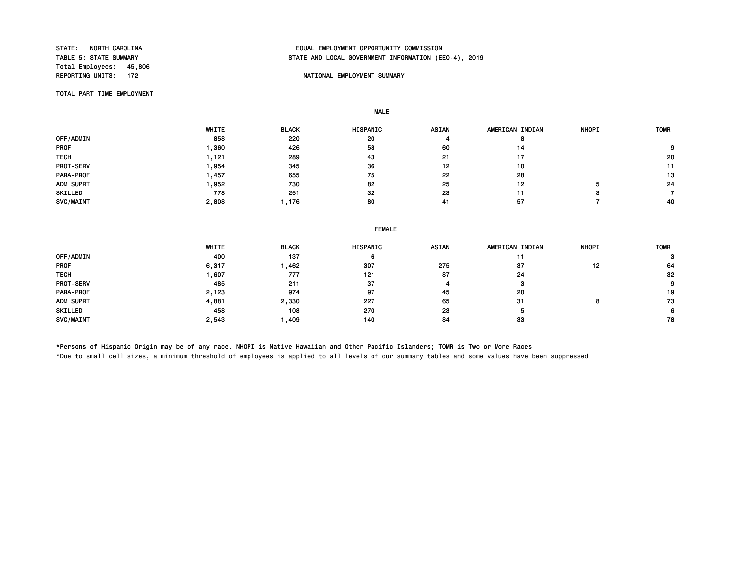STATE: NORTH CAROLINA
TABLE 5: STATE SUMMARY
Total Employees: 45,806
REPORTING UNITS: 172

EQUAL EMPLOYMENT OPPORTUNITY COMMISSION
STATE AND LOCAL GOVERNMENT INFORMATION (EEO-4), 2019

NATIONAL EMPLOYMENT SUMMARY

TOTAL PART TIME EMPLOYMENT

MALE

| | WHITE | BLACK | HISPANIC | ASIAN | AMERICAN INDIAN | NHOPI | TOMR |
|---|---|---|---|---|---|---|---|
| OFF/ADMIN | 858 | 220 | 20 | 4 | 8 | | |
| PROF | 1,360 | 426 | 58 | 60 | 14 | | 9 |
| TECH | 1,121 | 289 | 43 | 21 | 17 | | 20 |
| PROT-SERV | 1,954 | 345 | 36 | 12 | 10 | | 11 |
| PARA-PROF | 1,457 | 655 | 75 | 22 | 28 | | 13 |
| ADM SUPRT | 1,952 | 730 | 82 | 25 | 12 | 5 | 24 |
| SKILLED | 778 | 251 | 32 | 23 | 11 | 3 | 7 |
| SVC/MAINT | 2,808 | 1,176 | 80 | 41 | 57 | 7 | 40 |

FEMALE

| | WHITE | BLACK | HISPANIC | ASIAN | AMERICAN INDIAN | NHOPI | TOMR |
|---|---|---|---|---|---|---|---|
| OFF/ADMIN | 400 | 137 | 6 | | 11 | | 3 |
| PROF | 6,317 | 1,462 | 307 | 275 | 37 | 12 | 64 |
| TECH | 1,607 | 777 | 121 | 87 | 24 | | 32 |
| PROT-SERV | 485 | 211 | 37 | 4 | 3 | | 9 |
| PARA-PROF | 2,123 | 974 | 97 | 45 | 20 | | 19 |
| ADM SUPRT | 4,881 | 2,330 | 227 | 65 | 31 | 8 | 73 |
| SKILLED | 458 | 108 | 270 | 23 | 5 | | 6 |
| SVC/MAINT | 2,543 | 1,409 | 140 | 84 | 33 | | 78 |

*Persons of Hispanic Origin may be of any race. NHOPI is Native Hawaiian and Other Pacific Islanders; TOMR is Two or More Races

*Due to small cell sizes, a minimum threshold of employees is applied to all levels of our summary tables and some values have been suppressed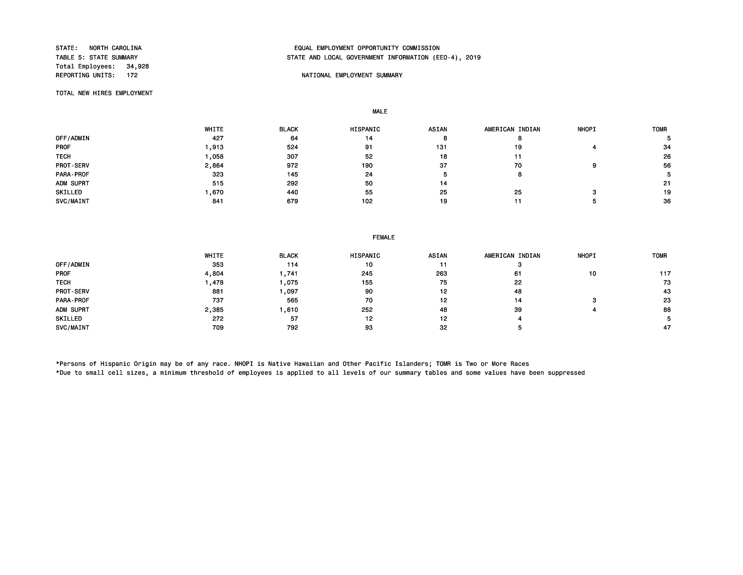STATE: NORTH CAROLINA
TABLE 5: STATE SUMMARY
Total Employees: 34,928
REPORTING UNITS: 172

EQUAL EMPLOYMENT OPPORTUNITY COMMISSION
STATE AND LOCAL GOVERNMENT INFORMATION (EEO-4), 2019

NATIONAL EMPLOYMENT SUMMARY

TOTAL NEW HIRES EMPLOYMENT

MALE

| | WHITE | BLACK | HISPANIC | ASIAN | AMERICAN INDIAN | NHOPI | TOMR |
|---|---|---|---|---|---|---|---|
| OFF/ADMIN | 427 | 64 | 14 | 8 | 8 | | 5 |
| PROF | 1,913 | 524 | 91 | 131 | 19 | 4 | 34 |
| TECH | 1,058 | 307 | 52 | 18 | 11 | | 26 |
| PROT-SERV | 2,864 | 972 | 190 | 37 | 70 | 9 | 56 |
| PARA-PROF | 323 | 145 | 24 | 5 | 8 | | 5 |
| ADM SUPRT | 515 | 292 | 50 | 14 | | | 21 |
| SKILLED | 1,670 | 440 | 55 | 25 | 25 | 3 | 19 |
| SVC/MAINT | 841 | 679 | 102 | 19 | 11 | 5 | 36 |

FEMALE

| | WHITE | BLACK | HISPANIC | ASIAN | AMERICAN INDIAN | NHOPI | TOMR |
|---|---|---|---|---|---|---|---|
| OFF/ADMIN | 353 | 114 | 10 | 11 | 3 | | |
| PROF | 4,804 | 1,741 | 245 | 263 | 61 | 10 | 117 |
| TECH | 1,478 | 1,075 | 155 | 75 | 22 | | 73 |
| PROT-SERV | 881 | 1,097 | 90 | 12 | 48 | | 43 |
| PARA-PROF | 737 | 565 | 70 | 12 | 14 | 3 | 23 |
| ADM SUPRT | 2,385 | 1,610 | 252 | 48 | 39 | 4 | 88 |
| SKILLED | 272 | 57 | 12 | 12 | 4 | | 5 |
| SVC/MAINT | 709 | 792 | 93 | 32 | 5 | | 47 |

*Persons of Hispanic Origin may be of any race. NHOPI is Native Hawaiian and Other Pacific Islanders; TOMR is Two or More Races
*Due to small cell sizes, a minimum threshold of employees is applied to all levels of our summary tables and some values have been suppressed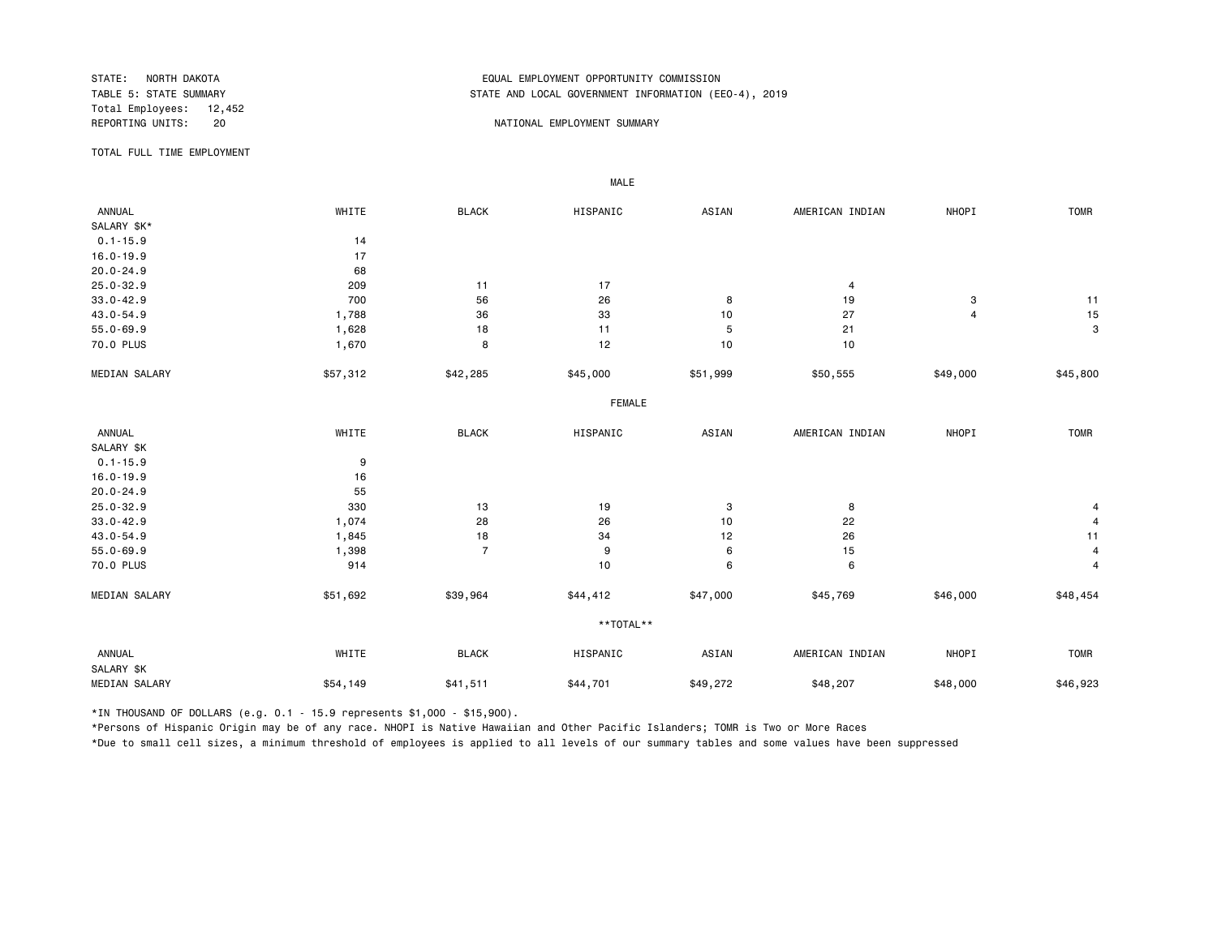STATE: NORTH DAKOTA
TABLE 5: STATE SUMMARY
Total Employees: 12,452
REPORTING UNITS: 20

EQUAL EMPLOYMENT OPPORTUNITY COMMISSION
STATE AND LOCAL GOVERNMENT INFORMATION (EEO-4), 2019

NATIONAL EMPLOYMENT SUMMARY

TOTAL FULL TIME EMPLOYMENT

MALE

| ANNUAL SALARY $K* | WHITE | BLACK | HISPANIC | ASIAN | AMERICAN INDIAN | NHOPI | TOMR |
|---|---|---|---|---|---|---|---|
| 0.1-15.9 | 14 | | | | | | |
| 16.0-19.9 | 17 | | | | | | |
| 20.0-24.9 | 68 | | | | | | |
| 25.0-32.9 | 209 | 11 | 17 | | 4 | | |
| 33.0-42.9 | 700 | 56 | 26 | 8 | 19 | 3 | 11 |
| 43.0-54.9 | 1,788 | 36 | 33 | 10 | 27 | 4 | 15 |
| 55.0-69.9 | 1,628 | 18 | 11 | 5 | 21 | | 3 |
| 70.0 PLUS | 1,670 | 8 | 12 | 10 | 10 | | |
| MEDIAN SALARY | $57,312 | $42,285 | $45,000 | $51,999 | $50,555 | $49,000 | $45,800 |

FEMALE

| ANNUAL SALARY $K | WHITE | BLACK | HISPANIC | ASIAN | AMERICAN INDIAN | NHOPI | TOMR |
|---|---|---|---|---|---|---|---|
| 0.1-15.9 | 9 | | | | | | |
| 16.0-19.9 | 16 | | | | | | |
| 20.0-24.9 | 55 | | | | | | |
| 25.0-32.9 | 330 | 13 | 19 | 3 | 8 | | 4 |
| 33.0-42.9 | 1,074 | 28 | 26 | 10 | 22 | | 4 |
| 43.0-54.9 | 1,845 | 18 | 34 | 12 | 26 | | 11 |
| 55.0-69.9 | 1,398 | 7 | 9 | 6 | 15 | | 4 |
| 70.0 PLUS | 914 | | 10 | 6 | 6 | | 4 |
| MEDIAN SALARY | $51,692 | $39,964 | $44,412 | $47,000 | $45,769 | $46,000 | $48,454 |

**TOTAL**

| ANNUAL SALARY $K | WHITE | BLACK | HISPANIC | ASIAN | AMERICAN INDIAN | NHOPI | TOMR |
|---|---|---|---|---|---|---|---|
| MEDIAN SALARY | $54,149 | $41,511 | $44,701 | $49,272 | $48,207 | $48,000 | $46,923 |

*IN THOUSAND OF DOLLARS (e.g. 0.1 - 15.9 represents $1,000 - $15,900).

*Persons of Hispanic Origin may be of any race. NHOPI is Native Hawaiian and Other Pacific Islanders; TOMR is Two or More Races

*Due to small cell sizes, a minimum threshold of employees is applied to all levels of our summary tables and some values have been suppressed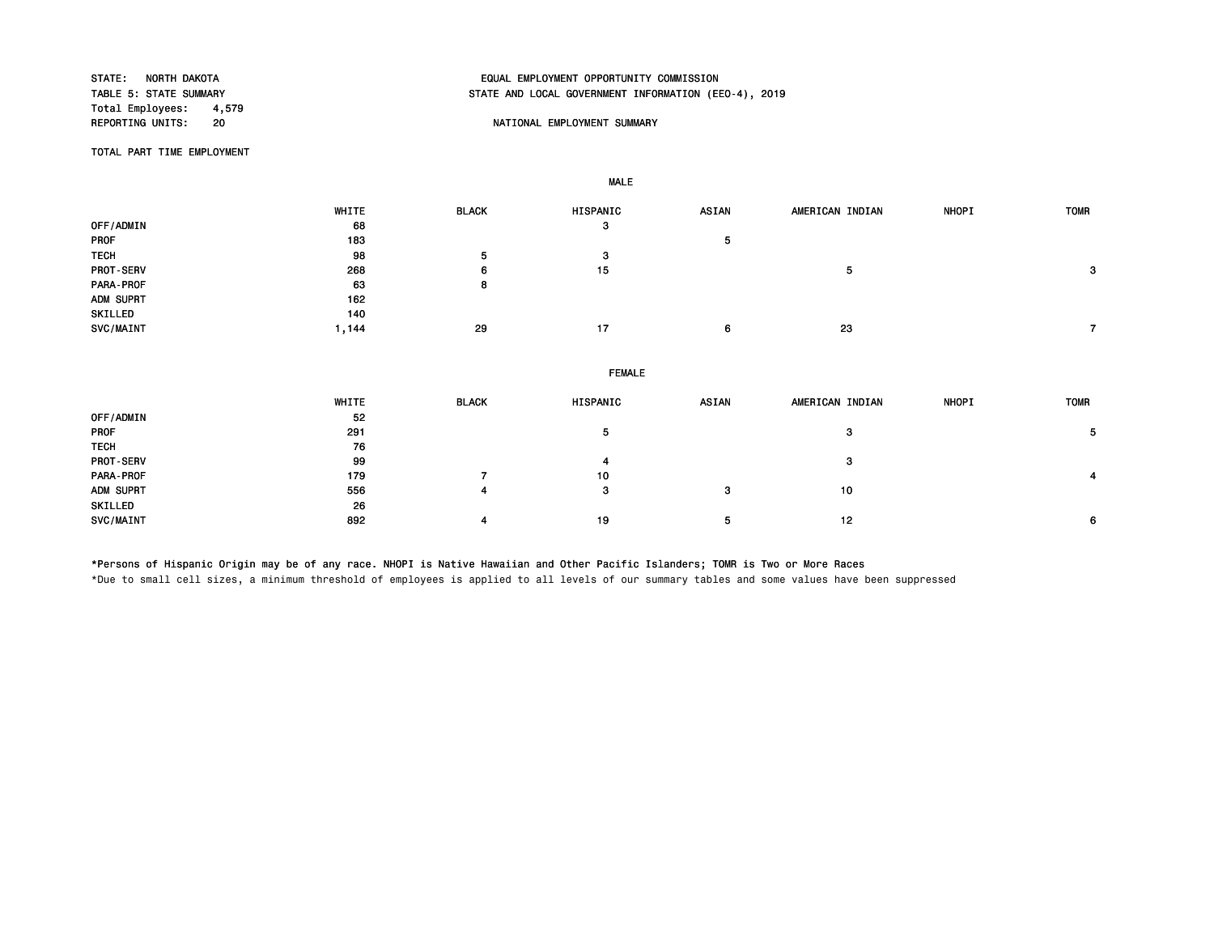STATE: NORTH DAKOTA
TABLE 5: STATE SUMMARY
Total Employees: 4,579
REPORTING UNITS: 20

EQUAL EMPLOYMENT OPPORTUNITY COMMISSION
STATE AND LOCAL GOVERNMENT INFORMATION (EEO-4), 2019

NATIONAL EMPLOYMENT SUMMARY

TOTAL PART TIME EMPLOYMENT

MALE

| | WHITE | BLACK | HISPANIC | ASIAN | AMERICAN INDIAN | NHOPI | TOMR |
|---|---|---|---|---|---|---|---|
| OFF/ADMIN | 68 | | 3 | | | | |
| PROF | 183 | | | 5 | | | |
| TECH | 98 | 5 | 3 | | | | |
| PROT-SERV | 268 | 6 | 15 | | 5 | | 3 |
| PARA-PROF | 63 | 8 | | | | | |
| ADM SUPRT | 162 | | | | | | |
| SKILLED | 140 | | | | | | |
| SVC/MAINT | 1,144 | 29 | 17 | 6 | 23 | | 7 |

FEMALE

| | WHITE | BLACK | HISPANIC | ASIAN | AMERICAN INDIAN | NHOPI | TOMR |
|---|---|---|---|---|---|---|---|
| OFF/ADMIN | 52 | | | | | | |
| PROF | 291 | | 5 | | 3 | | 5 |
| TECH | 76 | | | | | | |
| PROT-SERV | 99 | | 4 | | 3 | | |
| PARA-PROF | 179 | 7 | 10 | | | | 4 |
| ADM SUPRT | 556 | 4 | 3 | 3 | 10 | | |
| SKILLED | 26 | | | | | | |
| SVC/MAINT | 892 | 4 | 19 | 5 | 12 | | 6 |

*Persons of Hispanic Origin may be of any race. NHOPI is Native Hawaiian and Other Pacific Islanders; TOMR is Two or More Races

*Due to small cell sizes, a minimum threshold of employees is applied to all levels of our summary tables and some values have been suppressed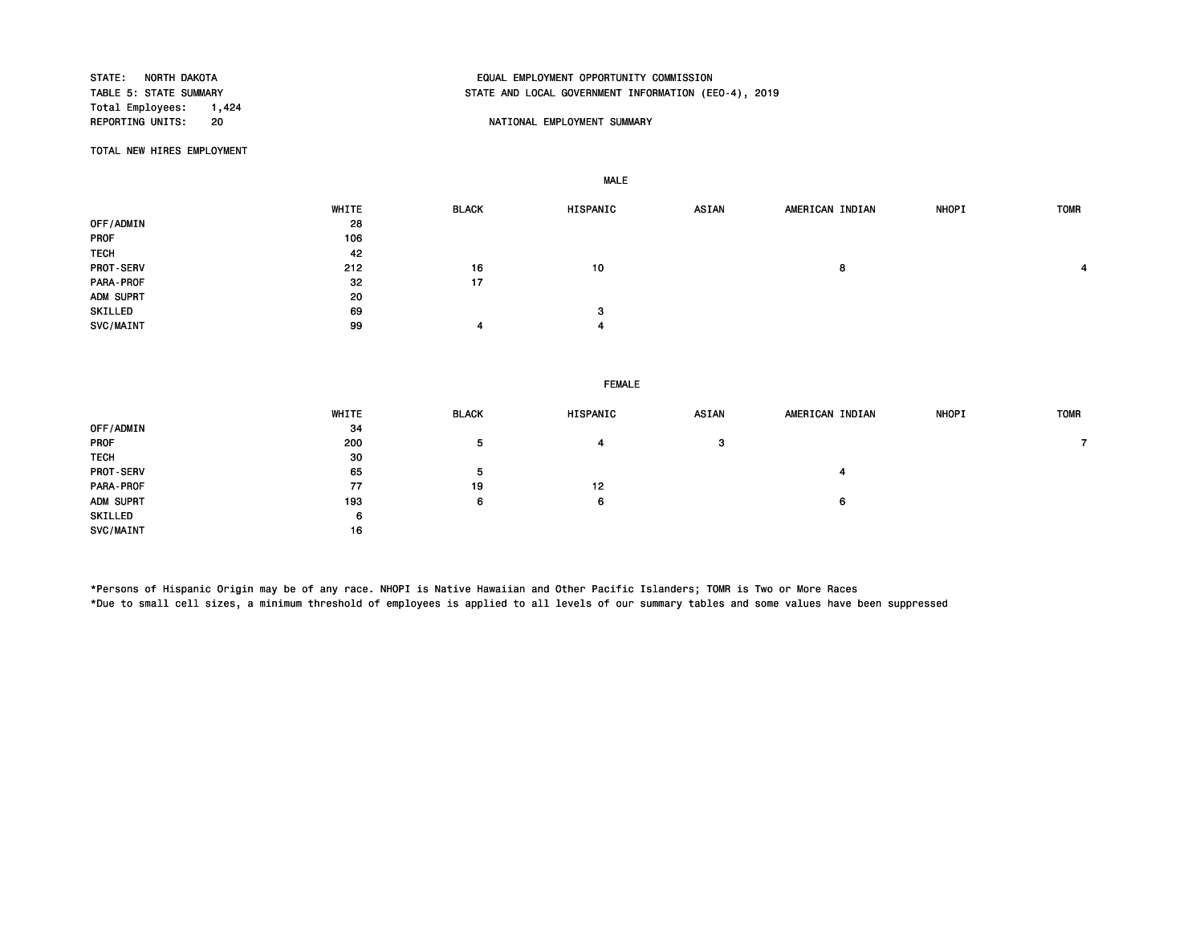STATE: NORTH DAKOTA
TABLE 5: STATE SUMMARY
Total Employees: 1,424
REPORTING UNITS: 20

EQUAL EMPLOYMENT OPPORTUNITY COMMISSION
STATE AND LOCAL GOVERNMENT INFORMATION (EEO-4), 2019

NATIONAL EMPLOYMENT SUMMARY

TOTAL NEW HIRES EMPLOYMENT

**MALE**

| | WHITE | BLACK | HISPANIC | ASIAN | AMERICAN INDIAN | NHOPI | TOMR |
|---|---|---|---|---|---|---|---|
| OFF/ADMIN | 28 | | | | | | |
| PROF | 106 | | | | | | |
| TECH | 42 | | | | | | |
| PROT-SERV | 212 | 16 | 10 | | 8 | | 4 |
| PARA-PROF | 32 | 17 | | | | | |
| ADM SUPRT | 20 | | | | | | |
| SKILLED | 69 | | 3 | | | | |
| SVC/MAINT | 99 | 4 | 4 | | | | |

**FEMALE**

| | WHITE | BLACK | HISPANIC | ASIAN | AMERICAN INDIAN | NHOPI | TOMR |
|---|---|---|---|---|---|---|---|
| OFF/ADMIN | 34 | | | | | | |
| PROF | 200 | 5 | 4 | 3 | | | 7 |
| TECH | 30 | | | | | | |
| PROT-SERV | 65 | 5 | | | 4 | | |
| PARA-PROF | 77 | 19 | 12 | | | | |
| ADM SUPRT | 193 | 6 | 6 | | 6 | | |
| SKILLED | 6 | | | | | | |
| SVC/MAINT | 16 | | | | | | |

*Persons of Hispanic Origin may be of any race. NHOPI is Native Hawaiian and Other Pacific Islanders; TOMR is Two or More Races
*Due to small cell sizes, a minimum threshold of employees is applied to all levels of our summary tables and some values have been suppressed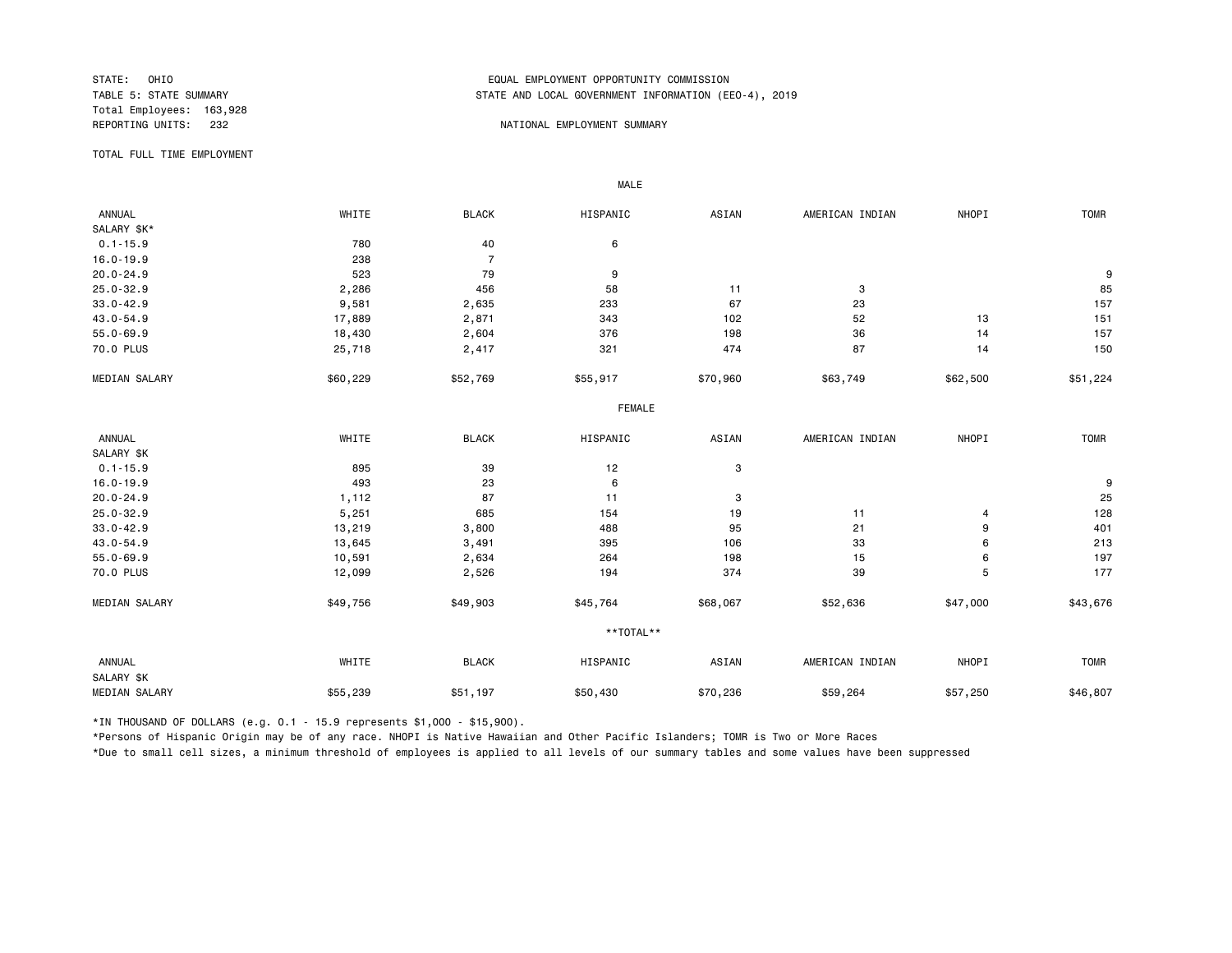STATE: OHIO
TABLE 5: STATE SUMMARY
Total Employees: 163,928
REPORTING UNITS: 232

EQUAL EMPLOYMENT OPPORTUNITY COMMISSION
STATE AND LOCAL GOVERNMENT INFORMATION (EEO-4), 2019

NATIONAL EMPLOYMENT SUMMARY

TOTAL FULL TIME EMPLOYMENT

**MALE**

| ANNUAL SALARY $K* | WHITE | BLACK | HISPANIC | ASIAN | AMERICAN INDIAN | NHOPI | TOMR |
|---|---|---|---|---|---|---|---|
| 0.1-15.9 | 780 | 40 | 6 | | | | |
| 16.0-19.9 | 238 | 7 | | | | | |
| 20.0-24.9 | 523 | 79 | 9 | | | | 9 |
| 25.0-32.9 | 2,286 | 456 | 58 | 11 | 3 | | 85 |
| 33.0-42.9 | 9,581 | 2,635 | 233 | 67 | 23 | | 157 |
| 43.0-54.9 | 17,889 | 2,871 | 343 | 102 | 52 | 13 | 151 |
| 55.0-69.9 | 18,430 | 2,604 | 376 | 198 | 36 | 14 | 157 |
| 70.0 PLUS | 25,718 | 2,417 | 321 | 474 | 87 | 14 | 150 |
| MEDIAN SALARY | $60,229 | $52,769 | $55,917 | $70,960 | $63,749 | $62,500 | $51,224 |

**FEMALE**

| ANNUAL SALARY $K | WHITE | BLACK | HISPANIC | ASIAN | AMERICAN INDIAN | NHOPI | TOMR |
|---|---|---|---|---|---|---|---|
| 0.1-15.9 | 895 | 39 | 12 | 3 | | | |
| 16.0-19.9 | 493 | 23 | 6 | | | | 9 |
| 20.0-24.9 | 1,112 | 87 | 11 | 3 | | | 25 |
| 25.0-32.9 | 5,251 | 685 | 154 | 19 | 11 | 4 | 128 |
| 33.0-42.9 | 13,219 | 3,800 | 488 | 95 | 21 | 9 | 401 |
| 43.0-54.9 | 13,645 | 3,491 | 395 | 106 | 33 | 6 | 213 |
| 55.0-69.9 | 10,591 | 2,634 | 264 | 198 | 15 | 6 | 197 |
| 70.0 PLUS | 12,099 | 2,526 | 194 | 374 | 39 | 5 | 177 |
| MEDIAN SALARY | $49,756 | $49,903 | $45,764 | $68,067 | $52,636 | $47,000 | $43,676 |

****TOTAL****

| ANNUAL SALARY $K | WHITE | BLACK | HISPANIC | ASIAN | AMERICAN INDIAN | NHOPI | TOMR |
|---|---|---|---|---|---|---|---|
| MEDIAN SALARY | $55,239 | $51,197 | $50,430 | $70,236 | $59,264 | $57,250 | $46,807 |

*IN THOUSAND OF DOLLARS (e.g. 0.1 - 15.9 represents $1,000 - $15,900).

*Persons of Hispanic Origin may be of any race. NHOPI is Native Hawaiian and Other Pacific Islanders; TOMR is Two or More Races

*Due to small cell sizes, a minimum threshold of employees is applied to all levels of our summary tables and some values have been suppressed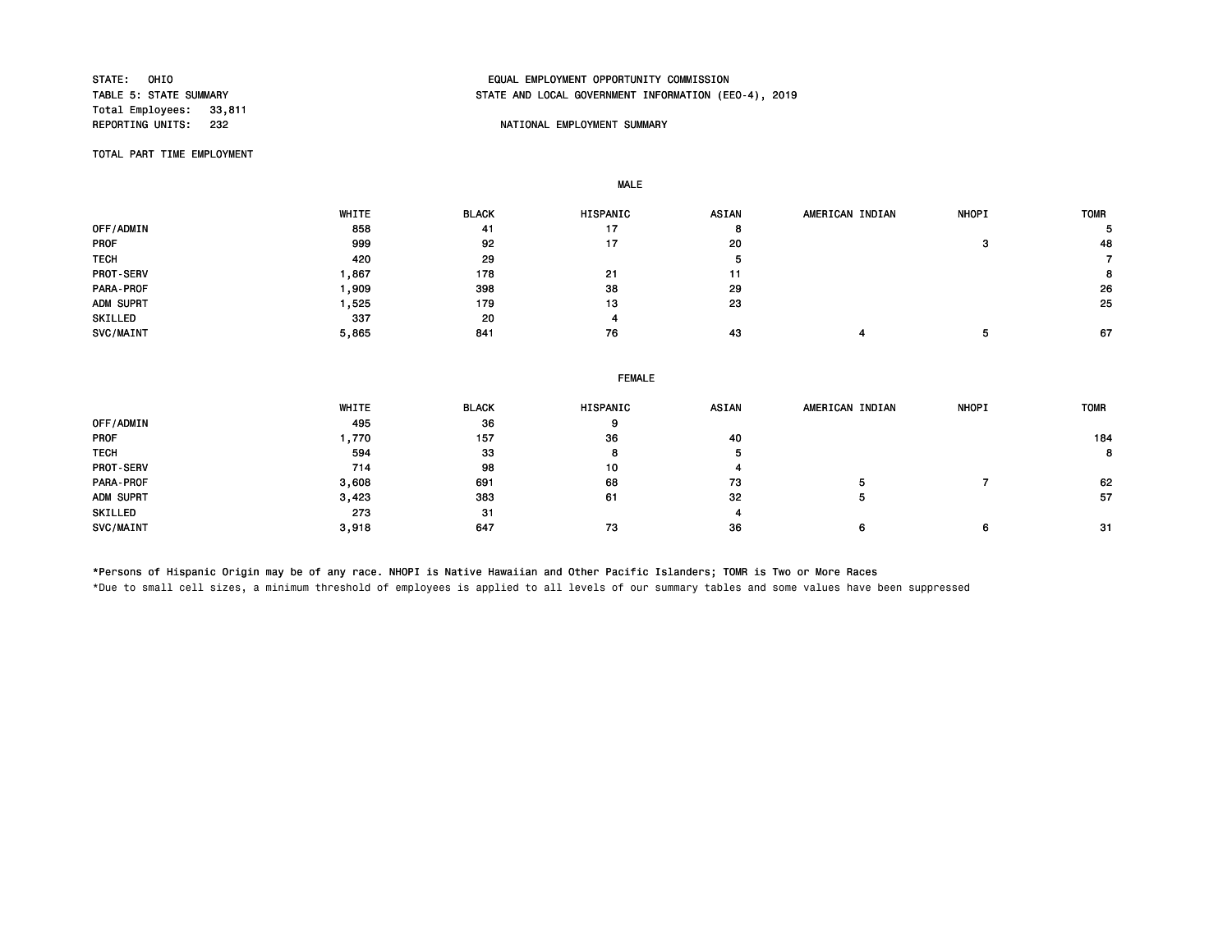STATE: OHIO
TABLE 5: STATE SUMMARY
Total Employees: 33,811
REPORTING UNITS: 232

EQUAL EMPLOYMENT OPPORTUNITY COMMISSION
STATE AND LOCAL GOVERNMENT INFORMATION (EEO-4), 2019

NATIONAL EMPLOYMENT SUMMARY

TOTAL PART TIME EMPLOYMENT

**MALE**

| | WHITE | BLACK | HISPANIC | ASIAN | AMERICAN INDIAN | NHOPI | TOMR |
|---|---|---|---|---|---|---|---|
| OFF/ADMIN | 858 | 41 | 17 | 8 | | | 5 |
| PROF | 999 | 92 | 17 | 20 | | 3 | 48 |
| TECH | 420 | 29 | | 5 | | | 7 |
| PROT-SERV | 1,867 | 178 | 21 | 11 | | | 8 |
| PARA-PROF | 1,909 | 398 | 38 | 29 | | | 26 |
| ADM SUPRT | 1,525 | 179 | 13 | 23 | | | 25 |
| SKILLED | 337 | 20 | 4 | | | | |
| SVC/MAINT | 5,865 | 841 | 76 | 43 | 4 | 5 | 67 |

**FEMALE**

| | WHITE | BLACK | HISPANIC | ASIAN | AMERICAN INDIAN | NHOPI | TOMR |
|---|---|---|---|---|---|---|---|
| OFF/ADMIN | 495 | 36 | 9 | | | | |
| PROF | 1,770 | 157 | 36 | 40 | | | 184 |
| TECH | 594 | 33 | 8 | 5 | | | 8 |
| PROT-SERV | 714 | 98 | 10 | 4 | | | |
| PARA-PROF | 3,608 | 691 | 68 | 73 | 5 | 7 | 62 |
| ADM SUPRT | 3,423 | 383 | 61 | 32 | 5 | | 57 |
| SKILLED | 273 | 31 | | 4 | | | |
| SVC/MAINT | 3,918 | 647 | 73 | 36 | 6 | 6 | 31 |

*Persons of Hispanic Origin may be of any race. NHOPI is Native Hawaiian and Other Pacific Islanders; TOMR is Two or More Races

*Due to small cell sizes, a minimum threshold of employees is applied to all levels of our summary tables and some values have been suppressed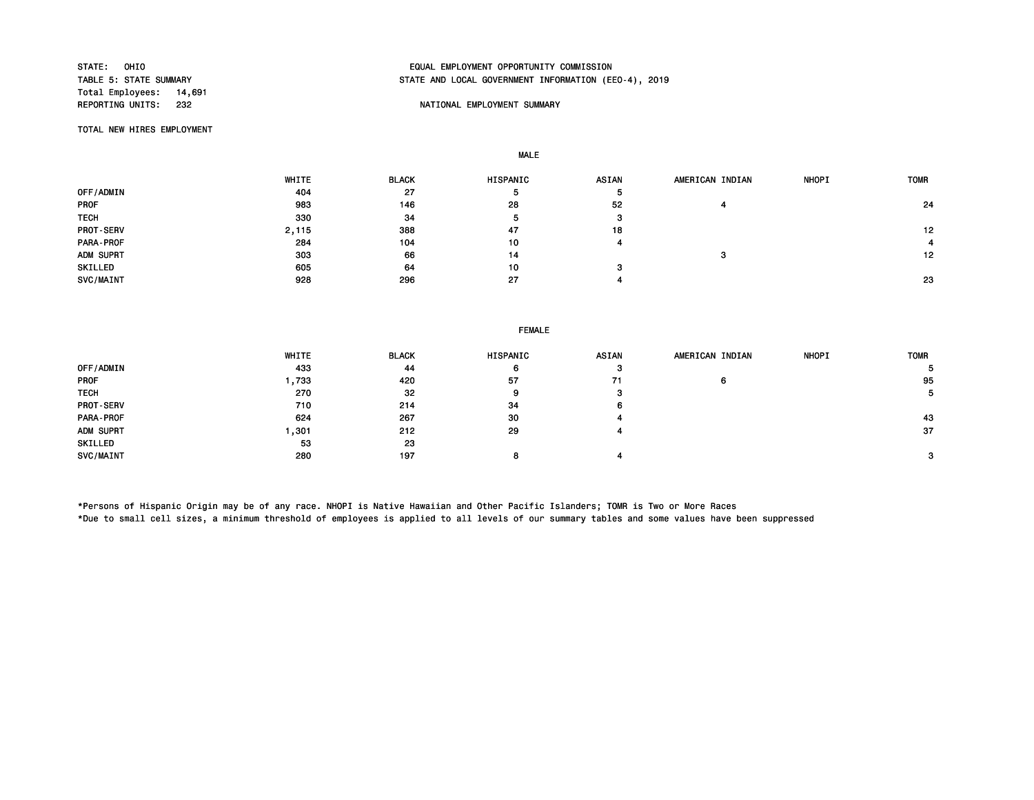STATE: OHIO
TABLE 5: STATE SUMMARY
Total Employees: 14,691
REPORTING UNITS: 232

EQUAL EMPLOYMENT OPPORTUNITY COMMISSION
STATE AND LOCAL GOVERNMENT INFORMATION (EEO-4), 2019

NATIONAL EMPLOYMENT SUMMARY

TOTAL NEW HIRES EMPLOYMENT

MALE

| | WHITE | BLACK | HISPANIC | ASIAN | AMERICAN INDIAN | NHOPI | TOMR |
|---|---|---|---|---|---|---|---|
| OFF/ADMIN | 404 | 27 | 5 | 5 | | | |
| PROF | 983 | 146 | 28 | 52 | 4 | | 24 |
| TECH | 330 | 34 | 5 | 3 | | | |
| PROT-SERV | 2,115 | 388 | 47 | 18 | | | 12 |
| PARA-PROF | 284 | 104 | 10 | 4 | | | 4 |
| ADM SUPRT | 303 | 66 | 14 | | 3 | | 12 |
| SKILLED | 605 | 64 | 10 | 3 | | | |
| SVC/MAINT | 928 | 296 | 27 | 4 | | | 23 |

FEMALE

| | WHITE | BLACK | HISPANIC | ASIAN | AMERICAN INDIAN | NHOPI | TOMR |
|---|---|---|---|---|---|---|---|
| OFF/ADMIN | 433 | 44 | 6 | 3 | | | 5 |
| PROF | 1,733 | 420 | 57 | 71 | 6 | | 95 |
| TECH | 270 | 32 | 9 | 3 | | | 5 |
| PROT-SERV | 710 | 214 | 34 | 6 | | | |
| PARA-PROF | 624 | 267 | 30 | 4 | | | 43 |
| ADM SUPRT | 1,301 | 212 | 29 | 4 | | | 37 |
| SKILLED | 53 | 23 | | | | | |
| SVC/MAINT | 280 | 197 | 8 | 4 | | | 3 |

*Persons of Hispanic Origin may be of any race. NHOPI is Native Hawaiian and Other Pacific Islanders; TOMR is Two or More Races
*Due to small cell sizes, a minimum threshold of employees is applied to all levels of our summary tables and some values have been suppressed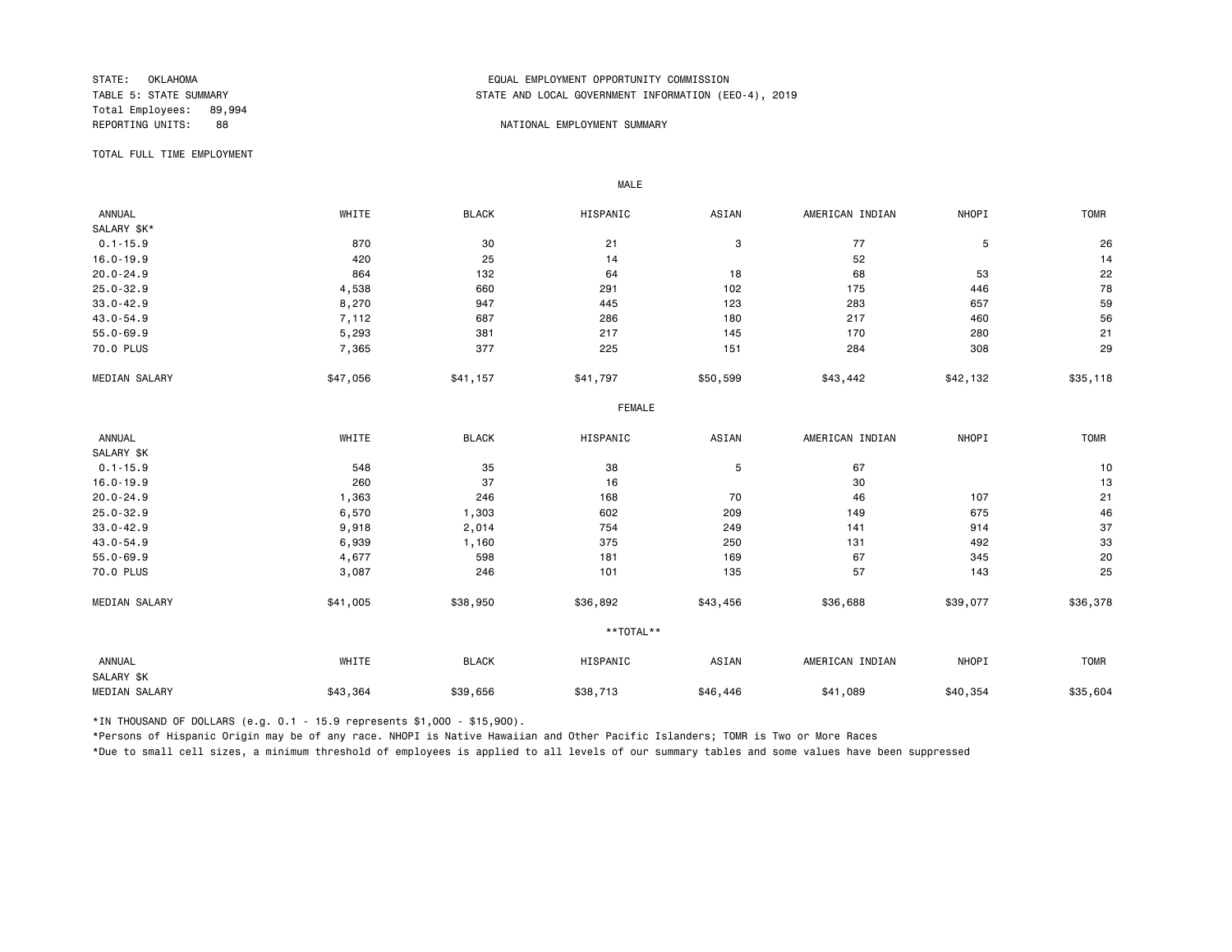STATE: OKLAHOMA
TABLE 5: STATE SUMMARY
Total Employees: 89,994
REPORTING UNITS: 88

EQUAL EMPLOYMENT OPPORTUNITY COMMISSION
STATE AND LOCAL GOVERNMENT INFORMATION (EEO-4), 2019

NATIONAL EMPLOYMENT SUMMARY

TOTAL FULL TIME EMPLOYMENT

**MALE**

| ANNUAL SALARY $K* | WHITE | BLACK | HISPANIC | ASIAN | AMERICAN INDIAN | NHOPI | TOMR |
|---|---|---|---|---|---|---|---|
| 0.1-15.9 | 870 | 30 | 21 | 3 | 77 | 5 | 26 |
| 16.0-19.9 | 420 | 25 | 14 | | 52 | | 14 |
| 20.0-24.9 | 864 | 132 | 64 | 18 | 68 | 53 | 22 |
| 25.0-32.9 | 4,538 | 660 | 291 | 102 | 175 | 446 | 78 |
| 33.0-42.9 | 8,270 | 947 | 445 | 123 | 283 | 657 | 59 |
| 43.0-54.9 | 7,112 | 687 | 286 | 180 | 217 | 460 | 56 |
| 55.0-69.9 | 5,293 | 381 | 217 | 145 | 170 | 280 | 21 |
| 70.0 PLUS | 7,365 | 377 | 225 | 151 | 284 | 308 | 29 |
| MEDIAN SALARY | $47,056 | $41,157 | $41,797 | $50,599 | $43,442 | $42,132 | $35,118 |

**FEMALE**

| ANNUAL SALARY $K | WHITE | BLACK | HISPANIC | ASIAN | AMERICAN INDIAN | NHOPI | TOMR |
|---|---|---|---|---|---|---|---|
| 0.1-15.9 | 548 | 35 | 38 | 5 | 67 | | 10 |
| 16.0-19.9 | 260 | 37 | 16 | | 30 | | 13 |
| 20.0-24.9 | 1,363 | 246 | 168 | 70 | 46 | 107 | 21 |
| 25.0-32.9 | 6,570 | 1,303 | 602 | 209 | 149 | 675 | 46 |
| 33.0-42.9 | 9,918 | 2,014 | 754 | 249 | 141 | 914 | 37 |
| 43.0-54.9 | 6,939 | 1,160 | 375 | 250 | 131 | 492 | 33 |
| 55.0-69.9 | 4,677 | 598 | 181 | 169 | 67 | 345 | 20 |
| 70.0 PLUS | 3,087 | 246 | 101 | 135 | 57 | 143 | 25 |
| MEDIAN SALARY | $41,005 | $38,950 | $36,892 | $43,456 | $36,688 | $39,077 | $36,378 |

**TOTAL**

| ANNUAL SALARY $K | WHITE | BLACK | HISPANIC | ASIAN | AMERICAN INDIAN | NHOPI | TOMR |
|---|---|---|---|---|---|---|---|
| MEDIAN SALARY | $43,364 | $39,656 | $38,713 | $46,446 | $41,089 | $40,354 | $35,604 |

*IN THOUSAND OF DOLLARS (e.g. 0.1 - 15.9 represents $1,000 - $15,900).

*Persons of Hispanic Origin may be of any race. NHOPI is Native Hawaiian and Other Pacific Islanders; TOMR is Two or More Races

*Due to small cell sizes, a minimum threshold of employees is applied to all levels of our summary tables and some values have been suppressed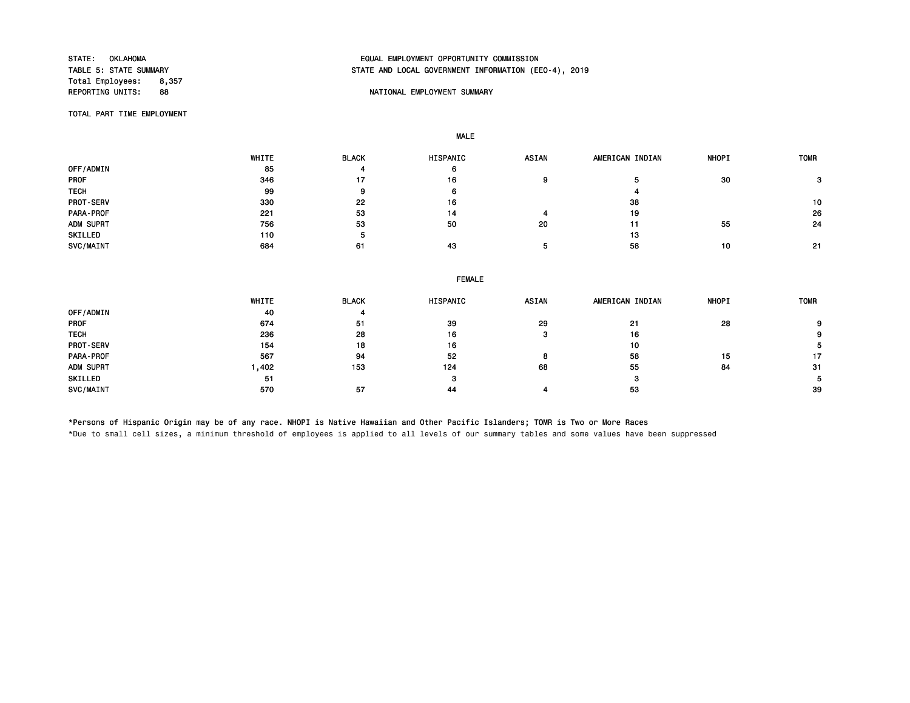STATE: OKLAHOMA
TABLE 5: STATE SUMMARY
Total Employees: 8,357
REPORTING UNITS: 88

EQUAL EMPLOYMENT OPPORTUNITY COMMISSION
STATE AND LOCAL GOVERNMENT INFORMATION (EEO-4), 2019

NATIONAL EMPLOYMENT SUMMARY

TOTAL PART TIME EMPLOYMENT

MALE

| | WHITE | BLACK | HISPANIC | ASIAN | AMERICAN INDIAN | NHOPI | TOMR |
|---|---|---|---|---|---|---|---|
| OFF/ADMIN | 85 | 4 | 6 | | | | |
| PROF | 346 | 17 | 16 | 9 | 5 | 30 | 3 |
| TECH | 99 | 9 | 6 | | 4 | | |
| PROT-SERV | 330 | 22 | 16 | | 38 | | 10 |
| PARA-PROF | 221 | 53 | 14 | 4 | 19 | | 26 |
| ADM SUPRT | 756 | 53 | 50 | 20 | 11 | 55 | 24 |
| SKILLED | 110 | 5 | | | 13 | | |
| SVC/MAINT | 684 | 61 | 43 | 5 | 58 | 10 | 21 |

FEMALE

| | WHITE | BLACK | HISPANIC | ASIAN | AMERICAN INDIAN | NHOPI | TOMR |
|---|---|---|---|---|---|---|---|
| OFF/ADMIN | 40 | 4 | | | | | |
| PROF | 674 | 51 | 39 | 29 | 21 | 28 | 9 |
| TECH | 236 | 28 | 16 | 3 | 16 | | 9 |
| PROT-SERV | 154 | 18 | 16 | | 10 | | 5 |
| PARA-PROF | 567 | 94 | 52 | 8 | 58 | 15 | 17 |
| ADM SUPRT | 1,402 | 153 | 124 | 68 | 55 | 84 | 31 |
| SKILLED | 51 | | 3 | | 3 | | 5 |
| SVC/MAINT | 570 | 57 | 44 | 4 | 53 | | 39 |

*Persons of Hispanic Origin may be of any race. NHOPI is Native Hawaiian and Other Pacific Islanders; TOMR is Two or More Races
*Due to small cell sizes, a minimum threshold of employees is applied to all levels of our summary tables and some values have been suppressed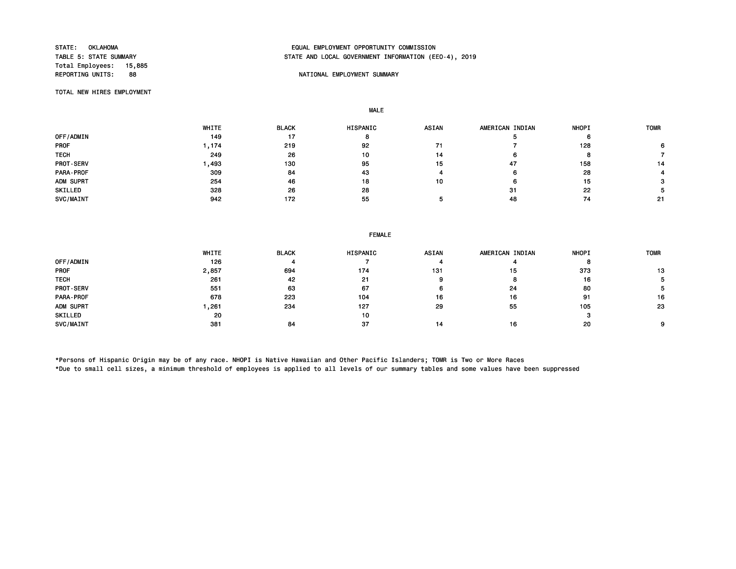STATE: OKLAHOMA
TABLE 5: STATE SUMMARY
Total Employees: 15,885
REPORTING UNITS: 88

EQUAL EMPLOYMENT OPPORTUNITY COMMISSION
STATE AND LOCAL GOVERNMENT INFORMATION (EEO-4), 2019

NATIONAL EMPLOYMENT SUMMARY

TOTAL NEW HIRES EMPLOYMENT

MALE

| | WHITE | BLACK | HISPANIC | ASIAN | AMERICAN INDIAN | NHOPI | TOMR |
|---|---|---|---|---|---|---|---|
| OFF/ADMIN | 149 | 17 | 8 | | 5 | 6 | |
| PROF | 1,174 | 219 | 92 | 71 | 7 | 128 | 6 |
| TECH | 249 | 26 | 10 | 14 | 6 | 8 | 7 |
| PROT-SERV | 1,493 | 130 | 95 | 15 | 47 | 158 | 14 |
| PARA-PROF | 309 | 84 | 43 | 4 | 6 | 28 | 4 |
| ADM SUPRT | 254 | 46 | 18 | 10 | 6 | 15 | 3 |
| SKILLED | 328 | 26 | 28 | | 31 | 22 | 5 |
| SVC/MAINT | 942 | 172 | 55 | 5 | 48 | 74 | 21 |

FEMALE

| | WHITE | BLACK | HISPANIC | ASIAN | AMERICAN INDIAN | NHOPI | TOMR |
|---|---|---|---|---|---|---|---|
| OFF/ADMIN | 126 | 4 | 7 | 4 | 4 | 8 | |
| PROF | 2,857 | 694 | 174 | 131 | 15 | 373 | 13 |
| TECH | 261 | 42 | 21 | 9 | 8 | 16 | 5 |
| PROT-SERV | 551 | 63 | 67 | 6 | 24 | 80 | 5 |
| PARA-PROF | 678 | 223 | 104 | 16 | 16 | 91 | 16 |
| ADM SUPRT | 1,261 | 234 | 127 | 29 | 55 | 105 | 23 |
| SKILLED | 20 | | 10 | | | 3 | |
| SVC/MAINT | 381 | 84 | 37 | 14 | 16 | 20 | 9 |

*Persons of Hispanic Origin may be of any race. NHOPI is Native Hawaiian and Other Pacific Islanders; TOMR is Two or More Races
*Due to small cell sizes, a minimum threshold of employees is applied to all levels of our summary tables and some values have been suppressed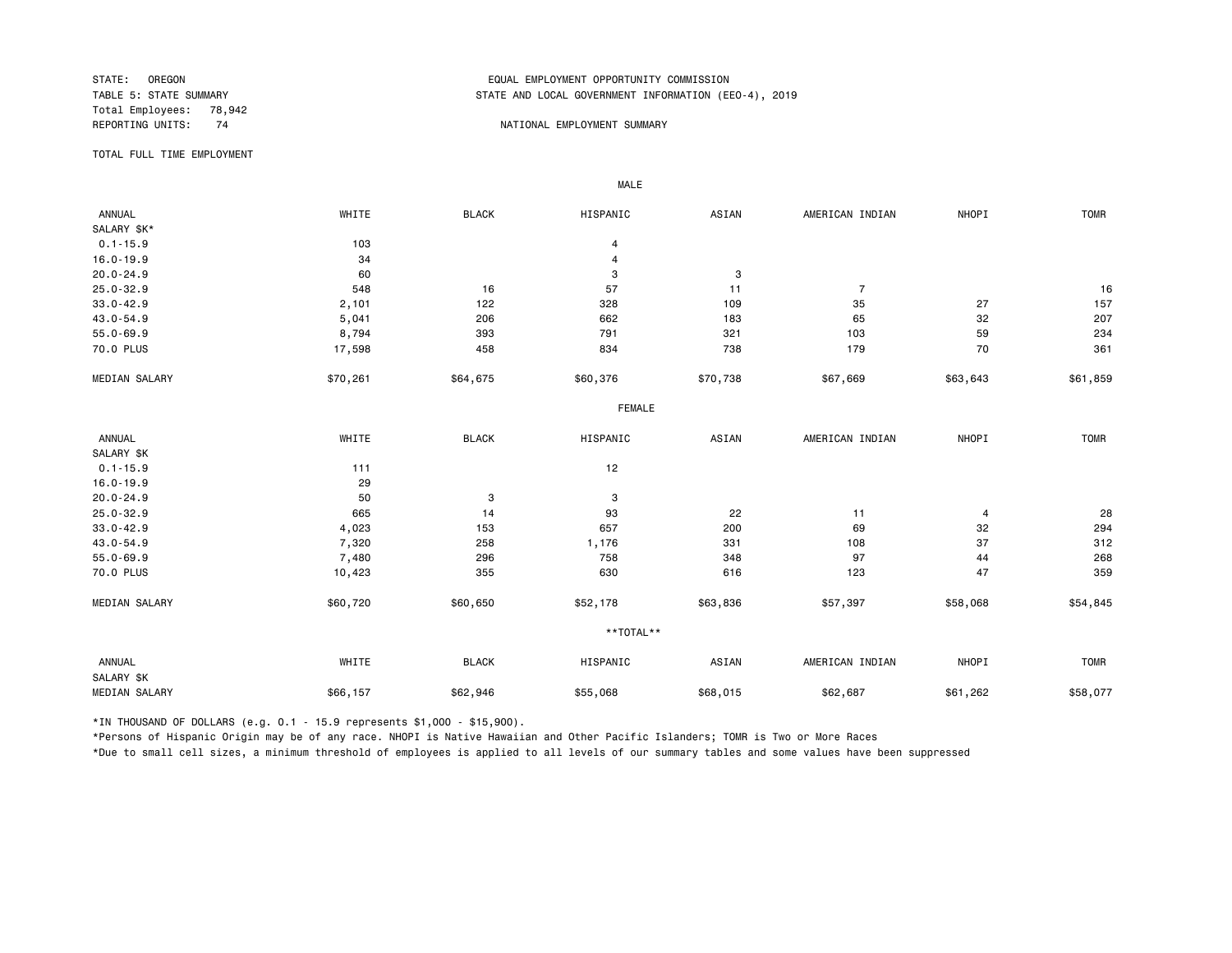STATE: OREGON
TABLE 5: STATE SUMMARY
Total Employees: 78,942
REPORTING UNITS: 74

EQUAL EMPLOYMENT OPPORTUNITY COMMISSION
STATE AND LOCAL GOVERNMENT INFORMATION (EEO-4), 2019

NATIONAL EMPLOYMENT SUMMARY

TOTAL FULL TIME EMPLOYMENT

MALE

| ANNUAL SALARY $K* | WHITE | BLACK | HISPANIC | ASIAN | AMERICAN INDIAN | NHOPI | TOMR |
|---|---|---|---|---|---|---|---|
| 0.1-15.9 | 103 | | 4 | | | | |
| 16.0-19.9 | 34 | | 4 | | | | |
| 20.0-24.9 | 60 | | 3 | 3 | | | |
| 25.0-32.9 | 548 | 16 | 57 | 11 | 7 | | 16 |
| 33.0-42.9 | 2,101 | 122 | 328 | 109 | 35 | 27 | 157 |
| 43.0-54.9 | 5,041 | 206 | 662 | 183 | 65 | 32 | 207 |
| 55.0-69.9 | 8,794 | 393 | 791 | 321 | 103 | 59 | 234 |
| 70.0 PLUS | 17,598 | 458 | 834 | 738 | 179 | 70 | 361 |
| MEDIAN SALARY | $70,261 | $64,675 | $60,376 | $70,738 | $67,669 | $63,643 | $61,859 |

FEMALE

| ANNUAL SALARY $K | WHITE | BLACK | HISPANIC | ASIAN | AMERICAN INDIAN | NHOPI | TOMR |
|---|---|---|---|---|---|---|---|
| 0.1-15.9 | 111 | | 12 | | | | |
| 16.0-19.9 | 29 | | | | | | |
| 20.0-24.9 | 50 | 3 | 3 | | | | |
| 25.0-32.9 | 665 | 14 | 93 | 22 | 11 | 4 | 28 |
| 33.0-42.9 | 4,023 | 153 | 657 | 200 | 69 | 32 | 294 |
| 43.0-54.9 | 7,320 | 258 | 1,176 | 331 | 108 | 37 | 312 |
| 55.0-69.9 | 7,480 | 296 | 758 | 348 | 97 | 44 | 268 |
| 70.0 PLUS | 10,423 | 355 | 630 | 616 | 123 | 47 | 359 |
| MEDIAN SALARY | $60,720 | $60,650 | $52,178 | $63,836 | $57,397 | $58,068 | $54,845 |

**TOTAL**

| ANNUAL SALARY $K | WHITE | BLACK | HISPANIC | ASIAN | AMERICAN INDIAN | NHOPI | TOMR |
|---|---|---|---|---|---|---|---|
| MEDIAN SALARY | $66,157 | $62,946 | $55,068 | $68,015 | $62,687 | $61,262 | $58,077 |

*IN THOUSAND OF DOLLARS (e.g. 0.1 - 15.9 represents $1,000 - $15,900).

*Persons of Hispanic Origin may be of any race. NHOPI is Native Hawaiian and Other Pacific Islanders; TOMR is Two or More Races

*Due to small cell sizes, a minimum threshold of employees is applied to all levels of our summary tables and some values have been suppressed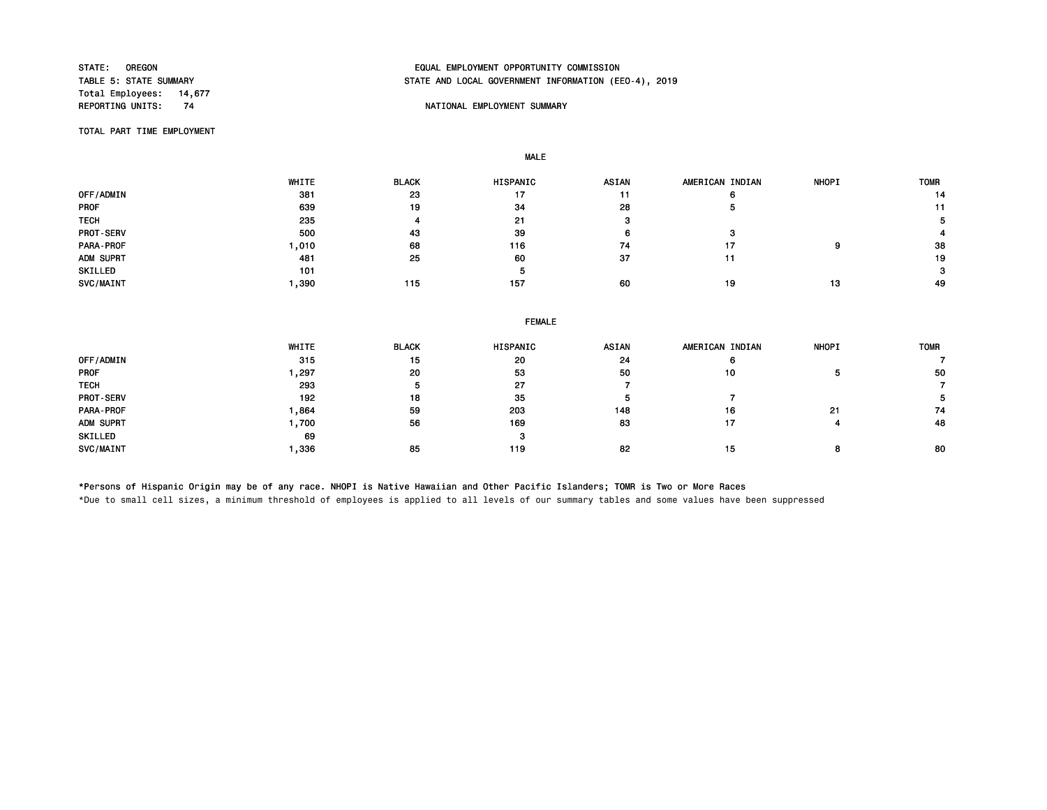STATE: OREGON
TABLE 5: STATE SUMMARY
Total Employees: 14,677
REPORTING UNITS: 74

EQUAL EMPLOYMENT OPPORTUNITY COMMISSION
STATE AND LOCAL GOVERNMENT INFORMATION (EEO-4), 2019

NATIONAL EMPLOYMENT SUMMARY

TOTAL PART TIME EMPLOYMENT

**MALE**

| | WHITE | BLACK | HISPANIC | ASIAN | AMERICAN INDIAN | NHOPI | TOMR |
|---|---|---|---|---|---|---|---|
| OFF/ADMIN | 381 | 23 | 17 | 11 | 6 | | 14 |
| PROF | 639 | 19 | 34 | 28 | 5 | | 11 |
| TECH | 235 | 4 | 21 | 3 | | | 5 |
| PROT-SERV | 500 | 43 | 39 | 6 | 3 | | 4 |
| PARA-PROF | 1,010 | 68 | 116 | 74 | 17 | 9 | 38 |
| ADM SUPRT | 481 | 25 | 60 | 37 | 11 | | 19 |
| SKILLED | 101 | | 5 | | | | 3 |
| SVC/MAINT | 1,390 | 115 | 157 | 60 | 19 | 13 | 49 |

**FEMALE**

| | WHITE | BLACK | HISPANIC | ASIAN | AMERICAN INDIAN | NHOPI | TOMR |
|---|---|---|---|---|---|---|---|
| OFF/ADMIN | 315 | 15 | 20 | 24 | 6 | | 7 |
| PROF | 1,297 | 20 | 53 | 50 | 10 | 5 | 50 |
| TECH | 293 | 5 | 27 | 7 | | | 7 |
| PROT-SERV | 192 | 18 | 35 | 5 | 7 | | 5 |
| PARA-PROF | 1,864 | 59 | 203 | 148 | 16 | 21 | 74 |
| ADM SUPRT | 1,700 | 56 | 169 | 83 | 17 | 4 | 48 |
| SKILLED | 69 | | 3 | | | | |
| SVC/MAINT | 1,336 | 85 | 119 | 82 | 15 | 8 | 80 |

*Persons of Hispanic Origin may be of any race. NHOPI is Native Hawaiian and Other Pacific Islanders; TOMR is Two or More Races

*Due to small cell sizes, a minimum threshold of employees is applied to all levels of our summary tables and some values have been suppressed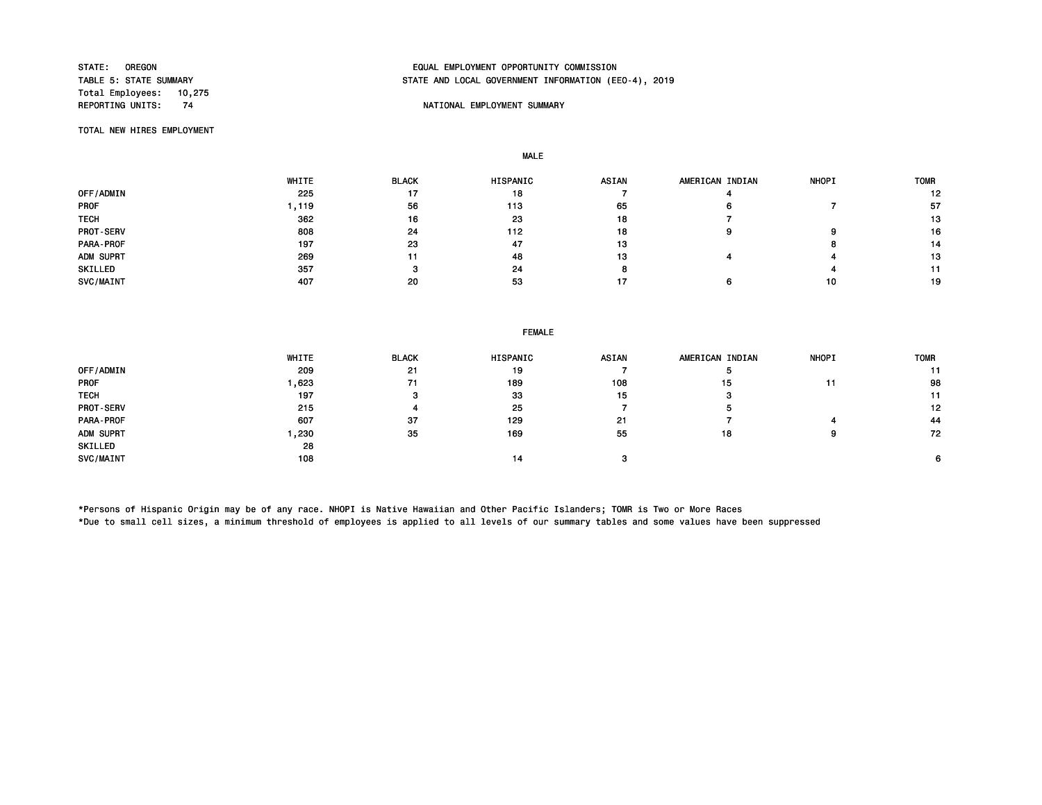STATE: OREGON
TABLE 5: STATE SUMMARY
Total Employees: 10,275
REPORTING UNITS: 74

EQUAL EMPLOYMENT OPPORTUNITY COMMISSION
STATE AND LOCAL GOVERNMENT INFORMATION (EEO-4), 2019

NATIONAL EMPLOYMENT SUMMARY

TOTAL NEW HIRES EMPLOYMENT

**MALE**

| | WHITE | BLACK | HISPANIC | ASIAN | AMERICAN INDIAN | NHOPI | TOMR |
|---|---|---|---|---|---|---|---|
| OFF/ADMIN | 225 | 17 | 18 | 7 | 4 | | 12 |
| PROF | 1,119 | 56 | 113 | 65 | 6 | 7 | 57 |
| TECH | 362 | 16 | 23 | 18 | 7 | | 13 |
| PROT-SERV | 808 | 24 | 112 | 18 | 9 | 9 | 16 |
| PARA-PROF | 197 | 23 | 47 | 13 | | 8 | 14 |
| ADM SUPRT | 269 | 11 | 48 | 13 | 4 | 4 | 13 |
| SKILLED | 357 | 3 | 24 | 8 | | 4 | 11 |
| SVC/MAINT | 407 | 20 | 53 | 17 | 6 | 10 | 19 |

**FEMALE**

| | WHITE | BLACK | HISPANIC | ASIAN | AMERICAN INDIAN | NHOPI | TOMR |
|---|---|---|---|---|---|---|---|
| OFF/ADMIN | 209 | 21 | 19 | 7 | 5 | | 11 |
| PROF | 1,623 | 71 | 189 | 108 | 15 | 11 | 98 |
| TECH | 197 | 3 | 33 | 15 | 3 | | 11 |
| PROT-SERV | 215 | 4 | 25 | 7 | 5 | | 12 |
| PARA-PROF | 607 | 37 | 129 | 21 | 7 | 4 | 44 |
| ADM SUPRT | 1,230 | 35 | 169 | 55 | 18 | 9 | 72 |
| SKILLED | 28 | | | | | | |
| SVC/MAINT | 108 | | 14 | 3 | | | 6 |

*Persons of Hispanic Origin may be of any race. NHOPI is Native Hawaiian and Other Pacific Islanders; TOMR is Two or More Races
*Due to small cell sizes, a minimum threshold of employees is applied to all levels of our summary tables and some values have been suppressed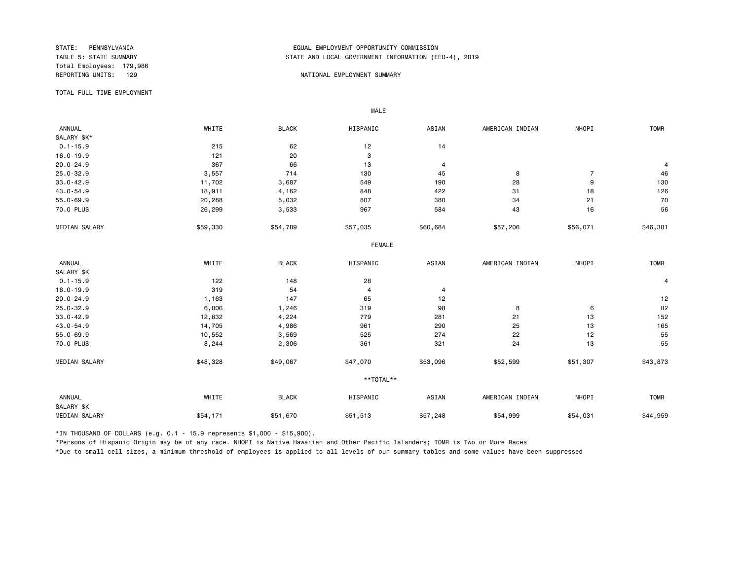STATE: PENNSYLVANIA
TABLE 5: STATE SUMMARY
Total Employees: 179,986
REPORTING UNITS: 129

EQUAL EMPLOYMENT OPPORTUNITY COMMISSION
STATE AND LOCAL GOVERNMENT INFORMATION (EEO-4), 2019

NATIONAL EMPLOYMENT SUMMARY

TOTAL FULL TIME EMPLOYMENT

MALE

| ANNUAL SALARY $K* | WHITE | BLACK | HISPANIC | ASIAN | AMERICAN INDIAN | NHOPI | TOMR |
|---|---|---|---|---|---|---|---|
| 0.1-15.9 | 215 | 62 | 12 | 14 | | | |
| 16.0-19.9 | 121 | 20 | 3 | | | | |
| 20.0-24.9 | 367 | 66 | 13 | 4 | | | 4 |
| 25.0-32.9 | 3,557 | 714 | 130 | 45 | 8 | 7 | 46 |
| 33.0-42.9 | 11,702 | 3,687 | 549 | 190 | 28 | 9 | 130 |
| 43.0-54.9 | 18,911 | 4,162 | 848 | 422 | 31 | 18 | 126 |
| 55.0-69.9 | 20,288 | 5,032 | 807 | 380 | 34 | 21 | 70 |
| 70.0 PLUS | 26,299 | 3,533 | 967 | 584 | 43 | 16 | 56 |
| MEDIAN SALARY | $59,330 | $54,789 | $57,035 | $60,684 | $57,206 | $56,071 | $46,381 |

FEMALE

| ANNUAL SALARY $K | WHITE | BLACK | HISPANIC | ASIAN | AMERICAN INDIAN | NHOPI | TOMR |
|---|---|---|---|---|---|---|---|
| 0.1-15.9 | 122 | 148 | 28 | | | | 4 |
| 16.0-19.9 | 319 | 54 | 4 | 4 | | | |
| 20.0-24.9 | 1,163 | 147 | 65 | 12 | | | 12 |
| 25.0-32.9 | 6,006 | 1,246 | 319 | 98 | 8 | 6 | 82 |
| 33.0-42.9 | 12,832 | 4,224 | 779 | 281 | 21 | 13 | 152 |
| 43.0-54.9 | 14,705 | 4,986 | 961 | 290 | 25 | 13 | 165 |
| 55.0-69.9 | 10,552 | 3,569 | 525 | 274 | 22 | 12 | 55 |
| 70.0 PLUS | 8,244 | 2,306 | 361 | 321 | 24 | 13 | 55 |
| MEDIAN SALARY | $48,328 | $49,067 | $47,070 | $53,096 | $52,599 | $51,307 | $43,873 |

**TOTAL**

| ANNUAL SALARY $K | WHITE | BLACK | HISPANIC | ASIAN | AMERICAN INDIAN | NHOPI | TOMR |
|---|---|---|---|---|---|---|---|
| MEDIAN SALARY | $54,171 | $51,670 | $51,513 | $57,248 | $54,999 | $54,031 | $44,959 |

*IN THOUSAND OF DOLLARS (e.g. 0.1 - 15.9 represents $1,000 - $15,900).

*Persons of Hispanic Origin may be of any race. NHOPI is Native Hawaiian and Other Pacific Islanders; TOMR is Two or More Races

*Due to small cell sizes, a minimum threshold of employees is applied to all levels of our summary tables and some values have been suppressed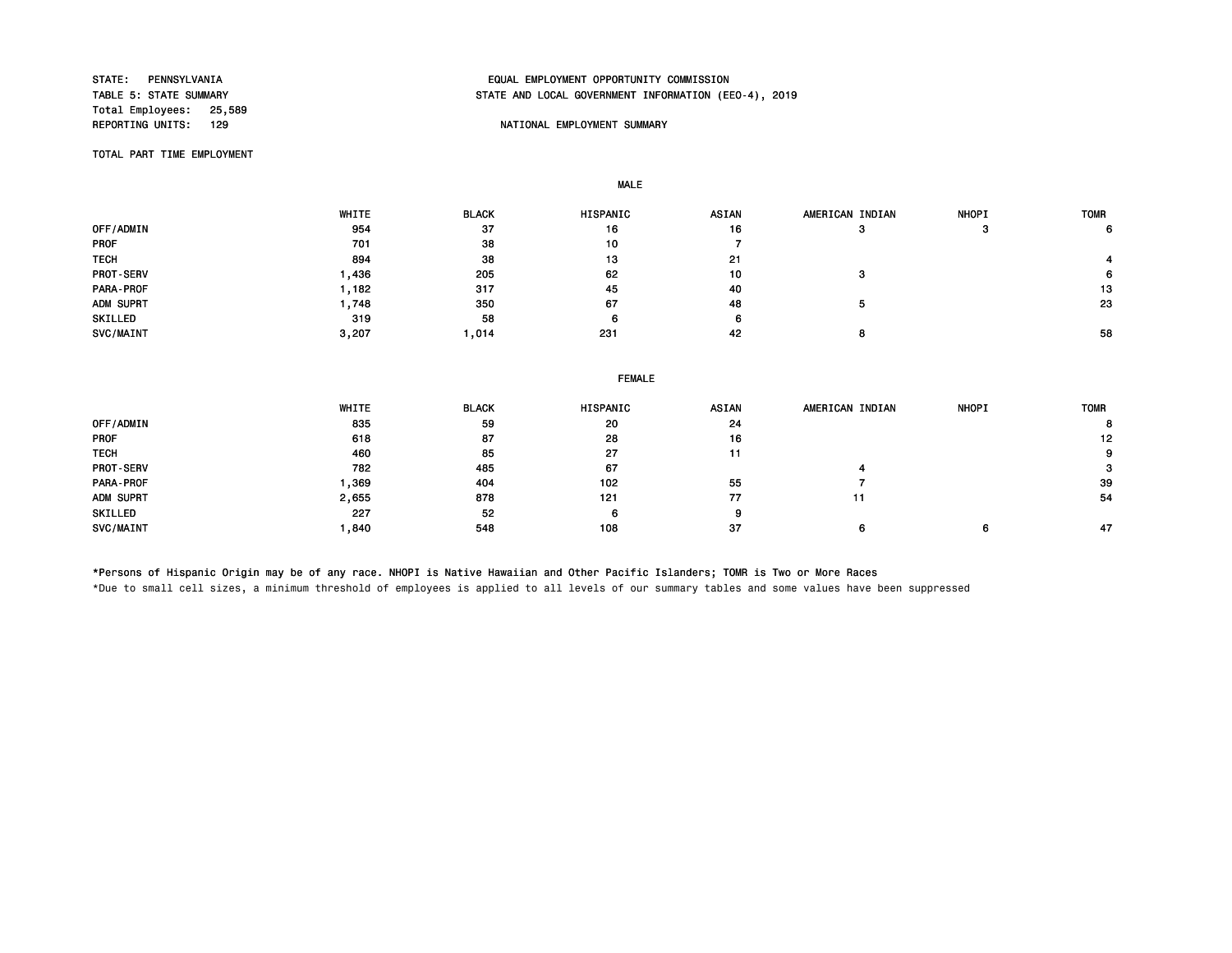STATE: PENNSYLVANIA
TABLE 5: STATE SUMMARY
Total Employees: 25,589
REPORTING UNITS: 129

EQUAL EMPLOYMENT OPPORTUNITY COMMISSION
STATE AND LOCAL GOVERNMENT INFORMATION (EEO-4), 2019

NATIONAL EMPLOYMENT SUMMARY

TOTAL PART TIME EMPLOYMENT

MALE

| | WHITE | BLACK | HISPANIC | ASIAN | AMERICAN INDIAN | NHOPI | TOMR |
|---|---|---|---|---|---|---|---|
| OFF/ADMIN | 954 | 37 | 16 | 16 | 3 | 3 | 6 |
| PROF | 701 | 38 | 10 | 7 | | | |
| TECH | 894 | 38 | 13 | 21 | | | 4 |
| PROT-SERV | 1,436 | 205 | 62 | 10 | 3 | | 6 |
| PARA-PROF | 1,182 | 317 | 45 | 40 | | | 13 |
| ADM SUPRT | 1,748 | 350 | 67 | 48 | 5 | | 23 |
| SKILLED | 319 | 58 | 6 | 6 | | | |
| SVC/MAINT | 3,207 | 1,014 | 231 | 42 | 8 | | 58 |

FEMALE

| | WHITE | BLACK | HISPANIC | ASIAN | AMERICAN INDIAN | NHOPI | TOMR |
|---|---|---|---|---|---|---|---|
| OFF/ADMIN | 835 | 59 | 20 | 24 | | | 8 |
| PROF | 618 | 87 | 28 | 16 | | | 12 |
| TECH | 460 | 85 | 27 | 11 | | | 9 |
| PROT-SERV | 782 | 485 | 67 | | 4 | | 3 |
| PARA-PROF | 1,369 | 404 | 102 | 55 | 7 | | 39 |
| ADM SUPRT | 2,655 | 878 | 121 | 77 | 11 | | 54 |
| SKILLED | 227 | 52 | 6 | 9 | | | |
| SVC/MAINT | 1,840 | 548 | 108 | 37 | 6 | 6 | 47 |

*Persons of Hispanic Origin may be of any race. NHOPI is Native Hawaiian and Other Pacific Islanders; TOMR is Two or More Races

*Due to small cell sizes, a minimum threshold of employees is applied to all levels of our summary tables and some values have been suppressed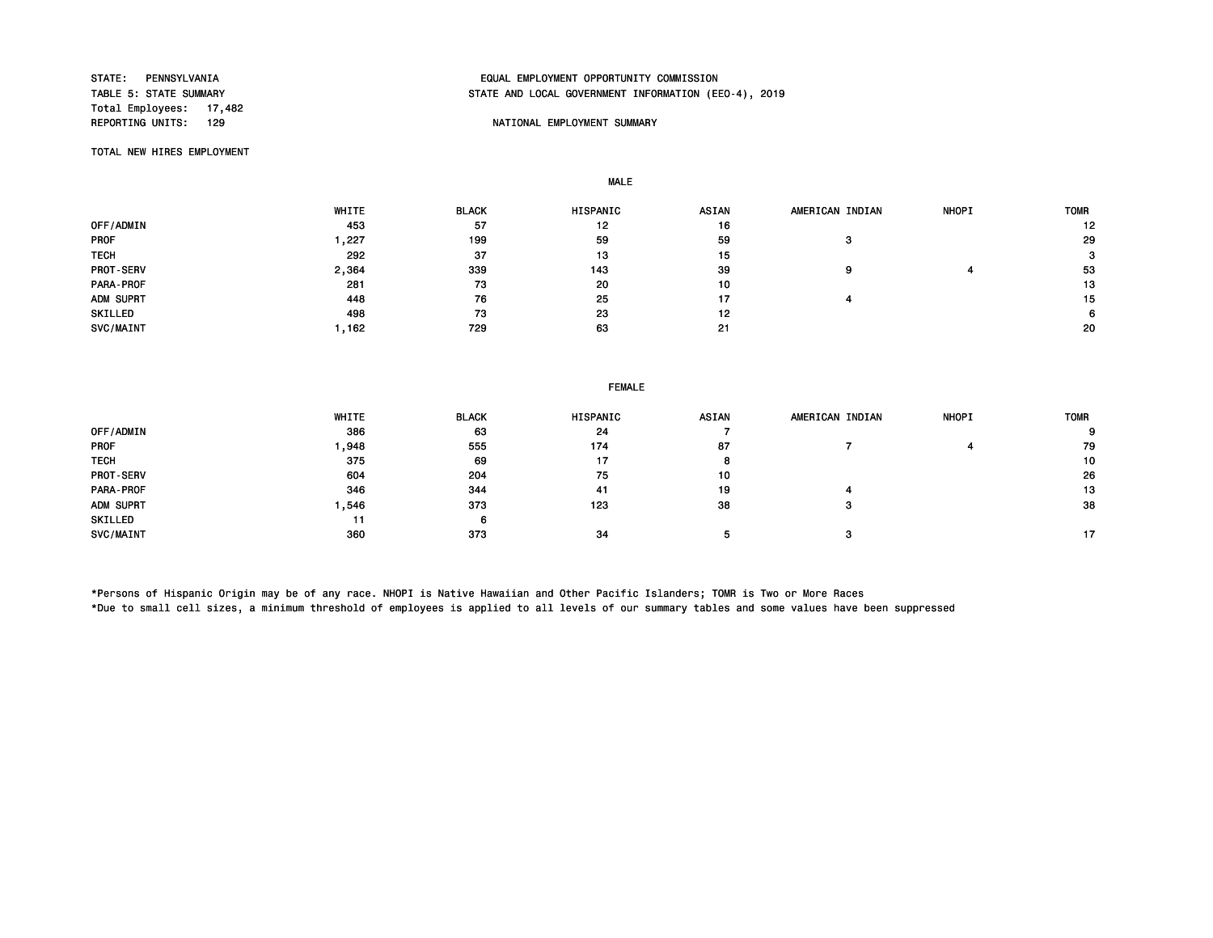STATE: PENNSYLVANIA
TABLE 5: STATE SUMMARY
Total Employees: 17,482
REPORTING UNITS: 129

EQUAL EMPLOYMENT OPPORTUNITY COMMISSION
STATE AND LOCAL GOVERNMENT INFORMATION (EEO-4), 2019

NATIONAL EMPLOYMENT SUMMARY

TOTAL NEW HIRES EMPLOYMENT

MALE

| | WHITE | BLACK | HISPANIC | ASIAN | AMERICAN INDIAN | NHOPI | TOMR |
|---|---|---|---|---|---|---|---|
| OFF/ADMIN | 453 | 57 | 12 | 16 | | | 12 |
| PROF | 1,227 | 199 | 59 | 59 | 3 | | 29 |
| TECH | 292 | 37 | 13 | 15 | | | 3 |
| PROT-SERV | 2,364 | 339 | 143 | 39 | 9 | 4 | 53 |
| PARA-PROF | 281 | 73 | 20 | 10 | | | 13 |
| ADM SUPRT | 448 | 76 | 25 | 17 | 4 | | 15 |
| SKILLED | 498 | 73 | 23 | 12 | | | 6 |
| SVC/MAINT | 1,162 | 729 | 63 | 21 | | | 20 |

FEMALE

| | WHITE | BLACK | HISPANIC | ASIAN | AMERICAN INDIAN | NHOPI | TOMR |
|---|---|---|---|---|---|---|---|
| OFF/ADMIN | 386 | 63 | 24 | 7 | | | 9 |
| PROF | 1,948 | 555 | 174 | 87 | 7 | 4 | 79 |
| TECH | 375 | 69 | 17 | 8 | | | 10 |
| PROT-SERV | 604 | 204 | 75 | 10 | | | 26 |
| PARA-PROF | 346 | 344 | 41 | 19 | 4 | | 13 |
| ADM SUPRT | 1,546 | 373 | 123 | 38 | 3 | | 38 |
| SKILLED | 11 | 6 | | | | | |
| SVC/MAINT | 360 | 373 | 34 | 5 | 3 | | 17 |

*Persons of Hispanic Origin may be of any race. NHOPI is Native Hawaiian and Other Pacific Islanders; TOMR is Two or More Races

*Due to small cell sizes, a minimum threshold of employees is applied to all levels of our summary tables and some values have been suppressed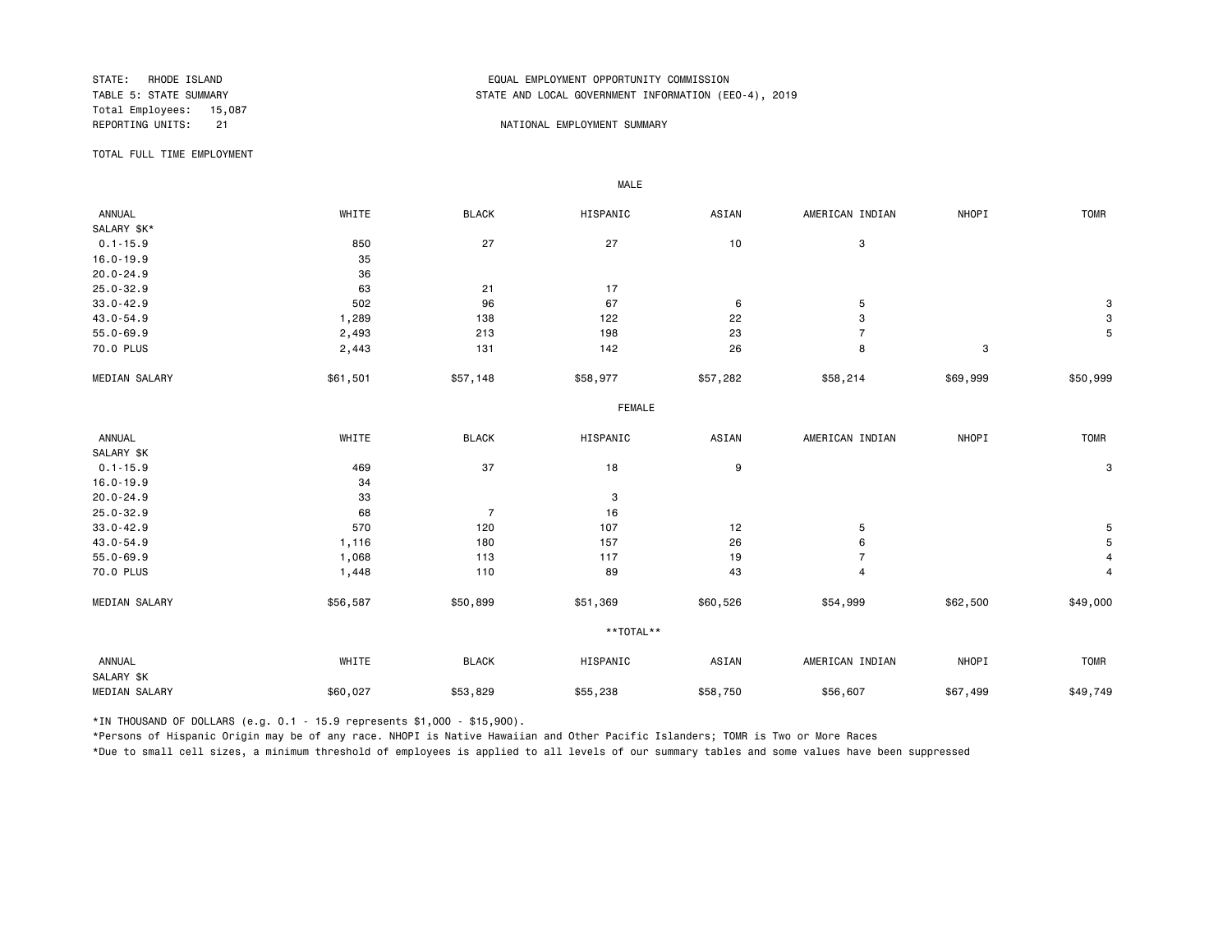STATE: RHODE ISLAND
TABLE 5: STATE SUMMARY
Total Employees: 15,087
REPORTING UNITS: 21

EQUAL EMPLOYMENT OPPORTUNITY COMMISSION
STATE AND LOCAL GOVERNMENT INFORMATION (EEO-4), 2019

NATIONAL EMPLOYMENT SUMMARY

TOTAL FULL TIME EMPLOYMENT

**MALE**

| ANNUAL SALARY $K* | WHITE | BLACK | HISPANIC | ASIAN | AMERICAN INDIAN | NHOPI | TOMR |
|---|---|---|---|---|---|---|---|
| 0.1-15.9 | 850 | 27 | 27 | 10 | 3 | | |
| 16.0-19.9 | 35 | | | | | | |
| 20.0-24.9 | 36 | | | | | | |
| 25.0-32.9 | 63 | 21 | 17 | | | | |
| 33.0-42.9 | 502 | 96 | 67 | 6 | 5 | | 3 |
| 43.0-54.9 | 1,289 | 138 | 122 | 22 | 3 | | 3 |
| 55.0-69.9 | 2,493 | 213 | 198 | 23 | 7 | | 5 |
| 70.0 PLUS | 2,443 | 131 | 142 | 26 | 8 | 3 | |
| MEDIAN SALARY | $61,501 | $57,148 | $58,977 | $57,282 | $58,214 | $69,999 | $50,999 |

**FEMALE**

| ANNUAL SALARY $K | WHITE | BLACK | HISPANIC | ASIAN | AMERICAN INDIAN | NHOPI | TOMR |
|---|---|---|---|---|---|---|---|
| 0.1-15.9 | 469 | 37 | 18 | 9 | | | 3 |
| 16.0-19.9 | 34 | | | | | | |
| 20.0-24.9 | 33 | | 3 | | | | |
| 25.0-32.9 | 68 | 7 | 16 | | | | |
| 33.0-42.9 | 570 | 120 | 107 | 12 | 5 | | 5 |
| 43.0-54.9 | 1,116 | 180 | 157 | 26 | 6 | | 5 |
| 55.0-69.9 | 1,068 | 113 | 117 | 19 | 7 | | 4 |
| 70.0 PLUS | 1,448 | 110 | 89 | 43 | 4 | | 4 |
| MEDIAN SALARY | $56,587 | $50,899 | $51,369 | $60,526 | $54,999 | $62,500 | $49,000 |

**\*\*TOTAL\*\***

| ANNUAL SALARY $K | WHITE | BLACK | HISPANIC | ASIAN | AMERICAN INDIAN | NHOPI | TOMR |
|---|---|---|---|---|---|---|---|
| MEDIAN SALARY | $60,027 | $53,829 | $55,238 | $58,750 | $56,607 | $67,499 | $49,749 |

*IN THOUSAND OF DOLLARS (e.g. 0.1 - 15.9 represents $1,000 - $15,900).

*Persons of Hispanic Origin may be of any race. NHOPI is Native Hawaiian and Other Pacific Islanders; TOMR is Two or More Races

*Due to small cell sizes, a minimum threshold of employees is applied to all levels of our summary tables and some values have been suppressed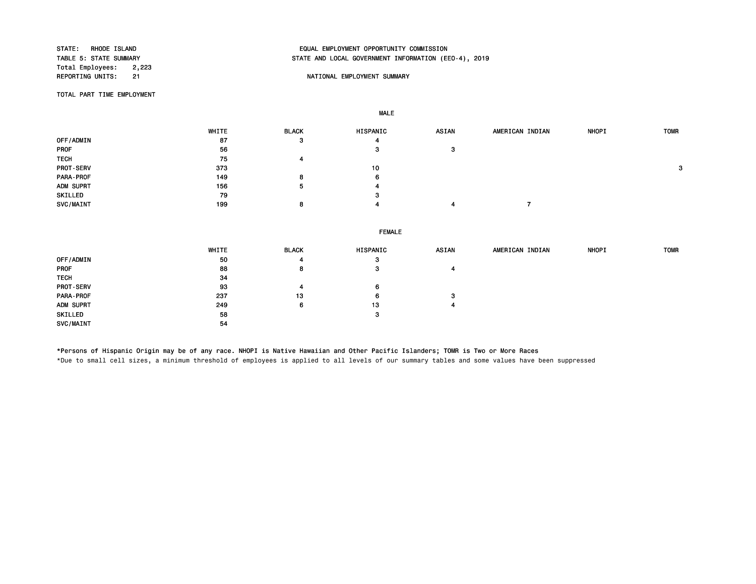STATE: RHODE ISLAND
TABLE 5: STATE SUMMARY
Total Employees: 2,223
REPORTING UNITS: 21

EQUAL EMPLOYMENT OPPORTUNITY COMMISSION
STATE AND LOCAL GOVERNMENT INFORMATION (EEO-4), 2019

NATIONAL EMPLOYMENT SUMMARY

TOTAL PART TIME EMPLOYMENT

MALE

| | WHITE | BLACK | HISPANIC | ASIAN | AMERICAN INDIAN | NHOPI | TOMR |
|---|---|---|---|---|---|---|---|
| OFF/ADMIN | 87 | 3 | 4 | | | | |
| PROF | 56 | | 3 | 3 | | | |
| TECH | 75 | 4 | | | | | |
| PROT-SERV | 373 | | 10 | | | | 3 |
| PARA-PROF | 149 | 8 | 6 | | | | |
| ADM SUPRT | 156 | 5 | 4 | | | | |
| SKILLED | 79 | | 3 | | | | |
| SVC/MAINT | 199 | 8 | 4 | 4 | 7 | | |

FEMALE

| | WHITE | BLACK | HISPANIC | ASIAN | AMERICAN INDIAN | NHOPI | TOMR |
|---|---|---|---|---|---|---|---|
| OFF/ADMIN | 50 | 4 | 3 | | | | |
| PROF | 88 | 8 | 3 | 4 | | | |
| TECH | 34 | | | | | | |
| PROT-SERV | 93 | 4 | 6 | | | | |
| PARA-PROF | 237 | 13 | 6 | 3 | | | |
| ADM SUPRT | 249 | 6 | 13 | 4 | | | |
| SKILLED | 58 | | 3 | | | | |
| SVC/MAINT | 54 | | | | | | |

*Persons of Hispanic Origin may be of any race. NHOPI is Native Hawaiian and Other Pacific Islanders; TOMR is Two or More Races

*Due to small cell sizes, a minimum threshold of employees is applied to all levels of our summary tables and some values have been suppressed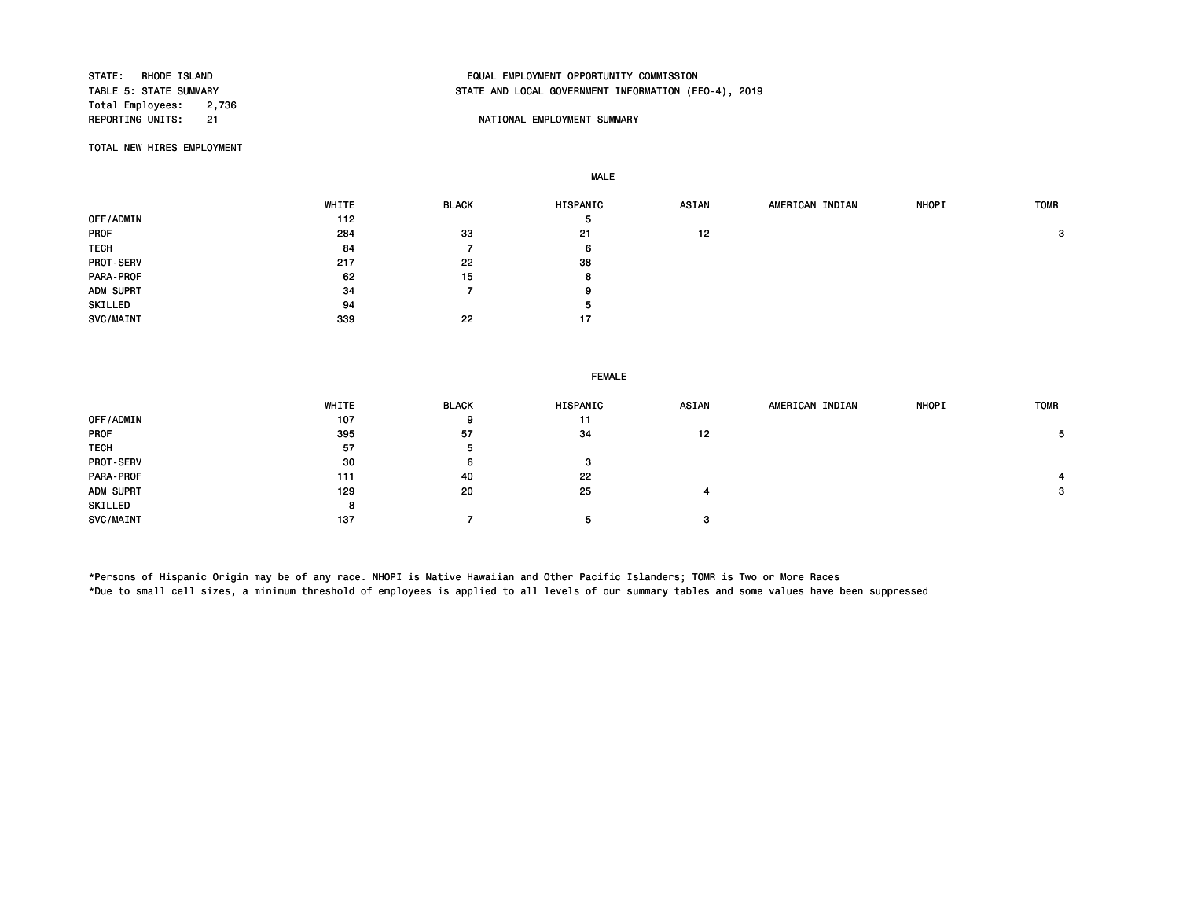STATE: RHODE ISLAND
TABLE 5: STATE SUMMARY
Total Employees: 2,736
REPORTING UNITS: 21

EQUAL EMPLOYMENT OPPORTUNITY COMMISSION
STATE AND LOCAL GOVERNMENT INFORMATION (EEO-4), 2019

NATIONAL EMPLOYMENT SUMMARY

TOTAL NEW HIRES EMPLOYMENT

**MALE**

| | WHITE | BLACK | HISPANIC | ASIAN | AMERICAN INDIAN | NHOPI | TOMR |
|---|---|---|---|---|---|---|---|
| OFF/ADMIN | 112 | | 5 | | | | |
| PROF | 284 | 33 | 21 | 12 | | | 3 |
| TECH | 84 | 7 | 6 | | | | |
| PROT-SERV | 217 | 22 | 38 | | | | |
| PARA-PROF | 62 | 15 | 8 | | | | |
| ADM SUPRT | 34 | 7 | 9 | | | | |
| SKILLED | 94 | | 5 | | | | |
| SVC/MAINT | 339 | 22 | 17 | | | | |

**FEMALE**

| | WHITE | BLACK | HISPANIC | ASIAN | AMERICAN INDIAN | NHOPI | TOMR |
|---|---|---|---|---|---|---|---|
| OFF/ADMIN | 107 | 9 | 11 | | | | |
| PROF | 395 | 57 | 34 | 12 | | | 5 |
| TECH | 57 | 5 | | | | | |
| PROT-SERV | 30 | 6 | 3 | | | | |
| PARA-PROF | 111 | 40 | 22 | | | | 4 |
| ADM SUPRT | 129 | 20 | 25 | 4 | | | 3 |
| SKILLED | 8 | | | | | | |
| SVC/MAINT | 137 | 7 | 5 | 3 | | | |

*Persons of Hispanic Origin may be of any race. NHOPI is Native Hawaiian and Other Pacific Islanders; TOMR is Two or More Races
*Due to small cell sizes, a minimum threshold of employees is applied to all levels of our summary tables and some values have been suppressed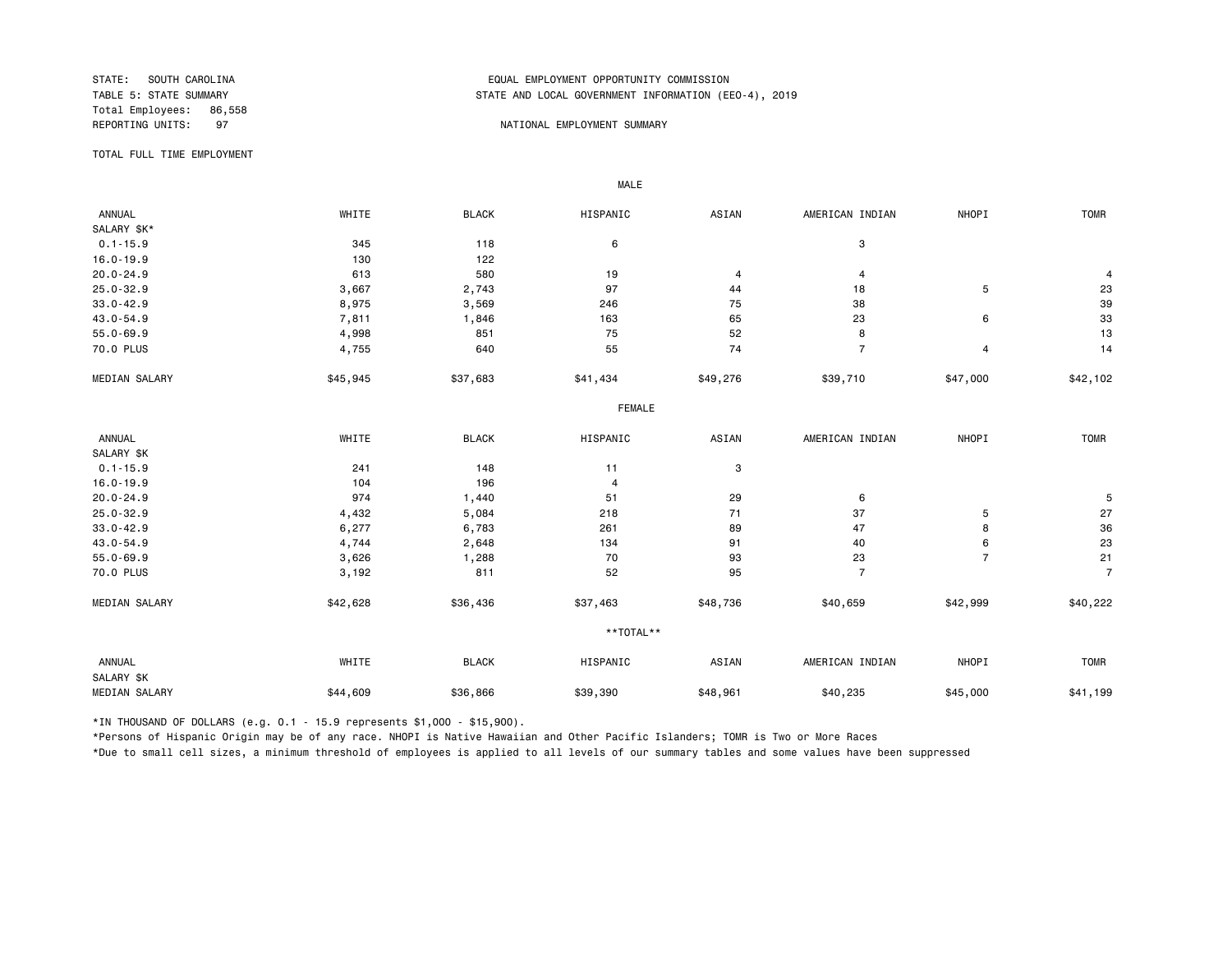STATE: SOUTH CAROLINA
TABLE 5: STATE SUMMARY
Total Employees: 86,558
REPORTING UNITS: 97

EQUAL EMPLOYMENT OPPORTUNITY COMMISSION
STATE AND LOCAL GOVERNMENT INFORMATION (EEO-4), 2019

NATIONAL EMPLOYMENT SUMMARY

TOTAL FULL TIME EMPLOYMENT

MALE

| ANNUAL SALARY $K* | WHITE | BLACK | HISPANIC | ASIAN | AMERICAN INDIAN | NHOPI | TOMR |
|---|---|---|---|---|---|---|---|
| 0.1-15.9 | 345 | 118 | 6 | | 3 | | |
| 16.0-19.9 | 130 | 122 | | | | | |
| 20.0-24.9 | 613 | 580 | 19 | 4 | 4 | | 4 |
| 25.0-32.9 | 3,667 | 2,743 | 97 | 44 | 18 | 5 | 23 |
| 33.0-42.9 | 8,975 | 3,569 | 246 | 75 | 38 | | 39 |
| 43.0-54.9 | 7,811 | 1,846 | 163 | 65 | 23 | 6 | 33 |
| 55.0-69.9 | 4,998 | 851 | 75 | 52 | 8 | | 13 |
| 70.0 PLUS | 4,755 | 640 | 55 | 74 | 7 | 4 | 14 |
| MEDIAN SALARY | $45,945 | $37,683 | $41,434 | $49,276 | $39,710 | $47,000 | $42,102 |

FEMALE

| ANNUAL SALARY $K | WHITE | BLACK | HISPANIC | ASIAN | AMERICAN INDIAN | NHOPI | TOMR |
|---|---|---|---|---|---|---|---|
| 0.1-15.9 | 241 | 148 | 11 | 3 | | | |
| 16.0-19.9 | 104 | 196 | 4 | | | | |
| 20.0-24.9 | 974 | 1,440 | 51 | 29 | 6 | | 5 |
| 25.0-32.9 | 4,432 | 5,084 | 218 | 71 | 37 | 5 | 27 |
| 33.0-42.9 | 6,277 | 6,783 | 261 | 89 | 47 | 8 | 36 |
| 43.0-54.9 | 4,744 | 2,648 | 134 | 91 | 40 | 6 | 23 |
| 55.0-69.9 | 3,626 | 1,288 | 70 | 93 | 23 | 7 | 21 |
| 70.0 PLUS | 3,192 | 811 | 52 | 95 | 7 | | 7 |
| MEDIAN SALARY | $42,628 | $36,436 | $37,463 | $48,736 | $40,659 | $42,999 | $40,222 |

**TOTAL**

| ANNUAL SALARY $K | WHITE | BLACK | HISPANIC | ASIAN | AMERICAN INDIAN | NHOPI | TOMR |
|---|---|---|---|---|---|---|---|
| MEDIAN SALARY | $44,609 | $36,866 | $39,390 | $48,961 | $40,235 | $45,000 | $41,199 |

*IN THOUSAND OF DOLLARS (e.g. 0.1 - 15.9 represents $1,000 - $15,900).

*Persons of Hispanic Origin may be of any race. NHOPI is Native Hawaiian and Other Pacific Islanders; TOMR is Two or More Races

*Due to small cell sizes, a minimum threshold of employees is applied to all levels of our summary tables and some values have been suppressed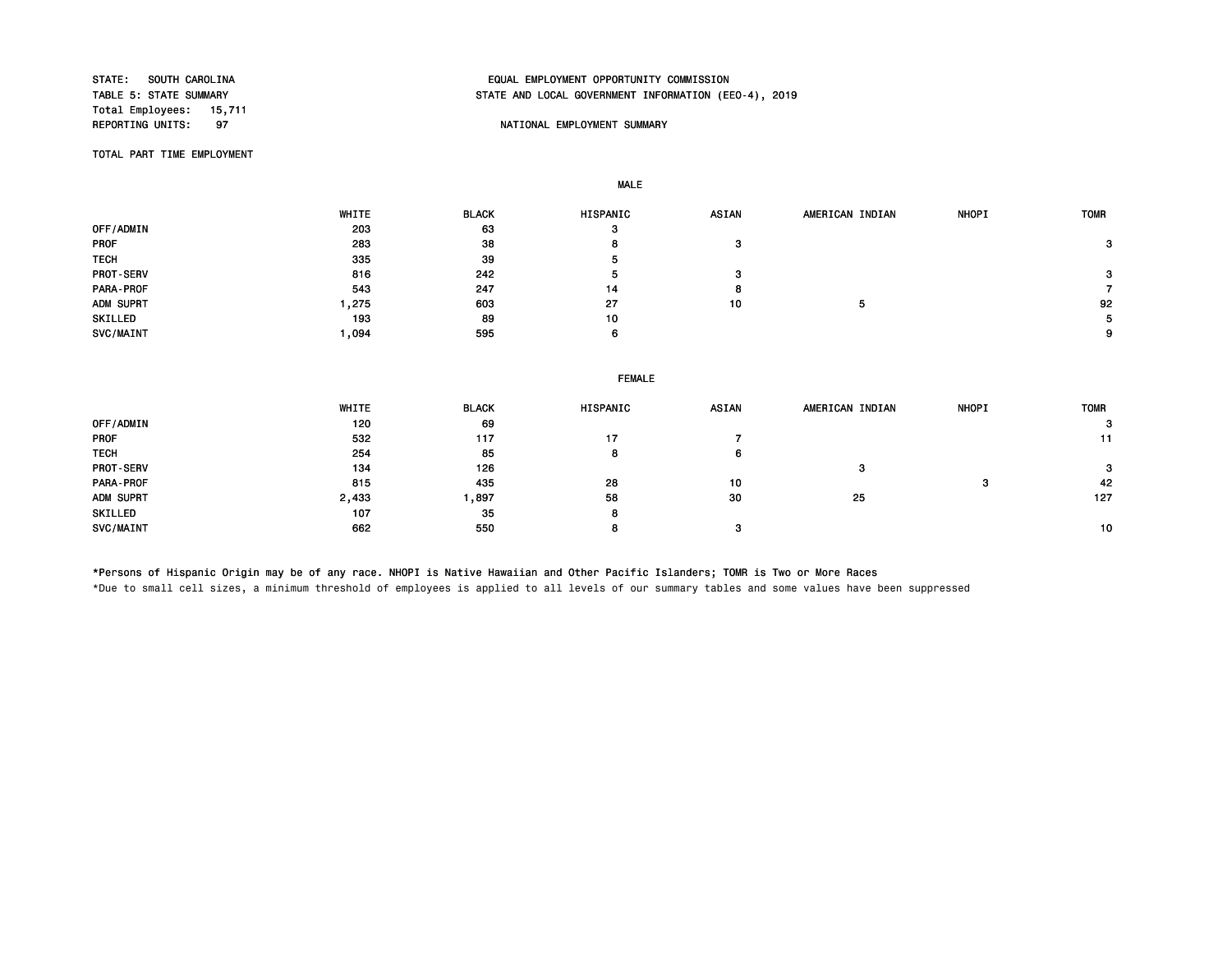STATE: SOUTH CAROLINA
TABLE 5: STATE SUMMARY
Total Employees: 15,711
REPORTING UNITS: 97

EQUAL EMPLOYMENT OPPORTUNITY COMMISSION
STATE AND LOCAL GOVERNMENT INFORMATION (EEO-4), 2019

NATIONAL EMPLOYMENT SUMMARY

TOTAL PART TIME EMPLOYMENT

**MALE**

| | WHITE | BLACK | HISPANIC | ASIAN | AMERICAN INDIAN | NHOPI | TOMR |
|---|---|---|---|---|---|---|---|
| OFF/ADMIN | 203 | 63 | 3 | | | | |
| PROF | 283 | 38 | 8 | 3 | | | 3 |
| TECH | 335 | 39 | 5 | | | | |
| PROT-SERV | 816 | 242 | 5 | 3 | | | 3 |
| PARA-PROF | 543 | 247 | 14 | 8 | | | 7 |
| ADM SUPRT | 1,275 | 603 | 27 | 10 | 5 | | 92 |
| SKILLED | 193 | 89 | 10 | | | | 5 |
| SVC/MAINT | 1,094 | 595 | 6 | | | | 9 |

**FEMALE**

| | WHITE | BLACK | HISPANIC | ASIAN | AMERICAN INDIAN | NHOPI | TOMR |
|---|---|---|---|---|---|---|---|
| OFF/ADMIN | 120 | 69 | | | | | 3 |
| PROF | 532 | 117 | 17 | 7 | | | 11 |
| TECH | 254 | 85 | 8 | 6 | | | |
| PROT-SERV | 134 | 126 | | | 3 | | 3 |
| PARA-PROF | 815 | 435 | 28 | 10 | | 3 | 42 |
| ADM SUPRT | 2,433 | 1,897 | 58 | 30 | 25 | | 127 |
| SKILLED | 107 | 35 | 8 | | | | |
| SVC/MAINT | 662 | 550 | 8 | 3 | | | 10 |

*Persons of Hispanic Origin may be of any race. NHOPI is Native Hawaiian and Other Pacific Islanders; TOMR is Two or More Races

*Due to small cell sizes, a minimum threshold of employees is applied to all levels of our summary tables and some values have been suppressed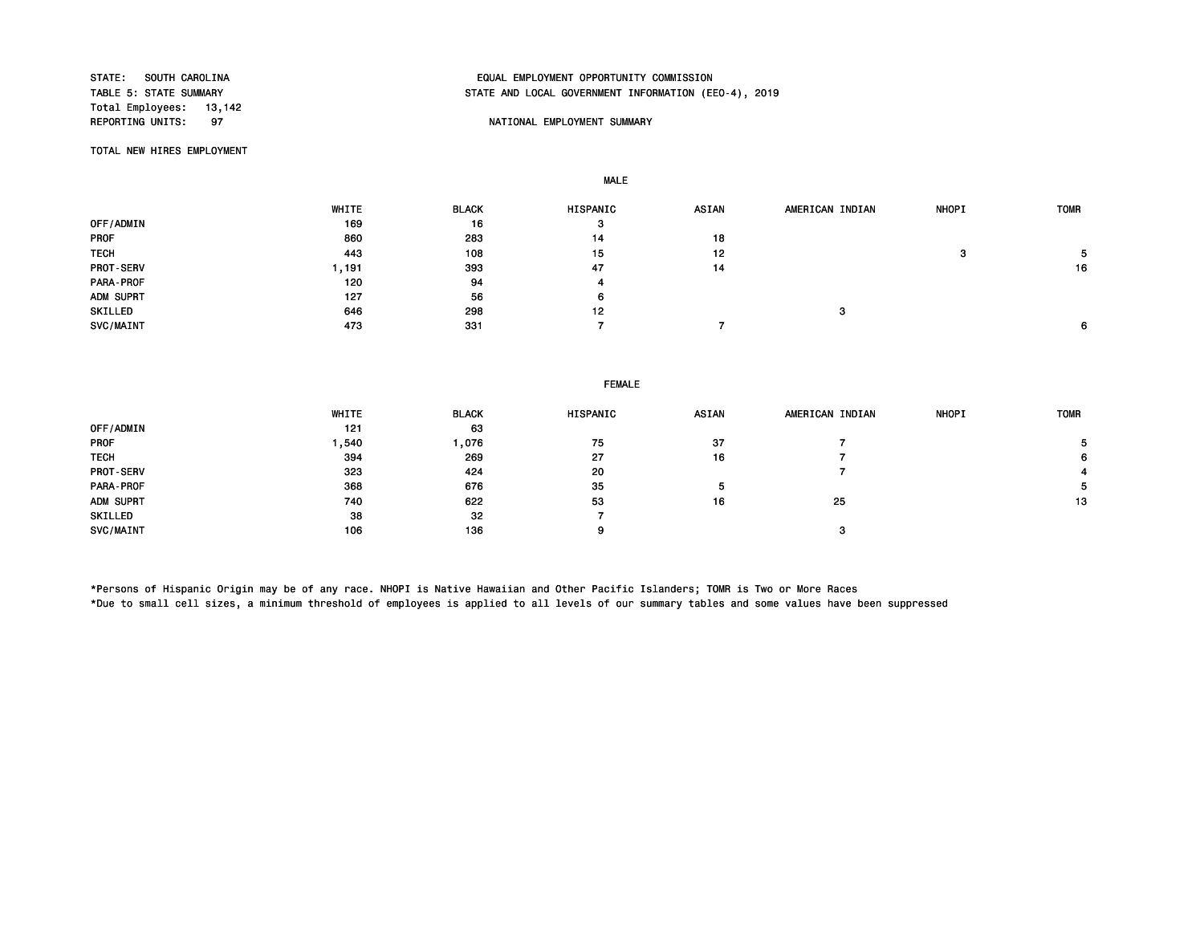STATE: SOUTH CAROLINA
TABLE 5: STATE SUMMARY
Total Employees: 13,142
REPORTING UNITS: 97

EQUAL EMPLOYMENT OPPORTUNITY COMMISSION
STATE AND LOCAL GOVERNMENT INFORMATION (EEO-4), 2019

NATIONAL EMPLOYMENT SUMMARY

TOTAL NEW HIRES EMPLOYMENT

MALE

| | WHITE | BLACK | HISPANIC | ASIAN | AMERICAN INDIAN | NHOPI | TOMR |
|---|---|---|---|---|---|---|---|
| OFF/ADMIN | 169 | 16 | 3 | | | | |
| PROF | 860 | 283 | 14 | 18 | | | |
| TECH | 443 | 108 | 15 | 12 | | 3 | 5 |
| PROT-SERV | 1,191 | 393 | 47 | 14 | | | 16 |
| PARA-PROF | 120 | 94 | 4 | | | | |
| ADM SUPRT | 127 | 56 | 6 | | | | |
| SKILLED | 646 | 298 | 12 | | 3 | | |
| SVC/MAINT | 473 | 331 | 7 | 7 | | | 6 |

FEMALE

| | WHITE | BLACK | HISPANIC | ASIAN | AMERICAN INDIAN | NHOPI | TOMR |
|---|---|---|---|---|---|---|---|
| OFF/ADMIN | 121 | 63 | | | | | |
| PROF | 1,540 | 1,076 | 75 | 37 | 7 | | 5 |
| TECH | 394 | 269 | 27 | 16 | 7 | | 6 |
| PROT-SERV | 323 | 424 | 20 | | 7 | | 4 |
| PARA-PROF | 368 | 676 | 35 | 5 | | | 5 |
| ADM SUPRT | 740 | 622 | 53 | 16 | 25 | | 13 |
| SKILLED | 38 | 32 | 7 | | | | |
| SVC/MAINT | 106 | 136 | 9 | | 3 | | |

*Persons of Hispanic Origin may be of any race. NHOPI is Native Hawaiian and Other Pacific Islanders; TOMR is Two or More Races
*Due to small cell sizes, a minimum threshold of employees is applied to all levels of our summary tables and some values have been suppressed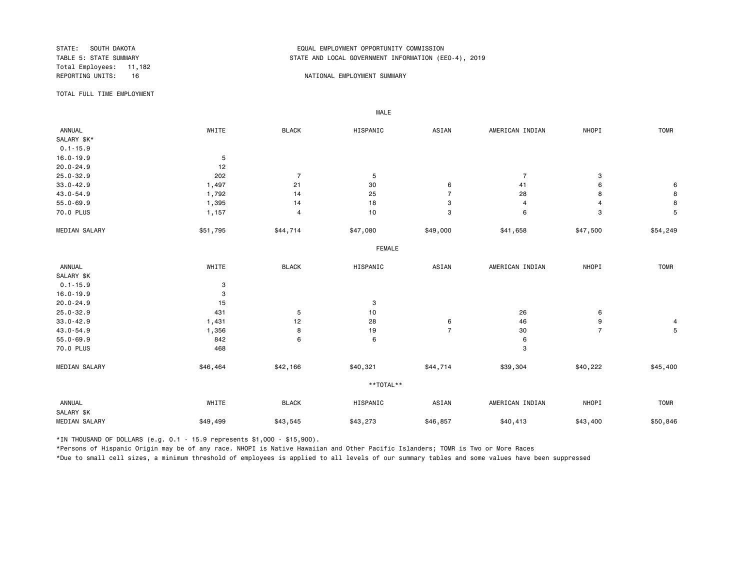STATE: SOUTH DAKOTA
TABLE 5: STATE SUMMARY
Total Employees: 11,182
REPORTING UNITS: 16

EQUAL EMPLOYMENT OPPORTUNITY COMMISSION
STATE AND LOCAL GOVERNMENT INFORMATION (EEO-4), 2019

NATIONAL EMPLOYMENT SUMMARY

TOTAL FULL TIME EMPLOYMENT

MALE

| ANNUAL SALARY $K* | WHITE | BLACK | HISPANIC | ASIAN | AMERICAN INDIAN | NHOPI | TOMR |
|---|---|---|---|---|---|---|---|
| 0.1-15.9 | | | | | | | |
| 16.0-19.9 | 5 | | | | | | |
| 20.0-24.9 | 12 | | | | | | |
| 25.0-32.9 | 202 | 7 | 5 | | 7 | 3 | |
| 33.0-42.9 | 1,497 | 21 | 30 | 6 | 41 | 6 | 6 |
| 43.0-54.9 | 1,792 | 14 | 25 | 7 | 28 | 8 | 8 |
| 55.0-69.9 | 1,395 | 14 | 18 | 3 | 4 | 4 | 8 |
| 70.0 PLUS | 1,157 | 4 | 10 | 3 | 6 | 3 | 5 |
| MEDIAN SALARY | $51,795 | $44,714 | $47,080 | $49,000 | $41,658 | $47,500 | $54,249 |

FEMALE

| ANNUAL SALARY $K | WHITE | BLACK | HISPANIC | ASIAN | AMERICAN INDIAN | NHOPI | TOMR |
|---|---|---|---|---|---|---|---|
| 0.1-15.9 | 3 | | | | | | |
| 16.0-19.9 | 3 | | | | | | |
| 20.0-24.9 | 15 | | 3 | | | | |
| 25.0-32.9 | 431 | 5 | 10 | | 26 | 6 | |
| 33.0-42.9 | 1,431 | 12 | 28 | 6 | 46 | 9 | 4 |
| 43.0-54.9 | 1,356 | 8 | 19 | 7 | 30 | 7 | 5 |
| 55.0-69.9 | 842 | 6 | 6 | | 6 | | |
| 70.0 PLUS | 468 | | | | 3 | | |
| MEDIAN SALARY | $46,464 | $42,166 | $40,321 | $44,714 | $39,304 | $40,222 | $45,400 |

**TOTAL**

| ANNUAL SALARY $K | WHITE | BLACK | HISPANIC | ASIAN | AMERICAN INDIAN | NHOPI | TOMR |
|---|---|---|---|---|---|---|---|
| MEDIAN SALARY | $49,499 | $43,545 | $43,273 | $46,857 | $40,413 | $43,400 | $50,846 |

*IN THOUSAND OF DOLLARS (e.g. 0.1 - 15.9 represents $1,000 - $15,900).

*Persons of Hispanic Origin may be of any race. NHOPI is Native Hawaiian and Other Pacific Islanders; TOMR is Two or More Races

*Due to small cell sizes, a minimum threshold of employees is applied to all levels of our summary tables and some values have been suppressed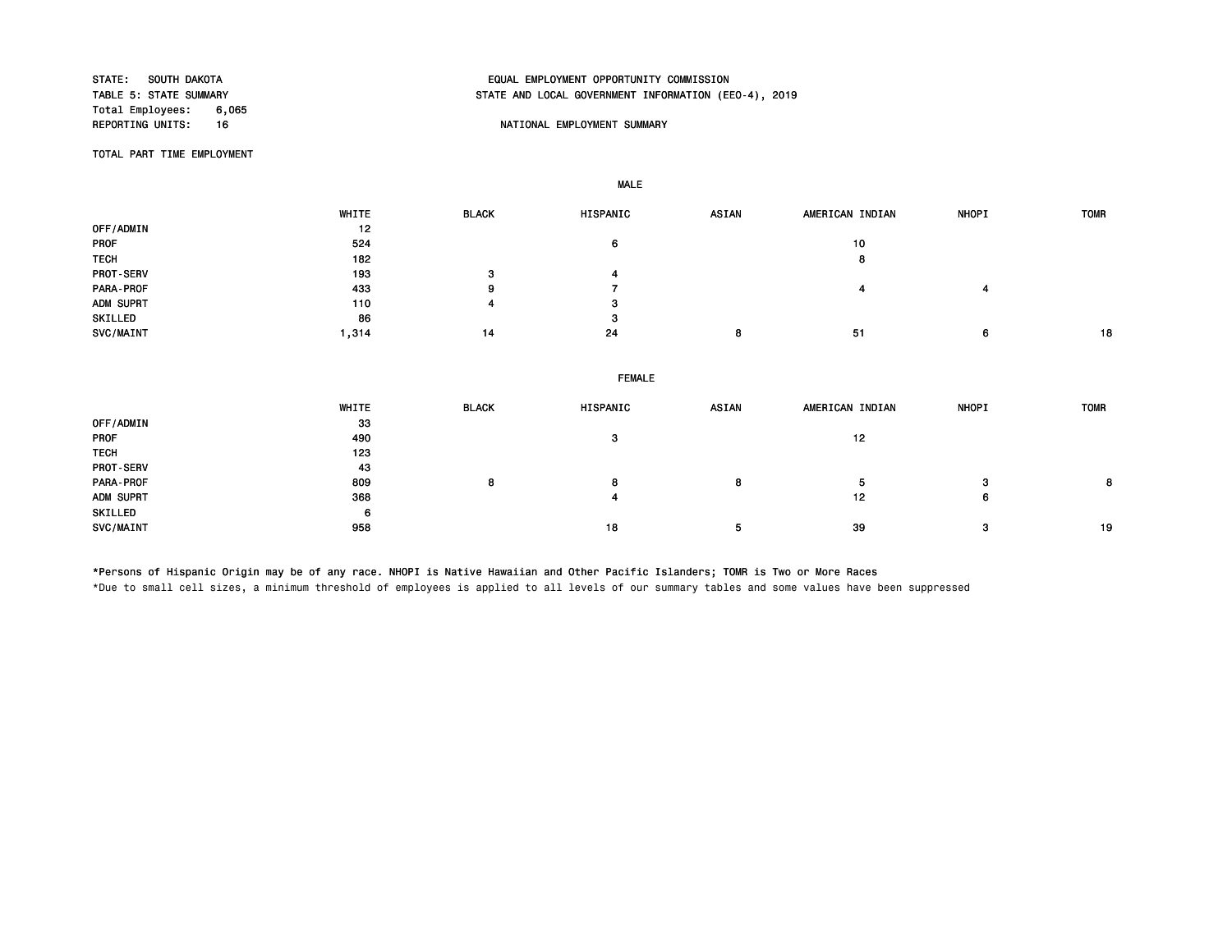STATE: SOUTH DAKOTA
TABLE 5: STATE SUMMARY
Total Employees: 6,065
REPORTING UNITS: 16

EQUAL EMPLOYMENT OPPORTUNITY COMMISSION
STATE AND LOCAL GOVERNMENT INFORMATION (EEO-4), 2019

NATIONAL EMPLOYMENT SUMMARY

TOTAL PART TIME EMPLOYMENT

**MALE**

| | WHITE | BLACK | HISPANIC | ASIAN | AMERICAN INDIAN | NHOPI | TOMR |
|---|---|---|---|---|---|---|---|
| OFF/ADMIN | 12 | | | | | | |
| PROF | 524 | | 6 | | 10 | | |
| TECH | 182 | | | | 8 | | |
| PROT-SERV | 193 | 3 | 4 | | | | |
| PARA-PROF | 433 | 9 | 7 | | 4 | 4 | |
| ADM SUPRT | 110 | 4 | 3 | | | | |
| SKILLED | 86 | | 3 | | | | |
| SVC/MAINT | 1,314 | 14 | 24 | 8 | 51 | 6 | 18 |

**FEMALE**

| | WHITE | BLACK | HISPANIC | ASIAN | AMERICAN INDIAN | NHOPI | TOMR |
|---|---|---|---|---|---|---|---|
| OFF/ADMIN | 33 | | | | | | |
| PROF | 490 | | 3 | | 12 | | |
| TECH | 123 | | | | | | |
| PROT-SERV | 43 | | | | | | |
| PARA-PROF | 809 | 8 | 8 | 8 | 5 | 3 | 8 |
| ADM SUPRT | 368 | | 4 | | 12 | 6 | |
| SKILLED | 6 | | | | | | |
| SVC/MAINT | 958 | | 18 | 5 | 39 | 3 | 19 |

*Persons of Hispanic Origin may be of any race. NHOPI is Native Hawaiian and Other Pacific Islanders; TOMR is Two or More Races

*Due to small cell sizes, a minimum threshold of employees is applied to all levels of our summary tables and some values have been suppressed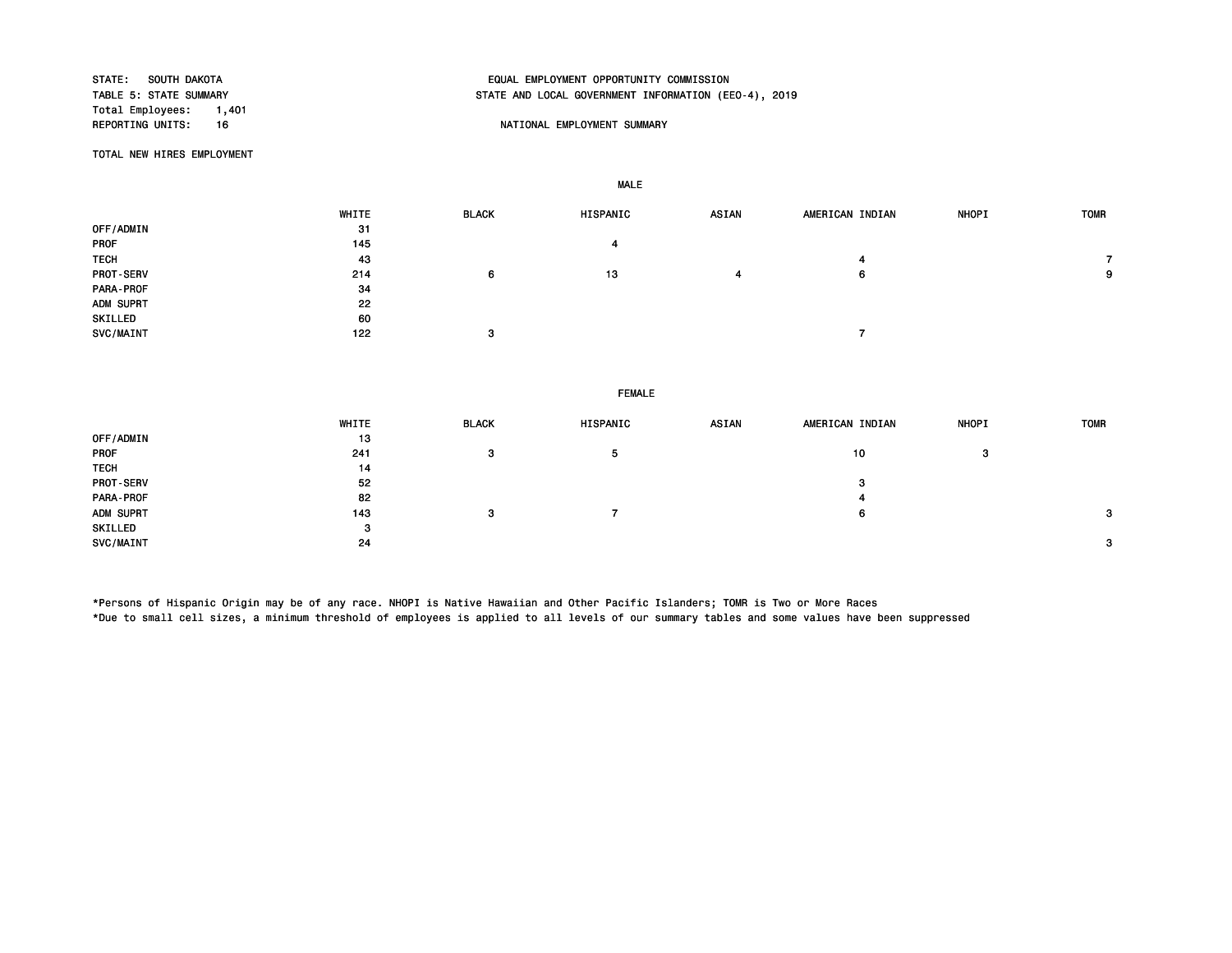STATE: SOUTH DAKOTA
TABLE 5: STATE SUMMARY
Total Employees: 1,401
REPORTING UNITS: 16

EQUAL EMPLOYMENT OPPORTUNITY COMMISSION
STATE AND LOCAL GOVERNMENT INFORMATION (EEO-4), 2019

NATIONAL EMPLOYMENT SUMMARY

TOTAL NEW HIRES EMPLOYMENT

**MALE**

| | WHITE | BLACK | HISPANIC | ASIAN | AMERICAN INDIAN | NHOPI | TOMR |
|---|---|---|---|---|---|---|---|
| OFF/ADMIN | 31 | | | | | | |
| PROF | 145 | | 4 | | | | |
| TECH | 43 | | | | 4 | | 7 |
| PROT-SERV | 214 | 6 | 13 | 4 | 6 | | 9 |
| PARA-PROF | 34 | | | | | | |
| ADM SUPRT | 22 | | | | | | |
| SKILLED | 60 | | | | | | |
| SVC/MAINT | 122 | 3 | | | 7 | | |

**FEMALE**

| | WHITE | BLACK | HISPANIC | ASIAN | AMERICAN INDIAN | NHOPI | TOMR |
|---|---|---|---|---|---|---|---|
| OFF/ADMIN | 13 | | | | | | |
| PROF | 241 | 3 | 5 | | 10 | 3 | |
| TECH | 14 | | | | | | |
| PROT-SERV | 52 | | | | 3 | | |
| PARA-PROF | 82 | | | | 4 | | |
| ADM SUPRT | 143 | 3 | 7 | | 6 | | 3 |
| SKILLED | 3 | | | | | | |
| SVC/MAINT | 24 | | | | | | 3 |

*Persons of Hispanic Origin may be of any race. NHOPI is Native Hawaiian and Other Pacific Islanders; TOMR is Two or More Races
*Due to small cell sizes, a minimum threshold of employees is applied to all levels of our summary tables and some values have been suppressed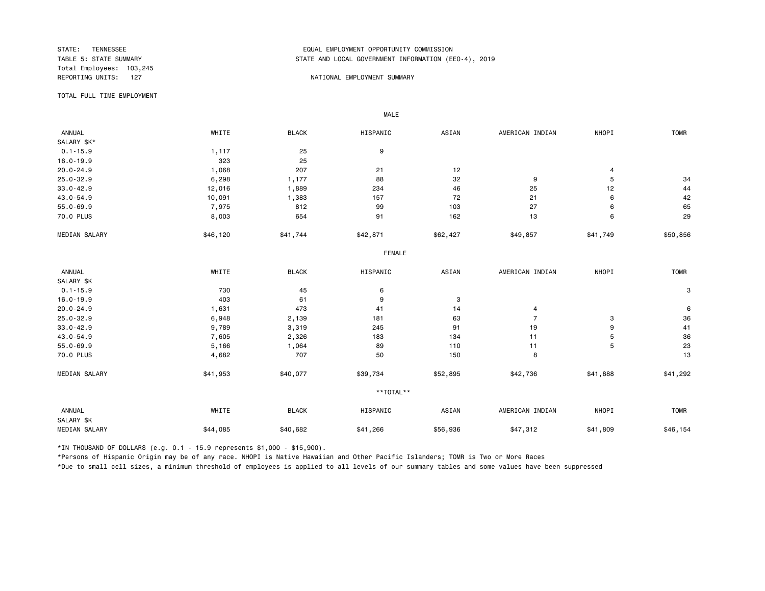STATE: TENNESSEE
TABLE 5: STATE SUMMARY
Total Employees: 103,245
REPORTING UNITS: 127

EQUAL EMPLOYMENT OPPORTUNITY COMMISSION
STATE AND LOCAL GOVERNMENT INFORMATION (EEO-4), 2019

NATIONAL EMPLOYMENT SUMMARY

TOTAL FULL TIME EMPLOYMENT

MALE

| ANNUAL SALARY $K* | WHITE | BLACK | HISPANIC | ASIAN | AMERICAN INDIAN | NHOPI | TOMR |
|---|---|---|---|---|---|---|---|
| 0.1-15.9 | 1,117 | 25 | 9 | | | | |
| 16.0-19.9 | 323 | 25 | | | | | |
| 20.0-24.9 | 1,068 | 207 | 21 | 12 | | 4 | |
| 25.0-32.9 | 6,298 | 1,177 | 88 | 32 | 9 | 5 | 34 |
| 33.0-42.9 | 12,016 | 1,889 | 234 | 46 | 25 | 12 | 44 |
| 43.0-54.9 | 10,091 | 1,383 | 157 | 72 | 21 | 6 | 42 |
| 55.0-69.9 | 7,975 | 812 | 99 | 103 | 27 | 6 | 65 |
| 70.0 PLUS | 8,003 | 654 | 91 | 162 | 13 | 6 | 29 |
| MEDIAN SALARY | $46,120 | $41,744 | $42,871 | $62,427 | $49,857 | $41,749 | $50,856 |

FEMALE

| ANNUAL SALARY $K | WHITE | BLACK | HISPANIC | ASIAN | AMERICAN INDIAN | NHOPI | TOMR |
|---|---|---|---|---|---|---|---|
| 0.1-15.9 | 730 | 45 | 6 | | | | 3 |
| 16.0-19.9 | 403 | 61 | 9 | 3 | | | |
| 20.0-24.9 | 1,631 | 473 | 41 | 14 | 4 | | 6 |
| 25.0-32.9 | 6,948 | 2,139 | 181 | 63 | 7 | 3 | 36 |
| 33.0-42.9 | 9,789 | 3,319 | 245 | 91 | 19 | 9 | 41 |
| 43.0-54.9 | 7,605 | 2,326 | 183 | 134 | 11 | 5 | 36 |
| 55.0-69.9 | 5,166 | 1,064 | 89 | 110 | 11 | 5 | 23 |
| 70.0 PLUS | 4,682 | 707 | 50 | 150 | 8 | | 13 |
| MEDIAN SALARY | $41,953 | $40,077 | $39,734 | $52,895 | $42,736 | $41,888 | $41,292 |

**TOTAL**

| ANNUAL SALARY $K | WHITE | BLACK | HISPANIC | ASIAN | AMERICAN INDIAN | NHOPI | TOMR |
|---|---|---|---|---|---|---|---|
| MEDIAN SALARY | $44,085 | $40,682 | $41,266 | $56,936 | $47,312 | $41,809 | $46,154 |

*IN THOUSAND OF DOLLARS (e.g. 0.1 - 15.9 represents $1,000 - $15,900).

*Persons of Hispanic Origin may be of any race. NHOPI is Native Hawaiian and Other Pacific Islanders; TOMR is Two or More Races

*Due to small cell sizes, a minimum threshold of employees is applied to all levels of our summary tables and some values have been suppressed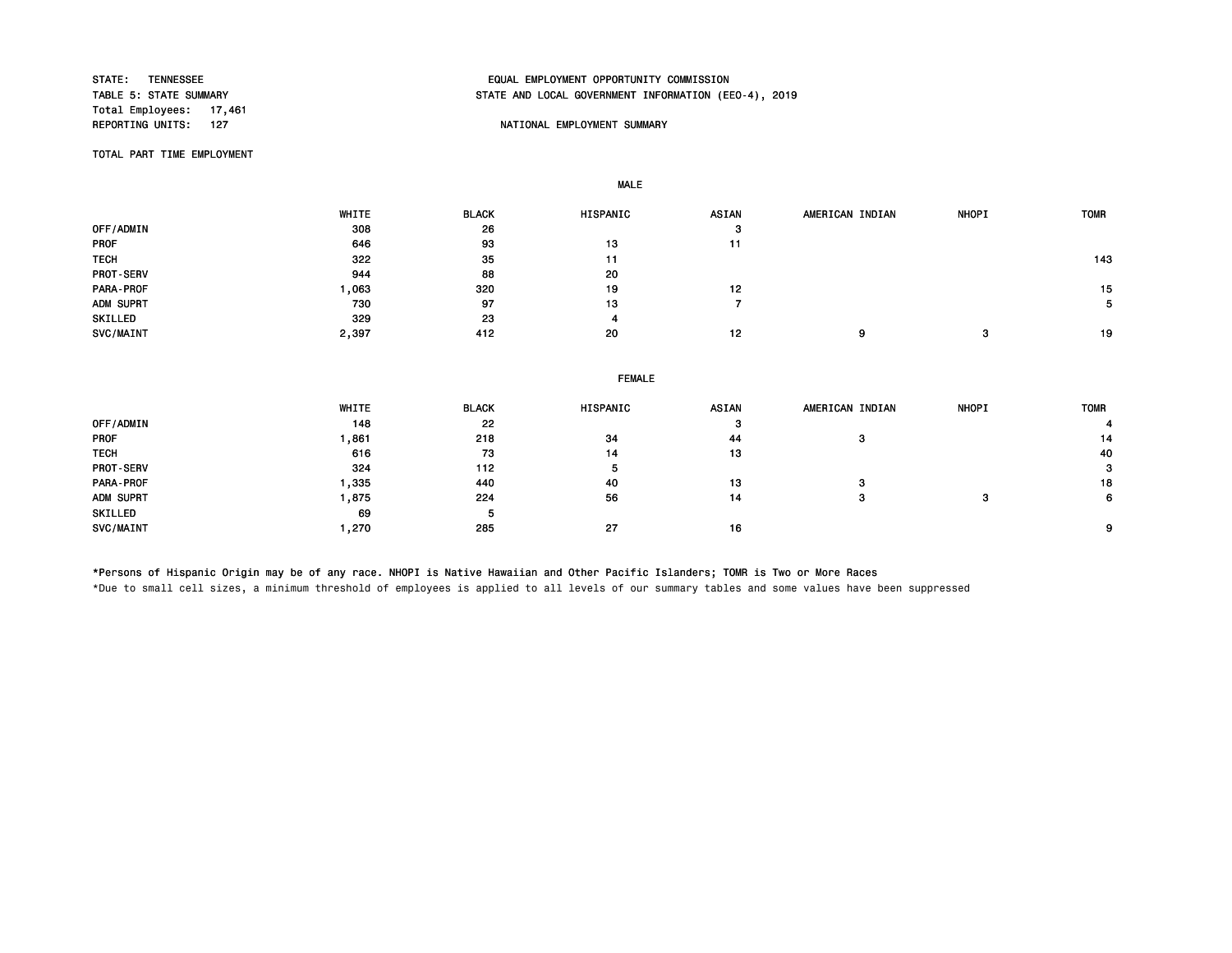STATE: TENNESSEE
TABLE 5: STATE SUMMARY
Total Employees: 17,461
REPORTING UNITS: 127

EQUAL EMPLOYMENT OPPORTUNITY COMMISSION
STATE AND LOCAL GOVERNMENT INFORMATION (EEO-4), 2019

NATIONAL EMPLOYMENT SUMMARY

TOTAL PART TIME EMPLOYMENT

**MALE**

| | WHITE | BLACK | HISPANIC | ASIAN | AMERICAN INDIAN | NHOPI | TOMR |
|---|---|---|---|---|---|---|---|
| OFF/ADMIN | 308 | 26 | | 3 | | | |
| PROF | 646 | 93 | 13 | 11 | | | |
| TECH | 322 | 35 | 11 | | | | 143 |
| PROT-SERV | 944 | 88 | 20 | | | | |
| PARA-PROF | 1,063 | 320 | 19 | 12 | | | 15 |
| ADM SUPRT | 730 | 97 | 13 | 7 | | | 5 |
| SKILLED | 329 | 23 | 4 | | | | |
| SVC/MAINT | 2,397 | 412 | 20 | 12 | 9 | 3 | 19 |

**FEMALE**

| | WHITE | BLACK | HISPANIC | ASIAN | AMERICAN INDIAN | NHOPI | TOMR |
|---|---|---|---|---|---|---|---|
| OFF/ADMIN | 148 | 22 | | 3 | | | 4 |
| PROF | 1,861 | 218 | 34 | 44 | 3 | | 14 |
| TECH | 616 | 73 | 14 | 13 | | | 40 |
| PROT-SERV | 324 | 112 | 5 | | | | 3 |
| PARA-PROF | 1,335 | 440 | 40 | 13 | 3 | | 18 |
| ADM SUPRT | 1,875 | 224 | 56 | 14 | 3 | 3 | 6 |
| SKILLED | 69 | 5 | | | | | |
| SVC/MAINT | 1,270 | 285 | 27 | 16 | | | 9 |

*Persons of Hispanic Origin may be of any race. NHOPI is Native Hawaiian and Other Pacific Islanders; TOMR is Two or More Races

*Due to small cell sizes, a minimum threshold of employees is applied to all levels of our summary tables and some values have been suppressed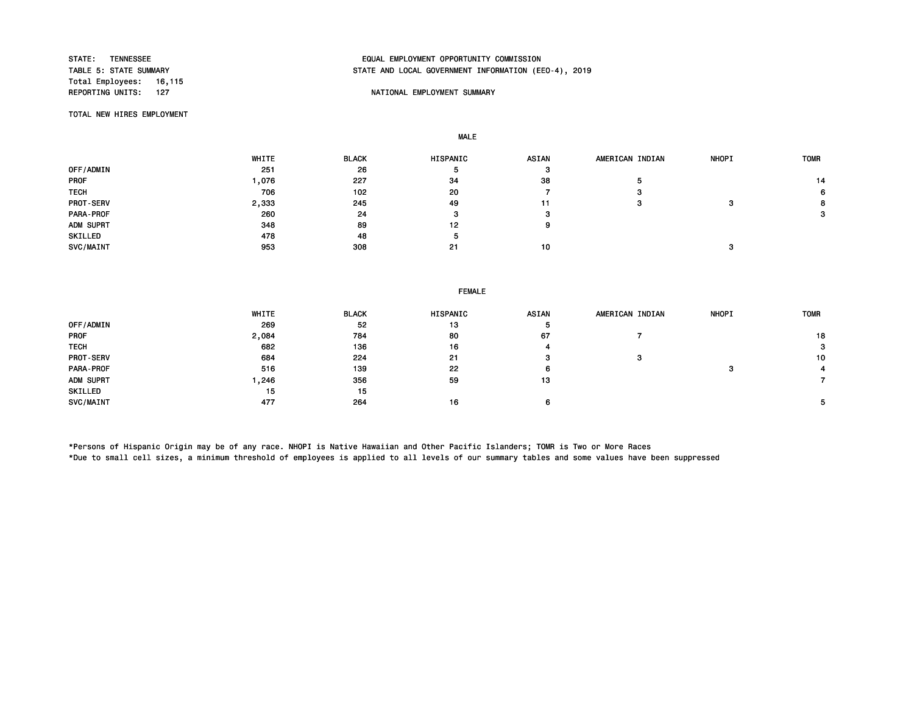STATE: TENNESSEE
TABLE 5: STATE SUMMARY
Total Employees: 16,115
REPORTING UNITS: 127

EQUAL EMPLOYMENT OPPORTUNITY COMMISSION
STATE AND LOCAL GOVERNMENT INFORMATION (EEO-4), 2019

NATIONAL EMPLOYMENT SUMMARY

TOTAL NEW HIRES EMPLOYMENT

**MALE**

| | WHITE | BLACK | HISPANIC | ASIAN | AMERICAN INDIAN | NHOPI | TOMR |
|---|---|---|---|---|---|---|---|
| OFF/ADMIN | 251 | 26 | 5 | 3 | | | |
| PROF | 1,076 | 227 | 34 | 38 | 5 | | 14 |
| TECH | 706 | 102 | 20 | 7 | 3 | | 6 |
| PROT-SERV | 2,333 | 245 | 49 | 11 | 3 | 3 | 8 |
| PARA-PROF | 260 | 24 | 3 | 3 | | | 3 |
| ADM SUPRT | 348 | 89 | 12 | 9 | | | |
| SKILLED | 478 | 48 | 5 | | | | |
| SVC/MAINT | 953 | 308 | 21 | 10 | | 3 | |

**FEMALE**

| | WHITE | BLACK | HISPANIC | ASIAN | AMERICAN INDIAN | NHOPI | TOMR |
|---|---|---|---|---|---|---|---|
| OFF/ADMIN | 269 | 52 | 13 | 5 | | | |
| PROF | 2,084 | 784 | 80 | 67 | 7 | | 18 |
| TECH | 682 | 136 | 16 | 4 | | | 3 |
| PROT-SERV | 684 | 224 | 21 | 3 | 3 | | 10 |
| PARA-PROF | 516 | 139 | 22 | 6 | | 3 | 4 |
| ADM SUPRT | 1,246 | 356 | 59 | 13 | | | 7 |
| SKILLED | 15 | 15 | | | | | |
| SVC/MAINT | 477 | 264 | 16 | 6 | | | 5 |

*Persons of Hispanic Origin may be of any race. NHOPI is Native Hawaiian and Other Pacific Islanders; TOMR is Two or More Races
*Due to small cell sizes, a minimum threshold of employees is applied to all levels of our summary tables and some values have been suppressed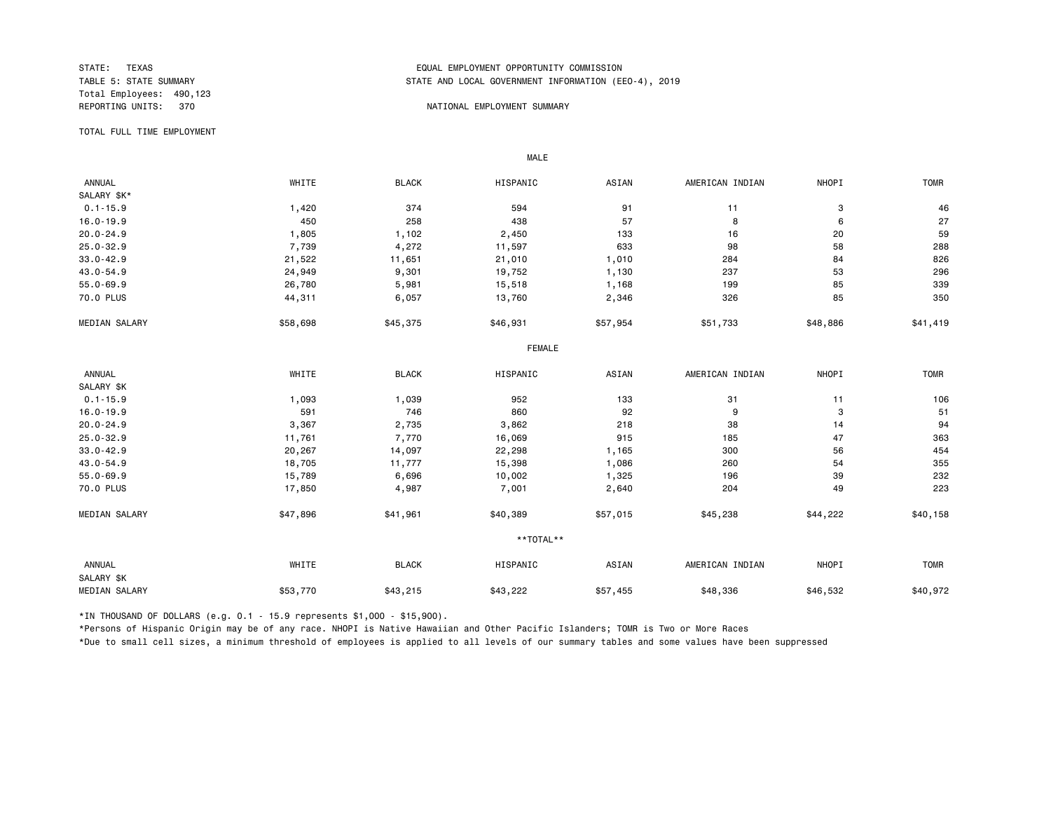STATE: TEXAS
TABLE 5: STATE SUMMARY
Total Employees: 490,123
REPORTING UNITS: 370

EQUAL EMPLOYMENT OPPORTUNITY COMMISSION
STATE AND LOCAL GOVERNMENT INFORMATION (EEO-4), 2019

NATIONAL EMPLOYMENT SUMMARY

TOTAL FULL TIME EMPLOYMENT

MALE

| ANNUAL SALARY $K* | WHITE | BLACK | HISPANIC | ASIAN | AMERICAN INDIAN | NHOPI | TOMR |
|---|---|---|---|---|---|---|---|
| 0.1-15.9 | 1,420 | 374 | 594 | 91 | 11 | 3 | 46 |
| 16.0-19.9 | 450 | 258 | 438 | 57 | 8 | 6 | 27 |
| 20.0-24.9 | 1,805 | 1,102 | 2,450 | 133 | 16 | 20 | 59 |
| 25.0-32.9 | 7,739 | 4,272 | 11,597 | 633 | 98 | 58 | 288 |
| 33.0-42.9 | 21,522 | 11,651 | 21,010 | 1,010 | 284 | 84 | 826 |
| 43.0-54.9 | 24,949 | 9,301 | 19,752 | 1,130 | 237 | 53 | 296 |
| 55.0-69.9 | 26,780 | 5,981 | 15,518 | 1,168 | 199 | 85 | 339 |
| 70.0 PLUS | 44,311 | 6,057 | 13,760 | 2,346 | 326 | 85 | 350 |
| MEDIAN SALARY | $58,698 | $45,375 | $46,931 | $57,954 | $51,733 | $48,886 | $41,419 |

FEMALE

| ANNUAL SALARY $K | WHITE | BLACK | HISPANIC | ASIAN | AMERICAN INDIAN | NHOPI | TOMR |
|---|---|---|---|---|---|---|---|
| 0.1-15.9 | 1,093 | 1,039 | 952 | 133 | 31 | 11 | 106 |
| 16.0-19.9 | 591 | 746 | 860 | 92 | 9 | 3 | 51 |
| 20.0-24.9 | 3,367 | 2,735 | 3,862 | 218 | 38 | 14 | 94 |
| 25.0-32.9 | 11,761 | 7,770 | 16,069 | 915 | 185 | 47 | 363 |
| 33.0-42.9 | 20,267 | 14,097 | 22,298 | 1,165 | 300 | 56 | 454 |
| 43.0-54.9 | 18,705 | 11,777 | 15,398 | 1,086 | 260 | 54 | 355 |
| 55.0-69.9 | 15,789 | 6,696 | 10,002 | 1,325 | 196 | 39 | 232 |
| 70.0 PLUS | 17,850 | 4,987 | 7,001 | 2,640 | 204 | 49 | 223 |
| MEDIAN SALARY | $47,896 | $41,961 | $40,389 | $57,015 | $45,238 | $44,222 | $40,158 |

**TOTAL**

| ANNUAL SALARY $K | WHITE | BLACK | HISPANIC | ASIAN | AMERICAN INDIAN | NHOPI | TOMR |
|---|---|---|---|---|---|---|---|
| MEDIAN SALARY | $53,770 | $43,215 | $43,222 | $57,455 | $48,336 | $46,532 | $40,972 |

*IN THOUSAND OF DOLLARS (e.g. 0.1 - 15.9 represents $1,000 - $15,900).

*Persons of Hispanic Origin may be of any race. NHOPI is Native Hawaiian and Other Pacific Islanders; TOMR is Two or More Races

*Due to small cell sizes, a minimum threshold of employees is applied to all levels of our summary tables and some values have been suppressed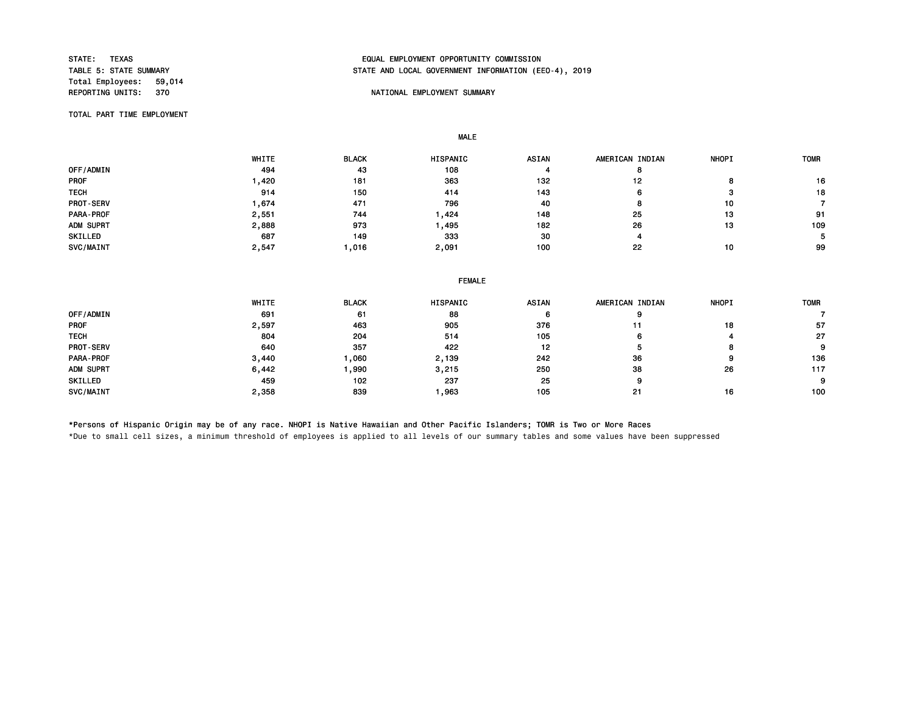STATE: TEXAS
TABLE 5: STATE SUMMARY
Total Employees: 59,014
REPORTING UNITS: 370

EQUAL EMPLOYMENT OPPORTUNITY COMMISSION
STATE AND LOCAL GOVERNMENT INFORMATION (EEO-4), 2019

NATIONAL EMPLOYMENT SUMMARY

TOTAL PART TIME EMPLOYMENT

MALE

| | WHITE | BLACK | HISPANIC | ASIAN | AMERICAN INDIAN | NHOPI | TOMR |
|---|---|---|---|---|---|---|---|
| OFF/ADMIN | 494 | 43 | 108 | 4 | 8 | | |
| PROF | 1,420 | 181 | 363 | 132 | 12 | 8 | 16 |
| TECH | 914 | 150 | 414 | 143 | 6 | 3 | 18 |
| PROT-SERV | 1,674 | 471 | 796 | 40 | 8 | 10 | 7 |
| PARA-PROF | 2,551 | 744 | 1,424 | 148 | 25 | 13 | 91 |
| ADM SUPRT | 2,888 | 973 | 1,495 | 182 | 26 | 13 | 109 |
| SKILLED | 687 | 149 | 333 | 30 | 4 | | 5 |
| SVC/MAINT | 2,547 | 1,016 | 2,091 | 100 | 22 | 10 | 99 |

FEMALE

| | WHITE | BLACK | HISPANIC | ASIAN | AMERICAN INDIAN | NHOPI | TOMR |
|---|---|---|---|---|---|---|---|
| OFF/ADMIN | 691 | 61 | 88 | 6 | 9 | | 7 |
| PROF | 2,597 | 463 | 905 | 376 | 11 | 18 | 57 |
| TECH | 804 | 204 | 514 | 105 | 6 | 4 | 27 |
| PROT-SERV | 640 | 357 | 422 | 12 | 5 | 8 | 9 |
| PARA-PROF | 3,440 | 1,060 | 2,139 | 242 | 36 | 9 | 136 |
| ADM SUPRT | 6,442 | 1,990 | 3,215 | 250 | 38 | 26 | 117 |
| SKILLED | 459 | 102 | 237 | 25 | 9 | | 9 |
| SVC/MAINT | 2,358 | 839 | 1,963 | 105 | 21 | 16 | 100 |

*Persons of Hispanic Origin may be of any race. NHOPI is Native Hawaiian and Other Pacific Islanders; TOMR is Two or More Races

*Due to small cell sizes, a minimum threshold of employees is applied to all levels of our summary tables and some values have been suppressed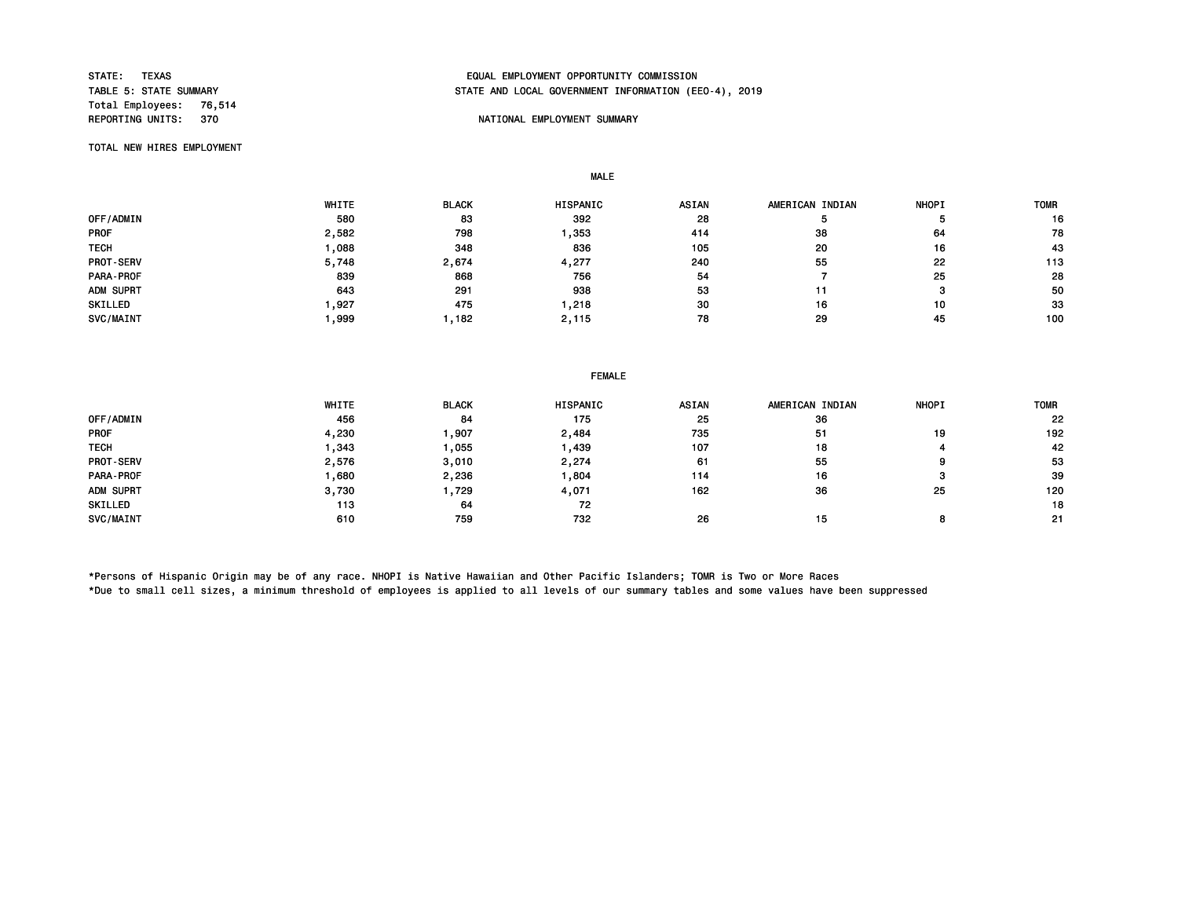STATE: TEXAS
TABLE 5: STATE SUMMARY
Total Employees: 76,514
REPORTING UNITS: 370

EQUAL EMPLOYMENT OPPORTUNITY COMMISSION
STATE AND LOCAL GOVERNMENT INFORMATION (EEO-4), 2019

NATIONAL EMPLOYMENT SUMMARY

TOTAL NEW HIRES EMPLOYMENT

**MALE**

| | WHITE | BLACK | HISPANIC | ASIAN | AMERICAN INDIAN | NHOPI | TOMR |
|---|---|---|---|---|---|---|---|
| OFF/ADMIN | 580 | 83 | 392 | 28 | 5 | 5 | 16 |
| PROF | 2,582 | 798 | 1,353 | 414 | 38 | 64 | 78 |
| TECH | 1,088 | 348 | 836 | 105 | 20 | 16 | 43 |
| PROT-SERV | 5,748 | 2,674 | 4,277 | 240 | 55 | 22 | 113 |
| PARA-PROF | 839 | 868 | 756 | 54 | 7 | 25 | 28 |
| ADM SUPRT | 643 | 291 | 938 | 53 | 11 | 3 | 50 |
| SKILLED | 1,927 | 475 | 1,218 | 30 | 16 | 10 | 33 |
| SVC/MAINT | 1,999 | 1,182 | 2,115 | 78 | 29 | 45 | 100 |

**FEMALE**

| | WHITE | BLACK | HISPANIC | ASIAN | AMERICAN INDIAN | NHOPI | TOMR |
|---|---|---|---|---|---|---|---|
| OFF/ADMIN | 456 | 84 | 175 | 25 | 36 | | 22 |
| PROF | 4,230 | 1,907 | 2,484 | 735 | 51 | 19 | 192 |
| TECH | 1,343 | 1,055 | 1,439 | 107 | 18 | 4 | 42 |
| PROT-SERV | 2,576 | 3,010 | 2,274 | 61 | 55 | 9 | 53 |
| PARA-PROF | 1,680 | 2,236 | 1,804 | 114 | 16 | 3 | 39 |
| ADM SUPRT | 3,730 | 1,729 | 4,071 | 162 | 36 | 25 | 120 |
| SKILLED | 113 | 64 | 72 | | | | 18 |
| SVC/MAINT | 610 | 759 | 732 | 26 | 15 | 8 | 21 |

*Persons of Hispanic Origin may be of any race. NHOPI is Native Hawaiian and Other Pacific Islanders; TOMR is Two or More Races
*Due to small cell sizes, a minimum threshold of employees is applied to all levels of our summary tables and some values have been suppressed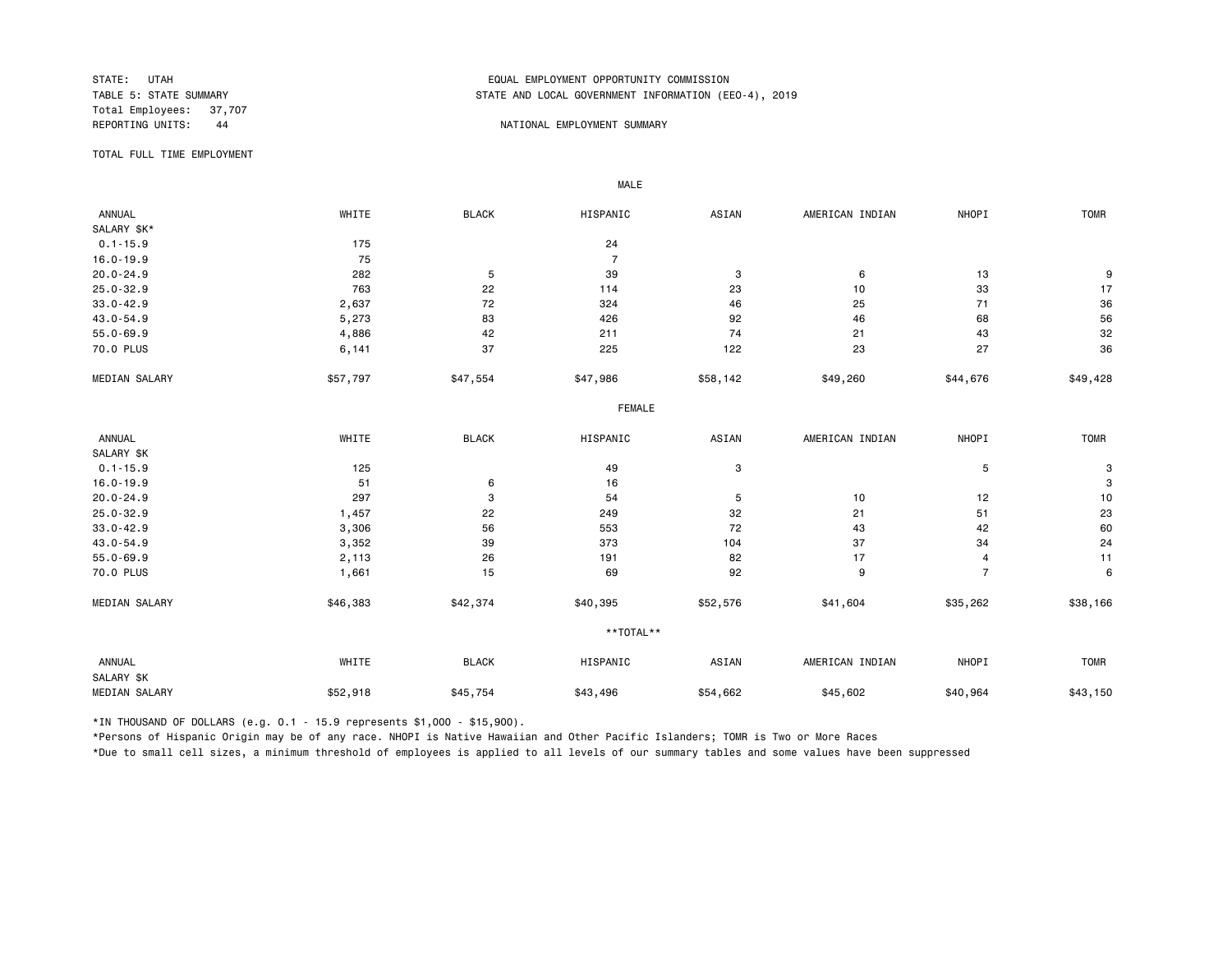STATE: UTAH
TABLE 5: STATE SUMMARY
Total Employees: 37,707
REPORTING UNITS: 44

EQUAL EMPLOYMENT OPPORTUNITY COMMISSION
STATE AND LOCAL GOVERNMENT INFORMATION (EEO-4), 2019

NATIONAL EMPLOYMENT SUMMARY

TOTAL FULL TIME EMPLOYMENT

**MALE**

| ANNUAL SALARY $K* | WHITE | BLACK | HISPANIC | ASIAN | AMERICAN INDIAN | NHOPI | TOMR |
|---|---|---|---|---|---|---|---|
| 0.1-15.9 | 175 | | 24 | | | | |
| 16.0-19.9 | 75 | | 7 | | | | |
| 20.0-24.9 | 282 | 5 | 39 | 3 | 6 | 13 | 9 |
| 25.0-32.9 | 763 | 22 | 114 | 23 | 10 | 33 | 17 |
| 33.0-42.9 | 2,637 | 72 | 324 | 46 | 25 | 71 | 36 |
| 43.0-54.9 | 5,273 | 83 | 426 | 92 | 46 | 68 | 56 |
| 55.0-69.9 | 4,886 | 42 | 211 | 74 | 21 | 43 | 32 |
| 70.0 PLUS | 6,141 | 37 | 225 | 122 | 23 | 27 | 36 |
| MEDIAN SALARY | $57,797 | $47,554 | $47,986 | $58,142 | $49,260 | $44,676 | $49,428 |

**FEMALE**

| ANNUAL SALARY $K | WHITE | BLACK | HISPANIC | ASIAN | AMERICAN INDIAN | NHOPI | TOMR |
|---|---|---|---|---|---|---|---|
| 0.1-15.9 | 125 | | 49 | 3 | | 5 | 3 |
| 16.0-19.9 | 51 | 6 | 16 | | | | 3 |
| 20.0-24.9 | 297 | 3 | 54 | 5 | 10 | 12 | 10 |
| 25.0-32.9 | 1,457 | 22 | 249 | 32 | 21 | 51 | 23 |
| 33.0-42.9 | 3,306 | 56 | 553 | 72 | 43 | 42 | 60 |
| 43.0-54.9 | 3,352 | 39 | 373 | 104 | 37 | 34 | 24 |
| 55.0-69.9 | 2,113 | 26 | 191 | 82 | 17 | 4 | 11 |
| 70.0 PLUS | 1,661 | 15 | 69 | 92 | 9 | 7 | 6 |
| MEDIAN SALARY | $46,383 | $42,374 | $40,395 | $52,576 | $41,604 | $35,262 | $38,166 |

**\*\*TOTAL\*\***

| ANNUAL SALARY $K | WHITE | BLACK | HISPANIC | ASIAN | AMERICAN INDIAN | NHOPI | TOMR |
|---|---|---|---|---|---|---|---|
| MEDIAN SALARY | $52,918 | $45,754 | $43,496 | $54,662 | $45,602 | $40,964 | $43,150 |

*IN THOUSAND OF DOLLARS (e.g. 0.1 - 15.9 represents $1,000 - $15,900).

*Persons of Hispanic Origin may be of any race. NHOPI is Native Hawaiian and Other Pacific Islanders; TOMR is Two or More Races

*Due to small cell sizes, a minimum threshold of employees is applied to all levels of our summary tables and some values have been suppressed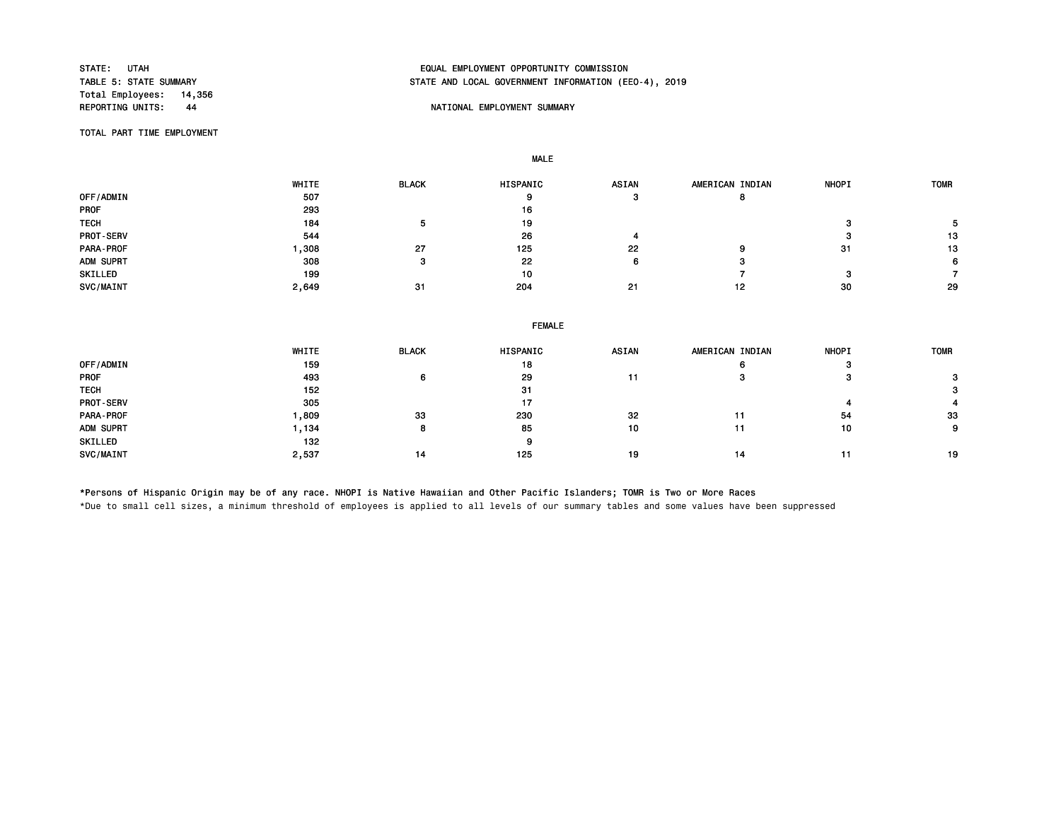STATE: UTAH
TABLE 5: STATE SUMMARY
Total Employees: 14,356
REPORTING UNITS: 44

EQUAL EMPLOYMENT OPPORTUNITY COMMISSION
STATE AND LOCAL GOVERNMENT INFORMATION (EEO-4), 2019

NATIONAL EMPLOYMENT SUMMARY

TOTAL PART TIME EMPLOYMENT

**MALE**

| | WHITE | BLACK | HISPANIC | ASIAN | AMERICAN INDIAN | NHOPI | TOMR |
|---|---|---|---|---|---|---|---|
| OFF/ADMIN | 507 | | 9 | 3 | 8 | | |
| PROF | 293 | | 16 | | | | |
| TECH | 184 | 5 | 19 | | | 3 | 5 |
| PROT-SERV | 544 | | 26 | 4 | | 3 | 13 |
| PARA-PROF | 1,308 | 27 | 125 | 22 | 9 | 31 | 13 |
| ADM SUPRT | 308 | 3 | 22 | 6 | 3 | | 6 |
| SKILLED | 199 | | 10 | | 7 | 3 | 7 |
| SVC/MAINT | 2,649 | 31 | 204 | 21 | 12 | 30 | 29 |

**FEMALE**

| | WHITE | BLACK | HISPANIC | ASIAN | AMERICAN INDIAN | NHOPI | TOMR |
|---|---|---|---|---|---|---|---|
| OFF/ADMIN | 159 | | 18 | | 6 | 3 | |
| PROF | 493 | 6 | 29 | 11 | 3 | 3 | 3 |
| TECH | 152 | | 31 | | | | 3 |
| PROT-SERV | 305 | | 17 | | | 4 | 4 |
| PARA-PROF | 1,809 | 33 | 230 | 32 | 11 | 54 | 33 |
| ADM SUPRT | 1,134 | 8 | 85 | 10 | 11 | 10 | 9 |
| SKILLED | 132 | | 9 | | | | |
| SVC/MAINT | 2,537 | 14 | 125 | 19 | 14 | 11 | 19 |

*Persons of Hispanic Origin may be of any race. NHOPI is Native Hawaiian and Other Pacific Islanders; TOMR is Two or More Races

*Due to small cell sizes, a minimum threshold of employees is applied to all levels of our summary tables and some values have been suppressed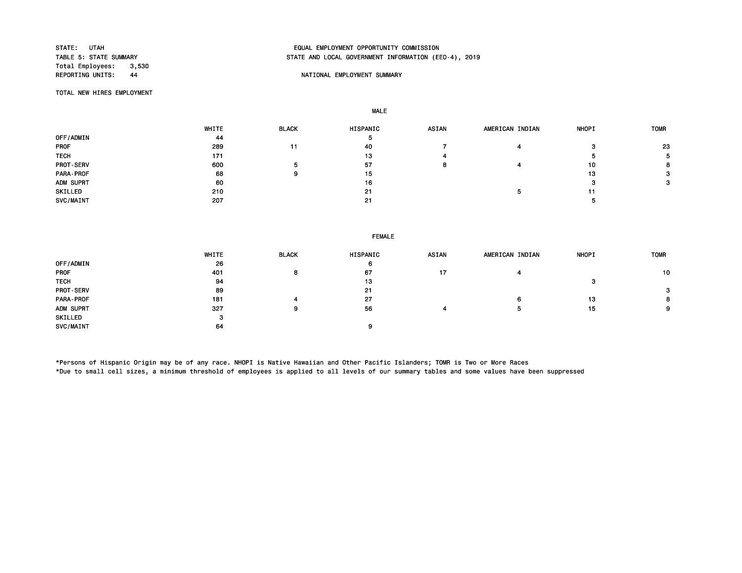STATE: UTAH
TABLE 5: STATE SUMMARY
Total Employees: 3,530
REPORTING UNITS: 44

EQUAL EMPLOYMENT OPPORTUNITY COMMISSION
STATE AND LOCAL GOVERNMENT INFORMATION (EEO-4), 2019

NATIONAL EMPLOYMENT SUMMARY

TOTAL NEW HIRES EMPLOYMENT

MALE

| | WHITE | BLACK | HISPANIC | ASIAN | AMERICAN INDIAN | NHOPI | TOMR |
|---|---|---|---|---|---|---|---|
| OFF/ADMIN | 44 | | 5 | | | | |
| PROF | 289 | 11 | 40 | 7 | 4 | 3 | 23 |
| TECH | 171 | | 13 | 4 | | 5 | 5 |
| PROT-SERV | 600 | 5 | 57 | 8 | 4 | 10 | 8 |
| PARA-PROF | 68 | 9 | 15 | | | 13 | 3 |
| ADM SUPRT | 60 | | 16 | | | 3 | 3 |
| SKILLED | 210 | | 21 | | 5 | 11 | |
| SVC/MAINT | 207 | | 21 | | | 5 | |

FEMALE

| | WHITE | BLACK | HISPANIC | ASIAN | AMERICAN INDIAN | NHOPI | TOMR |
|---|---|---|---|---|---|---|---|
| OFF/ADMIN | 26 | | 6 | | | | |
| PROF | 401 | 8 | 67 | 17 | 4 | | 10 |
| TECH | 94 | | 13 | | | 3 | |
| PROT-SERV | 89 | | 21 | | | | 3 |
| PARA-PROF | 181 | 4 | 27 | | 6 | 13 | 8 |
| ADM SUPRT | 327 | 9 | 56 | 4 | 5 | 15 | 9 |
| SKILLED | 3 | | | | | | |
| SVC/MAINT | 64 | | 9 | | | | |

*Persons of Hispanic Origin may be of any race. NHOPI is Native Hawaiian and Other Pacific Islanders; TOMR is Two or More Races
*Due to small cell sizes, a minimum threshold of employees is applied to all levels of our summary tables and some values have been suppressed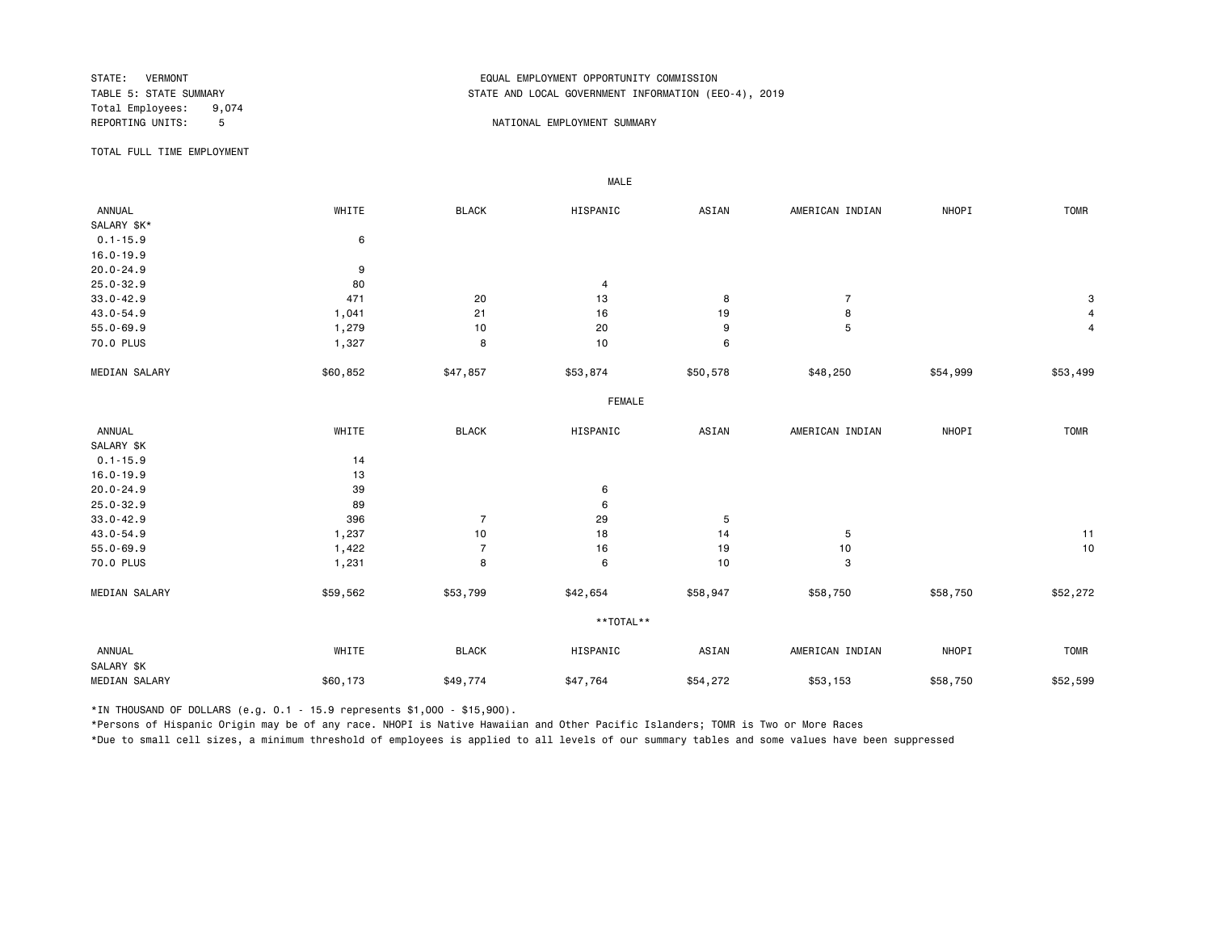STATE: VERMONT
TABLE 5: STATE SUMMARY
Total Employees: 9,074
REPORTING UNITS: 5

EQUAL EMPLOYMENT OPPORTUNITY COMMISSION
STATE AND LOCAL GOVERNMENT INFORMATION (EEO-4), 2019

NATIONAL EMPLOYMENT SUMMARY

TOTAL FULL TIME EMPLOYMENT

**MALE**

| ANNUAL SALARY $K* | WHITE | BLACK | HISPANIC | ASIAN | AMERICAN INDIAN | NHOPI | TOMR |
|---|---|---|---|---|---|---|---|
| 0.1-15.9 | 6 | | | | | | |
| 16.0-19.9 | | | | | | | |
| 20.0-24.9 | 9 | | | | | | |
| 25.0-32.9 | 80 | | 4 | | | | |
| 33.0-42.9 | 471 | 20 | 13 | 8 | 7 | | 3 |
| 43.0-54.9 | 1,041 | 21 | 16 | 19 | 8 | | 4 |
| 55.0-69.9 | 1,279 | 10 | 20 | 9 | 5 | | 4 |
| 70.0 PLUS | 1,327 | 8 | 10 | 6 | | | |
| MEDIAN SALARY | $60,852 | $47,857 | $53,874 | $50,578 | $48,250 | $54,999 | $53,499 |

**FEMALE**

| ANNUAL SALARY $K | WHITE | BLACK | HISPANIC | ASIAN | AMERICAN INDIAN | NHOPI | TOMR |
|---|---|---|---|---|---|---|---|
| 0.1-15.9 | 14 | | | | | | |
| 16.0-19.9 | 13 | | | | | | |
| 20.0-24.9 | 39 | | 6 | | | | |
| 25.0-32.9 | 89 | | 6 | | | | |
| 33.0-42.9 | 396 | 7 | 29 | 5 | | | |
| 43.0-54.9 | 1,237 | 10 | 18 | 14 | 5 | | 11 |
| 55.0-69.9 | 1,422 | 7 | 16 | 19 | 10 | | 10 |
| 70.0 PLUS | 1,231 | 8 | 6 | 10 | 3 | | |
| MEDIAN SALARY | $59,562 | $53,799 | $42,654 | $58,947 | $58,750 | $58,750 | $52,272 |

****TOTAL****

| ANNUAL SALARY $K | WHITE | BLACK | HISPANIC | ASIAN | AMERICAN INDIAN | NHOPI | TOMR |
|---|---|---|---|---|---|---|---|
| MEDIAN SALARY | $60,173 | $49,774 | $47,764 | $54,272 | $53,153 | $58,750 | $52,599 |

*IN THOUSAND OF DOLLARS (e.g. 0.1 - 15.9 represents $1,000 - $15,900).

*Persons of Hispanic Origin may be of any race. NHOPI is Native Hawaiian and Other Pacific Islanders; TOMR is Two or More Races

*Due to small cell sizes, a minimum threshold of employees is applied to all levels of our summary tables and some values have been suppressed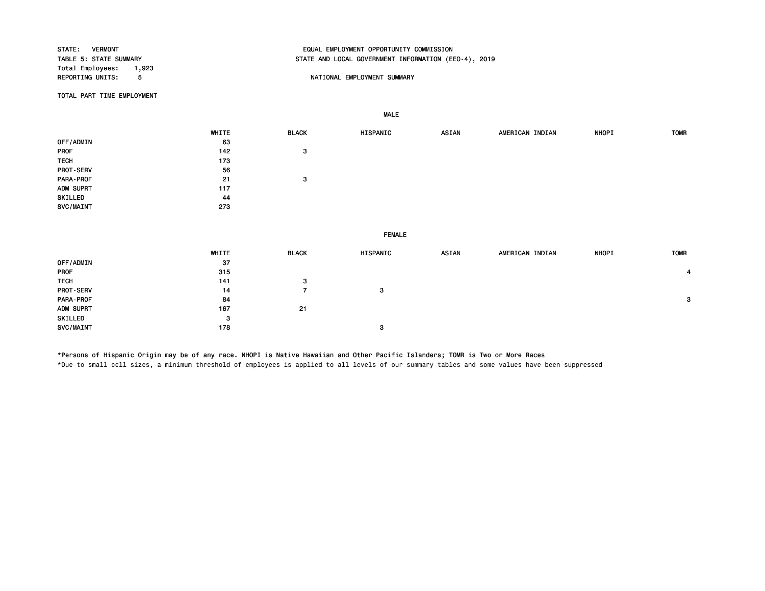STATE: VERMONT
TABLE 5: STATE SUMMARY
Total Employees: 1,923
REPORTING UNITS: 5

EQUAL EMPLOYMENT OPPORTUNITY COMMISSION
STATE AND LOCAL GOVERNMENT INFORMATION (EEO-4), 2019

NATIONAL EMPLOYMENT SUMMARY

TOTAL PART TIME EMPLOYMENT

**MALE**

| | WHITE | BLACK | HISPANIC | ASIAN | AMERICAN INDIAN | NHOPI | TOMR |
|---|---|---|---|---|---|---|---|
| OFF/ADMIN | 63 | | | | | | |
| PROF | 142 | 3 | | | | | |
| TECH | 173 | | | | | | |
| PROT-SERV | 56 | | | | | | |
| PARA-PROF | 21 | 3 | | | | | |
| ADM SUPRT | 117 | | | | | | |
| SKILLED | 44 | | | | | | |
| SVC/MAINT | 273 | | | | | | |

**FEMALE**

| | WHITE | BLACK | HISPANIC | ASIAN | AMERICAN INDIAN | NHOPI | TOMR |
|---|---|---|---|---|---|---|---|
| OFF/ADMIN | 37 | | | | | | |
| PROF | 315 | | | | | | 4 |
| TECH | 141 | 3 | | | | | |
| PROT-SERV | 14 | 7 | 3 | | | | |
| PARA-PROF | 84 | | | | | | 3 |
| ADM SUPRT | 167 | 21 | | | | | |
| SKILLED | 3 | | | | | | |
| SVC/MAINT | 178 | | 3 | | | | |

*Persons of Hispanic Origin may be of any race. NHOPI is Native Hawaiian and Other Pacific Islanders; TOMR is Two or More Races

*Due to small cell sizes, a minimum threshold of employees is applied to all levels of our summary tables and some values have been suppressed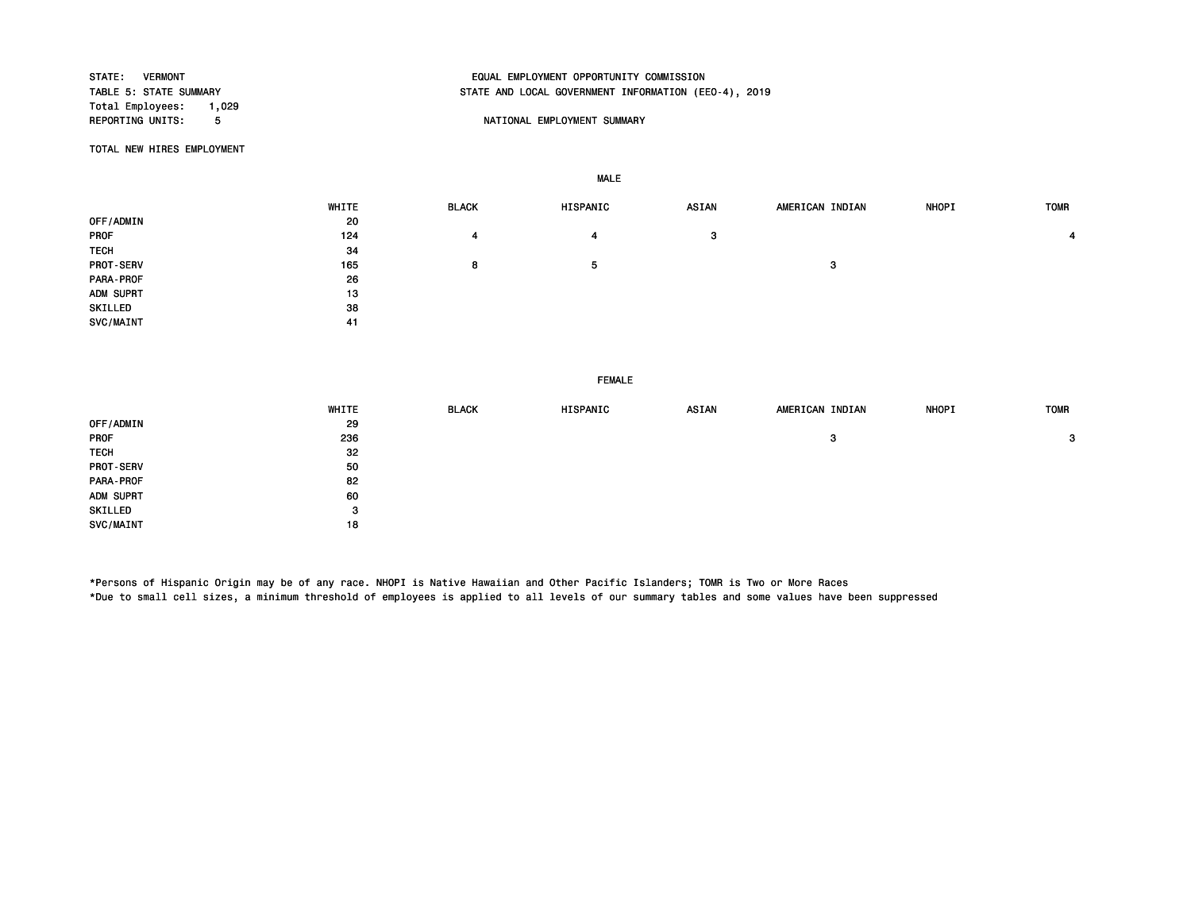STATE: VERMONT
TABLE 5: STATE SUMMARY
Total Employees: 1,029
REPORTING UNITS: 5

EQUAL EMPLOYMENT OPPORTUNITY COMMISSION
STATE AND LOCAL GOVERNMENT INFORMATION (EEO-4), 2019

NATIONAL EMPLOYMENT SUMMARY

TOTAL NEW HIRES EMPLOYMENT

MALE

| | WHITE | BLACK | HISPANIC | ASIAN | AMERICAN INDIAN | NHOPI | TOMR |
|---|---|---|---|---|---|---|---|
| OFF/ADMIN | 20 | | | | | | |
| PROF | 124 | 4 | 4 | 3 | | | 4 |
| TECH | 34 | | | | | | |
| PROT-SERV | 165 | 8 | 5 | | 3 | | |
| PARA-PROF | 26 | | | | | | |
| ADM SUPRT | 13 | | | | | | |
| SKILLED | 38 | | | | | | |
| SVC/MAINT | 41 | | | | | | |

FEMALE

| | WHITE | BLACK | HISPANIC | ASIAN | AMERICAN INDIAN | NHOPI | TOMR |
|---|---|---|---|---|---|---|---|
| OFF/ADMIN | 29 | | | | | | |
| PROF | 236 | | | | 3 | | 3 |
| TECH | 32 | | | | | | |
| PROT-SERV | 50 | | | | | | |
| PARA-PROF | 82 | | | | | | |
| ADM SUPRT | 60 | | | | | | |
| SKILLED | 3 | | | | | | |
| SVC/MAINT | 18 | | | | | | |

*Persons of Hispanic Origin may be of any race. NHOPI is Native Hawaiian and Other Pacific Islanders; TOMR is Two or More Races
*Due to small cell sizes, a minimum threshold of employees is applied to all levels of our summary tables and some values have been suppressed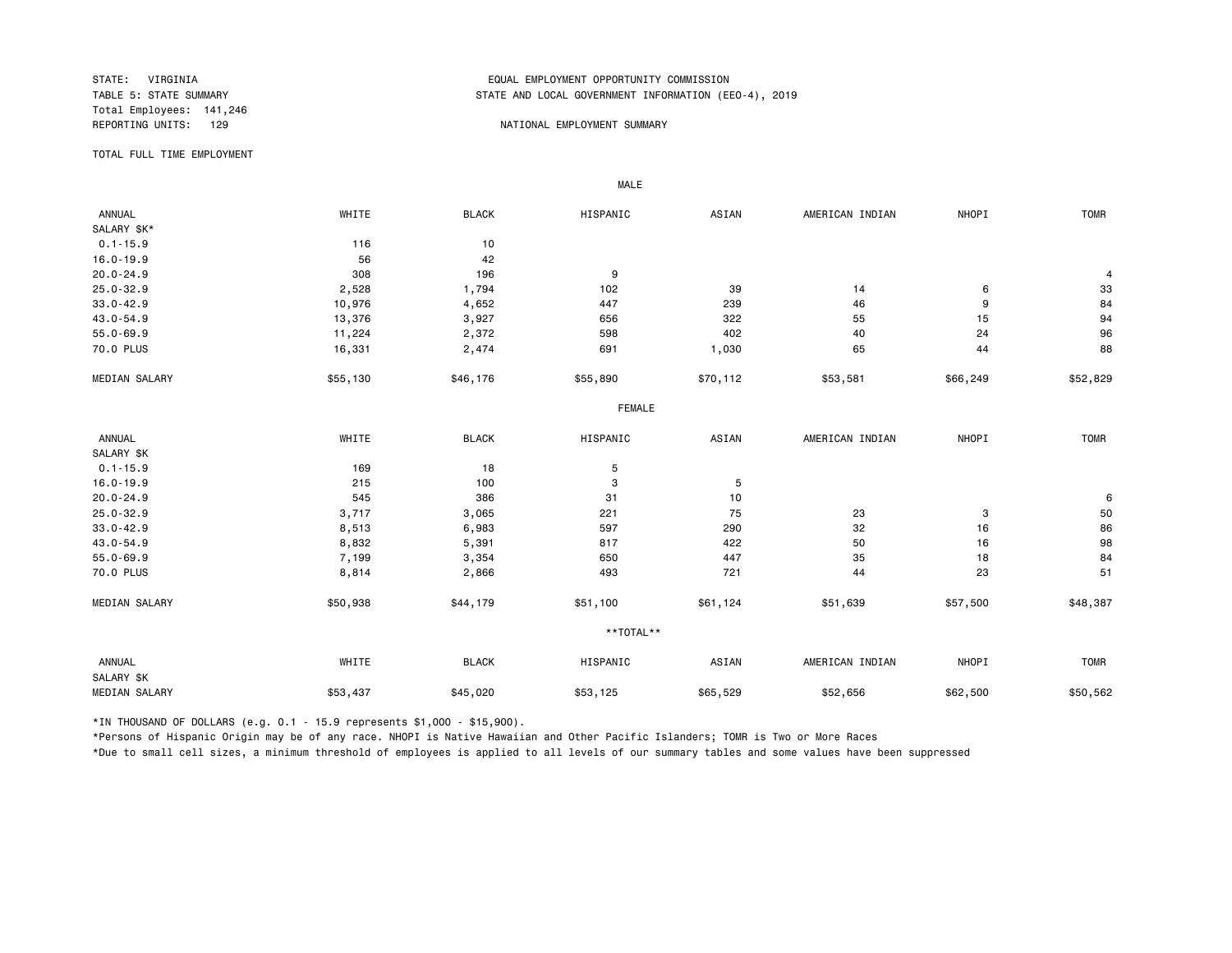STATE: VIRGINIA
TABLE 5: STATE SUMMARY
Total Employees: 141,246
REPORTING UNITS: 129

EQUAL EMPLOYMENT OPPORTUNITY COMMISSION
STATE AND LOCAL GOVERNMENT INFORMATION (EEO-4), 2019

NATIONAL EMPLOYMENT SUMMARY

TOTAL FULL TIME EMPLOYMENT

**MALE**

| ANNUAL SALARY $K* | WHITE | BLACK | HISPANIC | ASIAN | AMERICAN INDIAN | NHOPI | TOMR |
|---|---|---|---|---|---|---|---|
| 0.1-15.9 | 116 | 10 | | | | | |
| 16.0-19.9 | 56 | 42 | | | | | |
| 20.0-24.9 | 308 | 196 | 9 | | | | 4 |
| 25.0-32.9 | 2,528 | 1,794 | 102 | 39 | 14 | 6 | 33 |
| 33.0-42.9 | 10,976 | 4,652 | 447 | 239 | 46 | 9 | 84 |
| 43.0-54.9 | 13,376 | 3,927 | 656 | 322 | 55 | 15 | 94 |
| 55.0-69.9 | 11,224 | 2,372 | 598 | 402 | 40 | 24 | 96 |
| 70.0 PLUS | 16,331 | 2,474 | 691 | 1,030 | 65 | 44 | 88 |
| MEDIAN SALARY | $55,130 | $46,176 | $55,890 | $70,112 | $53,581 | $66,249 | $52,829 |

**FEMALE**

| ANNUAL SALARY $K | WHITE | BLACK | HISPANIC | ASIAN | AMERICAN INDIAN | NHOPI | TOMR |
|---|---|---|---|---|---|---|---|
| 0.1-15.9 | 169 | 18 | 5 | | | | |
| 16.0-19.9 | 215 | 100 | 3 | 5 | | | |
| 20.0-24.9 | 545 | 386 | 31 | 10 | | | 6 |
| 25.0-32.9 | 3,717 | 3,065 | 221 | 75 | 23 | 3 | 50 |
| 33.0-42.9 | 8,513 | 6,983 | 597 | 290 | 32 | 16 | 86 |
| 43.0-54.9 | 8,832 | 5,391 | 817 | 422 | 50 | 16 | 98 |
| 55.0-69.9 | 7,199 | 3,354 | 650 | 447 | 35 | 18 | 84 |
| 70.0 PLUS | 8,814 | 2,866 | 493 | 721 | 44 | 23 | 51 |
| MEDIAN SALARY | $50,938 | $44,179 | $51,100 | $61,124 | $51,639 | $57,500 | $48,387 |

**\*\*TOTAL\*\***

| ANNUAL SALARY $K | WHITE | BLACK | HISPANIC | ASIAN | AMERICAN INDIAN | NHOPI | TOMR |
|---|---|---|---|---|---|---|---|
| MEDIAN SALARY | $53,437 | $45,020 | $53,125 | $65,529 | $52,656 | $62,500 | $50,562 |

*IN THOUSAND OF DOLLARS (e.g. 0.1 - 15.9 represents $1,000 - $15,900).

*Persons of Hispanic Origin may be of any race. NHOPI is Native Hawaiian and Other Pacific Islanders; TOMR is Two or More Races

*Due to small cell sizes, a minimum threshold of employees is applied to all levels of our summary tables and some values have been suppressed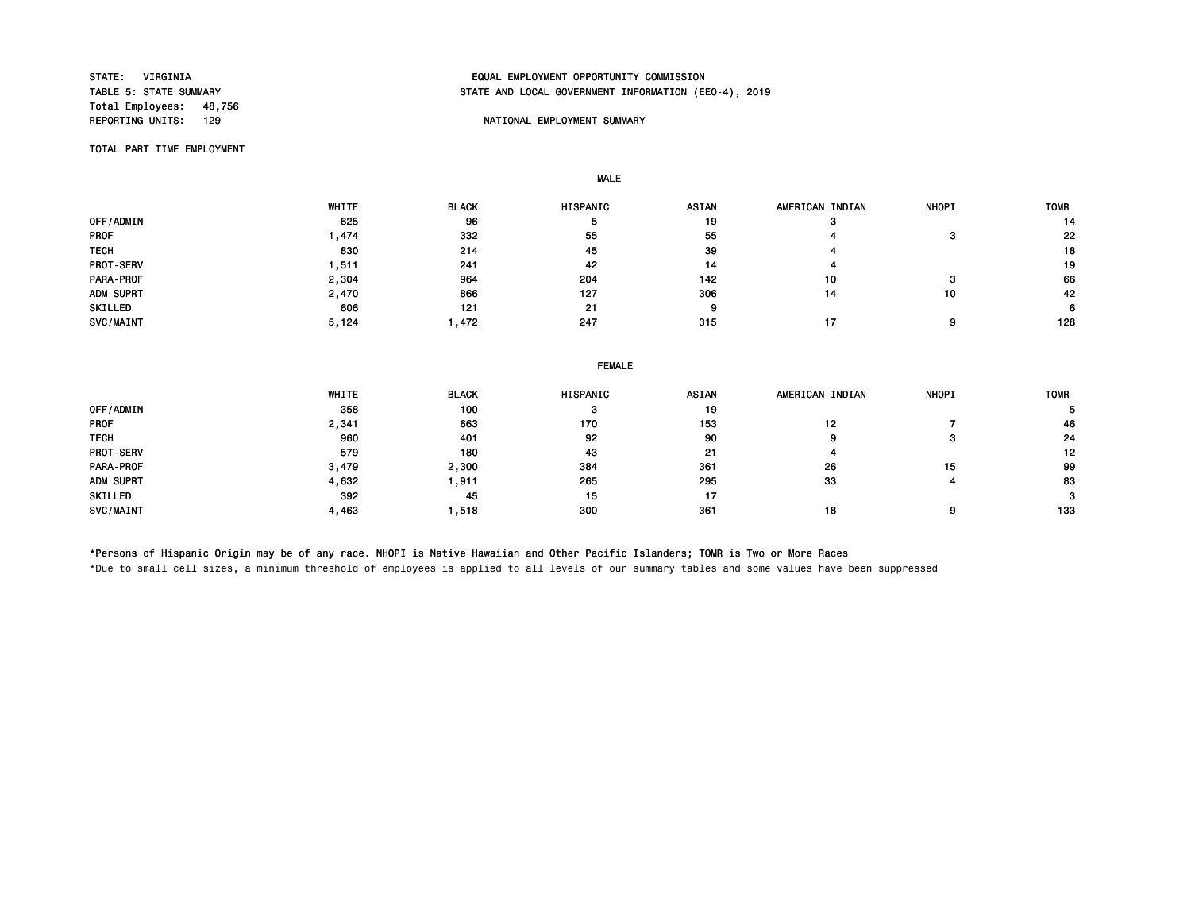STATE: VIRGINIA
TABLE 5: STATE SUMMARY
Total Employees: 48,756
REPORTING UNITS: 129

EQUAL EMPLOYMENT OPPORTUNITY COMMISSION
STATE AND LOCAL GOVERNMENT INFORMATION (EEO-4), 2019

NATIONAL EMPLOYMENT SUMMARY

TOTAL PART TIME EMPLOYMENT

**MALE**

| | WHITE | BLACK | HISPANIC | ASIAN | AMERICAN INDIAN | NHOPI | TOMR |
|---|---|---|---|---|---|---|---|
| OFF/ADMIN | 625 | 96 | 5 | 19 | 3 | | 14 |
| PROF | 1,474 | 332 | 55 | 55 | 4 | 3 | 22 |
| TECH | 830 | 214 | 45 | 39 | 4 | | 18 |
| PROT-SERV | 1,511 | 241 | 42 | 14 | 4 | | 19 |
| PARA-PROF | 2,304 | 964 | 204 | 142 | 10 | 3 | 66 |
| ADM SUPRT | 2,470 | 866 | 127 | 306 | 14 | 10 | 42 |
| SKILLED | 606 | 121 | 21 | 9 | | | 6 |
| SVC/MAINT | 5,124 | 1,472 | 247 | 315 | 17 | 9 | 128 |

**FEMALE**

| | WHITE | BLACK | HISPANIC | ASIAN | AMERICAN INDIAN | NHOPI | TOMR |
|---|---|---|---|---|---|---|---|
| OFF/ADMIN | 358 | 100 | 3 | 19 | | | 5 |
| PROF | 2,341 | 663 | 170 | 153 | 12 | 7 | 46 |
| TECH | 960 | 401 | 92 | 90 | 9 | 3 | 24 |
| PROT-SERV | 579 | 180 | 43 | 21 | 4 | | 12 |
| PARA-PROF | 3,479 | 2,300 | 384 | 361 | 26 | 15 | 99 |
| ADM SUPRT | 4,632 | 1,911 | 265 | 295 | 33 | 4 | 83 |
| SKILLED | 392 | 45 | 15 | 17 | | | 3 |
| SVC/MAINT | 4,463 | 1,518 | 300 | 361 | 18 | 9 | 133 |

*Persons of Hispanic Origin may be of any race. NHOPI is Native Hawaiian and Other Pacific Islanders; TOMR is Two or More Races

*Due to small cell sizes, a minimum threshold of employees is applied to all levels of our summary tables and some values have been suppressed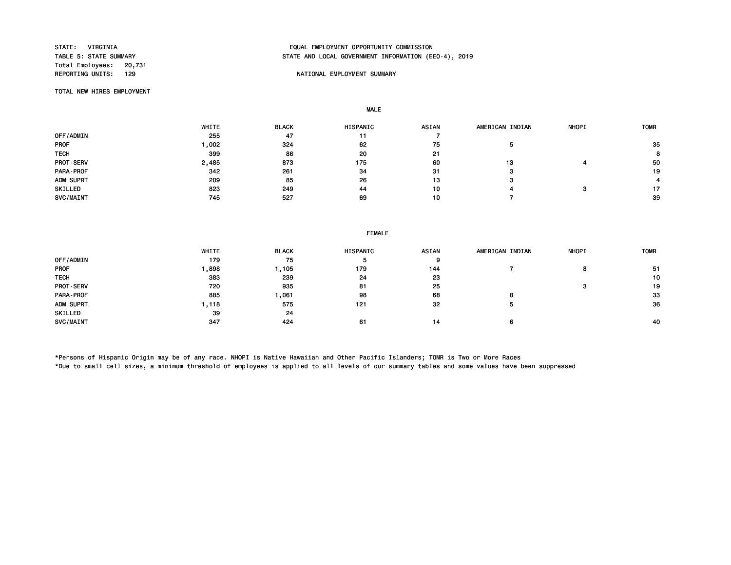STATE: VIRGINIA
TABLE 5: STATE SUMMARY
Total Employees: 20,731
REPORTING UNITS: 129

EQUAL EMPLOYMENT OPPORTUNITY COMMISSION
STATE AND LOCAL GOVERNMENT INFORMATION (EEO-4), 2019

NATIONAL EMPLOYMENT SUMMARY

TOTAL NEW HIRES EMPLOYMENT

**MALE**

| | WHITE | BLACK | HISPANIC | ASIAN | AMERICAN INDIAN | NHOPI | TOMR |
|---|---|---|---|---|---|---|---|
| OFF/ADMIN | 255 | 47 | 11 | 7 | | | |
| PROF | 1,002 | 324 | 62 | 75 | 5 | | 35 |
| TECH | 399 | 86 | 20 | 21 | | | 8 |
| PROT-SERV | 2,485 | 873 | 175 | 60 | 13 | 4 | 50 |
| PARA-PROF | 342 | 261 | 34 | 31 | 3 | | 19 |
| ADM SUPRT | 209 | 85 | 26 | 13 | 3 | | 4 |
| SKILLED | 823 | 249 | 44 | 10 | 4 | 3 | 17 |
| SVC/MAINT | 745 | 527 | 69 | 10 | 7 | | 39 |

**FEMALE**

| | WHITE | BLACK | HISPANIC | ASIAN | AMERICAN INDIAN | NHOPI | TOMR |
|---|---|---|---|---|---|---|---|
| OFF/ADMIN | 179 | 75 | 5 | 9 | | | |
| PROF | 1,898 | 1,105 | 179 | 144 | 7 | 8 | 51 |
| TECH | 383 | 239 | 24 | 23 | | | 10 |
| PROT-SERV | 720 | 935 | 81 | 25 | | 3 | 19 |
| PARA-PROF | 885 | 1,061 | 98 | 68 | 8 | | 33 |
| ADM SUPRT | 1,118 | 575 | 121 | 32 | 5 | | 36 |
| SKILLED | 39 | 24 | | | | | |
| SVC/MAINT | 347 | 424 | 61 | 14 | 6 | | 40 |

*Persons of Hispanic Origin may be of any race. NHOPI is Native Hawaiian and Other Pacific Islanders; TOMR is Two or More Races
*Due to small cell sizes, a minimum threshold of employees is applied to all levels of our summary tables and some values have been suppressed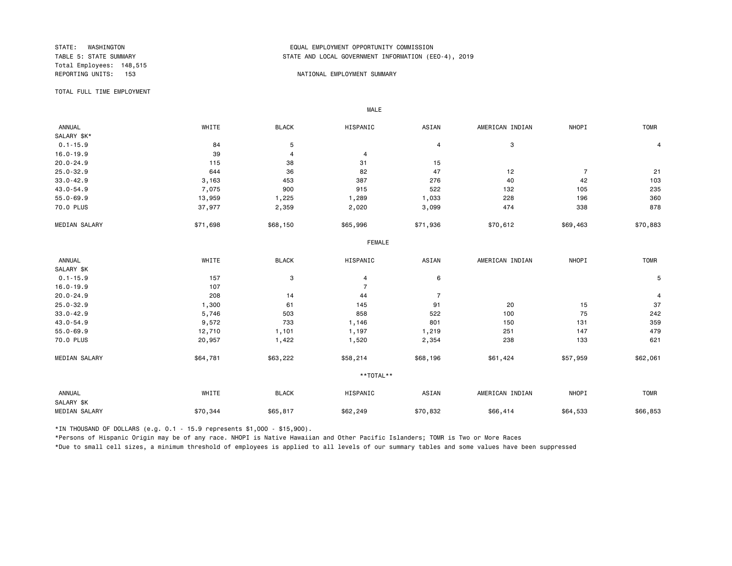STATE: WASHINGTON
TABLE 5: STATE SUMMARY
Total Employees: 148,515
REPORTING UNITS: 153

EQUAL EMPLOYMENT OPPORTUNITY COMMISSION
STATE AND LOCAL GOVERNMENT INFORMATION (EEO-4), 2019

NATIONAL EMPLOYMENT SUMMARY

TOTAL FULL TIME EMPLOYMENT

**MALE**

| ANNUAL SALARY $K* | WHITE | BLACK | HISPANIC | ASIAN | AMERICAN INDIAN | NHOPI | TOMR |
|---|---|---|---|---|---|---|---|
| 0.1-15.9 | 84 | 5 | | 4 | 3 | | 4 |
| 16.0-19.9 | 39 | 4 | 4 | | | | |
| 20.0-24.9 | 115 | 38 | 31 | 15 | | | |
| 25.0-32.9 | 644 | 36 | 82 | 47 | 12 | 7 | 21 |
| 33.0-42.9 | 3,163 | 453 | 387 | 276 | 40 | 42 | 103 |
| 43.0-54.9 | 7,075 | 900 | 915 | 522 | 132 | 105 | 235 |
| 55.0-69.9 | 13,959 | 1,225 | 1,289 | 1,033 | 228 | 196 | 360 |
| 70.0 PLUS | 37,977 | 2,359 | 2,020 | 3,099 | 474 | 338 | 878 |
| MEDIAN SALARY | $71,698 | $68,150 | $65,996 | $71,936 | $70,612 | $69,463 | $70,883 |

**FEMALE**

| ANNUAL SALARY $K | WHITE | BLACK | HISPANIC | ASIAN | AMERICAN INDIAN | NHOPI | TOMR |
|---|---|---|---|---|---|---|---|
| 0.1-15.9 | 157 | 3 | 4 | 6 | | | 5 |
| 16.0-19.9 | 107 | | 7 | | | | |
| 20.0-24.9 | 208 | 14 | 44 | 7 | | | 4 |
| 25.0-32.9 | 1,300 | 61 | 145 | 91 | 20 | 15 | 37 |
| 33.0-42.9 | 5,746 | 503 | 858 | 522 | 100 | 75 | 242 |
| 43.0-54.9 | 9,572 | 733 | 1,146 | 801 | 150 | 131 | 359 |
| 55.0-69.9 | 12,710 | 1,101 | 1,197 | 1,219 | 251 | 147 | 479 |
| 70.0 PLUS | 20,957 | 1,422 | 1,520 | 2,354 | 238 | 133 | 621 |
| MEDIAN SALARY | $64,781 | $63,222 | $58,214 | $68,196 | $61,424 | $57,959 | $62,061 |

**TOTAL**

| ANNUAL SALARY $K | WHITE | BLACK | HISPANIC | ASIAN | AMERICAN INDIAN | NHOPI | TOMR |
|---|---|---|---|---|---|---|---|
| MEDIAN SALARY | $70,344 | $65,817 | $62,249 | $70,832 | $66,414 | $64,533 | $66,853 |

*IN THOUSAND OF DOLLARS (e.g. 0.1 - 15.9 represents $1,000 - $15,900).

*Persons of Hispanic Origin may be of any race. NHOPI is Native Hawaiian and Other Pacific Islanders; TOMR is Two or More Races

*Due to small cell sizes, a minimum threshold of employees is applied to all levels of our summary tables and some values have been suppressed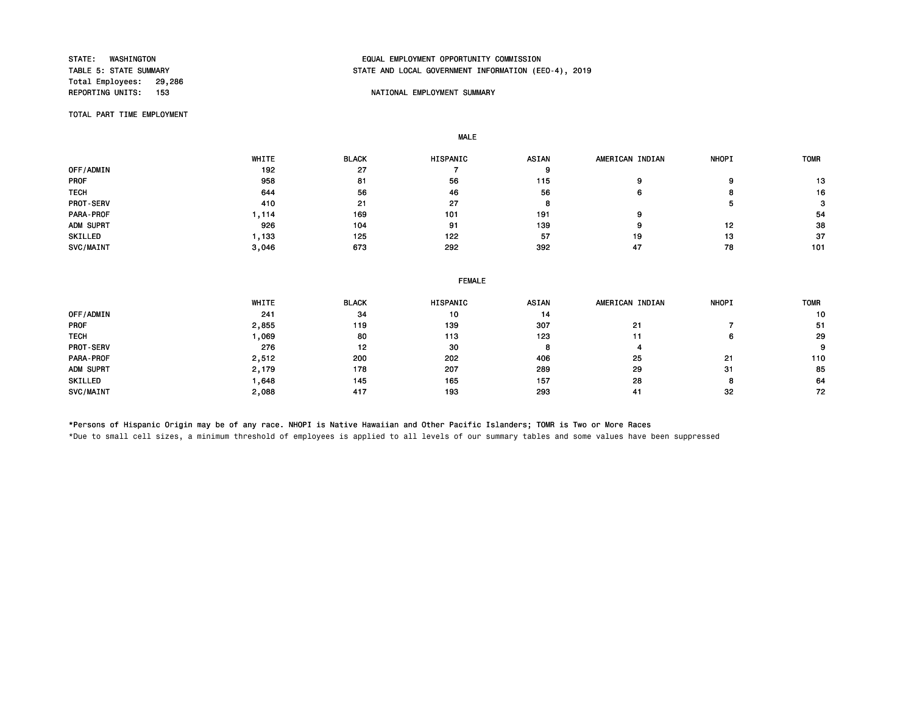STATE: WASHINGTON
TABLE 5: STATE SUMMARY
Total Employees: 29,286
REPORTING UNITS: 153

EQUAL EMPLOYMENT OPPORTUNITY COMMISSION
STATE AND LOCAL GOVERNMENT INFORMATION (EEO-4), 2019

NATIONAL EMPLOYMENT SUMMARY

TOTAL PART TIME EMPLOYMENT

MALE

| | WHITE | BLACK | HISPANIC | ASIAN | AMERICAN INDIAN | NHOPI | TOMR |
|---|---|---|---|---|---|---|---|
| OFF/ADMIN | 192 | 27 | 7 | 9 | | | |
| PROF | 958 | 81 | 56 | 115 | 9 | 9 | 13 |
| TECH | 644 | 56 | 46 | 56 | 6 | 8 | 16 |
| PROT-SERV | 410 | 21 | 27 | 8 | | 5 | 3 |
| PARA-PROF | 1,114 | 169 | 101 | 191 | 9 | | 54 |
| ADM SUPRT | 926 | 104 | 91 | 139 | 9 | 12 | 38 |
| SKILLED | 1,133 | 125 | 122 | 57 | 19 | 13 | 37 |
| SVC/MAINT | 3,046 | 673 | 292 | 392 | 47 | 78 | 101 |

FEMALE

| | WHITE | BLACK | HISPANIC | ASIAN | AMERICAN INDIAN | NHOPI | TOMR |
|---|---|---|---|---|---|---|---|
| OFF/ADMIN | 241 | 34 | 10 | 14 | | | 10 |
| PROF | 2,855 | 119 | 139 | 307 | 21 | 7 | 51 |
| TECH | 1,069 | 80 | 113 | 123 | 11 | 6 | 29 |
| PROT-SERV | 276 | 12 | 30 | 8 | 4 | | 9 |
| PARA-PROF | 2,512 | 200 | 202 | 406 | 25 | 21 | 110 |
| ADM SUPRT | 2,179 | 178 | 207 | 289 | 29 | 31 | 85 |
| SKILLED | 1,648 | 145 | 165 | 157 | 28 | 8 | 64 |
| SVC/MAINT | 2,088 | 417 | 193 | 293 | 41 | 32 | 72 |

*Persons of Hispanic Origin may be of any race. NHOPI is Native Hawaiian and Other Pacific Islanders; TOMR is Two or More Races

*Due to small cell sizes, a minimum threshold of employees is applied to all levels of our summary tables and some values have been suppressed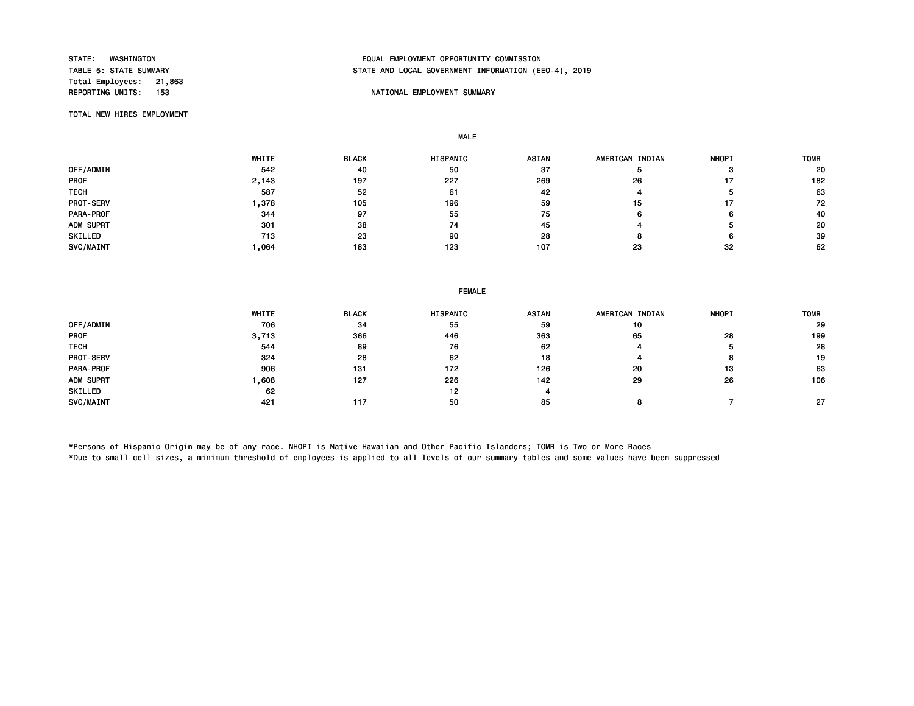STATE: WASHINGTON
TABLE 5: STATE SUMMARY
Total Employees: 21,863
REPORTING UNITS: 153

EQUAL EMPLOYMENT OPPORTUNITY COMMISSION
STATE AND LOCAL GOVERNMENT INFORMATION (EEO-4), 2019

NATIONAL EMPLOYMENT SUMMARY

TOTAL NEW HIRES EMPLOYMENT

MALE

| | WHITE | BLACK | HISPANIC | ASIAN | AMERICAN INDIAN | NHOPI | TOMR |
|---|---|---|---|---|---|---|---|
| OFF/ADMIN | 542 | 40 | 50 | 37 | 5 | 3 | 20 |
| PROF | 2,143 | 197 | 227 | 269 | 26 | 17 | 182 |
| TECH | 587 | 52 | 61 | 42 | 4 | 5 | 63 |
| PROT-SERV | 1,378 | 105 | 196 | 59 | 15 | 17 | 72 |
| PARA-PROF | 344 | 97 | 55 | 75 | 6 | 6 | 40 |
| ADM SUPRT | 301 | 38 | 74 | 45 | 4 | 5 | 20 |
| SKILLED | 713 | 23 | 90 | 28 | 8 | 6 | 39 |
| SVC/MAINT | 1,064 | 183 | 123 | 107 | 23 | 32 | 62 |

FEMALE

| | WHITE | BLACK | HISPANIC | ASIAN | AMERICAN INDIAN | NHOPI | TOMR |
|---|---|---|---|---|---|---|---|
| OFF/ADMIN | 706 | 34 | 55 | 59 | 10 | | 29 |
| PROF | 3,713 | 366 | 446 | 363 | 65 | 28 | 199 |
| TECH | 544 | 89 | 76 | 62 | 4 | 5 | 28 |
| PROT-SERV | 324 | 28 | 62 | 18 | 4 | 8 | 19 |
| PARA-PROF | 906 | 131 | 172 | 126 | 20 | 13 | 63 |
| ADM SUPRT | 1,608 | 127 | 226 | 142 | 29 | 26 | 106 |
| SKILLED | 62 | | 12 | 4 | | | |
| SVC/MAINT | 421 | 117 | 50 | 85 | 8 | 7 | 27 |

*Persons of Hispanic Origin may be of any race. NHOPI is Native Hawaiian and Other Pacific Islanders; TOMR is Two or More Races
*Due to small cell sizes, a minimum threshold of employees is applied to all levels of our summary tables and some values have been suppressed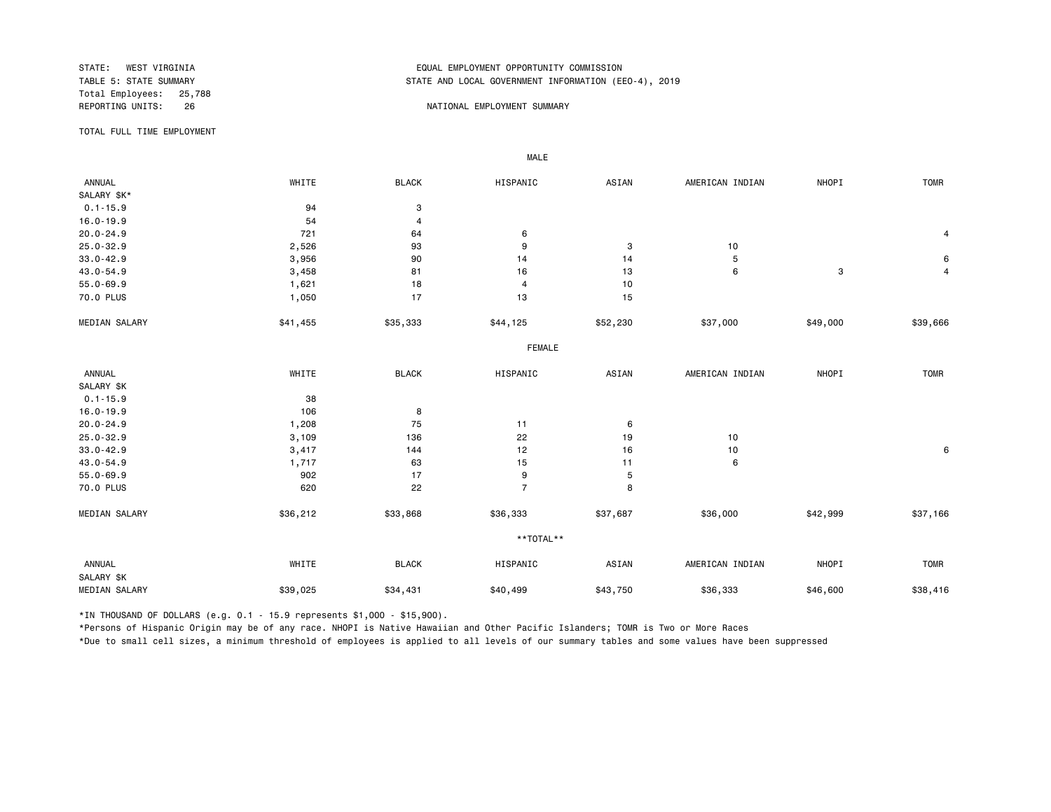STATE: WEST VIRGINIA
TABLE 5: STATE SUMMARY
Total Employees: 25,788
REPORTING UNITS: 26

EQUAL EMPLOYMENT OPPORTUNITY COMMISSION
STATE AND LOCAL GOVERNMENT INFORMATION (EEO-4), 2019

NATIONAL EMPLOYMENT SUMMARY

TOTAL FULL TIME EMPLOYMENT

MALE

| ANNUAL SALARY $K* | WHITE | BLACK | HISPANIC | ASIAN | AMERICAN INDIAN | NHOPI | TOMR |
|---|---|---|---|---|---|---|---|
| 0.1-15.9 | 94 | 3 | | | | | |
| 16.0-19.9 | 54 | 4 | | | | | |
| 20.0-24.9 | 721 | 64 | 6 | | | | 4 |
| 25.0-32.9 | 2,526 | 93 | 9 | 3 | 10 | | |
| 33.0-42.9 | 3,956 | 90 | 14 | 14 | 5 | | 6 |
| 43.0-54.9 | 3,458 | 81 | 16 | 13 | 6 | 3 | 4 |
| 55.0-69.9 | 1,621 | 18 | 4 | 10 | | | |
| 70.0 PLUS | 1,050 | 17 | 13 | 15 | | | |
| MEDIAN SALARY | $41,455 | $35,333 | $44,125 | $52,230 | $37,000 | $49,000 | $39,666 |

FEMALE

| ANNUAL SALARY $K | WHITE | BLACK | HISPANIC | ASIAN | AMERICAN INDIAN | NHOPI | TOMR |
|---|---|---|---|---|---|---|---|
| 0.1-15.9 | 38 | | | | | | |
| 16.0-19.9 | 106 | 8 | | | | | |
| 20.0-24.9 | 1,208 | 75 | 11 | 6 | | | |
| 25.0-32.9 | 3,109 | 136 | 22 | 19 | 10 | | |
| 33.0-42.9 | 3,417 | 144 | 12 | 16 | 10 | | 6 |
| 43.0-54.9 | 1,717 | 63 | 15 | 11 | 6 | | |
| 55.0-69.9 | 902 | 17 | 9 | 5 | | | |
| 70.0 PLUS | 620 | 22 | 7 | 8 | | | |
| MEDIAN SALARY | $36,212 | $33,868 | $36,333 | $37,687 | $36,000 | $42,999 | $37,166 |

**TOTAL**

| ANNUAL SALARY $K | WHITE | BLACK | HISPANIC | ASIAN | AMERICAN INDIAN | NHOPI | TOMR |
|---|---|---|---|---|---|---|---|
| MEDIAN SALARY | $39,025 | $34,431 | $40,499 | $43,750 | $36,333 | $46,600 | $38,416 |

*IN THOUSAND OF DOLLARS (e.g. 0.1 - 15.9 represents $1,000 - $15,900).

*Persons of Hispanic Origin may be of any race. NHOPI is Native Hawaiian and Other Pacific Islanders; TOMR is Two or More Races

*Due to small cell sizes, a minimum threshold of employees is applied to all levels of our summary tables and some values have been suppressed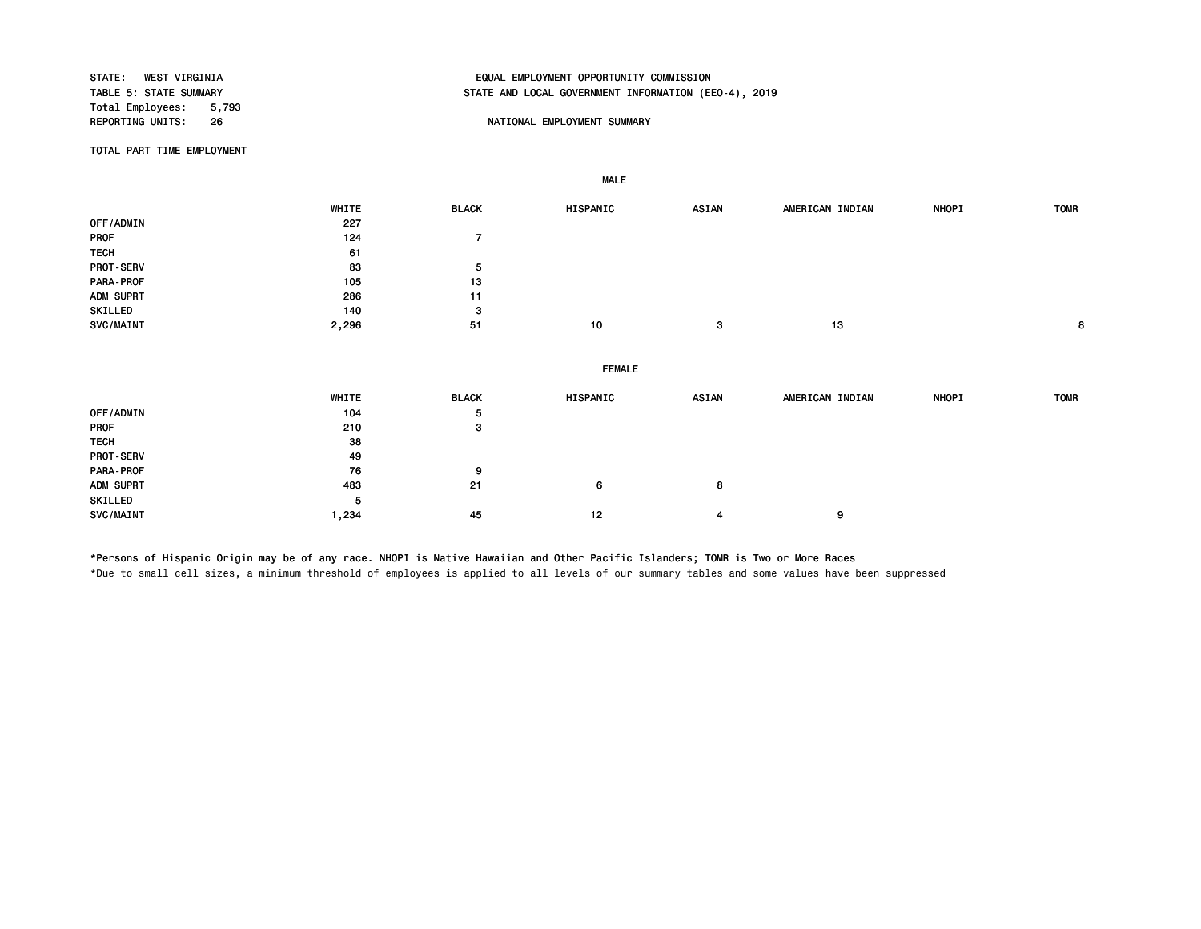STATE: WEST VIRGINIA
TABLE 5: STATE SUMMARY
Total Employees: 5,793
REPORTING UNITS: 26

EQUAL EMPLOYMENT OPPORTUNITY COMMISSION
STATE AND LOCAL GOVERNMENT INFORMATION (EEO-4), 2019

NATIONAL EMPLOYMENT SUMMARY

TOTAL PART TIME EMPLOYMENT

**MALE**

| | WHITE | BLACK | HISPANIC | ASIAN | AMERICAN INDIAN | NHOPI | TOMR |
|---|---|---|---|---|---|---|---|
| OFF/ADMIN | 227 | | | | | | |
| PROF | 124 | 7 | | | | | |
| TECH | 61 | | | | | | |
| PROT-SERV | 83 | 5 | | | | | |
| PARA-PROF | 105 | 13 | | | | | |
| ADM SUPRT | 286 | 11 | | | | | |
| SKILLED | 140 | 3 | | | | | |
| SVC/MAINT | 2,296 | 51 | 10 | 3 | 13 | | 8 |

**FEMALE**

| | WHITE | BLACK | HISPANIC | ASIAN | AMERICAN INDIAN | NHOPI | TOMR |
|---|---|---|---|---|---|---|---|
| OFF/ADMIN | 104 | 5 | | | | | |
| PROF | 210 | 3 | | | | | |
| TECH | 38 | | | | | | |
| PROT-SERV | 49 | | | | | | |
| PARA-PROF | 76 | 9 | | | | | |
| ADM SUPRT | 483 | 21 | 6 | 8 | | | |
| SKILLED | 5 | | | | | | |
| SVC/MAINT | 1,234 | 45 | 12 | 4 | 9 | | |

*Persons of Hispanic Origin may be of any race. NHOPI is Native Hawaiian and Other Pacific Islanders; TOMR is Two or More Races

*Due to small cell sizes, a minimum threshold of employees is applied to all levels of our summary tables and some values have been suppressed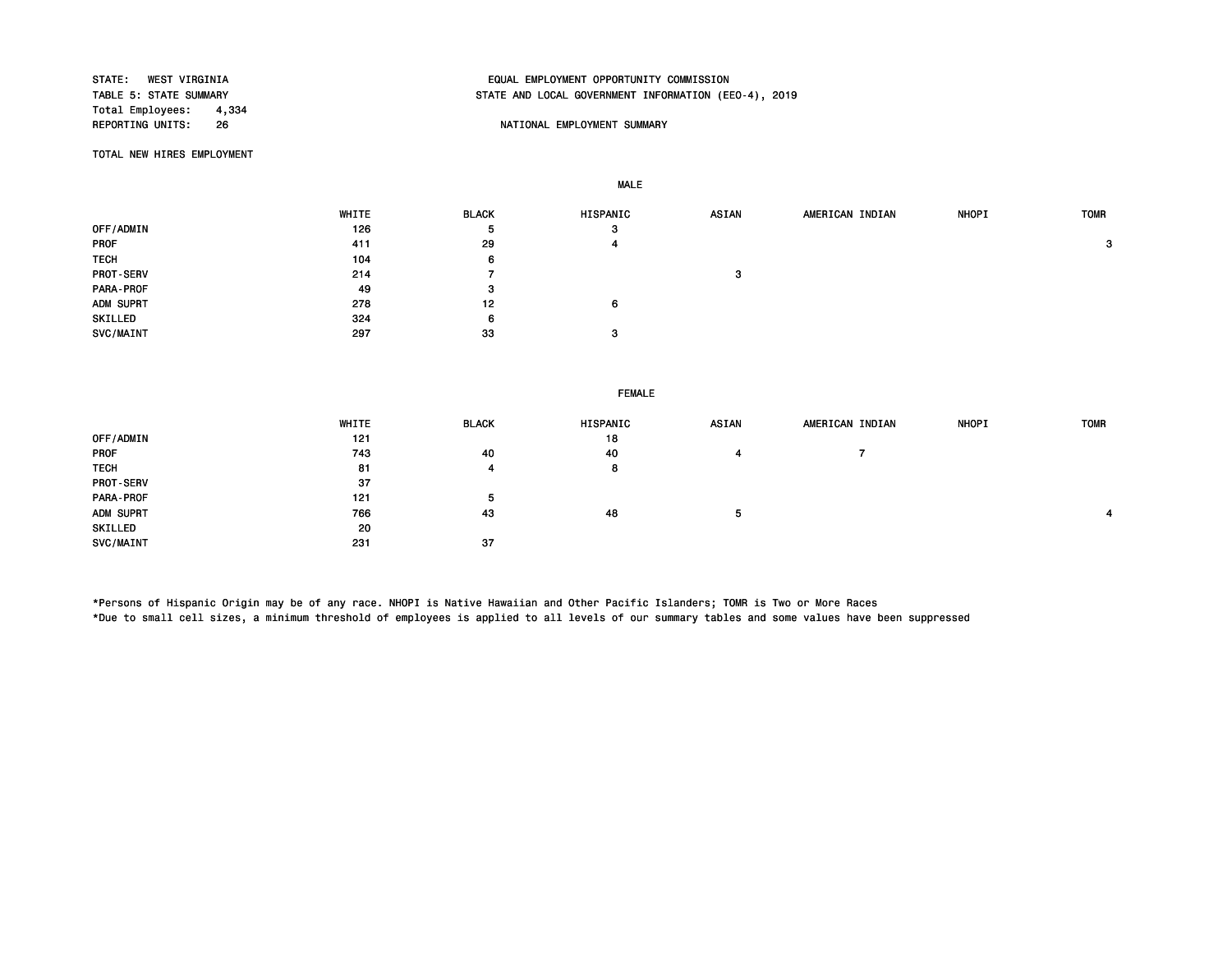STATE: WEST VIRGINIA
TABLE 5: STATE SUMMARY
Total Employees: 4,334
REPORTING UNITS: 26

EQUAL EMPLOYMENT OPPORTUNITY COMMISSION
STATE AND LOCAL GOVERNMENT INFORMATION (EEO-4), 2019

NATIONAL EMPLOYMENT SUMMARY

TOTAL NEW HIRES EMPLOYMENT

MALE

| | WHITE | BLACK | HISPANIC | ASIAN | AMERICAN INDIAN | NHOPI | TOMR |
|---|---|---|---|---|---|---|---|
| OFF/ADMIN | 126 | 5 | 3 | | | | |
| PROF | 411 | 29 | 4 | | | | 3 |
| TECH | 104 | 6 | | | | | |
| PROT-SERV | 214 | 7 | | 3 | | | |
| PARA-PROF | 49 | 3 | | | | | |
| ADM SUPRT | 278 | 12 | 6 | | | | |
| SKILLED | 324 | 6 | | | | | |
| SVC/MAINT | 297 | 33 | 3 | | | | |

FEMALE

| | WHITE | BLACK | HISPANIC | ASIAN | AMERICAN INDIAN | NHOPI | TOMR |
|---|---|---|---|---|---|---|---|
| OFF/ADMIN | 121 | | 18 | | | | |
| PROF | 743 | 40 | 40 | 4 | 7 | | |
| TECH | 81 | 4 | 8 | | | | |
| PROT-SERV | 37 | | | | | | |
| PARA-PROF | 121 | 5 | | | | | |
| ADM SUPRT | 766 | 43 | 48 | 5 | | | 4 |
| SKILLED | 20 | | | | | | |
| SVC/MAINT | 231 | 37 | | | | | |

*Persons of Hispanic Origin may be of any race. NHOPI is Native Hawaiian and Other Pacific Islanders; TOMR is Two or More Races
*Due to small cell sizes, a minimum threshold of employees is applied to all levels of our summary tables and some values have been suppressed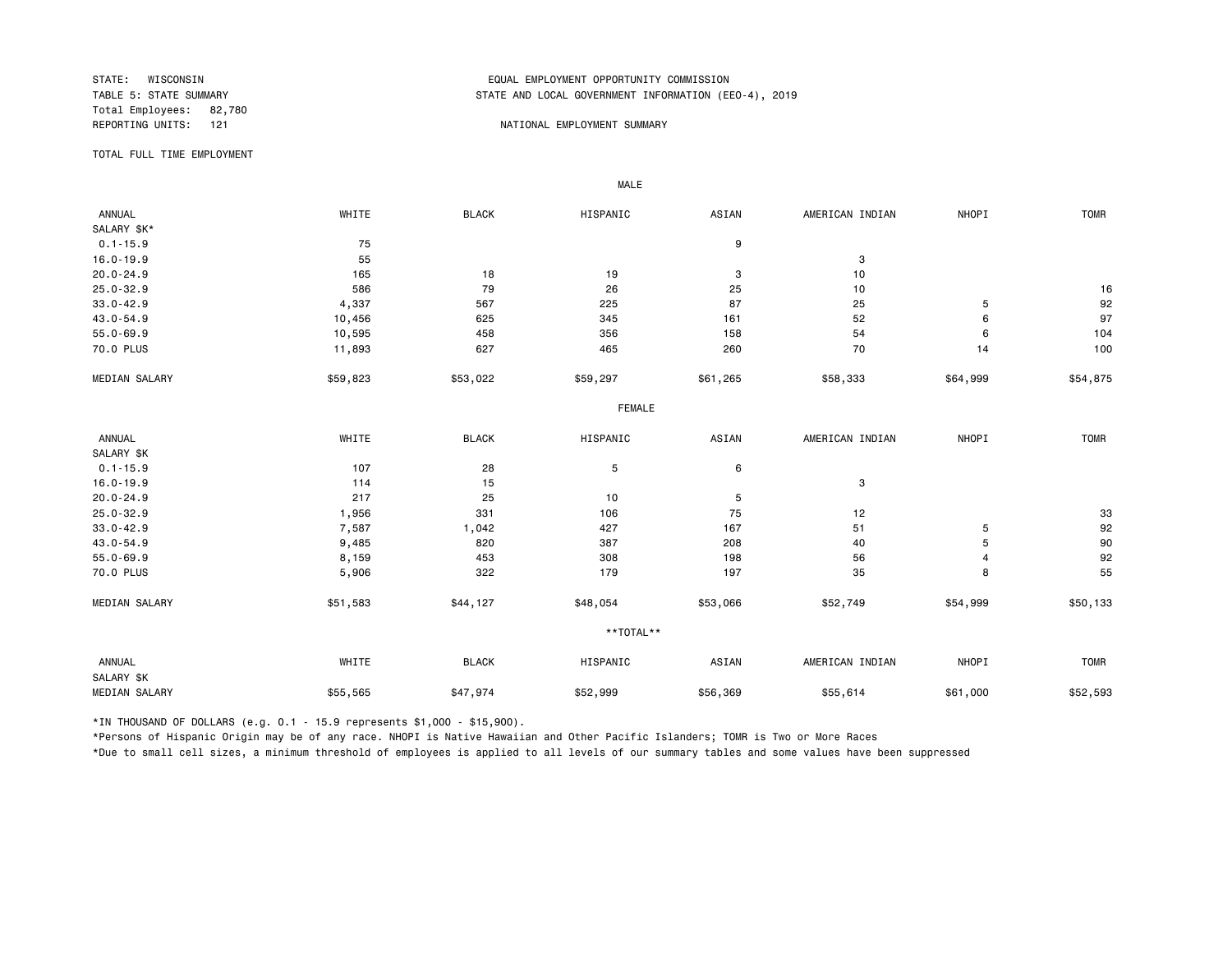STATE: WISCONSIN
TABLE 5: STATE SUMMARY
Total Employees: 82,780
REPORTING UNITS: 121

EQUAL EMPLOYMENT OPPORTUNITY COMMISSION
STATE AND LOCAL GOVERNMENT INFORMATION (EEO-4), 2019

NATIONAL EMPLOYMENT SUMMARY

TOTAL FULL TIME EMPLOYMENT

**MALE**

| ANNUAL SALARY $K* | WHITE | BLACK | HISPANIC | ASIAN | AMERICAN INDIAN | NHOPI | TOMR |
|---|---|---|---|---|---|---|---|
| 0.1-15.9 | 75 | | | 9 | | | |
| 16.0-19.9 | 55 | | | | 3 | | |
| 20.0-24.9 | 165 | 18 | 19 | 3 | 10 | | |
| 25.0-32.9 | 586 | 79 | 26 | 25 | 10 | | 16 |
| 33.0-42.9 | 4,337 | 567 | 225 | 87 | 25 | 5 | 92 |
| 43.0-54.9 | 10,456 | 625 | 345 | 161 | 52 | 6 | 97 |
| 55.0-69.9 | 10,595 | 458 | 356 | 158 | 54 | 6 | 104 |
| 70.0 PLUS | 11,893 | 627 | 465 | 260 | 70 | 14 | 100 |
| MEDIAN SALARY | $59,823 | $53,022 | $59,297 | $61,265 | $58,333 | $64,999 | $54,875 |

**FEMALE**

| ANNUAL SALARY $K | WHITE | BLACK | HISPANIC | ASIAN | AMERICAN INDIAN | NHOPI | TOMR |
|---|---|---|---|---|---|---|---|
| 0.1-15.9 | 107 | 28 | 5 | 6 | | | |
| 16.0-19.9 | 114 | 15 | | | 3 | | |
| 20.0-24.9 | 217 | 25 | 10 | 5 | | | |
| 25.0-32.9 | 1,956 | 331 | 106 | 75 | 12 | | 33 |
| 33.0-42.9 | 7,587 | 1,042 | 427 | 167 | 51 | 5 | 92 |
| 43.0-54.9 | 9,485 | 820 | 387 | 208 | 40 | 5 | 90 |
| 55.0-69.9 | 8,159 | 453 | 308 | 198 | 56 | 4 | 92 |
| 70.0 PLUS | 5,906 | 322 | 179 | 197 | 35 | 8 | 55 |
| MEDIAN SALARY | $51,583 | $44,127 | $48,054 | $53,066 | $52,749 | $54,999 | $50,133 |

****TOTAL****

| ANNUAL SALARY $K | WHITE | BLACK | HISPANIC | ASIAN | AMERICAN INDIAN | NHOPI | TOMR |
|---|---|---|---|---|---|---|---|
| MEDIAN SALARY | $55,565 | $47,974 | $52,999 | $56,369 | $55,614 | $61,000 | $52,593 |

*IN THOUSAND OF DOLLARS (e.g. 0.1 - 15.9 represents $1,000 - $15,900).

*Persons of Hispanic Origin may be of any race. NHOPI is Native Hawaiian and Other Pacific Islanders; TOMR is Two or More Races

*Due to small cell sizes, a minimum threshold of employees is applied to all levels of our summary tables and some values have been suppressed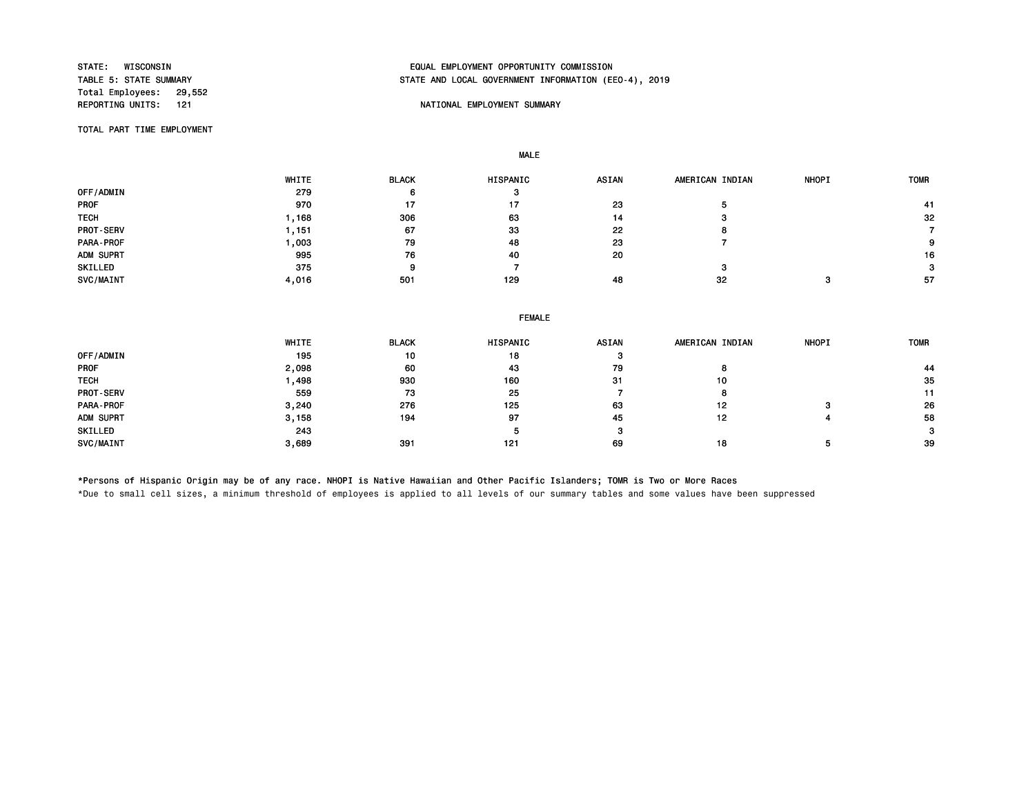STATE: WISCONSIN
TABLE 5: STATE SUMMARY
Total Employees: 29,552
REPORTING UNITS: 121

EQUAL EMPLOYMENT OPPORTUNITY COMMISSION
STATE AND LOCAL GOVERNMENT INFORMATION (EEO-4), 2019

NATIONAL EMPLOYMENT SUMMARY

TOTAL PART TIME EMPLOYMENT

**MALE**

| | WHITE | BLACK | HISPANIC | ASIAN | AMERICAN INDIAN | NHOPI | TOMR |
|---|---|---|---|---|---|---|---|
| OFF/ADMIN | 279 | 6 | 3 | | | | |
| PROF | 970 | 17 | 17 | 23 | 5 | | 41 |
| TECH | 1,168 | 306 | 63 | 14 | 3 | | 32 |
| PROT-SERV | 1,151 | 67 | 33 | 22 | 8 | | 7 |
| PARA-PROF | 1,003 | 79 | 48 | 23 | 7 | | 9 |
| ADM SUPRT | 995 | 76 | 40 | 20 | | | 16 |
| SKILLED | 375 | 9 | 7 | | 3 | | 3 |
| SVC/MAINT | 4,016 | 501 | 129 | 48 | 32 | 3 | 57 |

**FEMALE**

| | WHITE | BLACK | HISPANIC | ASIAN | AMERICAN INDIAN | NHOPI | TOMR |
|---|---|---|---|---|---|---|---|
| OFF/ADMIN | 195 | 10 | 18 | 3 | | | |
| PROF | 2,098 | 60 | 43 | 79 | 8 | | 44 |
| TECH | 1,498 | 930 | 160 | 31 | 10 | | 35 |
| PROT-SERV | 559 | 73 | 25 | 7 | 8 | | 11 |
| PARA-PROF | 3,240 | 276 | 125 | 63 | 12 | 3 | 26 |
| ADM SUPRT | 3,158 | 194 | 97 | 45 | 12 | 4 | 58 |
| SKILLED | 243 | | 5 | 3 | | | 3 |
| SVC/MAINT | 3,689 | 391 | 121 | 69 | 18 | 5 | 39 |

*Persons of Hispanic Origin may be of any race. NHOPI is Native Hawaiian and Other Pacific Islanders; TOMR is Two or More Races
*Due to small cell sizes, a minimum threshold of employees is applied to all levels of our summary tables and some values have been suppressed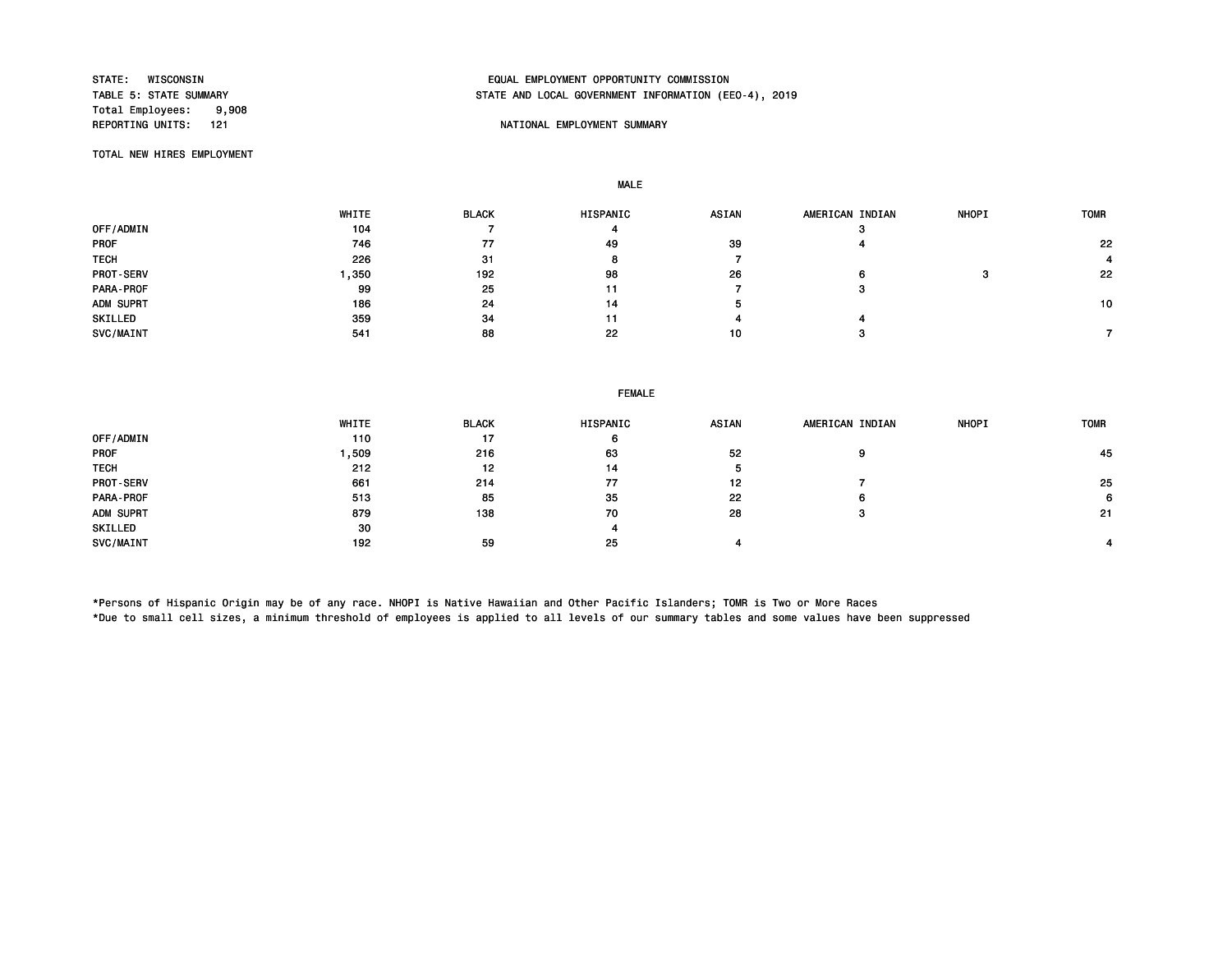STATE: WISCONSIN
TABLE 5: STATE SUMMARY
Total Employees: 9,908
REPORTING UNITS: 121

EQUAL EMPLOYMENT OPPORTUNITY COMMISSION
STATE AND LOCAL GOVERNMENT INFORMATION (EEO-4), 2019

NATIONAL EMPLOYMENT SUMMARY

TOTAL NEW HIRES EMPLOYMENT

MALE

| | WHITE | BLACK | HISPANIC | ASIAN | AMERICAN INDIAN | NHOPI | TOMR |
|---|---|---|---|---|---|---|---|
| OFF/ADMIN | 104 | 7 | 4 | | 3 | | |
| PROF | 746 | 77 | 49 | 39 | 4 | | 22 |
| TECH | 226 | 31 | 8 | 7 | | | 4 |
| PROT-SERV | 1,350 | 192 | 98 | 26 | 6 | 3 | 22 |
| PARA-PROF | 99 | 25 | 11 | 7 | 3 | | |
| ADM SUPRT | 186 | 24 | 14 | 5 | | | 10 |
| SKILLED | 359 | 34 | 11 | 4 | 4 | | |
| SVC/MAINT | 541 | 88 | 22 | 10 | 3 | | 7 |

FEMALE

| | WHITE | BLACK | HISPANIC | ASIAN | AMERICAN INDIAN | NHOPI | TOMR |
|---|---|---|---|---|---|---|---|
| OFF/ADMIN | 110 | 17 | 6 | | | | |
| PROF | 1,509 | 216 | 63 | 52 | 9 | | 45 |
| TECH | 212 | 12 | 14 | 5 | | | |
| PROT-SERV | 661 | 214 | 77 | 12 | 7 | | 25 |
| PARA-PROF | 513 | 85 | 35 | 22 | 6 | | 6 |
| ADM SUPRT | 879 | 138 | 70 | 28 | 3 | | 21 |
| SKILLED | 30 | | 4 | | | | |
| SVC/MAINT | 192 | 59 | 25 | 4 | | | 4 |

*Persons of Hispanic Origin may be of any race. NHOPI is Native Hawaiian and Other Pacific Islanders; TOMR is Two or More Races
*Due to small cell sizes, a minimum threshold of employees is applied to all levels of our summary tables and some values have been suppressed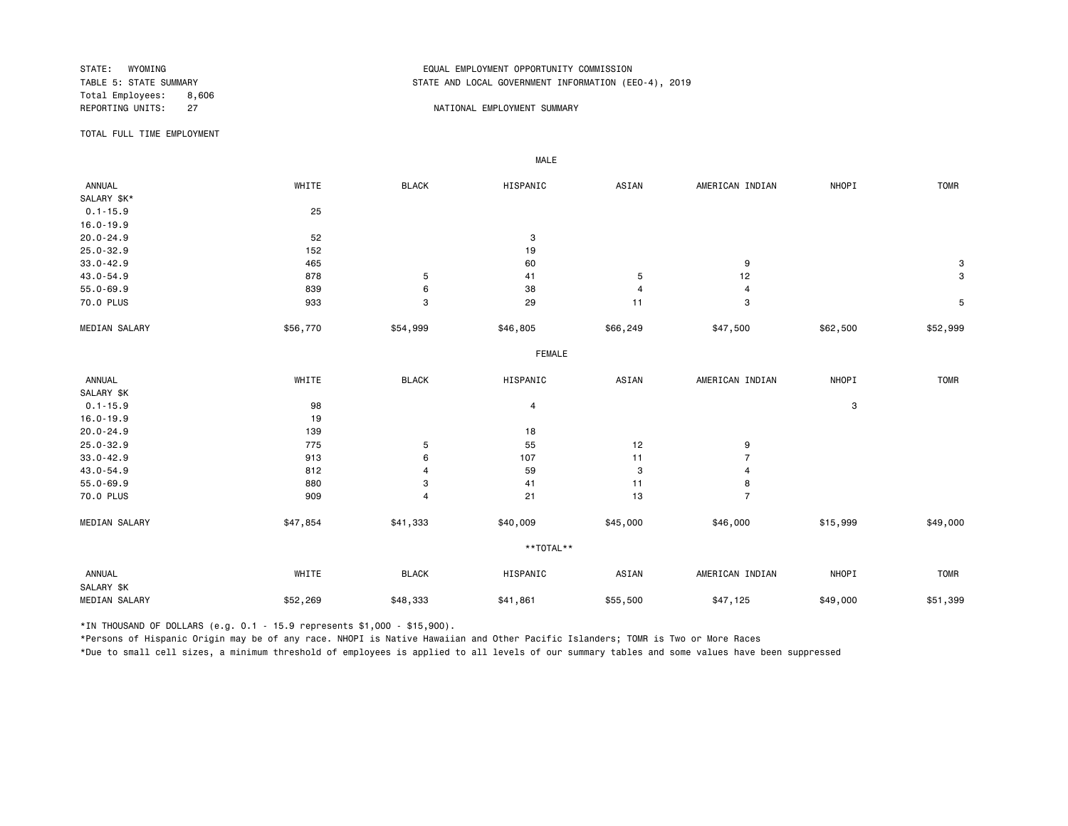STATE: WYOMING
TABLE 5: STATE SUMMARY
Total Employees: 8,606
REPORTING UNITS: 27

EQUAL EMPLOYMENT OPPORTUNITY COMMISSION
STATE AND LOCAL GOVERNMENT INFORMATION (EEO-4), 2019

NATIONAL EMPLOYMENT SUMMARY

TOTAL FULL TIME EMPLOYMENT

**MALE**

| ANNUAL SALARY $K* | WHITE | BLACK | HISPANIC | ASIAN | AMERICAN INDIAN | NHOPI | TOMR |
|---|---|---|---|---|---|---|---|
| 0.1-15.9 | 25 | | | | | | |
| 16.0-19.9 | | | | | | | |
| 20.0-24.9 | 52 | | 3 | | | | |
| 25.0-32.9 | 152 | | 19 | | | | |
| 33.0-42.9 | 465 | | 60 | | 9 | | 3 |
| 43.0-54.9 | 878 | 5 | 41 | 5 | 12 | | 3 |
| 55.0-69.9 | 839 | 6 | 38 | 4 | 4 | | |
| 70.0 PLUS | 933 | 3 | 29 | 11 | 3 | | 5 |
| MEDIAN SALARY | $56,770 | $54,999 | $46,805 | $66,249 | $47,500 | $62,500 | $52,999 |

**FEMALE**

| ANNUAL SALARY $K | WHITE | BLACK | HISPANIC | ASIAN | AMERICAN INDIAN | NHOPI | TOMR |
|---|---|---|---|---|---|---|---|
| 0.1-15.9 | 98 | | 4 | | | 3 | |
| 16.0-19.9 | 19 | | | | | | |
| 20.0-24.9 | 139 | | 18 | | | | |
| 25.0-32.9 | 775 | 5 | 55 | 12 | 9 | | |
| 33.0-42.9 | 913 | 6 | 107 | 11 | 7 | | |
| 43.0-54.9 | 812 | 4 | 59 | 3 | 4 | | |
| 55.0-69.9 | 880 | 3 | 41 | 11 | 8 | | |
| 70.0 PLUS | 909 | 4 | 21 | 13 | 7 | | |
| MEDIAN SALARY | $47,854 | $41,333 | $40,009 | $45,000 | $46,000 | $15,999 | $49,000 |

****TOTAL****

| ANNUAL SALARY $K | WHITE | BLACK | HISPANIC | ASIAN | AMERICAN INDIAN | NHOPI | TOMR |
|---|---|---|---|---|---|---|---|
| MEDIAN SALARY | $52,269 | $48,333 | $41,861 | $55,500 | $47,125 | $49,000 | $51,399 |

*IN THOUSAND OF DOLLARS (e.g. 0.1 - 15.9 represents $1,000 - $15,900).

*Persons of Hispanic Origin may be of any race. NHOPI is Native Hawaiian and Other Pacific Islanders; TOMR is Two or More Races

*Due to small cell sizes, a minimum threshold of employees is applied to all levels of our summary tables and some values have been suppressed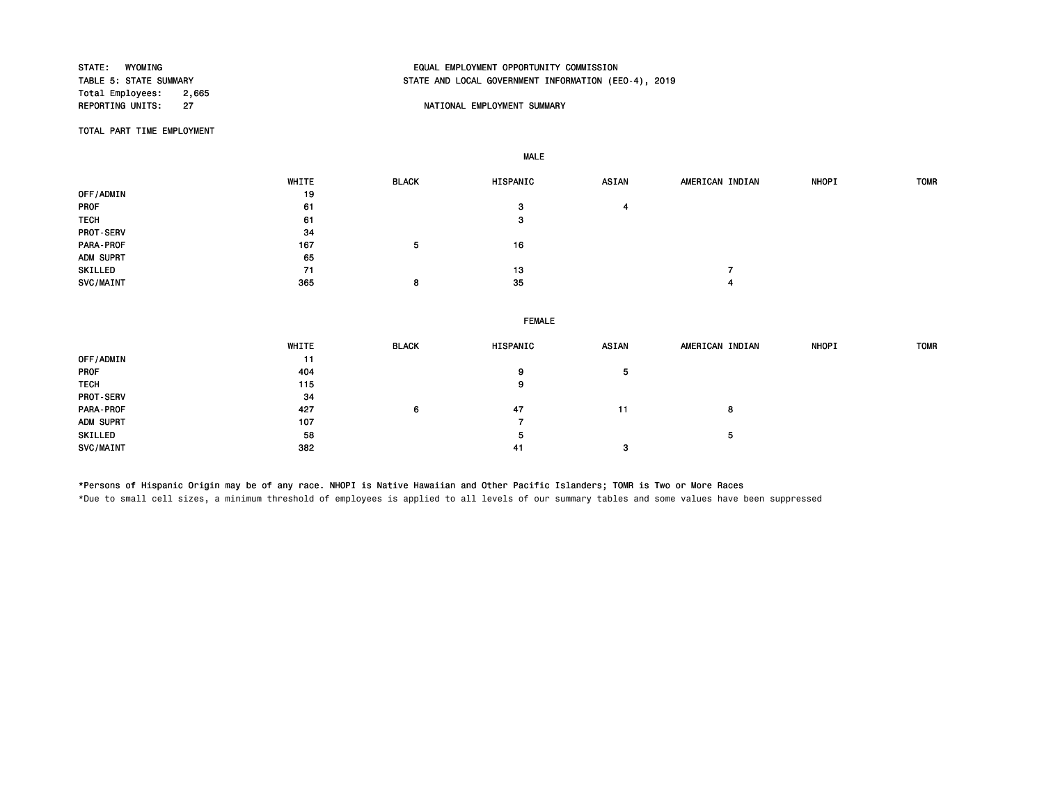STATE: WYOMING
TABLE 5: STATE SUMMARY
Total Employees: 2,665
REPORTING UNITS: 27

EQUAL EMPLOYMENT OPPORTUNITY COMMISSION
STATE AND LOCAL GOVERNMENT INFORMATION (EEO-4), 2019

NATIONAL EMPLOYMENT SUMMARY

TOTAL PART TIME EMPLOYMENT

MALE

| | WHITE | BLACK | HISPANIC | ASIAN | AMERICAN INDIAN | NHOPI | TOMR |
|---|---|---|---|---|---|---|---|
| OFF/ADMIN | 19 | | | | | | |
| PROF | 61 | | 3 | 4 | | | |
| TECH | 61 | | 3 | | | | |
| PROT-SERV | 34 | | | | | | |
| PARA-PROF | 167 | 5 | 16 | | | | |
| ADM SUPRT | 65 | | | | | | |
| SKILLED | 71 | | 13 | | 7 | | |
| SVC/MAINT | 365 | 8 | 35 | | 4 | | |

FEMALE

| | WHITE | BLACK | HISPANIC | ASIAN | AMERICAN INDIAN | NHOPI | TOMR |
|---|---|---|---|---|---|---|---|
| OFF/ADMIN | 11 | | | | | | |
| PROF | 404 | | 9 | 5 | | | |
| TECH | 115 | | 9 | | | | |
| PROT-SERV | 34 | | | | | | |
| PARA-PROF | 427 | 6 | 47 | 11 | 8 | | |
| ADM SUPRT | 107 | | 7 | | | | |
| SKILLED | 58 | | 5 | | 5 | | |
| SVC/MAINT | 382 | | 41 | 3 | | | |

*Persons of Hispanic Origin may be of any race. NHOPI is Native Hawaiian and Other Pacific Islanders; TOMR is Two or More Races

*Due to small cell sizes, a minimum threshold of employees is applied to all levels of our summary tables and some values have been suppressed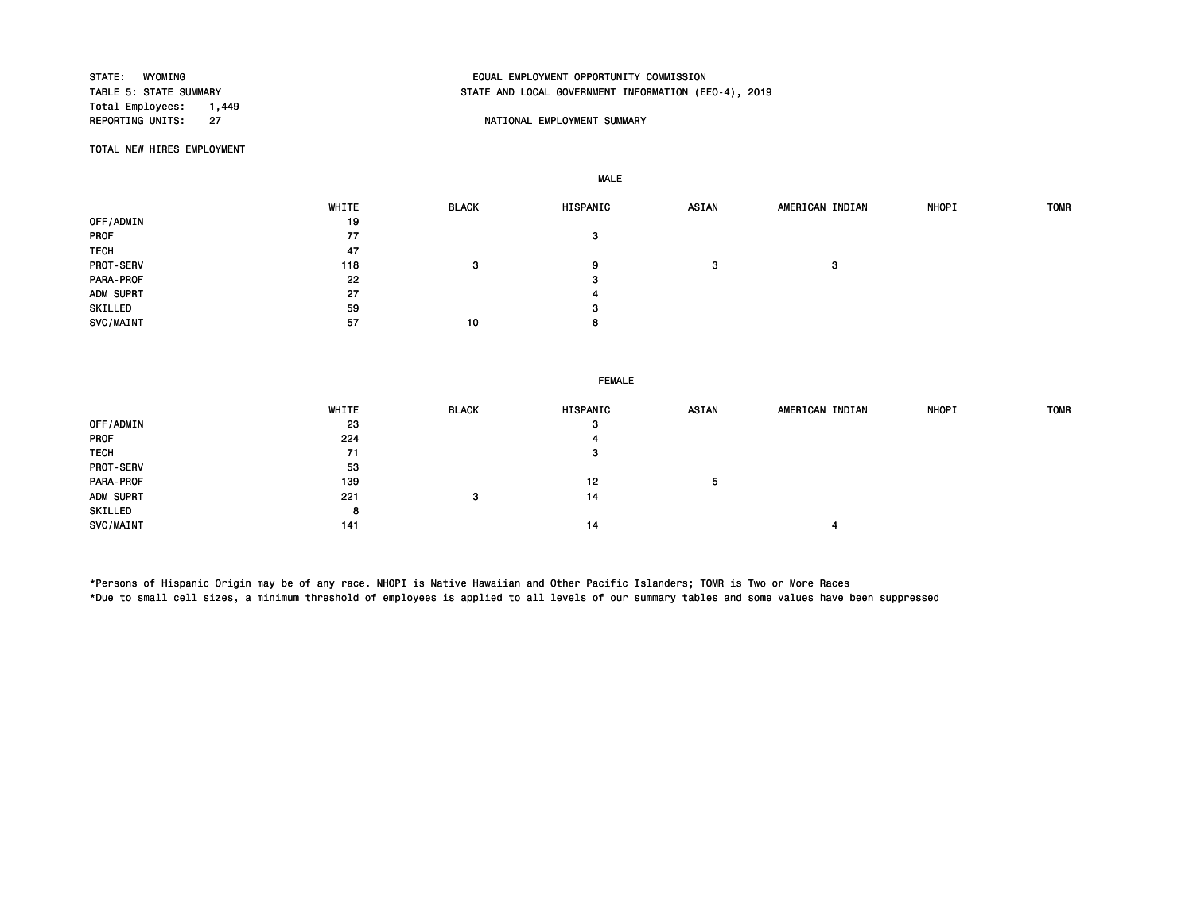STATE: WYOMING
TABLE 5: STATE SUMMARY
Total Employees: 1,449
REPORTING UNITS: 27

EQUAL EMPLOYMENT OPPORTUNITY COMMISSION
STATE AND LOCAL GOVERNMENT INFORMATION (EEO-4), 2019

NATIONAL EMPLOYMENT SUMMARY

TOTAL NEW HIRES EMPLOYMENT

MALE

| | WHITE | BLACK | HISPANIC | ASIAN | AMERICAN INDIAN | NHOPI | TOMR |
|---|---|---|---|---|---|---|---|
| OFF/ADMIN | 19 | | | | | | |
| PROF | 77 | | 3 | | | | |
| TECH | 47 | | | | | | |
| PROT-SERV | 118 | 3 | 9 | 3 | 3 | | |
| PARA-PROF | 22 | | 3 | | | | |
| ADM SUPRT | 27 | | 4 | | | | |
| SKILLED | 59 | | 3 | | | | |
| SVC/MAINT | 57 | 10 | 8 | | | | |

FEMALE

| | WHITE | BLACK | HISPANIC | ASIAN | AMERICAN INDIAN | NHOPI | TOMR |
|---|---|---|---|---|---|---|---|
| OFF/ADMIN | 23 | | 3 | | | | |
| PROF | 224 | | 4 | | | | |
| TECH | 71 | | 3 | | | | |
| PROT-SERV | 53 | | | | | | |
| PARA-PROF | 139 | | 12 | 5 | | | |
| ADM SUPRT | 221 | 3 | 14 | | | | |
| SKILLED | 8 | | | | | | |
| SVC/MAINT | 141 | | 14 | | 4 | | |

*Persons of Hispanic Origin may be of any race. NHOPI is Native Hawaiian and Other Pacific Islanders; TOMR is Two or More Races
*Due to small cell sizes, a minimum threshold of employees is applied to all levels of our summary tables and some values have been suppressed